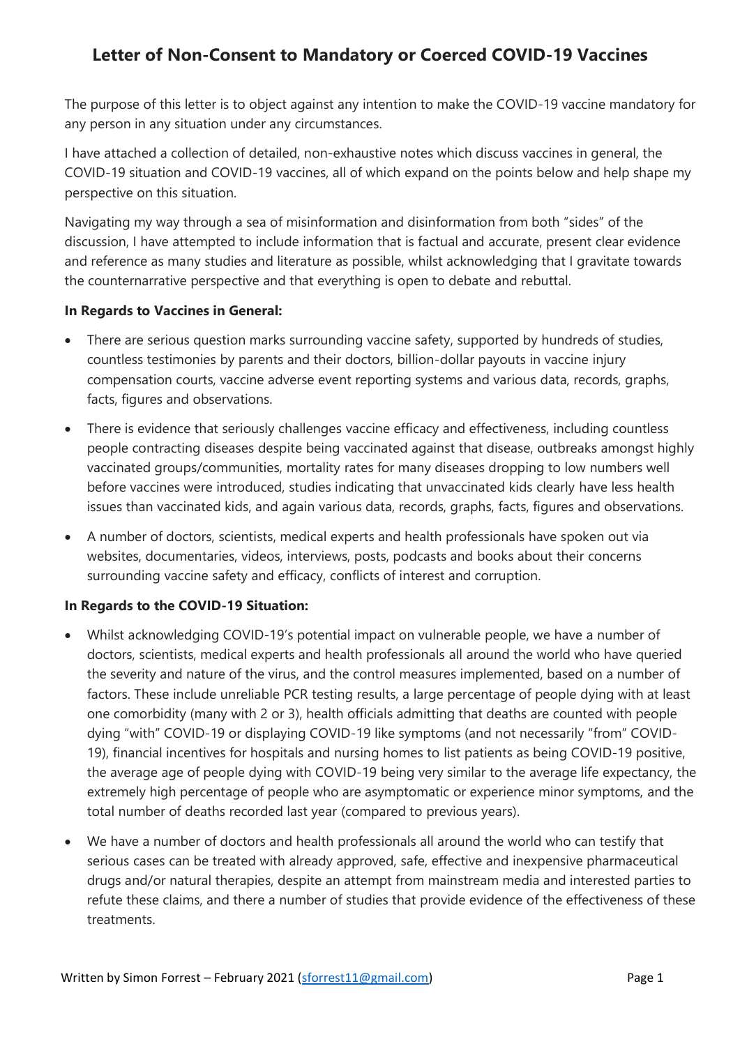# Letter of Non-Consent to Mandatory or Coerced COVID-19 Vaccines

The purpose of this letter is to object against any intention to make the COVID-19 vaccine mandatory for any person in any situation under any circumstances.

I have attached a collection of detailed, non-exhaustive notes which discuss vaccines in general, the COVID-19 situation and COVID-19 vaccines, all of which expand on the points below and help shape my perspective on this situation.

Navigating my way through a sea of misinformation and disinformation from both "sides" of the discussion, I have attempted to include information that is factual and accurate, present clear evidence and reference as many studies and literature as possible, whilst acknowledging that I gravitate towards the counternarrative perspective and that everything is open to debate and rebuttal.

**In Regards to Vaccines in General:**

- There are serious question marks surrounding vaccine safety, supported by hundreds of studies, countless testimonies by parents and their doctors, billion-dollar payouts in vaccine injury compensation courts, vaccine adverse event reporting systems and various data, records, graphs, facts, figures and observations.
- There is evidence that seriously challenges vaccine efficacy and effectiveness, including countless people contracting diseases despite being vaccinated against that disease, outbreaks amongst highly vaccinated groups/communities, mortality rates for many diseases dropping to low numbers well before vaccines were introduced, studies indicating that unvaccinated kids clearly have less health issues than vaccinated kids, and again various data, records, graphs, facts, figures and observations.
- A number of doctors, scientists, medical experts and health professionals have spoken out via websites, documentaries, videos, interviews, posts, podcasts and books about their concerns surrounding vaccine safety and efficacy, conflicts of interest and corruption.

**In Regards to the COVID-19 Situation:**

- Whilst acknowledging COVID-19's potential impact on vulnerable people, we have a number of doctors, scientists, medical experts and health professionals all around the world who have queried the severity and nature of the virus, and the control measures implemented, based on a number of factors. These include unreliable PCR testing results, a large percentage of people dying with at least one comorbidity (many with 2 or 3), health officials admitting that deaths are counted with people dying "with" COVID-19 or displaying COVID-19 like symptoms (and not necessarily "from" COVID-19), financial incentives for hospitals and nursing homes to list patients as being COVID-19 positive, the average age of people dying with COVID-19 being very similar to the average life expectancy, the extremely high percentage of people who are asymptomatic or experience minor symptoms, and the total number of deaths recorded last year (compared to previous years).
- We have a number of doctors and health professionals all around the world who can testify that serious cases can be treated with already approved, safe, effective and inexpensive pharmaceutical drugs and/or natural therapies, despite an attempt from mainstream media and interested parties to refute these claims, and there a number of studies that provide evidence of the effectiveness of these treatments.

Written by Simon Forrest – February 2021 (sforrest11@gmail.com)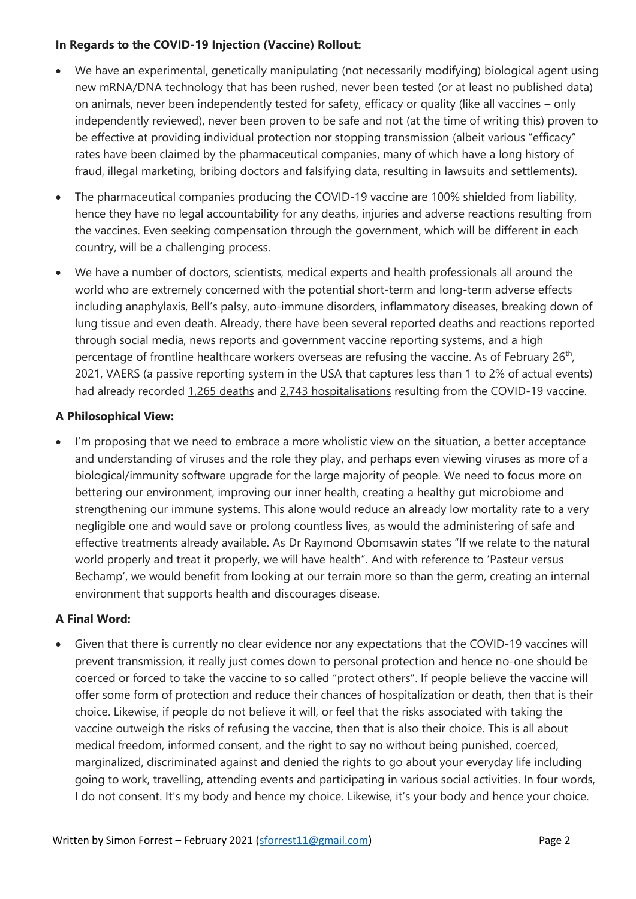**In Regards to the COVID-19 Injection (Vaccine) Rollout:**

- We have an experimental, genetically manipulating (not necessarily modifying) biological agent using new mRNA/DNA technology that has been rushed, never been tested (or at least no published data) on animals, never been independently tested for safety, efficacy or quality (like all vaccines – only independently reviewed), never been proven to be safe and not (at the time of writing this) proven to be effective at providing individual protection nor stopping transmission (albeit various "efficacy" rates have been claimed by the pharmaceutical companies, many of which have a long history of fraud, illegal marketing, bribing doctors and falsifying data, resulting in lawsuits and settlements).
- The pharmaceutical companies producing the COVID-19 vaccine are 100% shielded from liability, hence they have no legal accountability for any deaths, injuries and adverse reactions resulting from the vaccines. Even seeking compensation through the government, which will be different in each country, will be a challenging process.
- We have a number of doctors, scientists, medical experts and health professionals all around the world who are extremely concerned with the potential short-term and long-term adverse effects including anaphylaxis, Bell's palsy, auto-immune disorders, inflammatory diseases, breaking down of lung tissue and even death. Already, there have been several reported deaths and reactions reported through social media, news reports and government vaccine reporting systems, and a high percentage of frontline healthcare workers overseas are refusing the vaccine. As of February 26th, 2021, VAERS (a passive reporting system in the USA that captures less than 1 to 2% of actual events) had already recorded 1,265 deaths and 2,743 hospitalisations resulting from the COVID-19 vaccine.

**A Philosophical View:**

- I'm proposing that we need to embrace a more wholistic view on the situation, a better acceptance and understanding of viruses and the role they play, and perhaps even viewing viruses as more of a biological/immunity software upgrade for the large majority of people. We need to focus more on bettering our environment, improving our inner health, creating a healthy gut microbiome and strengthening our immune systems. This alone would reduce an already low mortality rate to a very negligible one and would save or prolong countless lives, as would the administering of safe and effective treatments already available. As Dr Raymond Obomsawin states "If we relate to the natural world properly and treat it properly, we will have health". And with reference to 'Pasteur versus Bechamp', we would benefit from looking at our terrain more so than the germ, creating an internal environment that supports health and discourages disease.

**A Final Word:**

- Given that there is currently no clear evidence nor any expectations that the COVID-19 vaccines will prevent transmission, it really just comes down to personal protection and hence no-one should be coerced or forced to take the vaccine to so called "protect others". If people believe the vaccine will offer some form of protection and reduce their chances of hospitalization or death, then that is their choice. Likewise, if people do not believe it will, or feel that the risks associated with taking the vaccine outweigh the risks of refusing the vaccine, then that is also their choice. This is all about medical freedom, informed consent, and the right to say no without being punished, coerced, marginalized, discriminated against and denied the rights to go about your everyday life including going to work, travelling, attending events and participating in various social activities. In four words, I do not consent. It's my body and hence my choice. Likewise, it's your body and hence your choice.

Written by Simon Forrest – February 2021 (sforrest11@gmail.com)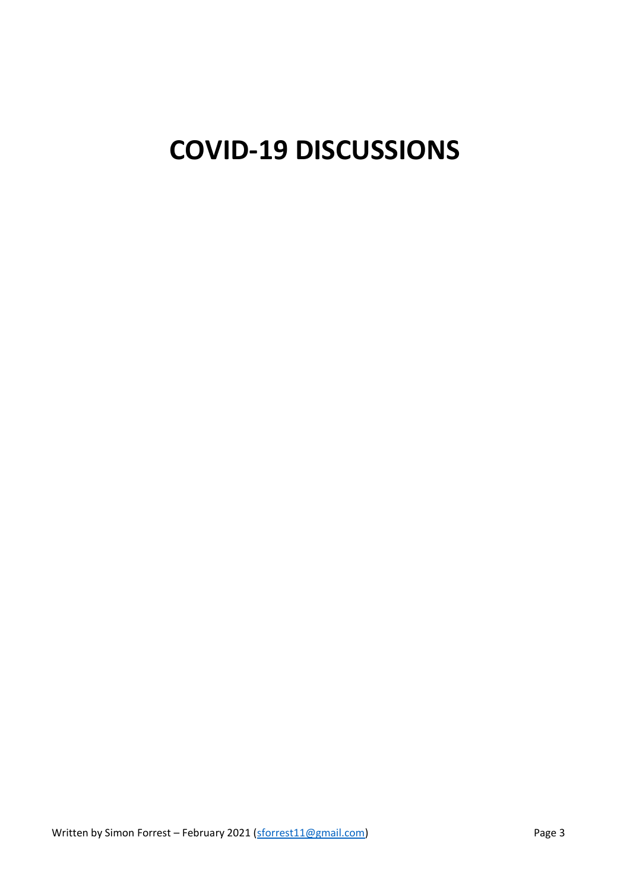# COVID-19 DISCUSSIONS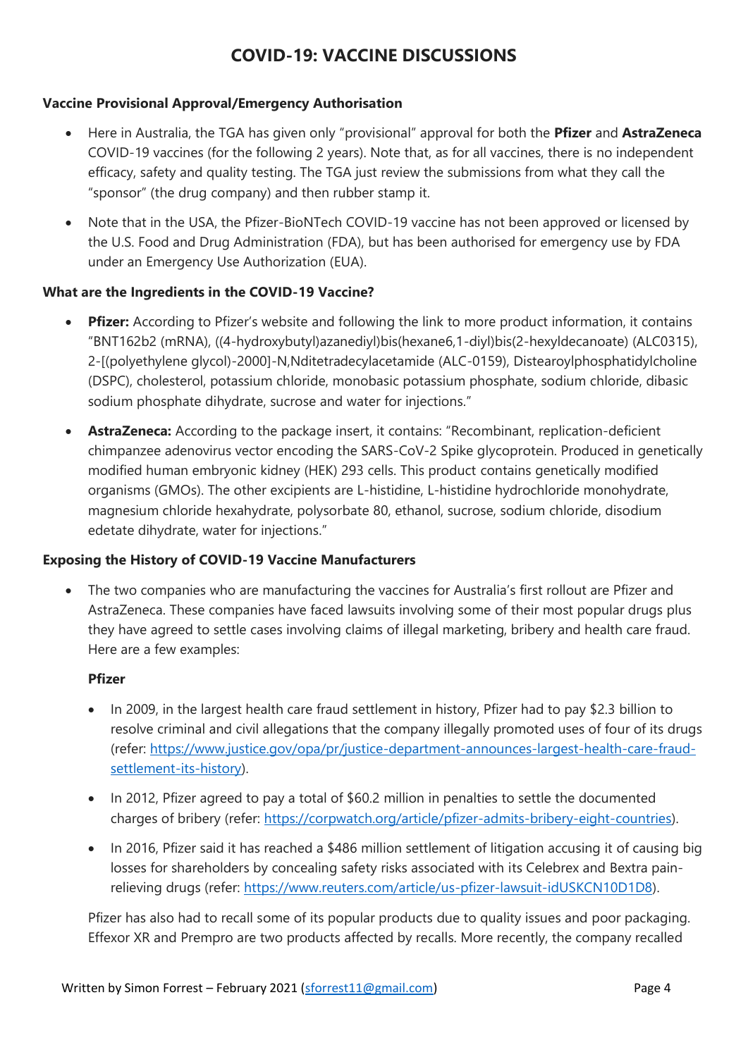# COVID-19: VACCINE DISCUSSIONS

**Vaccine Provisional Approval/Emergency Authorisation**

- Here in Australia, the TGA has given only "provisional" approval for both the **Pfizer** and **AstraZeneca** COVID-19 vaccines (for the following 2 years). Note that, as for all vaccines, there is no independent efficacy, safety and quality testing. The TGA just review the submissions from what they call the "sponsor" (the drug company) and then rubber stamp it.
- Note that in the USA, the Pfizer-BioNTech COVID-19 vaccine has not been approved or licensed by the U.S. Food and Drug Administration (FDA), but has been authorised for emergency use by FDA under an Emergency Use Authorization (EUA).

**What are the Ingredients in the COVID-19 Vaccine?**

- **Pfizer:** According to Pfizer's website and following the link to more product information, it contains "BNT162b2 (mRNA), ((4-hydroxybutyl)azanediyl)bis(hexane6,1-diyl)bis(2-hexyldecanoate) (ALC0315), 2-[(polyethylene glycol)-2000]-N,Nditetradecylacetamide (ALC-0159), Distearoylphosphatidylcholine (DSPC), cholesterol, potassium chloride, monobasic potassium phosphate, sodium chloride, dibasic sodium phosphate dihydrate, sucrose and water for injections."
- **AstraZeneca:** According to the package insert, it contains: "Recombinant, replication-deficient chimpanzee adenovirus vector encoding the SARS-CoV-2 Spike glycoprotein. Produced in genetically modified human embryonic kidney (HEK) 293 cells. This product contains genetically modified organisms (GMOs). The other excipients are L-histidine, L-histidine hydrochloride monohydrate, magnesium chloride hexahydrate, polysorbate 80, ethanol, sucrose, sodium chloride, disodium edetate dihydrate, water for injections."

**Exposing the History of COVID-19 Vaccine Manufacturers**

- The two companies who are manufacturing the vaccines for Australia's first rollout are Pfizer and AstraZeneca. These companies have faced lawsuits involving some of their most popular drugs plus they have agreed to settle cases involving claims of illegal marketing, bribery and health care fraud. Here are a few examples:

  **Pfizer**

  - In 2009, in the largest health care fraud settlement in history, Pfizer had to pay $2.3 billion to resolve criminal and civil allegations that the company illegally promoted uses of four of its drugs (refer: https://www.justice.gov/opa/pr/justice-department-announces-largest-health-care-fraud-settlement-its-history).
  - In 2012, Pfizer agreed to pay a total of $60.2 million in penalties to settle the documented charges of bribery (refer: https://corpwatch.org/article/pfizer-admits-bribery-eight-countries).
  - In 2016, Pfizer said it has reached a $486 million settlement of litigation accusing it of causing big losses for shareholders by concealing safety risks associated with its Celebrex and Bextra pain-relieving drugs (refer: https://www.reuters.com/article/us-pfizer-lawsuit-idUSKCN10D1D8).

  Pfizer has also had to recall some of its popular products due to quality issues and poor packaging. Effexor XR and Prempro are two products affected by recalls. More recently, the company recalled

Written by Simon Forrest – February 2021 (sforrest11@gmail.com)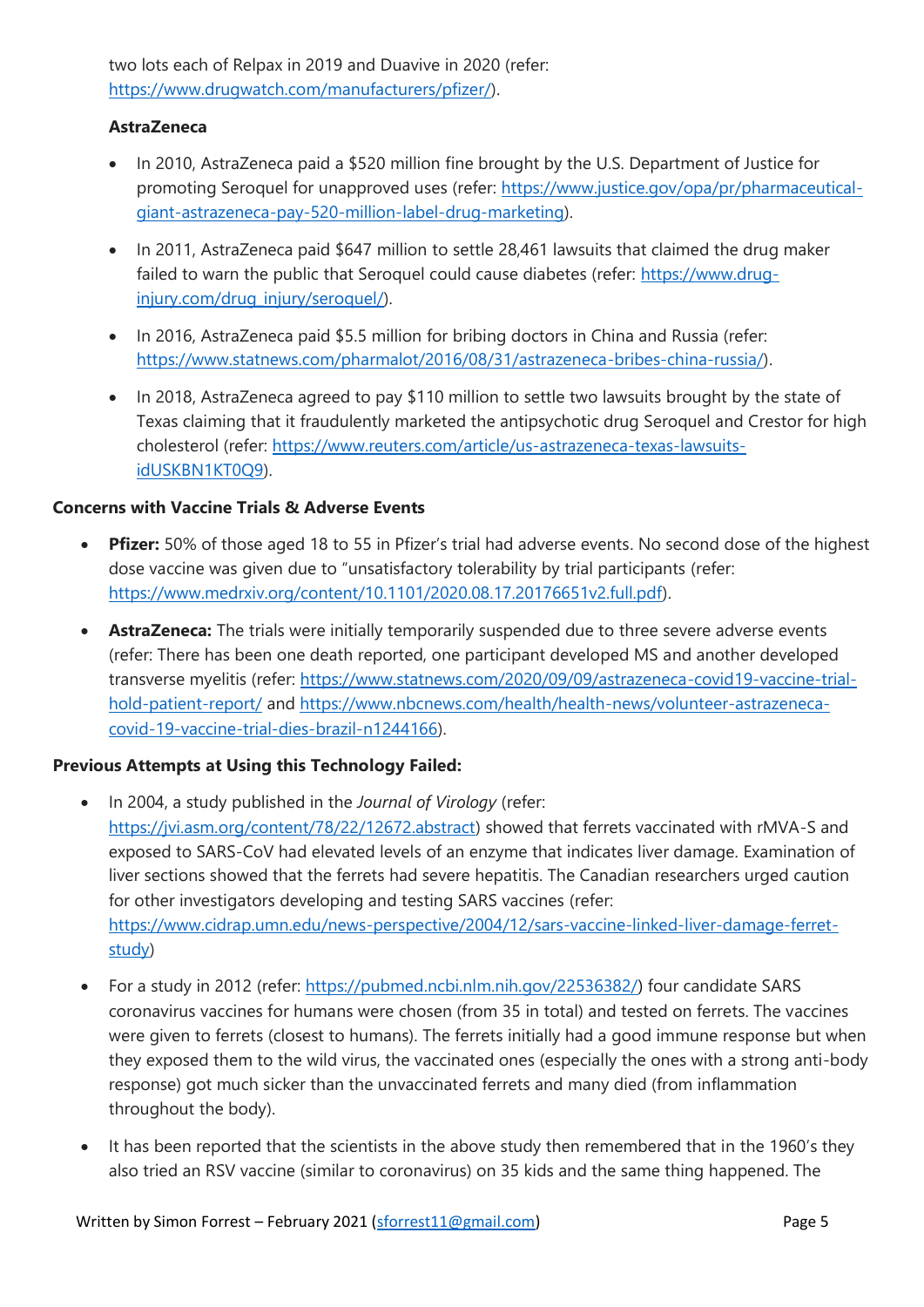two lots each of Relpax in 2019 and Duavive in 2020 (refer: https://www.drugwatch.com/manufacturers/pfizer/).

**AstraZeneca**

- In 2010, AstraZeneca paid a $520 million fine brought by the U.S. Department of Justice for promoting Seroquel for unapproved uses (refer: https://www.justice.gov/opa/pr/pharmaceutical-giant-astrazeneca-pay-520-million-label-drug-marketing).
- In 2011, AstraZeneca paid $647 million to settle 28,461 lawsuits that claimed the drug maker failed to warn the public that Seroquel could cause diabetes (refer: https://www.drug-injury.com/drug_injury/seroquel/).
- In 2016, AstraZeneca paid $5.5 million for bribing doctors in China and Russia (refer: https://www.statnews.com/pharmalot/2016/08/31/astrazeneca-bribes-china-russia/).
- In 2018, AstraZeneca agreed to pay $110 million to settle two lawsuits brought by the state of Texas claiming that it fraudulently marketed the antipsychotic drug Seroquel and Crestor for high cholesterol (refer: https://www.reuters.com/article/us-astrazeneca-texas-lawsuits-idUSKBN1KT0Q9).

**Concerns with Vaccine Trials & Adverse Events**

- **Pfizer:** 50% of those aged 18 to 55 in Pfizer's trial had adverse events. No second dose of the highest dose vaccine was given due to "unsatisfactory tolerability by trial participants (refer: https://www.medrxiv.org/content/10.1101/2020.08.17.20176651v2.full.pdf).
- **AstraZeneca:** The trials were initially temporarily suspended due to three severe adverse events (refer: There has been one death reported, one participant developed MS and another developed transverse myelitis (refer: https://www.statnews.com/2020/09/09/astrazeneca-covid19-vaccine-trial-hold-patient-report/ and https://www.nbcnews.com/health/health-news/volunteer-astrazeneca-covid-19-vaccine-trial-dies-brazil-n1244166).

**Previous Attempts at Using this Technology Failed:**

- In 2004, a study published in the *Journal of Virology* (refer: https://jvi.asm.org/content/78/22/12672.abstract) showed that ferrets vaccinated with rMVA-S and exposed to SARS-CoV had elevated levels of an enzyme that indicates liver damage. Examination of liver sections showed that the ferrets had severe hepatitis. The Canadian researchers urged caution for other investigators developing and testing SARS vaccines (refer: https://www.cidrap.umn.edu/news-perspective/2004/12/sars-vaccine-linked-liver-damage-ferret-study)
- For a study in 2012 (refer: https://pubmed.ncbi.nlm.nih.gov/22536382/) four candidate SARS coronavirus vaccines for humans were chosen (from 35 in total) and tested on ferrets. The vaccines were given to ferrets (closest to humans). The ferrets initially had a good immune response but when they exposed them to the wild virus, the vaccinated ones (especially the ones with a strong anti-body response) got much sicker than the unvaccinated ferrets and many died (from inflammation throughout the body).
- It has been reported that the scientists in the above study then remembered that in the 1960's they also tried an RSV vaccine (similar to coronavirus) on 35 kids and the same thing happened. The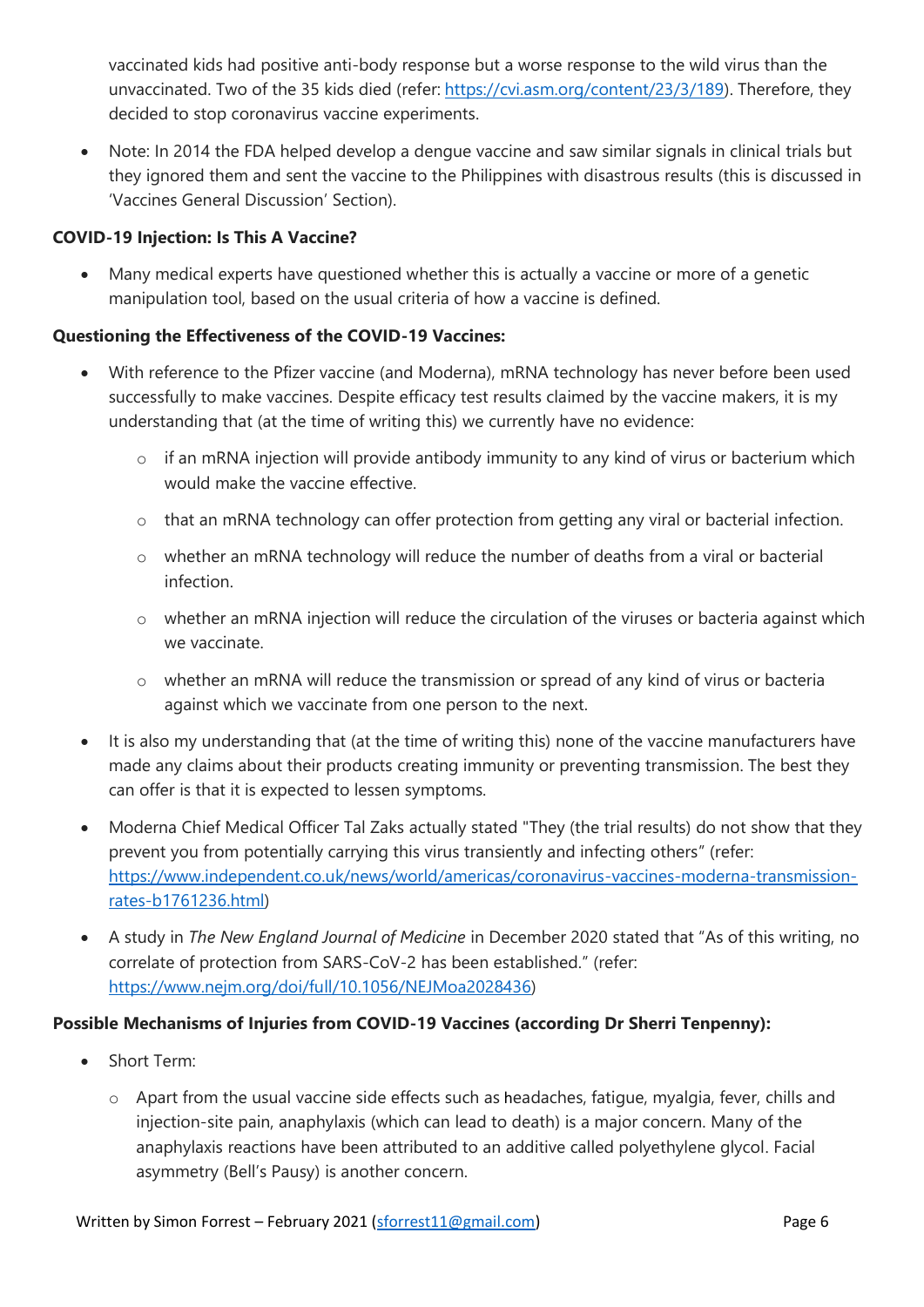vaccinated kids had positive anti-body response but a worse response to the wild virus than the unvaccinated. Two of the 35 kids died (refer: https://cvi.asm.org/content/23/3/189). Therefore, they decided to stop coronavirus vaccine experiments.

- Note: In 2014 the FDA helped develop a dengue vaccine and saw similar signals in clinical trials but they ignored them and sent the vaccine to the Philippines with disastrous results (this is discussed in 'Vaccines General Discussion' Section).

**COVID-19 Injection: Is This A Vaccine?**

- Many medical experts have questioned whether this is actually a vaccine or more of a genetic manipulation tool, based on the usual criteria of how a vaccine is defined.

**Questioning the Effectiveness of the COVID-19 Vaccines:**

- With reference to the Pfizer vaccine (and Moderna), mRNA technology has never before been used successfully to make vaccines. Despite efficacy test results claimed by the vaccine makers, it is my understanding that (at the time of writing this) we currently have no evidence:
    - if an mRNA injection will provide antibody immunity to any kind of virus or bacterium which would make the vaccine effective.
    - that an mRNA technology can offer protection from getting any viral or bacterial infection.
    - whether an mRNA technology will reduce the number of deaths from a viral or bacterial infection.
    - whether an mRNA injection will reduce the circulation of the viruses or bacteria against which we vaccinate.
    - whether an mRNA will reduce the transmission or spread of any kind of virus or bacteria against which we vaccinate from one person to the next.
- It is also my understanding that (at the time of writing this) none of the vaccine manufacturers have made any claims about their products creating immunity or preventing transmission. The best they can offer is that it is expected to lessen symptoms.
- Moderna Chief Medical Officer Tal Zaks actually stated "They (the trial results) do not show that they prevent you from potentially carrying this virus transiently and infecting others" (refer: https://www.independent.co.uk/news/world/americas/coronavirus-vaccines-moderna-transmission-rates-b1761236.html)
- A study in *The New England Journal of Medicine* in December 2020 stated that "As of this writing, no correlate of protection from SARS-CoV-2 has been established." (refer: https://www.nejm.org/doi/full/10.1056/NEJMoa2028436)

**Possible Mechanisms of Injuries from COVID-19 Vaccines (according Dr Sherri Tenpenny):**

- Short Term:
    - Apart from the usual vaccine side effects such as headaches, fatigue, myalgia, fever, chills and injection-site pain, anaphylaxis (which can lead to death) is a major concern. Many of the anaphylaxis reactions have been attributed to an additive called polyethylene glycol. Facial asymmetry (Bell's Pausy) is another concern.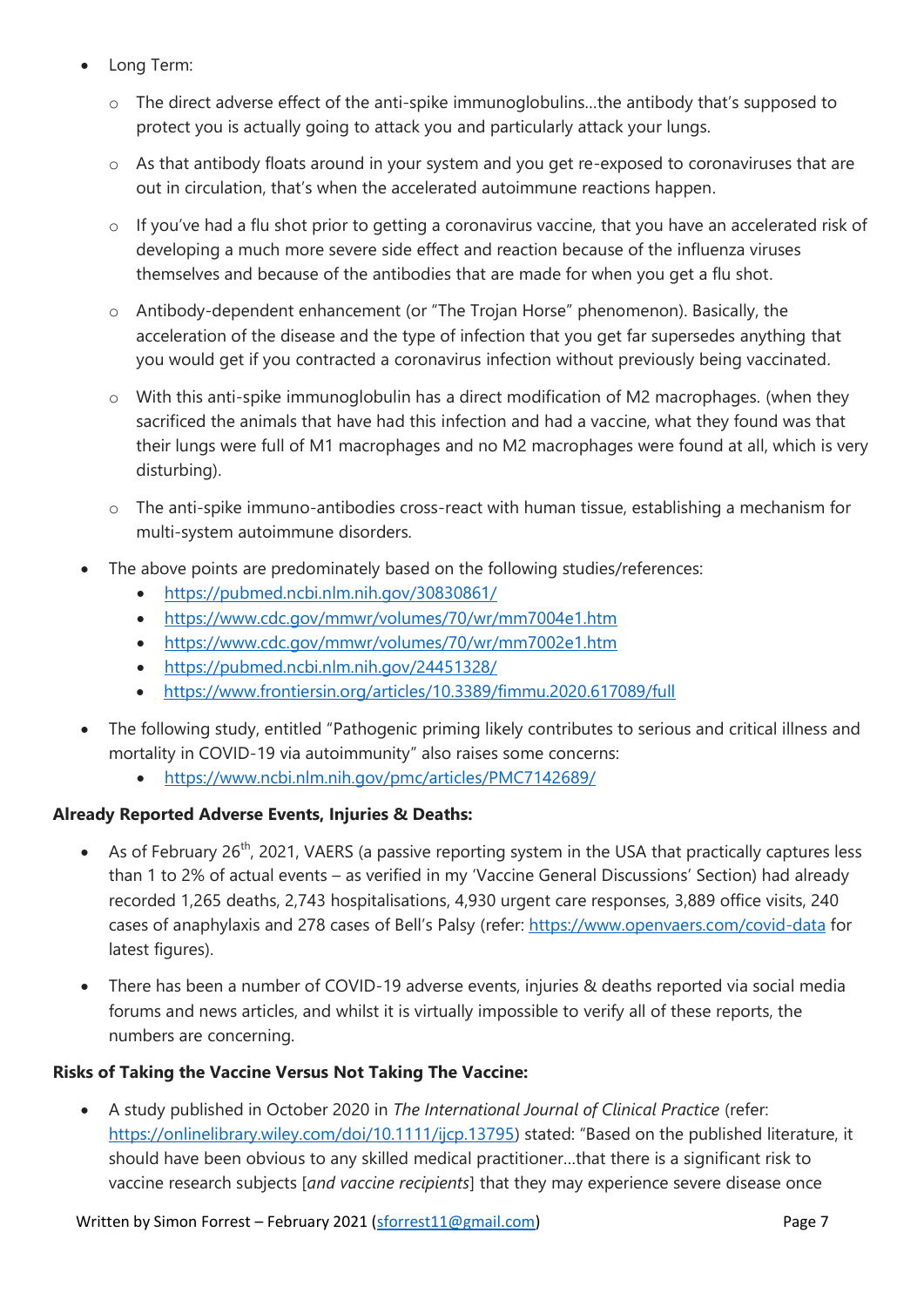- Long Term:
    - The direct adverse effect of the anti-spike immunoglobulins…the antibody that's supposed to protect you is actually going to attack you and particularly attack your lungs.
    - As that antibody floats around in your system and you get re-exposed to coronaviruses that are out in circulation, that's when the accelerated autoimmune reactions happen.
    - If you've had a flu shot prior to getting a coronavirus vaccine, that you have an accelerated risk of developing a much more severe side effect and reaction because of the influenza viruses themselves and because of the antibodies that are made for when you get a flu shot.
    - Antibody-dependent enhancement (or "The Trojan Horse" phenomenon). Basically, the acceleration of the disease and the type of infection that you get far supersedes anything that you would get if you contracted a coronavirus infection without previously being vaccinated.
    - With this anti-spike immunoglobulin has a direct modification of M2 macrophages. (when they sacrificed the animals that have had this infection and had a vaccine, what they found was that their lungs were full of M1 macrophages and no M2 macrophages were found at all, which is very disturbing).
    - The anti-spike immuno-antibodies cross-react with human tissue, establishing a mechanism for multi-system autoimmune disorders.
- The above points are predominately based on the following studies/references:
    - https://pubmed.ncbi.nlm.nih.gov/30830861/
    - https://www.cdc.gov/mmwr/volumes/70/wr/mm7004e1.htm
    - https://www.cdc.gov/mmwr/volumes/70/wr/mm7002e1.htm
    - https://pubmed.ncbi.nlm.nih.gov/24451328/
    - https://www.frontiersin.org/articles/10.3389/fimmu.2020.617089/full
- The following study, entitled "Pathogenic priming likely contributes to serious and critical illness and mortality in COVID-19 via autoimmunity" also raises some concerns:
    - https://www.ncbi.nlm.nih.gov/pmc/articles/PMC7142689/

**Already Reported Adverse Events, Injuries & Deaths:**

- As of February 26th, 2021, VAERS (a passive reporting system in the USA that practically captures less than 1 to 2% of actual events – as verified in my 'Vaccine General Discussions' Section) had already recorded 1,265 deaths, 2,743 hospitalisations, 4,930 urgent care responses, 3,889 office visits, 240 cases of anaphylaxis and 278 cases of Bell's Palsy (refer: https://www.openvaers.com/covid-data for latest figures).
- There has been a number of COVID-19 adverse events, injuries & deaths reported via social media forums and news articles, and whilst it is virtually impossible to verify all of these reports, the numbers are concerning.

**Risks of Taking the Vaccine Versus Not Taking The Vaccine:**

- A study published in October 2020 in *The International Journal of Clinical Practice* (refer: https://onlinelibrary.wiley.com/doi/10.1111/ijcp.13795) stated: "Based on the published literature, it should have been obvious to any skilled medical practitioner…that there is a significant risk to vaccine research subjects [*and vaccine recipients*] that they may experience severe disease once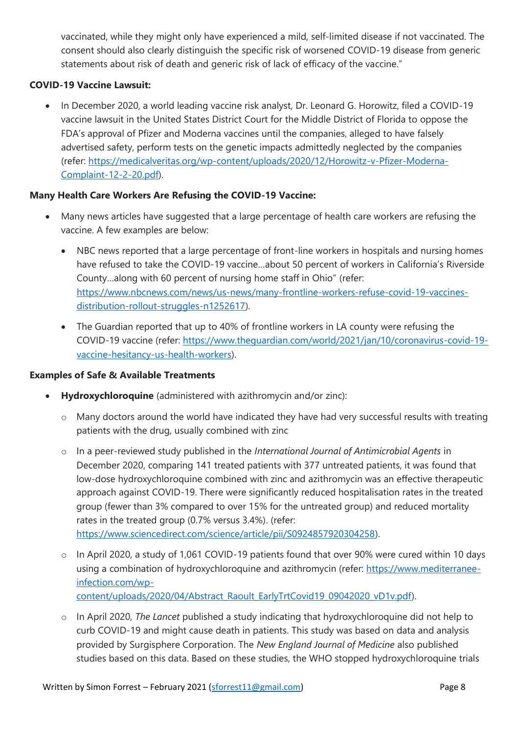vaccinated, while they might only have experienced a mild, self-limited disease if not vaccinated. The consent should also clearly distinguish the specific risk of worsened COVID-19 disease from generic statements about risk of death and generic risk of lack of efficacy of the vaccine."

**COVID-19 Vaccine Lawsuit:**

- In December 2020, a world leading vaccine risk analyst, Dr. Leonard G. Horowitz, filed a COVID-19 vaccine lawsuit in the United States District Court for the Middle District of Florida to oppose the FDA's approval of Pfizer and Moderna vaccines until the companies, alleged to have falsely advertised safety, perform tests on the genetic impacts admittedly neglected by the companies (refer: https://medicalveritas.org/wp-content/uploads/2020/12/Horowitz-v-Pfizer-Moderna-Complaint-12-2-20.pdf).

**Many Health Care Workers Are Refusing the COVID-19 Vaccine:**

- Many news articles have suggested that a large percentage of health care workers are refusing the vaccine. A few examples are below:
  - NBC news reported that a large percentage of front-line workers in hospitals and nursing homes have refused to take the COVID-19 vaccine…about 50 percent of workers in California's Riverside County…along with 60 percent of nursing home staff in Ohio" (refer: https://www.nbcnews.com/news/us-news/many-frontline-workers-refuse-covid-19-vaccines-distribution-rollout-struggles-n1252617).
  - The Guardian reported that up to 40% of frontline workers in LA county were refusing the COVID-19 vaccine (refer: https://www.theguardian.com/world/2021/jan/10/coronavirus-covid-19-vaccine-hesitancy-us-health-workers).

**Examples of Safe & Available Treatments**

- **Hydroxychloroquine** (administered with azithromycin and/or zinc):
  - Many doctors around the world have indicated they have had very successful results with treating patients with the drug, usually combined with zinc
  - In a peer-reviewed study published in the *International Journal of Antimicrobial Agents* in December 2020, comparing 141 treated patients with 377 untreated patients, it was found that low-dose hydroxychloroquine combined with zinc and azithromycin was an effective therapeutic approach against COVID-19. There were significantly reduced hospitalisation rates in the treated group (fewer than 3% compared to over 15% for the untreated group) and reduced mortality rates in the treated group (0.7% versus 3.4%). (refer: https://www.sciencedirect.com/science/article/pii/S0924857920304258).
  - In April 2020, a study of 1,061 COVID-19 patients found that over 90% were cured within 10 days using a combination of hydroxychloroquine and azithromycin (refer: https://www.mediterranee-infection.com/wp-content/uploads/2020/04/Abstract_Raoult_EarlyTrtCovid19_09042020_vD1v.pdf).
  - In April 2020, *The Lancet* published a study indicating that hydroxychloroquine did not help to curb COVID-19 and might cause death in patients. This study was based on data and analysis provided by Surgisphere Corporation. The *New England Journal of Medicine* also published studies based on this data. Based on these studies, the WHO stopped hydroxychloroquine trials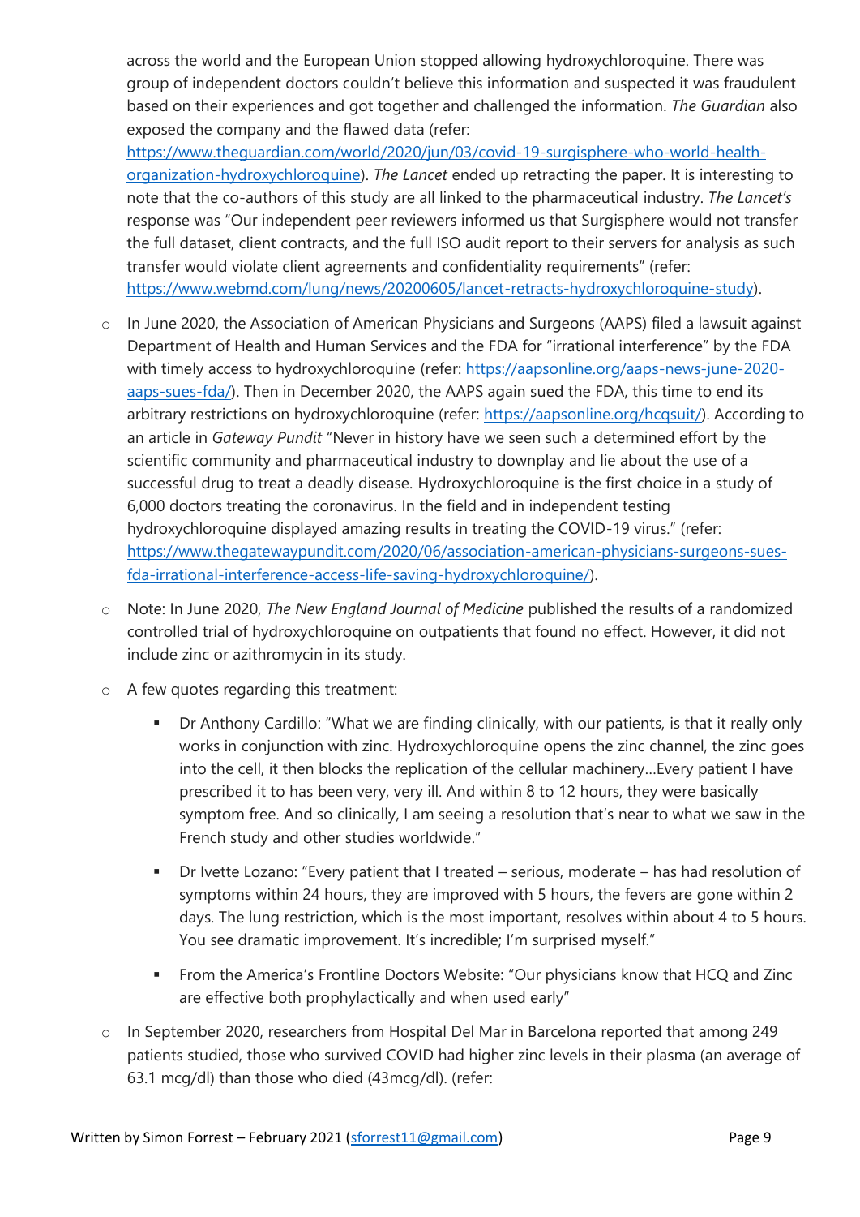across the world and the European Union stopped allowing hydroxychloroquine. There was group of independent doctors couldn't believe this information and suspected it was fraudulent based on their experiences and got together and challenged the information. *The Guardian* also exposed the company and the flawed data (refer: https://www.theguardian.com/world/2020/jun/03/covid-19-surgisphere-who-world-health-organization-hydroxychloroquine). *The Lancet* ended up retracting the paper. It is interesting to note that the co-authors of this study are all linked to the pharmaceutical industry. *The Lancet's* response was "Our independent peer reviewers informed us that Surgisphere would not transfer the full dataset, client contracts, and the full ISO audit report to their servers for analysis as such transfer would violate client agreements and confidentiality requirements" (refer: https://www.webmd.com/lung/news/20200605/lancet-retracts-hydroxychloroquine-study).

- In June 2020, the Association of American Physicians and Surgeons (AAPS) filed a lawsuit against Department of Health and Human Services and the FDA for "irrational interference" by the FDA with timely access to hydroxychloroquine (refer: https://aapsonline.org/aaps-news-june-2020-aaps-sues-fda/). Then in December 2020, the AAPS again sued the FDA, this time to end its arbitrary restrictions on hydroxychloroquine (refer: https://aapsonline.org/hcqsuit/). According to an article in *Gateway Pundit* "Never in history have we seen such a determined effort by the scientific community and pharmaceutical industry to downplay and lie about the use of a successful drug to treat a deadly disease. Hydroxychloroquine is the first choice in a study of 6,000 doctors treating the coronavirus. In the field and in independent testing hydroxychloroquine displayed amazing results in treating the COVID-19 virus." (refer: https://www.thegatewaypundit.com/2020/06/association-american-physicians-surgeons-sues-fda-irrational-interference-access-life-saving-hydroxychloroquine/).

- Note: In June 2020, *The New England Journal of Medicine* published the results of a randomized controlled trial of hydroxychloroquine on outpatients that found no effect. However, it did not include zinc or azithromycin in its study.

- A few quotes regarding this treatment:

  - Dr Anthony Cardillo: "What we are finding clinically, with our patients, is that it really only works in conjunction with zinc. Hydroxychloroquine opens the zinc channel, the zinc goes into the cell, it then blocks the replication of the cellular machinery…Every patient I have prescribed it to has been very, very ill. And within 8 to 12 hours, they were basically symptom free. And so clinically, I am seeing a resolution that's near to what we saw in the French study and other studies worldwide."

  - Dr Ivette Lozano: "Every patient that I treated – serious, moderate – has had resolution of symptoms within 24 hours, they are improved with 5 hours, the fevers are gone within 2 days. The lung restriction, which is the most important, resolves within about 4 to 5 hours. You see dramatic improvement. It's incredible; I'm surprised myself."

  - From the America's Frontline Doctors Website: "Our physicians know that HCQ and Zinc are effective both prophylactically and when used early"

- In September 2020, researchers from Hospital Del Mar in Barcelona reported that among 249 patients studied, those who survived COVID had higher zinc levels in their plasma (an average of 63.1 mcg/dl) than those who died (43mcg/dl). (refer: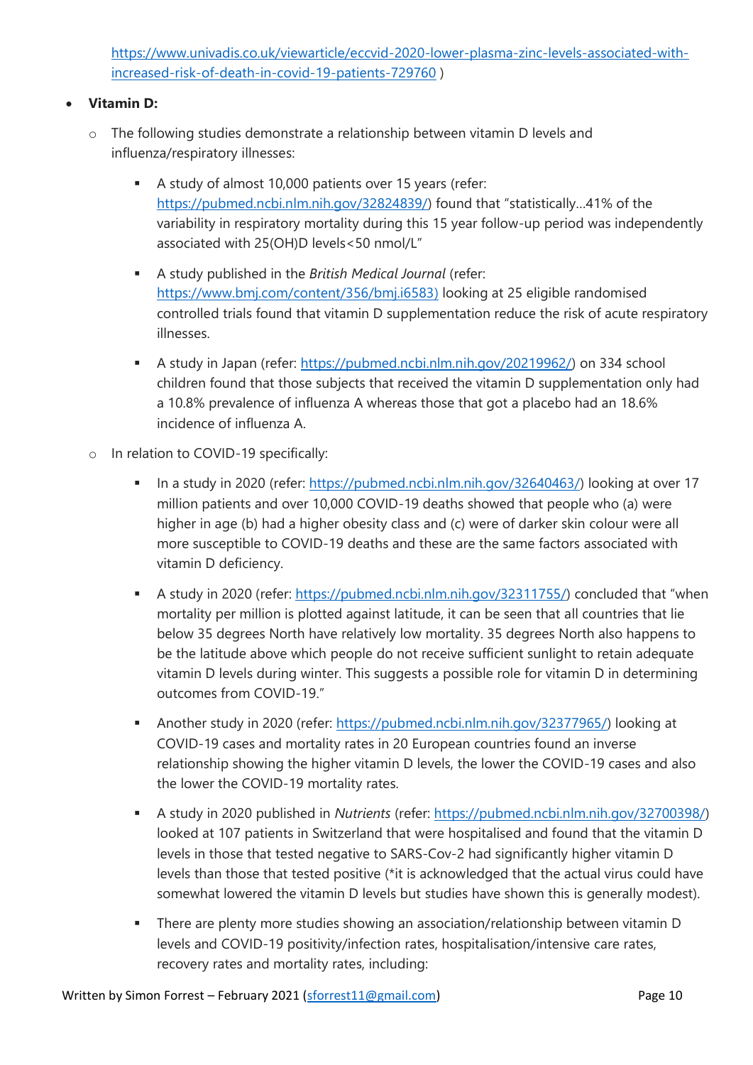https://www.univadis.co.uk/viewarticle/eccvid-2020-lower-plasma-zinc-levels-associated-with-increased-risk-of-death-in-covid-19-patients-729760 )

- **Vitamin D:**
  - The following studies demonstrate a relationship between vitamin D levels and influenza/respiratory illnesses:
    - A study of almost 10,000 patients over 15 years (refer: https://pubmed.ncbi.nlm.nih.gov/32824839/) found that "statistically…41% of the variability in respiratory mortality during this 15 year follow-up period was independently associated with 25(OH)D levels<50 nmol/L"
    - A study published in the *British Medical Journal* (refer: https://www.bmj.com/content/356/bmj.i6583) looking at 25 eligible randomised controlled trials found that vitamin D supplementation reduce the risk of acute respiratory illnesses.
    - A study in Japan (refer: https://pubmed.ncbi.nlm.nih.gov/20219962/) on 334 school children found that those subjects that received the vitamin D supplementation only had a 10.8% prevalence of influenza A whereas those that got a placebo had an 18.6% incidence of influenza A.
  - In relation to COVID-19 specifically:
    - In a study in 2020 (refer: https://pubmed.ncbi.nlm.nih.gov/32640463/) looking at over 17 million patients and over 10,000 COVID-19 deaths showed that people who (a) were higher in age (b) had a higher obesity class and (c) were of darker skin colour were all more susceptible to COVID-19 deaths and these are the same factors associated with vitamin D deficiency.
    - A study in 2020 (refer: https://pubmed.ncbi.nlm.nih.gov/32311755/) concluded that "when mortality per million is plotted against latitude, it can be seen that all countries that lie below 35 degrees North have relatively low mortality. 35 degrees North also happens to be the latitude above which people do not receive sufficient sunlight to retain adequate vitamin D levels during winter. This suggests a possible role for vitamin D in determining outcomes from COVID-19."
    - Another study in 2020 (refer: https://pubmed.ncbi.nlm.nih.gov/32377965/) looking at COVID-19 cases and mortality rates in 20 European countries found an inverse relationship showing the higher vitamin D levels, the lower the COVID-19 cases and also the lower the COVID-19 mortality rates.
    - A study in 2020 published in *Nutrients* (refer: https://pubmed.ncbi.nlm.nih.gov/32700398/) looked at 107 patients in Switzerland that were hospitalised and found that the vitamin D levels in those that tested negative to SARS-Cov-2 had significantly higher vitamin D levels than those that tested positive (*it is acknowledged that the actual virus could have somewhat lowered the vitamin D levels but studies have shown this is generally modest).
    - There are plenty more studies showing an association/relationship between vitamin D levels and COVID-19 positivity/infection rates, hospitalisation/intensive care rates, recovery rates and mortality rates, including: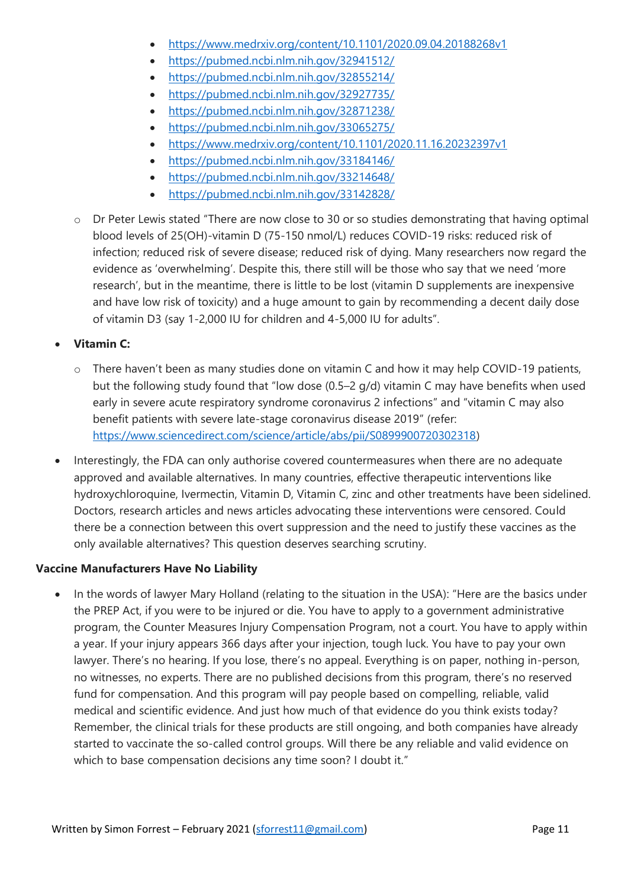- https://www.medrxiv.org/content/10.1101/2020.09.04.20188268v1
    - https://pubmed.ncbi.nlm.nih.gov/32941512/
    - https://pubmed.ncbi.nlm.nih.gov/32855214/
    - https://pubmed.ncbi.nlm.nih.gov/32927735/
    - https://pubmed.ncbi.nlm.nih.gov/32871238/
    - https://pubmed.ncbi.nlm.nih.gov/33065275/
    - https://www.medrxiv.org/content/10.1101/2020.11.16.20232397v1
    - https://pubmed.ncbi.nlm.nih.gov/33184146/
    - https://pubmed.ncbi.nlm.nih.gov/33214648/
    - https://pubmed.ncbi.nlm.nih.gov/33142828/
  - Dr Peter Lewis stated "There are now close to 30 or so studies demonstrating that having optimal blood levels of 25(OH)-vitamin D (75-150 nmol/L) reduces COVID-19 risks: reduced risk of infection; reduced risk of severe disease; reduced risk of dying. Many researchers now regard the evidence as 'overwhelming'. Despite this, there still will be those who say that we need 'more research', but in the meantime, there is little to be lost (vitamin D supplements are inexpensive and have low risk of toxicity) and a huge amount to gain by recommending a decent daily dose of vitamin D3 (say 1-2,000 IU for children and 4-5,000 IU for adults".
- **Vitamin C:**
  - There haven't been as many studies done on vitamin C and how it may help COVID-19 patients, but the following study found that "low dose (0.5–2 g/d) vitamin C may have benefits when used early in severe acute respiratory syndrome coronavirus 2 infections" and "vitamin C may also benefit patients with severe late-stage coronavirus disease 2019" (refer: https://www.sciencedirect.com/science/article/abs/pii/S0899900720302318)
- Interestingly, the FDA can only authorise covered countermeasures when there are no adequate approved and available alternatives. In many countries, effective therapeutic interventions like hydroxychloroquine, Ivermectin, Vitamin D, Vitamin C, zinc and other treatments have been sidelined. Doctors, research articles and news articles advocating these interventions were censored. Could there be a connection between this overt suppression and the need to justify these vaccines as the only available alternatives? This question deserves searching scrutiny.

**Vaccine Manufacturers Have No Liability**

- In the words of lawyer Mary Holland (relating to the situation in the USA): "Here are the basics under the PREP Act, if you were to be injured or die. You have to apply to a government administrative program, the Counter Measures Injury Compensation Program, not a court. You have to apply within a year. If your injury appears 366 days after your injection, tough luck. You have to pay your own lawyer. There's no hearing. If you lose, there's no appeal. Everything is on paper, nothing in-person, no witnesses, no experts. There are no published decisions from this program, there's no reserved fund for compensation. And this program will pay people based on compelling, reliable, valid medical and scientific evidence. And just how much of that evidence do you think exists today? Remember, the clinical trials for these products are still ongoing, and both companies have already started to vaccinate the so-called control groups. Will there be any reliable and valid evidence on which to base compensation decisions any time soon? I doubt it."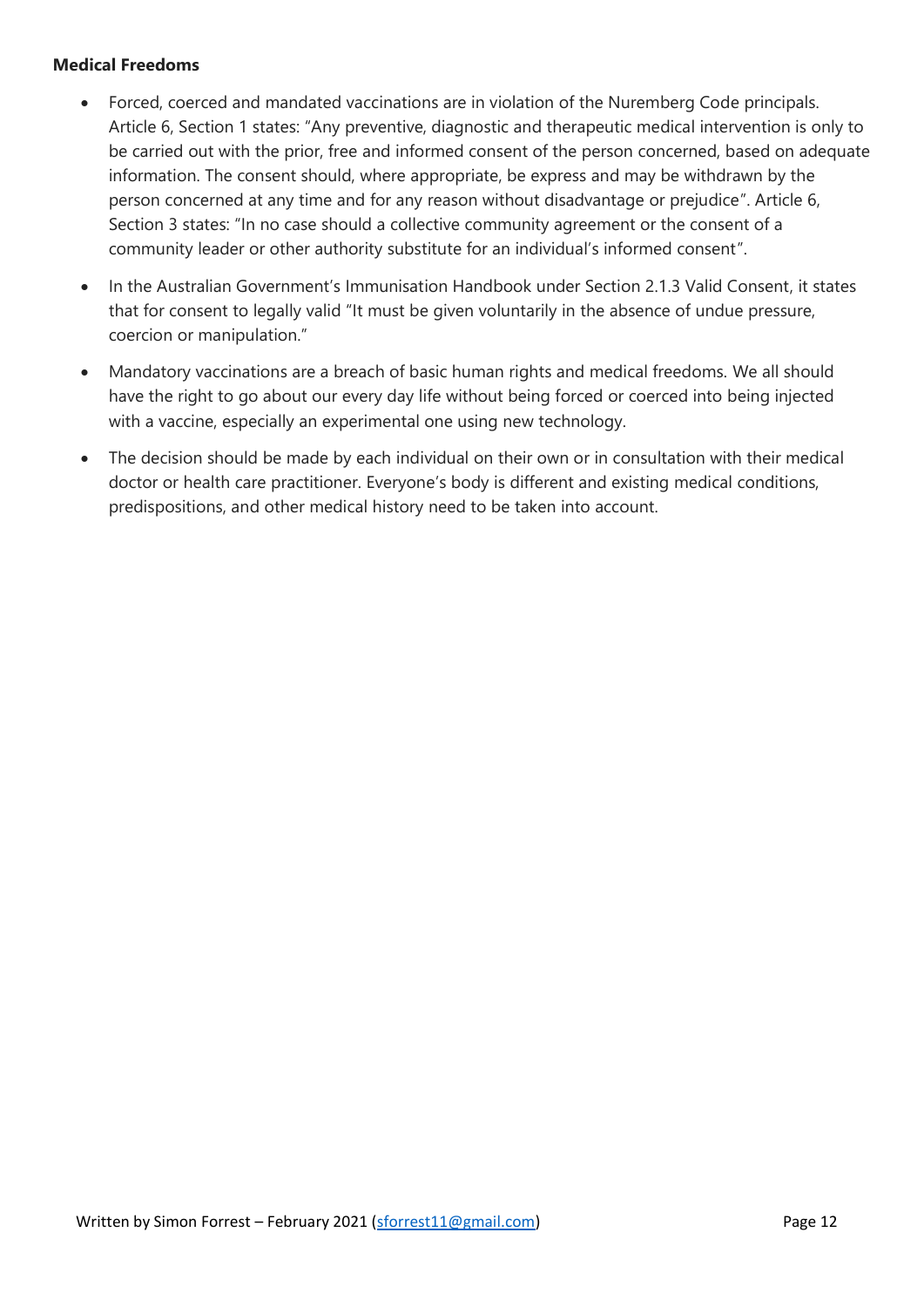**Medical Freedoms**

- Forced, coerced and mandated vaccinations are in violation of the Nuremberg Code principals. Article 6, Section 1 states: "Any preventive, diagnostic and therapeutic medical intervention is only to be carried out with the prior, free and informed consent of the person concerned, based on adequate information. The consent should, where appropriate, be express and may be withdrawn by the person concerned at any time and for any reason without disadvantage or prejudice". Article 6, Section 3 states: "In no case should a collective community agreement or the consent of a community leader or other authority substitute for an individual's informed consent".
- In the Australian Government's Immunisation Handbook under Section 2.1.3 Valid Consent, it states that for consent to legally valid "It must be given voluntarily in the absence of undue pressure, coercion or manipulation."
- Mandatory vaccinations are a breach of basic human rights and medical freedoms. We all should have the right to go about our every day life without being forced or coerced into being injected with a vaccine, especially an experimental one using new technology.
- The decision should be made by each individual on their own or in consultation with their medical doctor or health care practitioner. Everyone's body is different and existing medical conditions, predispositions, and other medical history need to be taken into account.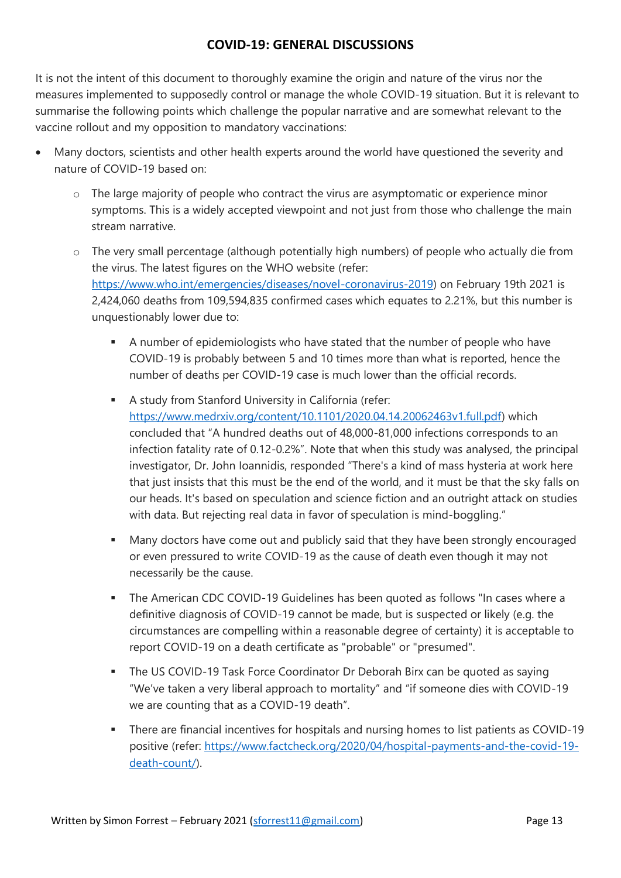## COVID-19: GENERAL DISCUSSIONS

It is not the intent of this document to thoroughly examine the origin and nature of the virus nor the measures implemented to supposedly control or manage the whole COVID-19 situation. But it is relevant to summarise the following points which challenge the popular narrative and are somewhat relevant to the vaccine rollout and my opposition to mandatory vaccinations:

- Many doctors, scientists and other health experts around the world have questioned the severity and nature of COVID-19 based on:
  - The large majority of people who contract the virus are asymptomatic or experience minor symptoms. This is a widely accepted viewpoint and not just from those who challenge the main stream narrative.
  - The very small percentage (although potentially high numbers) of people who actually die from the virus. The latest figures on the WHO website (refer: https://www.who.int/emergencies/diseases/novel-coronavirus-2019) on February 19th 2021 is 2,424,060 deaths from 109,594,835 confirmed cases which equates to 2.21%, but this number is unquestionably lower due to:
    - A number of epidemiologists who have stated that the number of people who have COVID-19 is probably between 5 and 10 times more than what is reported, hence the number of deaths per COVID-19 case is much lower than the official records.
    - A study from Stanford University in California (refer: https://www.medrxiv.org/content/10.1101/2020.04.14.20062463v1.full.pdf) which concluded that "A hundred deaths out of 48,000-81,000 infections corresponds to an infection fatality rate of 0.12-0.2%". Note that when this study was analysed, the principal investigator, Dr. John Ioannidis, responded "There's a kind of mass hysteria at work here that just insists that this must be the end of the world, and it must be that the sky falls on our heads. It's based on speculation and science fiction and an outright attack on studies with data. But rejecting real data in favor of speculation is mind-boggling."
    - Many doctors have come out and publicly said that they have been strongly encouraged or even pressured to write COVID-19 as the cause of death even though it may not necessarily be the cause.
    - The American CDC COVID-19 Guidelines has been quoted as follows "In cases where a definitive diagnosis of COVID-19 cannot be made, but is suspected or likely (e.g. the circumstances are compelling within a reasonable degree of certainty) it is acceptable to report COVID-19 on a death certificate as "probable" or "presumed".
    - The US COVID-19 Task Force Coordinator Dr Deborah Birx can be quoted as saying "We've taken a very liberal approach to mortality" and "if someone dies with COVID-19 we are counting that as a COVID-19 death".
    - There are financial incentives for hospitals and nursing homes to list patients as COVID-19 positive (refer: https://www.factcheck.org/2020/04/hospital-payments-and-the-covid-19-death-count/).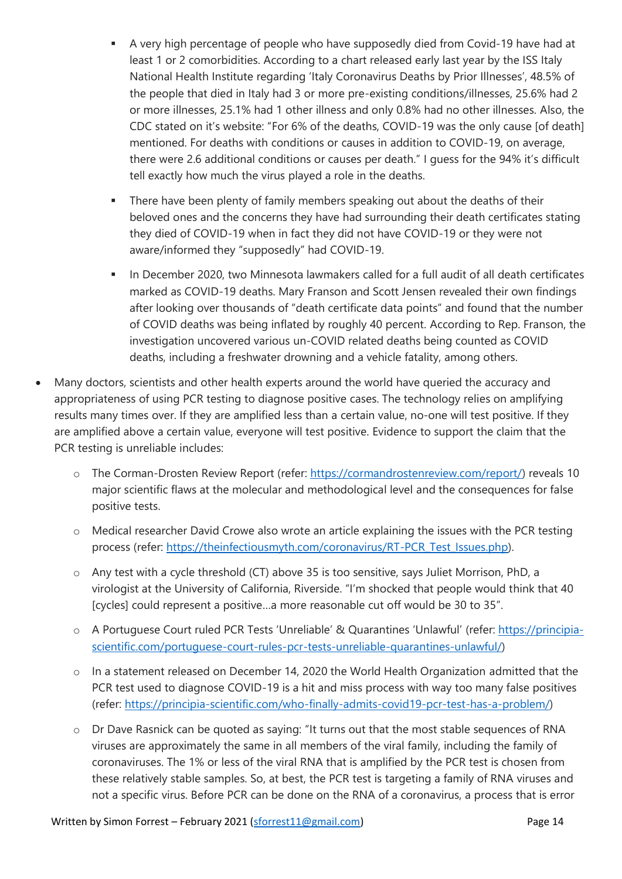- A very high percentage of people who have supposedly died from Covid-19 have had at least 1 or 2 comorbidities. According to a chart released early last year by the ISS Italy National Health Institute regarding 'Italy Coronavirus Deaths by Prior Illnesses', 48.5% of the people that died in Italy had 3 or more pre-existing conditions/illnesses, 25.6% had 2 or more illnesses, 25.1% had 1 other illness and only 0.8% had no other illnesses. Also, the CDC stated on it's website: "For 6% of the deaths, COVID-19 was the only cause [of death] mentioned. For deaths with conditions or causes in addition to COVID-19, on average, there were 2.6 additional conditions or causes per death." I guess for the 94% it's difficult tell exactly how much the virus played a role in the deaths.
   - There have been plenty of family members speaking out about the deaths of their beloved ones and the concerns they have had surrounding their death certificates stating they died of COVID-19 when in fact they did not have COVID-19 or they were not aware/informed they "supposedly" had COVID-19.
   - In December 2020, two Minnesota lawmakers called for a full audit of all death certificates marked as COVID-19 deaths. Mary Franson and Scott Jensen revealed their own findings after looking over thousands of "death certificate data points" and found that the number of COVID deaths was being inflated by roughly 40 percent. According to Rep. Franson, the investigation uncovered various un-COVID related deaths being counted as COVID deaths, including a freshwater drowning and a vehicle fatality, among others.

- Many doctors, scientists and other health experts around the world have queried the accuracy and appropriateness of using PCR testing to diagnose positive cases. The technology relies on amplifying results many times over. If they are amplified less than a certain value, no-one will test positive. If they are amplified above a certain value, everyone will test positive. Evidence to support the claim that the PCR testing is unreliable includes:
   - The Corman-Drosten Review Report (refer: https://cormandrostenreview.com/report/) reveals 10 major scientific flaws at the molecular and methodological level and the consequences for false positive tests.
   - Medical researcher David Crowe also wrote an article explaining the issues with the PCR testing process (refer: https://theinfectiousmyth.com/coronavirus/RT-PCR_Test_Issues.php).
   - Any test with a cycle threshold (CT) above 35 is too sensitive, says Juliet Morrison, PhD, a virologist at the University of California, Riverside. "I'm shocked that people would think that 40 [cycles] could represent a positive…a more reasonable cut off would be 30 to 35".
   - A Portuguese Court ruled PCR Tests 'Unreliable' & Quarantines 'Unlawful' (refer: https://principia-scientific.com/portuguese-court-rules-pcr-tests-unreliable-quarantines-unlawful/)
   - In a statement released on December 14, 2020 the World Health Organization admitted that the PCR test used to diagnose COVID-19 is a hit and miss process with way too many false positives (refer: https://principia-scientific.com/who-finally-admits-covid19-pcr-test-has-a-problem/)
   - Dr Dave Rasnick can be quoted as saying: "It turns out that the most stable sequences of RNA viruses are approximately the same in all members of the viral family, including the family of coronaviruses. The 1% or less of the viral RNA that is amplified by the PCR test is chosen from these relatively stable samples. So, at best, the PCR test is targeting a family of RNA viruses and not a specific virus. Before PCR can be done on the RNA of a coronavirus, a process that is error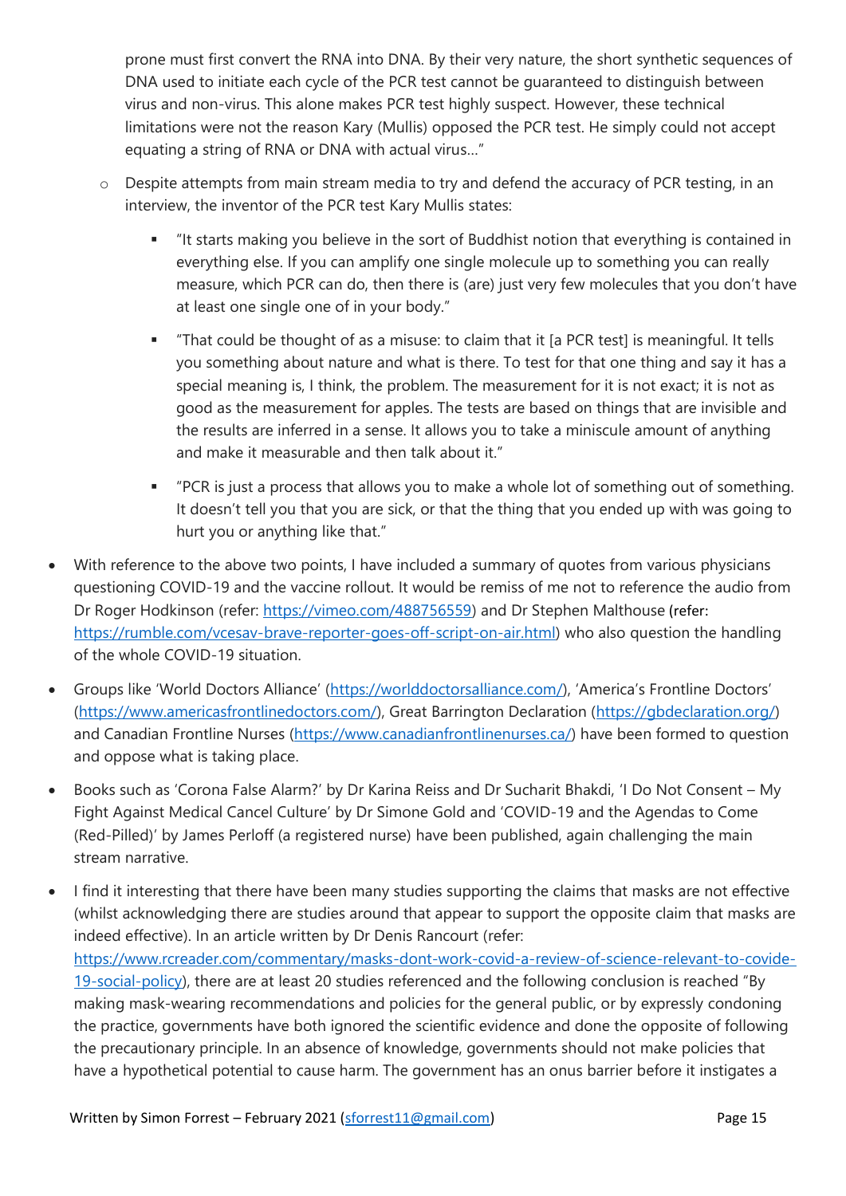prone must first convert the RNA into DNA. By their very nature, the short synthetic sequences of DNA used to initiate each cycle of the PCR test cannot be guaranteed to distinguish between virus and non-virus. This alone makes PCR test highly suspect. However, these technical limitations were not the reason Kary (Mullis) opposed the PCR test. He simply could not accept equating a string of RNA or DNA with actual virus…"

  - Despite attempts from main stream media to try and defend the accuracy of PCR testing, in an interview, the inventor of the PCR test Kary Mullis states:
    - "It starts making you believe in the sort of Buddhist notion that everything is contained in everything else. If you can amplify one single molecule up to something you can really measure, which PCR can do, then there is (are) just very few molecules that you don't have at least one single one of in your body."
    - "That could be thought of as a misuse: to claim that it [a PCR test] is meaningful. It tells you something about nature and what is there. To test for that one thing and say it has a special meaning is, I think, the problem. The measurement for it is not exact; it is not as good as the measurement for apples. The tests are based on things that are invisible and the results are inferred in a sense. It allows you to take a miniscule amount of anything and make it measurable and then talk about it."
    - "PCR is just a process that allows you to make a whole lot of something out of something. It doesn't tell you that you are sick, or that the thing that you ended up with was going to hurt you or anything like that."

- With reference to the above two points, I have included a summary of quotes from various physicians questioning COVID-19 and the vaccine rollout. It would be remiss of me not to reference the audio from Dr Roger Hodkinson (refer: https://vimeo.com/488756559) and Dr Stephen Malthouse (refer: https://rumble.com/vcesav-brave-reporter-goes-off-script-on-air.html) who also question the handling of the whole COVID-19 situation.
- Groups like 'World Doctors Alliance' (https://worlddoctorsalliance.com/), 'America's Frontline Doctors' (https://www.americasfrontlinedoctors.com/), Great Barrington Declaration (https://gbdeclaration.org/) and Canadian Frontline Nurses (https://www.canadianfrontlinenurses.ca/) have been formed to question and oppose what is taking place.
- Books such as 'Corona False Alarm?' by Dr Karina Reiss and Dr Sucharit Bhakdi, 'I Do Not Consent – My Fight Against Medical Cancel Culture' by Dr Simone Gold and 'COVID-19 and the Agendas to Come (Red-Pilled)' by James Perloff (a registered nurse) have been published, again challenging the main stream narrative.
- I find it interesting that there have been many studies supporting the claims that masks are not effective (whilst acknowledging there are studies around that appear to support the opposite claim that masks are indeed effective). In an article written by Dr Denis Rancourt (refer: https://www.rcreader.com/commentary/masks-dont-work-covid-a-review-of-science-relevant-to-covide-19-social-policy), there are at least 20 studies referenced and the following conclusion is reached "By making mask-wearing recommendations and policies for the general public, or by expressly condoning the practice, governments have both ignored the scientific evidence and done the opposite of following the precautionary principle. In an absence of knowledge, governments should not make policies that have a hypothetical potential to cause harm. The government has an onus barrier before it instigates a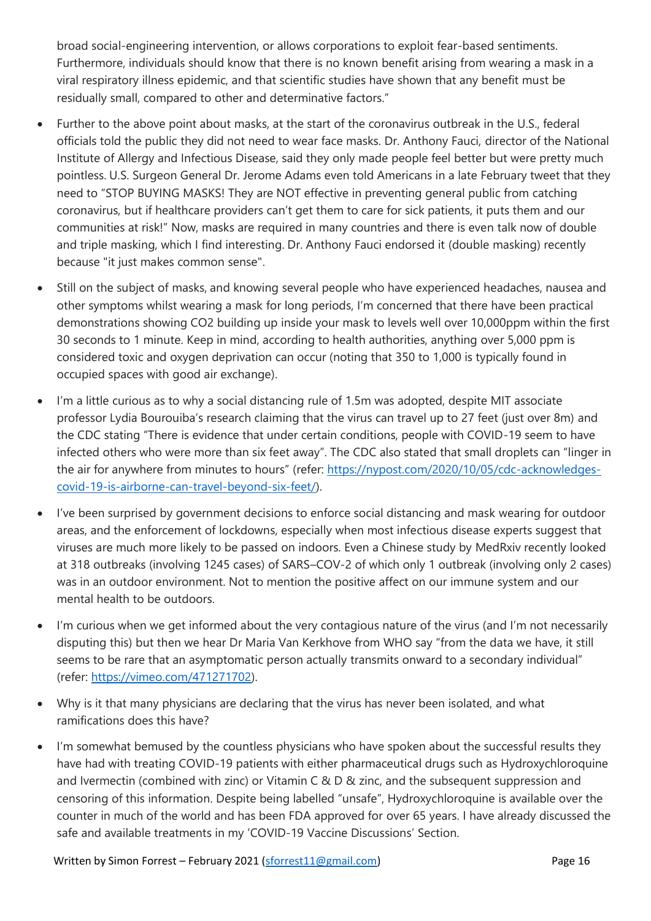broad social-engineering intervention, or allows corporations to exploit fear-based sentiments. Furthermore, individuals should know that there is no known benefit arising from wearing a mask in a viral respiratory illness epidemic, and that scientific studies have shown that any benefit must be residually small, compared to other and determinative factors."

- Further to the above point about masks, at the start of the coronavirus outbreak in the U.S., federal officials told the public they did not need to wear face masks. Dr. Anthony Fauci, director of the National Institute of Allergy and Infectious Disease, said they only made people feel better but were pretty much pointless. U.S. Surgeon General Dr. Jerome Adams even told Americans in a late February tweet that they need to "STOP BUYING MASKS! They are NOT effective in preventing general public from catching coronavirus, but if healthcare providers can't get them to care for sick patients, it puts them and our communities at risk!" Now, masks are required in many countries and there is even talk now of double and triple masking, which I find interesting. Dr. Anthony Fauci endorsed it (double masking) recently because "it just makes common sense".

- Still on the subject of masks, and knowing several people who have experienced headaches, nausea and other symptoms whilst wearing a mask for long periods, I'm concerned that there have been practical demonstrations showing $CO_2$ building up inside your mask to levels well over 10,000ppm within the first 30 seconds to 1 minute. Keep in mind, according to health authorities, anything over 5,000 ppm is considered toxic and oxygen deprivation can occur (noting that 350 to 1,000 is typically found in occupied spaces with good air exchange).

- I'm a little curious as to why a social distancing rule of 1.5m was adopted, despite MIT associate professor Lydia Bourouiba's research claiming that the virus can travel up to 27 feet (just over 8m) and the CDC stating "There is evidence that under certain conditions, people with COVID-19 seem to have infected others who were more than six feet away". The CDC also stated that small droplets can "linger in the air for anywhere from minutes to hours" (refer: https://nypost.com/2020/10/05/cdc-acknowledges-covid-19-is-airborne-can-travel-beyond-six-feet/).

- I've been surprised by government decisions to enforce social distancing and mask wearing for outdoor areas, and the enforcement of lockdowns, especially when most infectious disease experts suggest that viruses are much more likely to be passed on indoors. Even a Chinese study by MedRxiv recently looked at 318 outbreaks (involving 1245 cases) of SARS–COV-2 of which only 1 outbreak (involving only 2 cases) was in an outdoor environment. Not to mention the positive affect on our immune system and our mental health to be outdoors.

- I'm curious when we get informed about the very contagious nature of the virus (and I'm not necessarily disputing this) but then we hear Dr Maria Van Kerkhove from WHO say "from the data we have, it still seems to be rare that an asymptomatic person actually transmits onward to a secondary individual" (refer: https://vimeo.com/471271702).

- Why is it that many physicians are declaring that the virus has never been isolated, and what ramifications does this have?

- I'm somewhat bemused by the countless physicians who have spoken about the successful results they have had with treating COVID-19 patients with either pharmaceutical drugs such as Hydroxychloroquine and Ivermectin (combined with zinc) or Vitamin C & D & zinc, and the subsequent suppression and censoring of this information. Despite being labelled "unsafe", Hydroxychloroquine is available over the counter in much of the world and has been FDA approved for over 65 years. I have already discussed the safe and available treatments in my 'COVID-19 Vaccine Discussions' Section.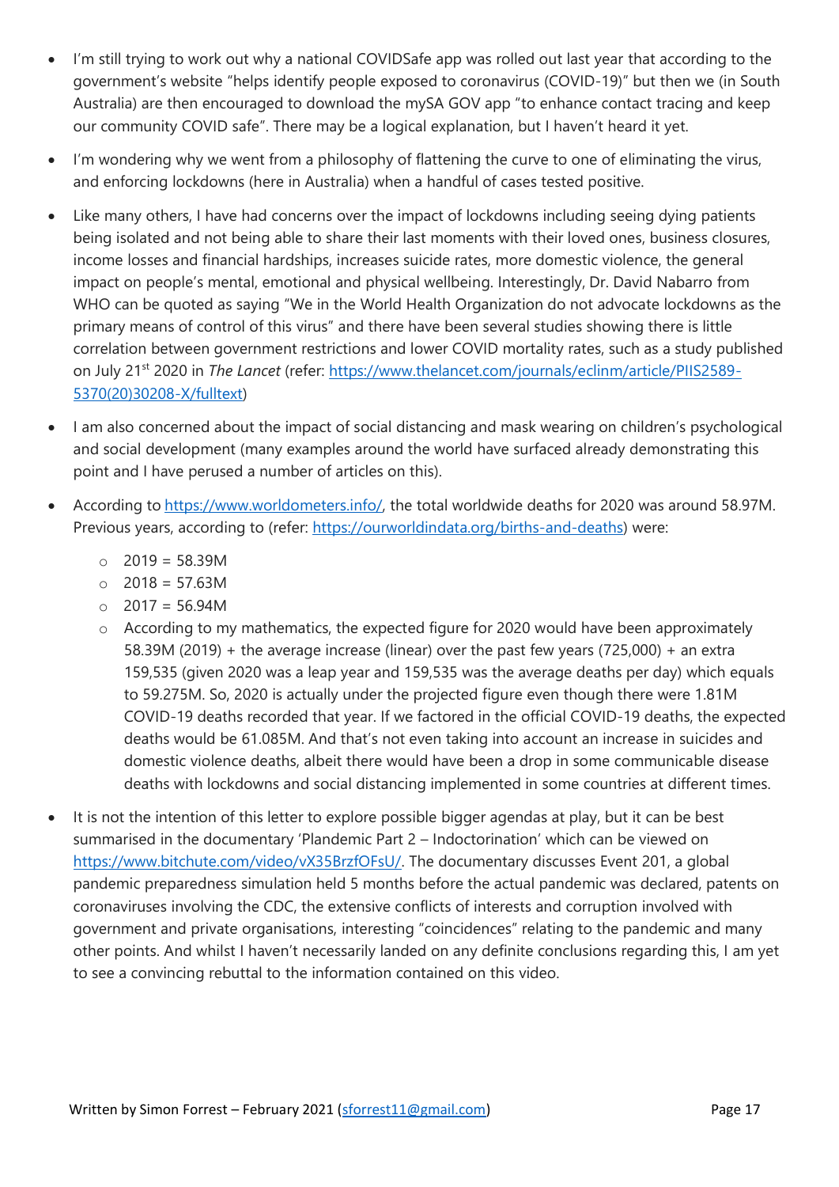- I'm still trying to work out why a national COVIDSafe app was rolled out last year that according to the government's website "helps identify people exposed to coronavirus (COVID-19)" but then we (in South Australia) are then encouraged to download the mySA GOV app "to enhance contact tracing and keep our community COVID safe". There may be a logical explanation, but I haven't heard it yet.
- I'm wondering why we went from a philosophy of flattening the curve to one of eliminating the virus, and enforcing lockdowns (here in Australia) when a handful of cases tested positive.
- Like many others, I have had concerns over the impact of lockdowns including seeing dying patients being isolated and not being able to share their last moments with their loved ones, business closures, income losses and financial hardships, increases suicide rates, more domestic violence, the general impact on people's mental, emotional and physical wellbeing. Interestingly, Dr. David Nabarro from WHO can be quoted as saying "We in the World Health Organization do not advocate lockdowns as the primary means of control of this virus" and there have been several studies showing there is little correlation between government restrictions and lower COVID mortality rates, such as a study published on July 21st 2020 in *The Lancet* (refer: [https://www.thelancet.com/journals/eclinm/article/PIIS2589-5370(20)30208-X/fulltext](https://www.thelancet.com/journals/eclinm/article/PIIS2589-5370(20)30208-X/fulltext))
- I am also concerned about the impact of social distancing and mask wearing on children's psychological and social development (many examples around the world have surfaced already demonstrating this point and I have perused a number of articles on this).
- According to [https://www.worldometers.info/](https://www.worldometers.info/), the total worldwide deaths for 2020 was around 58.97M. Previous years, according to (refer: [https://ourworldindata.org/births-and-deaths](https://ourworldindata.org/births-and-deaths)) were:
  - 2019 = 58.39M
  - 2018 = 57.63M
  - 2017 = 56.94M
  - According to my mathematics, the expected figure for 2020 would have been approximately 58.39M (2019) + the average increase (linear) over the past few years (725,000) + an extra 159,535 (given 2020 was a leap year and 159,535 was the average deaths per day) which equals to 59.275M. So, 2020 is actually under the projected figure even though there were 1.81M COVID-19 deaths recorded that year. If we factored in the official COVID-19 deaths, the expected deaths would be 61.085M. And that's not even taking into account an increase in suicides and domestic violence deaths, albeit there would have been a drop in some communicable disease deaths with lockdowns and social distancing implemented in some countries at different times.
- It is not the intention of this letter to explore possible bigger agendas at play, but it can be best summarised in the documentary 'Plandemic Part 2 – Indoctorination' which can be viewed on [https://www.bitchute.com/video/vX35BrzfOFsU/](https://www.bitchute.com/video/vX35BrzfOFsU/). The documentary discusses Event 201, a global pandemic preparedness simulation held 5 months before the actual pandemic was declared, patents on coronaviruses involving the CDC, the extensive conflicts of interests and corruption involved with government and private organisations, interesting "coincidences" relating to the pandemic and many other points. And whilst I haven't necessarily landed on any definite conclusions regarding this, I am yet to see a convincing rebuttal to the information contained on this video.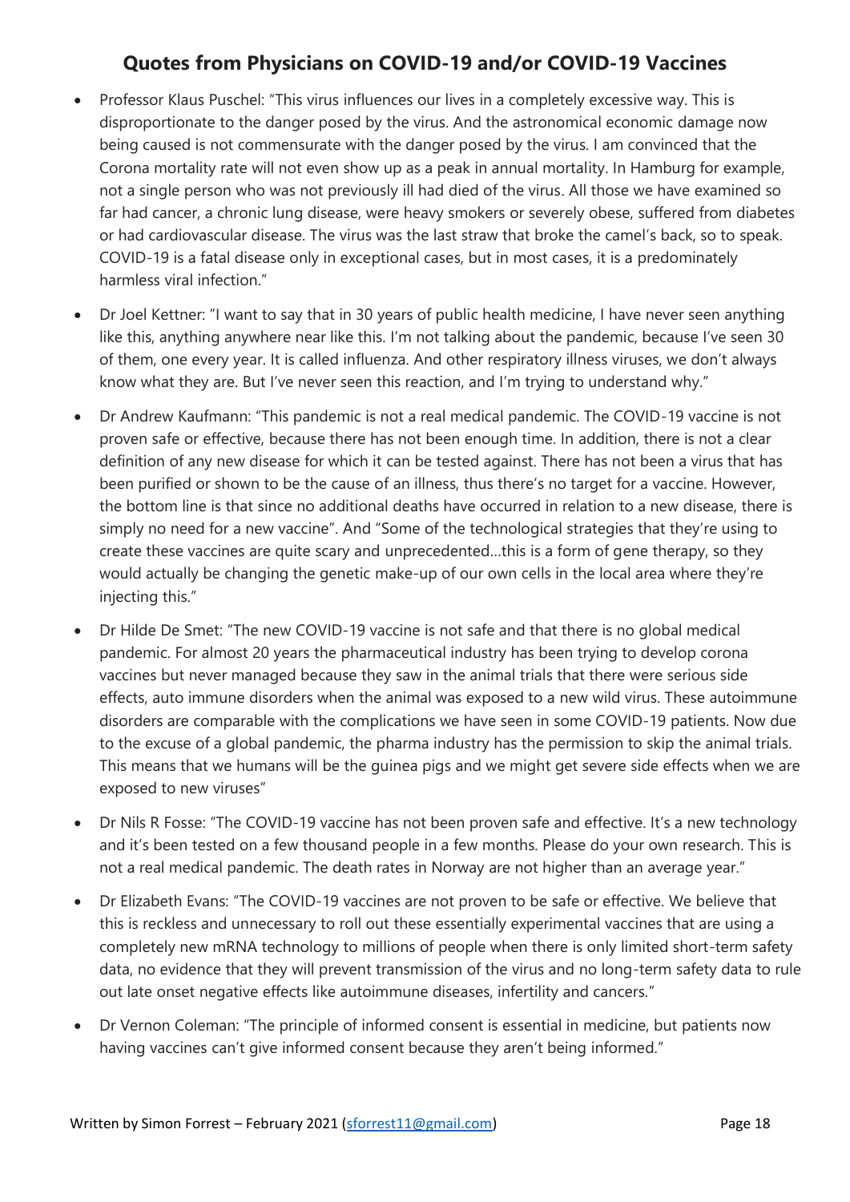## Quotes from Physicians on COVID-19 and/or COVID-19 Vaccines

- Professor Klaus Puschel: "This virus influences our lives in a completely excessive way. This is disproportionate to the danger posed by the virus. And the astronomical economic damage now being caused is not commensurate with the danger posed by the virus. I am convinced that the Corona mortality rate will not even show up as a peak in annual mortality. In Hamburg for example, not a single person who was not previously ill had died of the virus. All those we have examined so far had cancer, a chronic lung disease, were heavy smokers or severely obese, suffered from diabetes or had cardiovascular disease. The virus was the last straw that broke the camel's back, so to speak. COVID-19 is a fatal disease only in exceptional cases, but in most cases, it is a predominately harmless viral infection."
- Dr Joel Kettner: "I want to say that in 30 years of public health medicine, I have never seen anything like this, anything anywhere near like this. I'm not talking about the pandemic, because I've seen 30 of them, one every year. It is called influenza. And other respiratory illness viruses, we don't always know what they are. But I've never seen this reaction, and I'm trying to understand why."
- Dr Andrew Kaufmann: "This pandemic is not a real medical pandemic. The COVID-19 vaccine is not proven safe or effective, because there has not been enough time. In addition, there is not a clear definition of any new disease for which it can be tested against. There has not been a virus that has been purified or shown to be the cause of an illness, thus there's no target for a vaccine. However, the bottom line is that since no additional deaths have occurred in relation to a new disease, there is simply no need for a new vaccine". And "Some of the technological strategies that they're using to create these vaccines are quite scary and unprecedented…this is a form of gene therapy, so they would actually be changing the genetic make-up of our own cells in the local area where they're injecting this."
- Dr Hilde De Smet: "The new COVID-19 vaccine is not safe and that there is no global medical pandemic. For almost 20 years the pharmaceutical industry has been trying to develop corona vaccines but never managed because they saw in the animal trials that there were serious side effects, auto immune disorders when the animal was exposed to a new wild virus. These autoimmune disorders are comparable with the complications we have seen in some COVID-19 patients. Now due to the excuse of a global pandemic, the pharma industry has the permission to skip the animal trials. This means that we humans will be the guinea pigs and we might get severe side effects when we are exposed to new viruses"
- Dr Nils R Fosse: "The COVID-19 vaccine has not been proven safe and effective. It's a new technology and it's been tested on a few thousand people in a few months. Please do your own research. This is not a real medical pandemic. The death rates in Norway are not higher than an average year."
- Dr Elizabeth Evans: "The COVID-19 vaccines are not proven to be safe or effective. We believe that this is reckless and unnecessary to roll out these essentially experimental vaccines that are using a completely new mRNA technology to millions of people when there is only limited short-term safety data, no evidence that they will prevent transmission of the virus and no long-term safety data to rule out late onset negative effects like autoimmune diseases, infertility and cancers."
- Dr Vernon Coleman: "The principle of informed consent is essential in medicine, but patients now having vaccines can't give informed consent because they aren't being informed."

Written by Simon Forrest – February 2021 (sforrest11@gmail.com)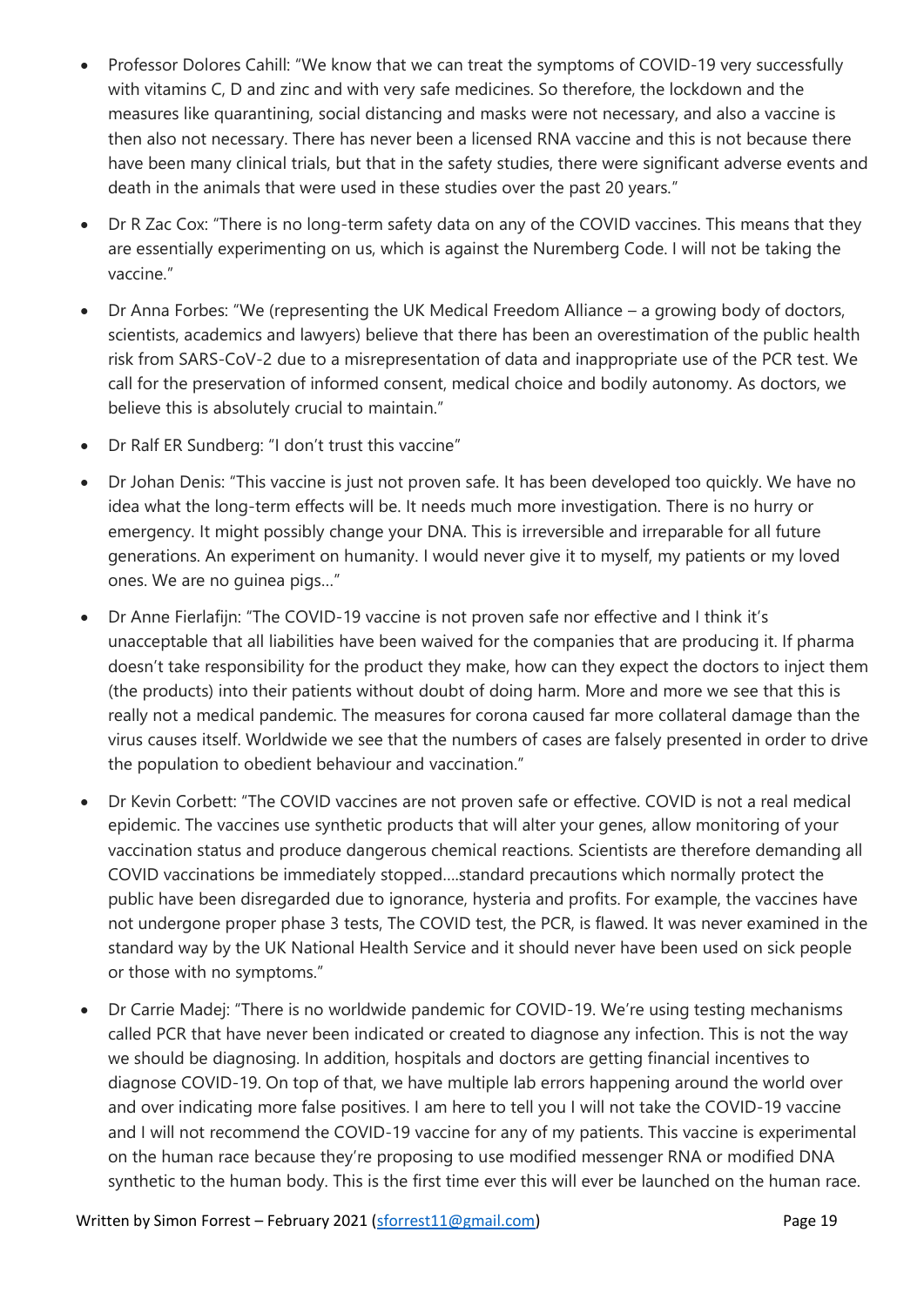- Professor Dolores Cahill: "We know that we can treat the symptoms of COVID-19 very successfully with vitamins C, D and zinc and with very safe medicines. So therefore, the lockdown and the measures like quarantining, social distancing and masks were not necessary, and also a vaccine is then also not necessary. There has never been a licensed RNA vaccine and this is not because there have been many clinical trials, but that in the safety studies, there were significant adverse events and death in the animals that were used in these studies over the past 20 years."
- Dr R Zac Cox: "There is no long-term safety data on any of the COVID vaccines. This means that they are essentially experimenting on us, which is against the Nuremberg Code. I will not be taking the vaccine."
- Dr Anna Forbes: "We (representing the UK Medical Freedom Alliance – a growing body of doctors, scientists, academics and lawyers) believe that there has been an overestimation of the public health risk from SARS-CoV-2 due to a misrepresentation of data and inappropriate use of the PCR test. We call for the preservation of informed consent, medical choice and bodily autonomy. As doctors, we believe this is absolutely crucial to maintain."
- Dr Ralf ER Sundberg: "I don't trust this vaccine"
- Dr Johan Denis: "This vaccine is just not proven safe. It has been developed too quickly. We have no idea what the long-term effects will be. It needs much more investigation. There is no hurry or emergency. It might possibly change your DNA. This is irreversible and irreparable for all future generations. An experiment on humanity. I would never give it to myself, my patients or my loved ones. We are no guinea pigs…"
- Dr Anne Fierlafijn: "The COVID-19 vaccine is not proven safe nor effective and I think it's unacceptable that all liabilities have been waived for the companies that are producing it. If pharma doesn't take responsibility for the product they make, how can they expect the doctors to inject them (the products) into their patients without doubt of doing harm. More and more we see that this is really not a medical pandemic. The measures for corona caused far more collateral damage than the virus causes itself. Worldwide we see that the numbers of cases are falsely presented in order to drive the population to obedient behaviour and vaccination."
- Dr Kevin Corbett: "The COVID vaccines are not proven safe or effective. COVID is not a real medical epidemic. The vaccines use synthetic products that will alter your genes, allow monitoring of your vaccination status and produce dangerous chemical reactions. Scientists are therefore demanding all COVID vaccinations be immediately stopped….standard precautions which normally protect the public have been disregarded due to ignorance, hysteria and profits. For example, the vaccines have not undergone proper phase 3 tests, The COVID test, the PCR, is flawed. It was never examined in the standard way by the UK National Health Service and it should never have been used on sick people or those with no symptoms."
- Dr Carrie Madej: "There is no worldwide pandemic for COVID-19. We're using testing mechanisms called PCR that have never been indicated or created to diagnose any infection. This is not the way we should be diagnosing. In addition, hospitals and doctors are getting financial incentives to diagnose COVID-19. On top of that, we have multiple lab errors happening around the world over and over indicating more false positives. I am here to tell you I will not take the COVID-19 vaccine and I will not recommend the COVID-19 vaccine for any of my patients. This vaccine is experimental on the human race because they're proposing to use modified messenger RNA or modified DNA synthetic to the human body. This is the first time ever this will ever be launched on the human race.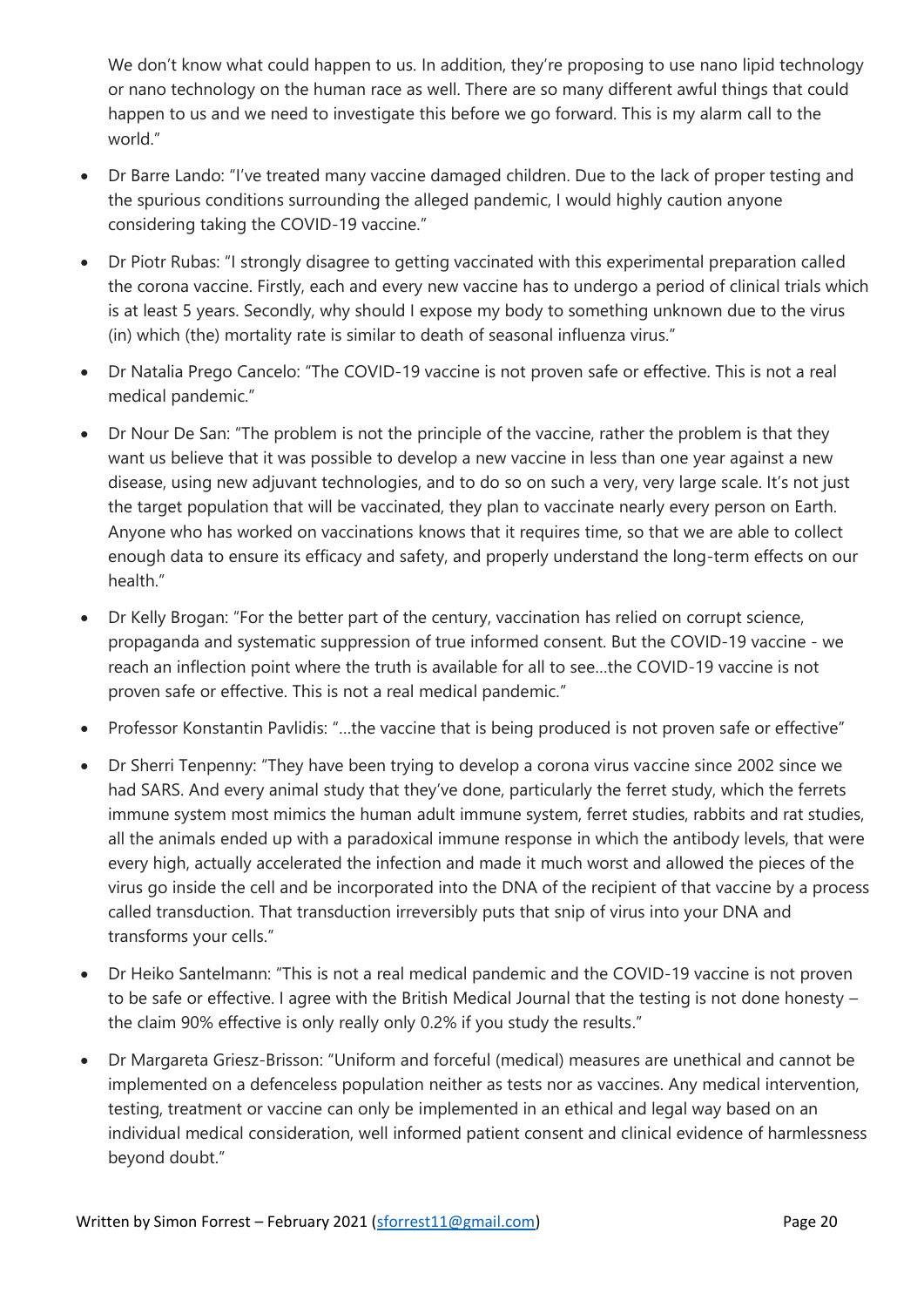We don't know what could happen to us. In addition, they're proposing to use nano lipid technology or nano technology on the human race as well. There are so many different awful things that could happen to us and we need to investigate this before we go forward. This is my alarm call to the world."

- Dr Barre Lando: "I've treated many vaccine damaged children. Due to the lack of proper testing and the spurious conditions surrounding the alleged pandemic, I would highly caution anyone considering taking the COVID-19 vaccine."
- Dr Piotr Rubas: "I strongly disagree to getting vaccinated with this experimental preparation called the corona vaccine. Firstly, each and every new vaccine has to undergo a period of clinical trials which is at least 5 years. Secondly, why should I expose my body to something unknown due to the virus (in) which (the) mortality rate is similar to death of seasonal influenza virus."
- Dr Natalia Prego Cancelo: "The COVID-19 vaccine is not proven safe or effective. This is not a real medical pandemic."
- Dr Nour De San: "The problem is not the principle of the vaccine, rather the problem is that they want us believe that it was possible to develop a new vaccine in less than one year against a new disease, using new adjuvant technologies, and to do so on such a very, very large scale. It's not just the target population that will be vaccinated, they plan to vaccinate nearly every person on Earth. Anyone who has worked on vaccinations knows that it requires time, so that we are able to collect enough data to ensure its efficacy and safety, and properly understand the long-term effects on our health."
- Dr Kelly Brogan: "For the better part of the century, vaccination has relied on corrupt science, propaganda and systematic suppression of true informed consent. But the COVID-19 vaccine - we reach an inflection point where the truth is available for all to see…the COVID-19 vaccine is not proven safe or effective. This is not a real medical pandemic."
- Professor Konstantin Pavlidis: "…the vaccine that is being produced is not proven safe or effective"
- Dr Sherri Tenpenny: "They have been trying to develop a corona virus vaccine since 2002 since we had SARS. And every animal study that they've done, particularly the ferret study, which the ferrets immune system most mimics the human adult immune system, ferret studies, rabbits and rat studies, all the animals ended up with a paradoxical immune response in which the antibody levels, that were every high, actually accelerated the infection and made it much worst and allowed the pieces of the virus go inside the cell and be incorporated into the DNA of the recipient of that vaccine by a process called transduction. That transduction irreversibly puts that snip of virus into your DNA and transforms your cells."
- Dr Heiko Santelmann: "This is not a real medical pandemic and the COVID-19 vaccine is not proven to be safe or effective. I agree with the British Medical Journal that the testing is not done honesty – the claim 90% effective is only really only 0.2% if you study the results."
- Dr Margareta Griesz-Brisson: "Uniform and forceful (medical) measures are unethical and cannot be implemented on a defenceless population neither as tests nor as vaccines. Any medical intervention, testing, treatment or vaccine can only be implemented in an ethical and legal way based on an individual medical consideration, well informed patient consent and clinical evidence of harmlessness beyond doubt."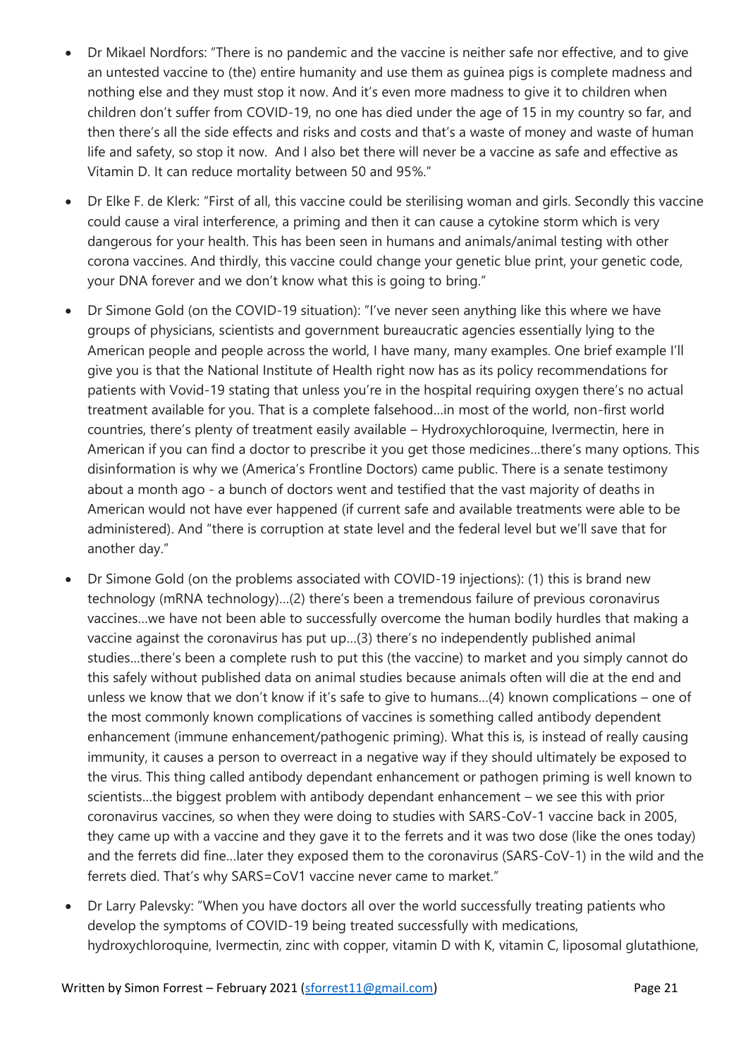- Dr Mikael Nordfors: "There is no pandemic and the vaccine is neither safe nor effective, and to give an untested vaccine to (the) entire humanity and use them as guinea pigs is complete madness and nothing else and they must stop it now. And it's even more madness to give it to children when children don't suffer from COVID-19, no one has died under the age of 15 in my country so far, and then there's all the side effects and risks and costs and that's a waste of money and waste of human life and safety, so stop it now. And I also bet there will never be a vaccine as safe and effective as Vitamin D. It can reduce mortality between 50 and 95%."
- Dr Elke F. de Klerk: "First of all, this vaccine could be sterilising woman and girls. Secondly this vaccine could cause a viral interference, a priming and then it can cause a cytokine storm which is very dangerous for your health. This has been seen in humans and animals/animal testing with other corona vaccines. And thirdly, this vaccine could change your genetic blue print, your genetic code, your DNA forever and we don't know what this is going to bring."
- Dr Simone Gold (on the COVID-19 situation): "I've never seen anything like this where we have groups of physicians, scientists and government bureaucratic agencies essentially lying to the American people and people across the world, I have many, many examples. One brief example I'll give you is that the National Institute of Health right now has as its policy recommendations for patients with Vovid-19 stating that unless you're in the hospital requiring oxygen there's no actual treatment available for you. That is a complete falsehood…in most of the world, non-first world countries, there's plenty of treatment easily available – Hydroxychloroquine, Ivermectin, here in American if you can find a doctor to prescribe it you get those medicines…there's many options. This disinformation is why we (America's Frontline Doctors) came public. There is a senate testimony about a month ago - a bunch of doctors went and testified that the vast majority of deaths in American would not have ever happened (if current safe and available treatments were able to be administered). And "there is corruption at state level and the federal level but we'll save that for another day."
- Dr Simone Gold (on the problems associated with COVID-19 injections): (1) this is brand new technology (mRNA technology)…(2) there's been a tremendous failure of previous coronavirus vaccines…we have not been able to successfully overcome the human bodily hurdles that making a vaccine against the coronavirus has put up…(3) there's no independently published animal studies…there's been a complete rush to put this (the vaccine) to market and you simply cannot do this safely without published data on animal studies because animals often will die at the end and unless we know that we don't know if it's safe to give to humans…(4) known complications – one of the most commonly known complications of vaccines is something called antibody dependent enhancement (immune enhancement/pathogenic priming). What this is, is instead of really causing immunity, it causes a person to overreact in a negative way if they should ultimately be exposed to the virus. This thing called antibody dependant enhancement or pathogen priming is well known to scientists…the biggest problem with antibody dependant enhancement – we see this with prior coronavirus vaccines, so when they were doing to studies with SARS-CoV-1 vaccine back in 2005, they came up with a vaccine and they gave it to the ferrets and it was two dose (like the ones today) and the ferrets did fine…later they exposed them to the coronavirus (SARS-CoV-1) in the wild and the ferrets died. That's why SARS=CoV1 vaccine never came to market."
- Dr Larry Palevsky: "When you have doctors all over the world successfully treating patients who develop the symptoms of COVID-19 being treated successfully with medications, hydroxychloroquine, Ivermectin, zinc with copper, vitamin D with K, vitamin C, liposomal glutathione,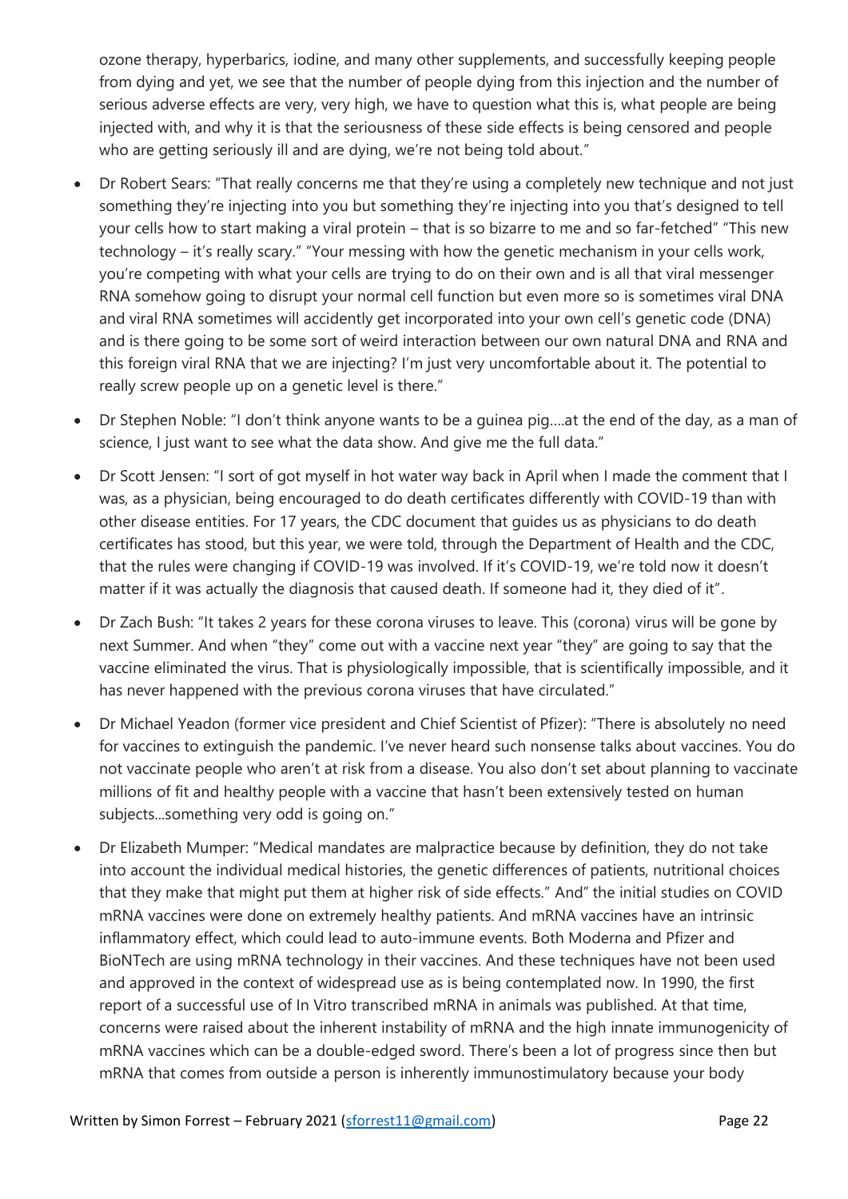ozone therapy, hyperbarics, iodine, and many other supplements, and successfully keeping people from dying and yet, we see that the number of people dying from this injection and the number of serious adverse effects are very, very high, we have to question what this is, what people are being injected with, and why it is that the seriousness of these side effects is being censored and people who are getting seriously ill and are dying, we're not being told about."

- Dr Robert Sears: "That really concerns me that they're using a completely new technique and not just something they're injecting into you but something they're injecting into you that's designed to tell your cells how to start making a viral protein – that is so bizarre to me and so far-fetched" "This new technology – it's really scary." "Your messing with how the genetic mechanism in your cells work, you're competing with what your cells are trying to do on their own and is all that viral messenger RNA somehow going to disrupt your normal cell function but even more so is sometimes viral DNA and viral RNA sometimes will accidently get incorporated into your own cell's genetic code (DNA) and is there going to be some sort of weird interaction between our own natural DNA and RNA and this foreign viral RNA that we are injecting? I'm just very uncomfortable about it. The potential to really screw people up on a genetic level is there."
- Dr Stephen Noble: "I don't think anyone wants to be a guinea pig….at the end of the day, as a man of science, I just want to see what the data show. And give me the full data."
- Dr Scott Jensen: "I sort of got myself in hot water way back in April when I made the comment that I was, as a physician, being encouraged to do death certificates differently with COVID-19 than with other disease entities. For 17 years, the CDC document that guides us as physicians to do death certificates has stood, but this year, we were told, through the Department of Health and the CDC, that the rules were changing if COVID-19 was involved. If it's COVID-19, we're told now it doesn't matter if it was actually the diagnosis that caused death. If someone had it, they died of it".
- Dr Zach Bush: "It takes 2 years for these corona viruses to leave. This (corona) virus will be gone by next Summer. And when "they" come out with a vaccine next year "they" are going to say that the vaccine eliminated the virus. That is physiologically impossible, that is scientifically impossible, and it has never happened with the previous corona viruses that have circulated."
- Dr Michael Yeadon (former vice president and Chief Scientist of Pfizer): "There is absolutely no need for vaccines to extinguish the pandemic. I've never heard such nonsense talks about vaccines. You do not vaccinate people who aren't at risk from a disease. You also don't set about planning to vaccinate millions of fit and healthy people with a vaccine that hasn't been extensively tested on human subjects...something very odd is going on."
- Dr Elizabeth Mumper: "Medical mandates are malpractice because by definition, they do not take into account the individual medical histories, the genetic differences of patients, nutritional choices that they make that might put them at higher risk of side effects." And" the initial studies on COVID mRNA vaccines were done on extremely healthy patients. And mRNA vaccines have an intrinsic inflammatory effect, which could lead to auto-immune events. Both Moderna and Pfizer and BioNTech are using mRNA technology in their vaccines. And these techniques have not been used and approved in the context of widespread use as is being contemplated now. In 1990, the first report of a successful use of In Vitro transcribed mRNA in animals was published. At that time, concerns were raised about the inherent instability of mRNA and the high innate immunogenicity of mRNA vaccines which can be a double-edged sword. There's been a lot of progress since then but mRNA that comes from outside a person is inherently immunostimulatory because your body

Written by Simon Forrest – February 2021 (sforrest11@gmail.com)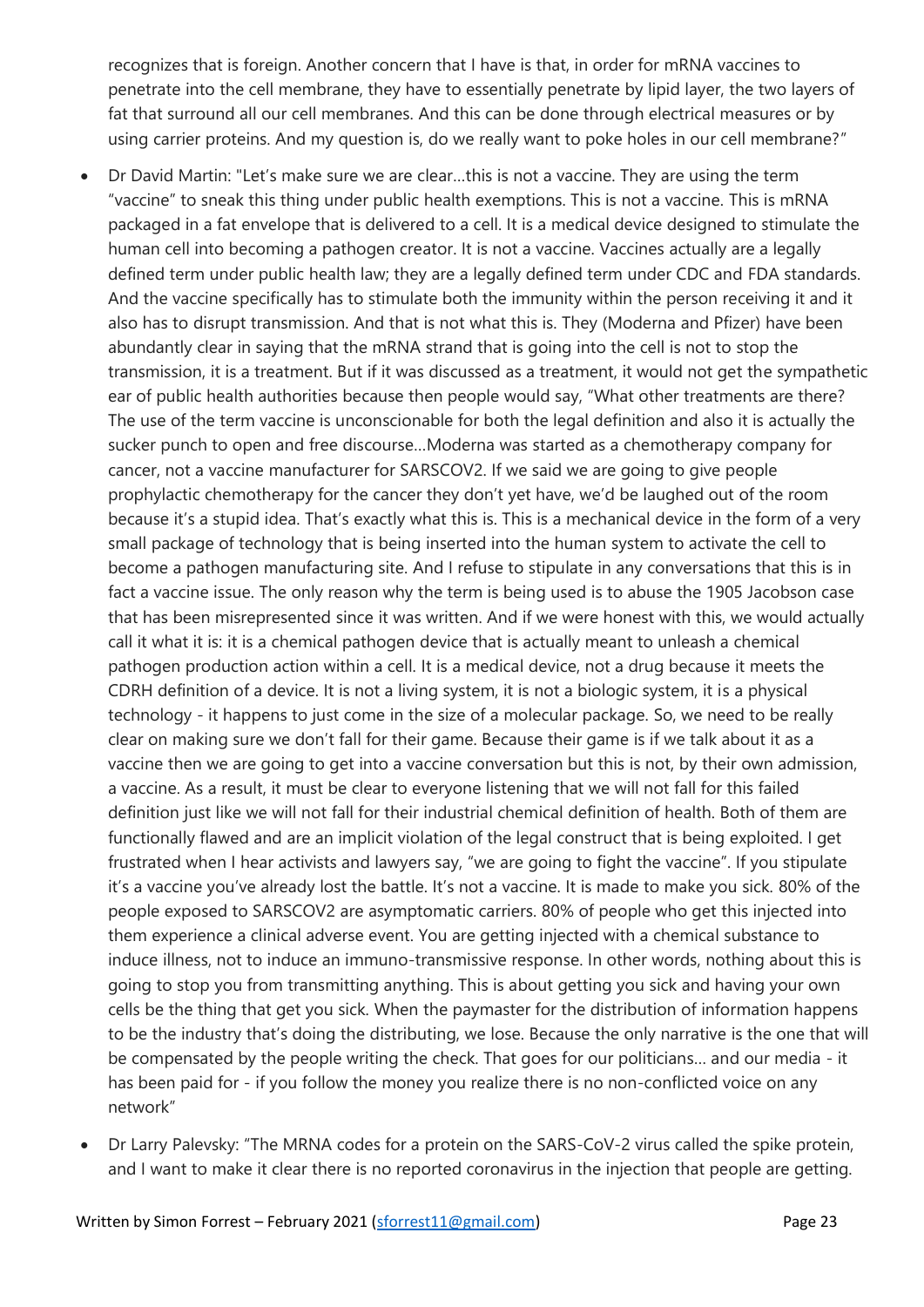recognizes that is foreign. Another concern that I have is that, in order for mRNA vaccines to penetrate into the cell membrane, they have to essentially penetrate by lipid layer, the two layers of fat that surround all our cell membranes. And this can be done through electrical measures or by using carrier proteins. And my question is, do we really want to poke holes in our cell membrane?"

- Dr David Martin: "Let's make sure we are clear…this is not a vaccine. They are using the term "vaccine" to sneak this thing under public health exemptions. This is not a vaccine. This is mRNA packaged in a fat envelope that is delivered to a cell. It is a medical device designed to stimulate the human cell into becoming a pathogen creator. It is not a vaccine. Vaccines actually are a legally defined term under public health law; they are a legally defined term under CDC and FDA standards. And the vaccine specifically has to stimulate both the immunity within the person receiving it and it also has to disrupt transmission. And that is not what this is. They (Moderna and Pfizer) have been abundantly clear in saying that the mRNA strand that is going into the cell is not to stop the transmission, it is a treatment. But if it was discussed as a treatment, it would not get the sympathetic ear of public health authorities because then people would say, "What other treatments are there? The use of the term vaccine is unconscionable for both the legal definition and also it is actually the sucker punch to open and free discourse…Moderna was started as a chemotherapy company for cancer, not a vaccine manufacturer for SARSCOV2. If we said we are going to give people prophylactic chemotherapy for the cancer they don't yet have, we'd be laughed out of the room because it's a stupid idea. That's exactly what this is. This is a mechanical device in the form of a very small package of technology that is being inserted into the human system to activate the cell to become a pathogen manufacturing site. And I refuse to stipulate in any conversations that this is in fact a vaccine issue. The only reason why the term is being used is to abuse the 1905 Jacobson case that has been misrepresented since it was written. And if we were honest with this, we would actually call it what it is: it is a chemical pathogen device that is actually meant to unleash a chemical pathogen production action within a cell. It is a medical device, not a drug because it meets the CDRH definition of a device. It is not a living system, it is not a biologic system, it is a physical technology - it happens to just come in the size of a molecular package. So, we need to be really clear on making sure we don't fall for their game. Because their game is if we talk about it as a vaccine then we are going to get into a vaccine conversation but this is not, by their own admission, a vaccine. As a result, it must be clear to everyone listening that we will not fall for this failed definition just like we will not fall for their industrial chemical definition of health. Both of them are functionally flawed and are an implicit violation of the legal construct that is being exploited. I get frustrated when I hear activists and lawyers say, "we are going to fight the vaccine". If you stipulate it's a vaccine you've already lost the battle. It's not a vaccine. It is made to make you sick. 80% of the people exposed to SARSCOV2 are asymptomatic carriers. 80% of people who get this injected into them experience a clinical adverse event. You are getting injected with a chemical substance to induce illness, not to induce an immuno-transmissive response. In other words, nothing about this is going to stop you from transmitting anything. This is about getting you sick and having your own cells be the thing that get you sick. When the paymaster for the distribution of information happens to be the industry that's doing the distributing, we lose. Because the only narrative is the one that will be compensated by the people writing the check. That goes for our politicians… and our media - it has been paid for - if you follow the money you realize there is no non-conflicted voice on any network"
- Dr Larry Palevsky: "The MRNA codes for a protein on the SARS-CoV-2 virus called the spike protein, and I want to make it clear there is no reported coronavirus in the injection that people are getting.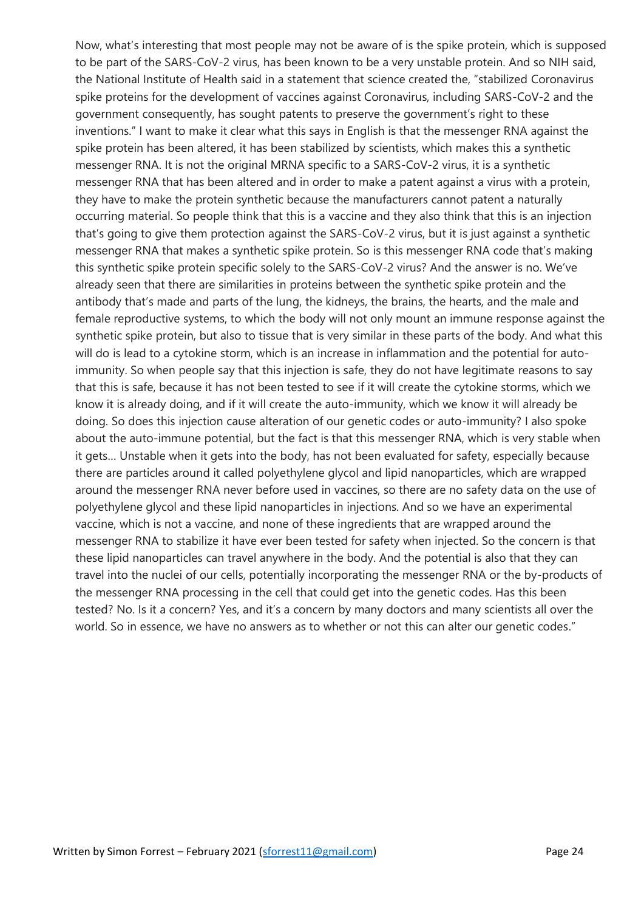Now, what's interesting that most people may not be aware of is the spike protein, which is supposed to be part of the SARS-CoV-2 virus, has been known to be a very unstable protein. And so NIH said, the National Institute of Health said in a statement that science created the, "stabilized Coronavirus spike proteins for the development of vaccines against Coronavirus, including SARS-CoV-2 and the government consequently, has sought patents to preserve the government's right to these inventions." I want to make it clear what this says in English is that the messenger RNA against the spike protein has been altered, it has been stabilized by scientists, which makes this a synthetic messenger RNA. It is not the original MRNA specific to a SARS-CoV-2 virus, it is a synthetic messenger RNA that has been altered and in order to make a patent against a virus with a protein, they have to make the protein synthetic because the manufacturers cannot patent a naturally occurring material. So people think that this is a vaccine and they also think that this is an injection that's going to give them protection against the SARS-CoV-2 virus, but it is just against a synthetic messenger RNA that makes a synthetic spike protein. So is this messenger RNA code that's making this synthetic spike protein specific solely to the SARS-CoV-2 virus? And the answer is no. We've already seen that there are similarities in proteins between the synthetic spike protein and the antibody that's made and parts of the lung, the kidneys, the brains, the hearts, and the male and female reproductive systems, to which the body will not only mount an immune response against the synthetic spike protein, but also to tissue that is very similar in these parts of the body. And what this will do is lead to a cytokine storm, which is an increase in inflammation and the potential for auto-immunity. So when people say that this injection is safe, they do not have legitimate reasons to say that this is safe, because it has not been tested to see if it will create the cytokine storms, which we know it is already doing, and if it will create the auto-immunity, which we know it will already be doing. So does this injection cause alteration of our genetic codes or auto-immunity? I also spoke about the auto-immune potential, but the fact is that this messenger RNA, which is very stable when it gets… Unstable when it gets into the body, has not been evaluated for safety, especially because there are particles around it called polyethylene glycol and lipid nanoparticles, which are wrapped around the messenger RNA never before used in vaccines, so there are no safety data on the use of polyethylene glycol and these lipid nanoparticles in injections. And so we have an experimental vaccine, which is not a vaccine, and none of these ingredients that are wrapped around the messenger RNA to stabilize it have ever been tested for safety when injected. So the concern is that these lipid nanoparticles can travel anywhere in the body. And the potential is also that they can travel into the nuclei of our cells, potentially incorporating the messenger RNA or the by-products of the messenger RNA processing in the cell that could get into the genetic codes. Has this been tested? No. Is it a concern? Yes, and it's a concern by many doctors and many scientists all over the world. So in essence, we have no answers as to whether or not this can alter our genetic codes."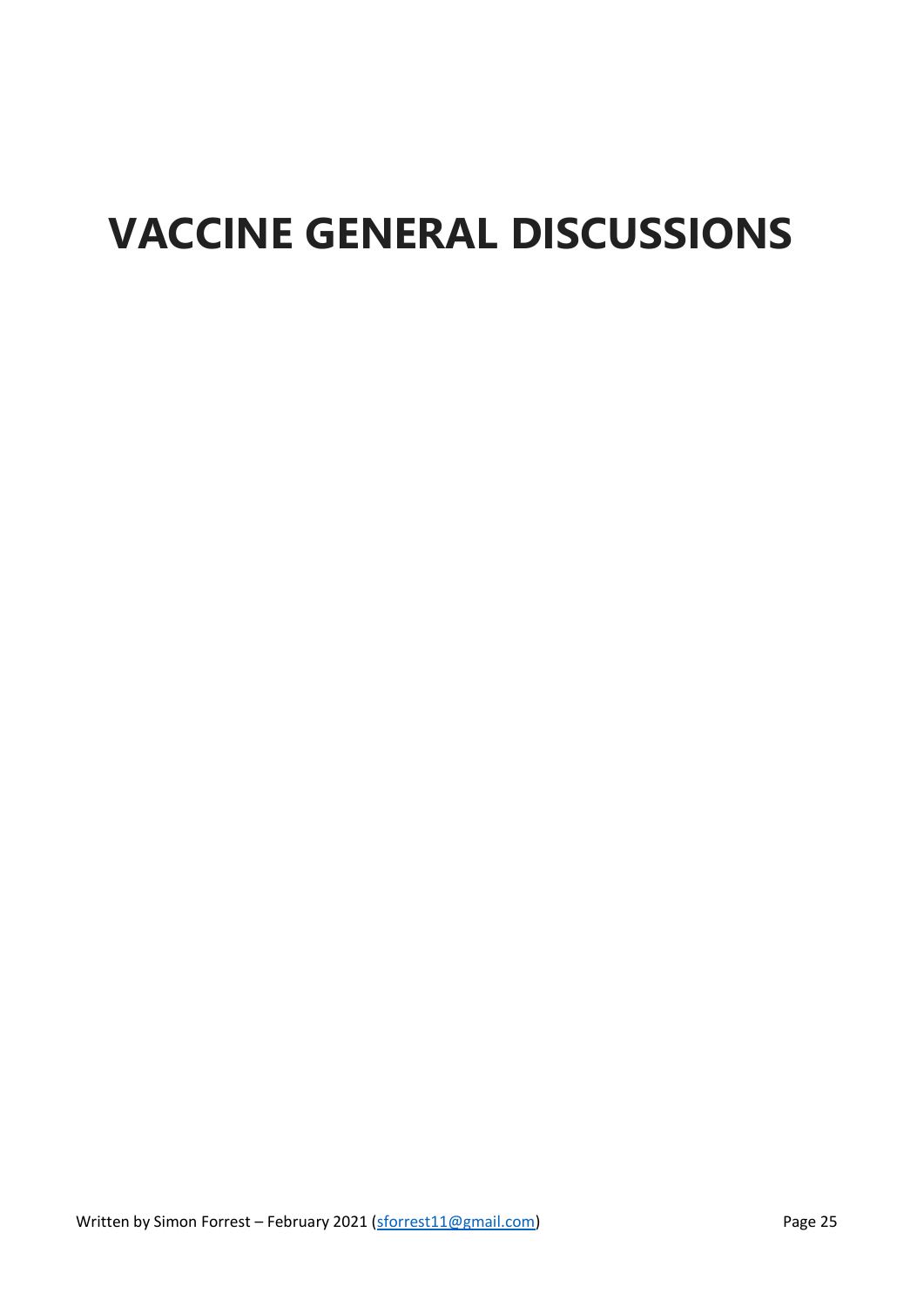# VACCINE GENERAL DISCUSSIONS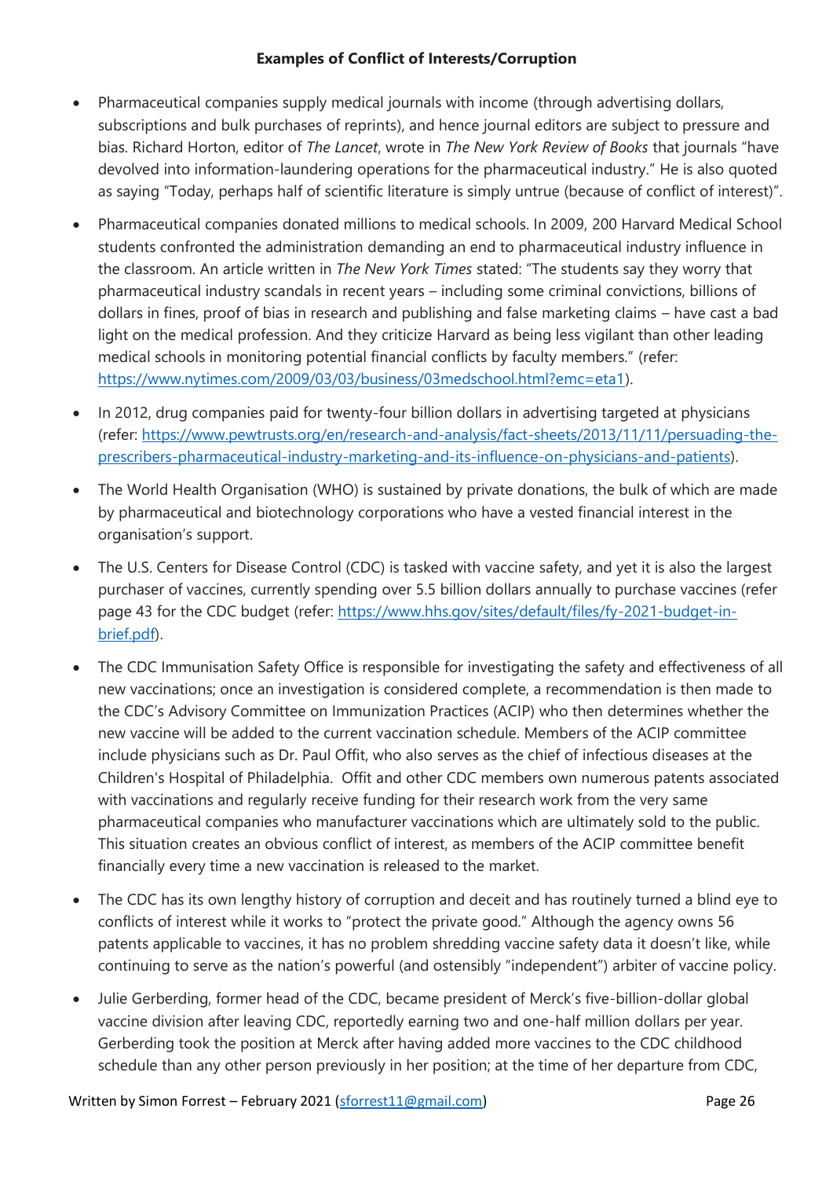**Examples of Conflict of Interests/Corruption**

- Pharmaceutical companies supply medical journals with income (through advertising dollars, subscriptions and bulk purchases of reprints), and hence journal editors are subject to pressure and bias. Richard Horton, editor of *The Lancet*, wrote in *The New York Review of Books* that journals "have devolved into information-laundering operations for the pharmaceutical industry." He is also quoted as saying "Today, perhaps half of scientific literature is simply untrue (because of conflict of interest)".

- Pharmaceutical companies donated millions to medical schools. In 2009, 200 Harvard Medical School students confronted the administration demanding an end to pharmaceutical industry influence in the classroom. An article written in *The New York Times* stated: "The students say they worry that pharmaceutical industry scandals in recent years – including some criminal convictions, billions of dollars in fines, proof of bias in research and publishing and false marketing claims – have cast a bad light on the medical profession. And they criticize Harvard as being less vigilant than other leading medical schools in monitoring potential financial conflicts by faculty members." (refer: https://www.nytimes.com/2009/03/03/business/03medschool.html?emc=eta1).

- In 2012, drug companies paid for twenty-four billion dollars in advertising targeted at physicians (refer: https://www.pewtrusts.org/en/research-and-analysis/fact-sheets/2013/11/11/persuading-the-prescribers-pharmaceutical-industry-marketing-and-its-influence-on-physicians-and-patients).

- The World Health Organisation (WHO) is sustained by private donations, the bulk of which are made by pharmaceutical and biotechnology corporations who have a vested financial interest in the organisation's support.

- The U.S. Centers for Disease Control (CDC) is tasked with vaccine safety, and yet it is also the largest purchaser of vaccines, currently spending over 5.5 billion dollars annually to purchase vaccines (refer page 43 for the CDC budget (refer: https://www.hhs.gov/sites/default/files/fy-2021-budget-in-brief.pdf).

- The CDC Immunisation Safety Office is responsible for investigating the safety and effectiveness of all new vaccinations; once an investigation is considered complete, a recommendation is then made to the CDC's Advisory Committee on Immunization Practices (ACIP) who then determines whether the new vaccine will be added to the current vaccination schedule. Members of the ACIP committee include physicians such as Dr. Paul Offit, who also serves as the chief of infectious diseases at the Children's Hospital of Philadelphia. Offit and other CDC members own numerous patents associated with vaccinations and regularly receive funding for their research work from the very same pharmaceutical companies who manufacturer vaccinations which are ultimately sold to the public. This situation creates an obvious conflict of interest, as members of the ACIP committee benefit financially every time a new vaccination is released to the market.

- The CDC has its own lengthy history of corruption and deceit and has routinely turned a blind eye to conflicts of interest while it works to "protect the private good." Although the agency owns 56 patents applicable to vaccines, it has no problem shredding vaccine safety data it doesn't like, while continuing to serve as the nation's powerful (and ostensibly "independent") arbiter of vaccine policy.

- Julie Gerberding, former head of the CDC, became president of Merck's five-billion-dollar global vaccine division after leaving CDC, reportedly earning two and one-half million dollars per year. Gerberding took the position at Merck after having added more vaccines to the CDC childhood schedule than any other person previously in her position; at the time of her departure from CDC,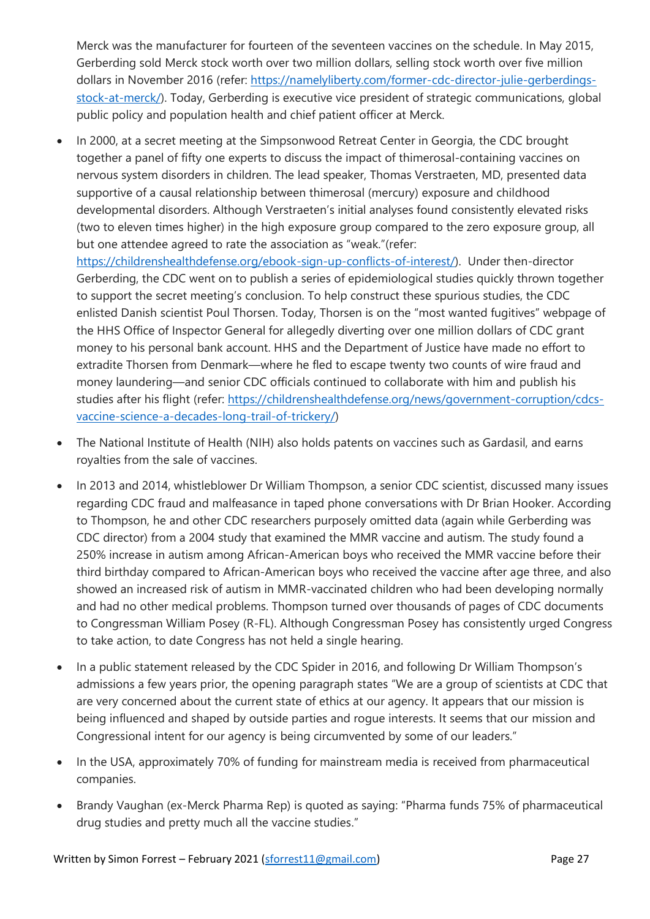Merck was the manufacturer for fourteen of the seventeen vaccines on the schedule. In May 2015, Gerberding sold Merck stock worth over two million dollars, selling stock worth over five million dollars in November 2016 (refer: https://namelyliberty.com/former-cdc-director-julie-gerberdings-stock-at-merck/). Today, Gerberding is executive vice president of strategic communications, global public policy and population health and chief patient officer at Merck.

- In 2000, at a secret meeting at the Simpsonwood Retreat Center in Georgia, the CDC brought together a panel of fifty one experts to discuss the impact of thimerosal-containing vaccines on nervous system disorders in children. The lead speaker, Thomas Verstraeten, MD, presented data supportive of a causal relationship between thimerosal (mercury) exposure and childhood developmental disorders. Although Verstraeten's initial analyses found consistently elevated risks (two to eleven times higher) in the high exposure group compared to the zero exposure group, all but one attendee agreed to rate the association as "weak."(refer: https://childrenshealthdefense.org/ebook-sign-up-conflicts-of-interest/). Under then-director Gerberding, the CDC went on to publish a series of epidemiological studies quickly thrown together to support the secret meeting's conclusion. To help construct these spurious studies, the CDC enlisted Danish scientist Poul Thorsen. Today, Thorsen is on the "most wanted fugitives" webpage of the HHS Office of Inspector General for allegedly diverting over one million dollars of CDC grant money to his personal bank account. HHS and the Department of Justice have made no effort to extradite Thorsen from Denmark—where he fled to escape twenty two counts of wire fraud and money laundering—and senior CDC officials continued to collaborate with him and publish his studies after his flight (refer: https://childrenshealthdefense.org/news/government-corruption/cdcs-vaccine-science-a-decades-long-trail-of-trickery/)
- The National Institute of Health (NIH) also holds patents on vaccines such as Gardasil, and earns royalties from the sale of vaccines.
- In 2013 and 2014, whistleblower Dr William Thompson, a senior CDC scientist, discussed many issues regarding CDC fraud and malfeasance in taped phone conversations with Dr Brian Hooker. According to Thompson, he and other CDC researchers purposely omitted data (again while Gerberding was CDC director) from a 2004 study that examined the MMR vaccine and autism. The study found a 250% increase in autism among African-American boys who received the MMR vaccine before their third birthday compared to African-American boys who received the vaccine after age three, and also showed an increased risk of autism in MMR-vaccinated children who had been developing normally and had no other medical problems. Thompson turned over thousands of pages of CDC documents to Congressman William Posey (R-FL). Although Congressman Posey has consistently urged Congress to take action, to date Congress has not held a single hearing.
- In a public statement released by the CDC Spider in 2016, and following Dr William Thompson's admissions a few years prior, the opening paragraph states "We are a group of scientists at CDC that are very concerned about the current state of ethics at our agency. It appears that our mission is being influenced and shaped by outside parties and rogue interests. It seems that our mission and Congressional intent for our agency is being circumvented by some of our leaders."
- In the USA, approximately 70% of funding for mainstream media is received from pharmaceutical companies.
- Brandy Vaughan (ex-Merck Pharma Rep) is quoted as saying: "Pharma funds 75% of pharmaceutical drug studies and pretty much all the vaccine studies."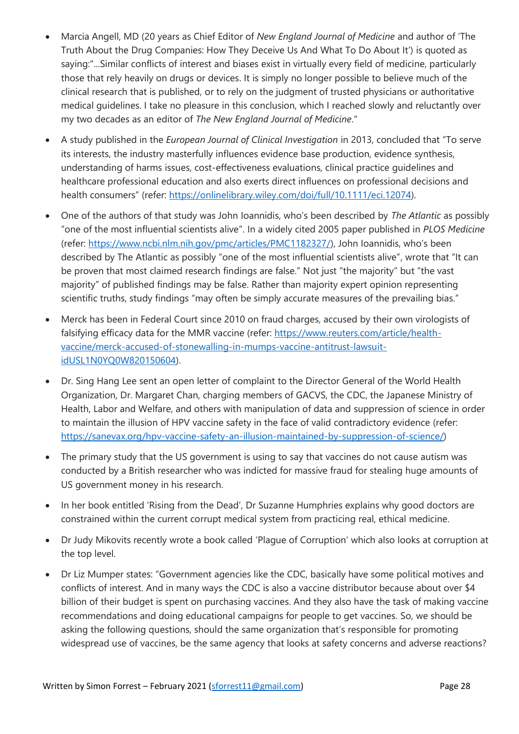- Marcia Angell, MD (20 years as Chief Editor of *New England Journal of Medicine* and author of 'The Truth About the Drug Companies: How They Deceive Us And What To Do About It') is quoted as saying:"...Similar conflicts of interest and biases exist in virtually every field of medicine, particularly those that rely heavily on drugs or devices. It is simply no longer possible to believe much of the clinical research that is published, or to rely on the judgment of trusted physicians or authoritative medical guidelines. I take no pleasure in this conclusion, which I reached slowly and reluctantly over my two decades as an editor of *The New England Journal of Medicine*."

- A study published in the *European Journal of Clinical Investigation* in 2013, concluded that "To serve its interests, the industry masterfully influences evidence base production, evidence synthesis, understanding of harms issues, cost-effectiveness evaluations, clinical practice guidelines and healthcare professional education and also exerts direct influences on professional decisions and health consumers" (refer: https://onlinelibrary.wiley.com/doi/full/10.1111/eci.12074).

- One of the authors of that study was John Ioannidis, who's been described by *The Atlantic* as possibly "one of the most influential scientists alive". In a widely cited 2005 paper published in *PLOS Medicine* (refer: https://www.ncbi.nlm.nih.gov/pmc/articles/PMC1182327/), John Ioannidis, who's been described by The Atlantic as possibly "one of the most influential scientists alive", wrote that "It can be proven that most claimed research findings are false." Not just "the majority" but "the vast majority" of published findings may be false. Rather than majority expert opinion representing scientific truths, study findings "may often be simply accurate measures of the prevailing bias."

- Merck has been in Federal Court since 2010 on fraud charges, accused by their own virologists of falsifying efficacy data for the MMR vaccine (refer: https://www.reuters.com/article/health-vaccine/merck-accused-of-stonewalling-in-mumps-vaccine-antitrust-lawsuit-idUSL1N0YQ0W820150604).

- Dr. Sing Hang Lee sent an open letter of complaint to the Director General of the World Health Organization, Dr. Margaret Chan, charging members of GACVS, the CDC, the Japanese Ministry of Health, Labor and Welfare, and others with manipulation of data and suppression of science in order to maintain the illusion of HPV vaccine safety in the face of valid contradictory evidence (refer: https://sanevax.org/hpv-vaccine-safety-an-illusion-maintained-by-suppression-of-science/)

- The primary study that the US government is using to say that vaccines do not cause autism was conducted by a British researcher who was indicted for massive fraud for stealing huge amounts of US government money in his research.

- In her book entitled 'Rising from the Dead', Dr Suzanne Humphries explains why good doctors are constrained within the current corrupt medical system from practicing real, ethical medicine.

- Dr Judy Mikovits recently wrote a book called 'Plague of Corruption' which also looks at corruption at the top level.

- Dr Liz Mumper states: "Government agencies like the CDC, basically have some political motives and conflicts of interest. And in many ways the CDC is also a vaccine distributor because about over $4 billion of their budget is spent on purchasing vaccines. And they also have the task of making vaccine recommendations and doing educational campaigns for people to get vaccines. So, we should be asking the following questions, should the same organization that's responsible for promoting widespread use of vaccines, be the same agency that looks at safety concerns and adverse reactions?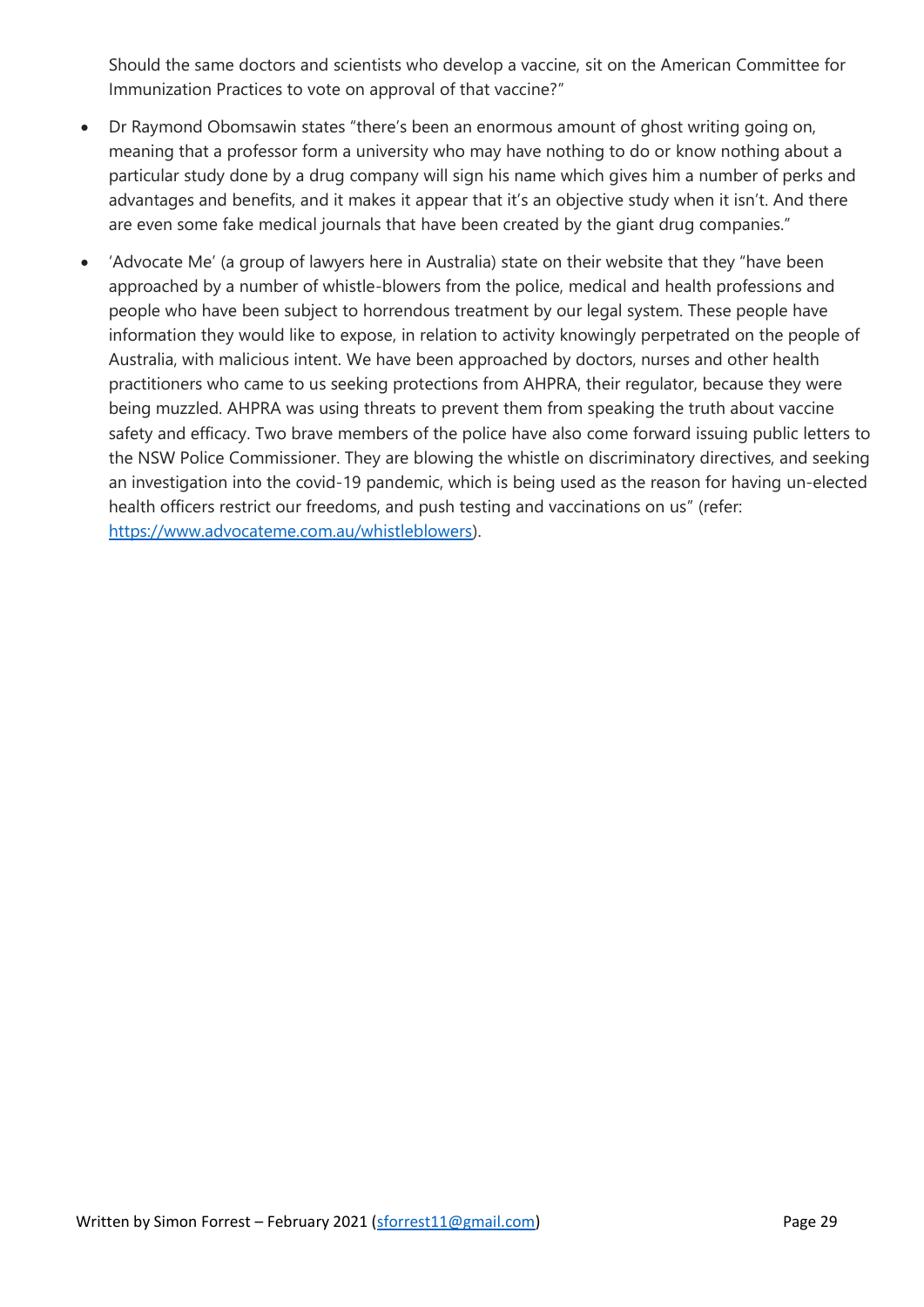Should the same doctors and scientists who develop a vaccine, sit on the American Committee for Immunization Practices to vote on approval of that vaccine?"

- Dr Raymond Obomsawin states "there's been an enormous amount of ghost writing going on, meaning that a professor form a university who may have nothing to do or know nothing about a particular study done by a drug company will sign his name which gives him a number of perks and advantages and benefits, and it makes it appear that it's an objective study when it isn't. And there are even some fake medical journals that have been created by the giant drug companies."
- 'Advocate Me' (a group of lawyers here in Australia) state on their website that they "have been approached by a number of whistle-blowers from the police, medical and health professions and people who have been subject to horrendous treatment by our legal system. These people have information they would like to expose, in relation to activity knowingly perpetrated on the people of Australia, with malicious intent. We have been approached by doctors, nurses and other health practitioners who came to us seeking protections from AHPRA, their regulator, because they were being muzzled. AHPRA was using threats to prevent them from speaking the truth about vaccine safety and efficacy. Two brave members of the police have also come forward issuing public letters to the NSW Police Commissioner. They are blowing the whistle on discriminatory directives, and seeking an investigation into the covid-19 pandemic, which is being used as the reason for having un-elected health officers restrict our freedoms, and push testing and vaccinations on us" (refer: https://www.advocateme.com.au/whistleblowers).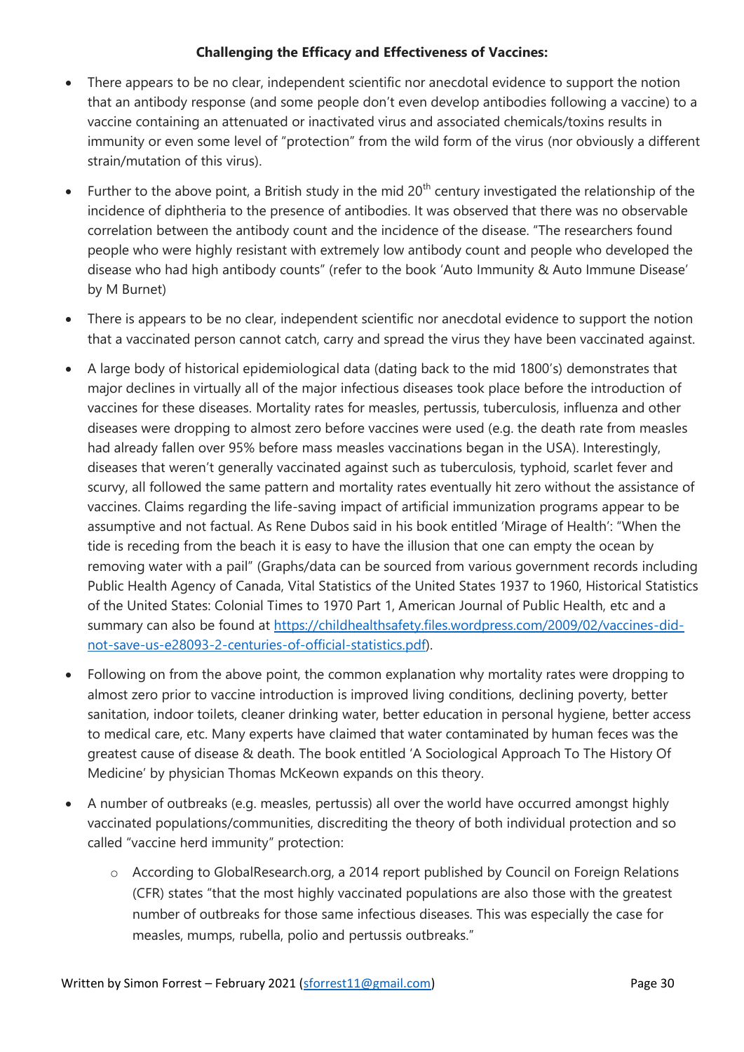**Challenging the Efficacy and Effectiveness of Vaccines:**

- There appears to be no clear, independent scientific nor anecdotal evidence to support the notion that an antibody response (and some people don't even develop antibodies following a vaccine) to a vaccine containing an attenuated or inactivated virus and associated chemicals/toxins results in immunity or even some level of "protection" from the wild form of the virus (nor obviously a different strain/mutation of this virus).
- Further to the above point, a British study in the mid 20th century investigated the relationship of the incidence of diphtheria to the presence of antibodies. It was observed that there was no observable correlation between the antibody count and the incidence of the disease. "The researchers found people who were highly resistant with extremely low antibody count and people who developed the disease who had high antibody counts" (refer to the book 'Auto Immunity & Auto Immune Disease' by M Burnet)
- There is appears to be no clear, independent scientific nor anecdotal evidence to support the notion that a vaccinated person cannot catch, carry and spread the virus they have been vaccinated against.
- A large body of historical epidemiological data (dating back to the mid 1800's) demonstrates that major declines in virtually all of the major infectious diseases took place before the introduction of vaccines for these diseases. Mortality rates for measles, pertussis, tuberculosis, influenza and other diseases were dropping to almost zero before vaccines were used (e.g. the death rate from measles had already fallen over 95% before mass measles vaccinations began in the USA). Interestingly, diseases that weren't generally vaccinated against such as tuberculosis, typhoid, scarlet fever and scurvy, all followed the same pattern and mortality rates eventually hit zero without the assistance of vaccines. Claims regarding the life-saving impact of artificial immunization programs appear to be assumptive and not factual. As Rene Dubos said in his book entitled 'Mirage of Health': "When the tide is receding from the beach it is easy to have the illusion that one can empty the ocean by removing water with a pail" (Graphs/data can be sourced from various government records including Public Health Agency of Canada, Vital Statistics of the United States 1937 to 1960, Historical Statistics of the United States: Colonial Times to 1970 Part 1, American Journal of Public Health, etc and a summary can also be found at [https://childhealthsafety.files.wordpress.com/2009/02/vaccines-did-not-save-us-e28093-2-centuries-of-official-statistics.pdf](https://childhealthsafety.files.wordpress.com/2009/02/vaccines-did-not-save-us-e28093-2-centuries-of-official-statistics.pdf)).
- Following on from the above point, the common explanation why mortality rates were dropping to almost zero prior to vaccine introduction is improved living conditions, declining poverty, better sanitation, indoor toilets, cleaner drinking water, better education in personal hygiene, better access to medical care, etc. Many experts have claimed that water contaminated by human feces was the greatest cause of disease & death. The book entitled 'A Sociological Approach To The History Of Medicine' by physician Thomas McKeown expands on this theory.
- A number of outbreaks (e.g. measles, pertussis) all over the world have occurred amongst highly vaccinated populations/communities, discrediting the theory of both individual protection and so called "vaccine herd immunity" protection:
  - According to GlobalResearch.org, a 2014 report published by Council on Foreign Relations (CFR) states "that the most highly vaccinated populations are also those with the greatest number of outbreaks for those same infectious diseases. This was especially the case for measles, mumps, rubella, polio and pertussis outbreaks."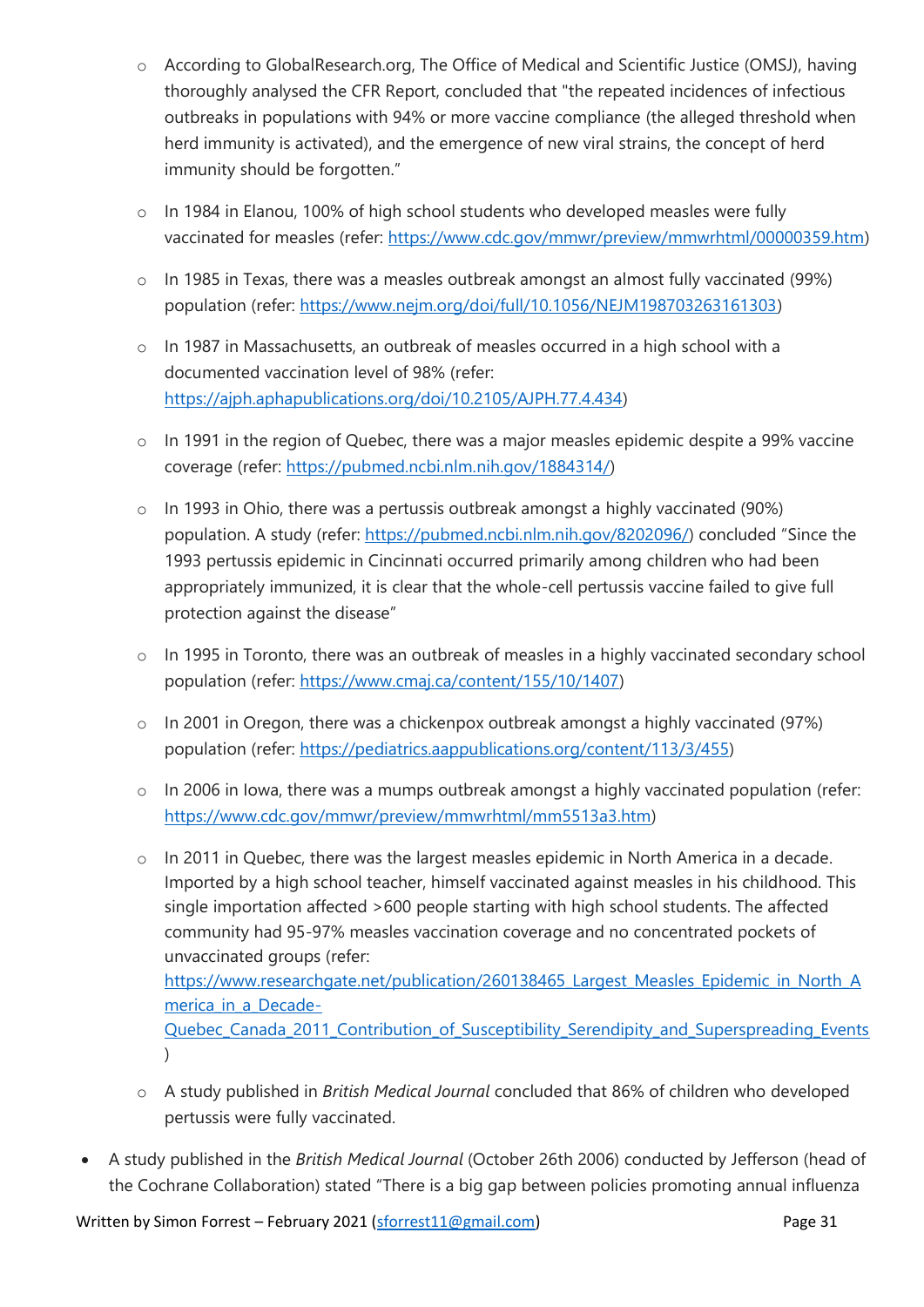- According to GlobalResearch.org, The Office of Medical and Scientific Justice (OMSJ), having thoroughly analysed the CFR Report, concluded that "the repeated incidences of infectious outbreaks in populations with 94% or more vaccine compliance (the alleged threshold when herd immunity is activated), and the emergence of new viral strains, the concept of herd immunity should be forgotten."
  - In 1984 in Elanou, 100% of high school students who developed measles were fully vaccinated for measles (refer: https://www.cdc.gov/mmwr/preview/mmwrhtml/00000359.htm)
  - In 1985 in Texas, there was a measles outbreak amongst an almost fully vaccinated (99%) population (refer: https://www.nejm.org/doi/full/10.1056/NEJM198703263161303)
  - In 1987 in Massachusetts, an outbreak of measles occurred in a high school with a documented vaccination level of 98% (refer: https://ajph.aphapublications.org/doi/10.2105/AJPH.77.4.434)
  - In 1991 in the region of Quebec, there was a major measles epidemic despite a 99% vaccine coverage (refer: https://pubmed.ncbi.nlm.nih.gov/1884314/)
  - In 1993 in Ohio, there was a pertussis outbreak amongst a highly vaccinated (90%) population. A study (refer: https://pubmed.ncbi.nlm.nih.gov/8202096/) concluded "Since the 1993 pertussis epidemic in Cincinnati occurred primarily among children who had been appropriately immunized, it is clear that the whole-cell pertussis vaccine failed to give full protection against the disease"
  - In 1995 in Toronto, there was an outbreak of measles in a highly vaccinated secondary school population (refer: https://www.cmaj.ca/content/155/10/1407)
  - In 2001 in Oregon, there was a chickenpox outbreak amongst a highly vaccinated (97%) population (refer: https://pediatrics.aappublications.org/content/113/3/455)
  - In 2006 in Iowa, there was a mumps outbreak amongst a highly vaccinated population (refer: https://www.cdc.gov/mmwr/preview/mmwrhtml/mm5513a3.htm)
  - In 2011 in Quebec, there was the largest measles epidemic in North America in a decade. Imported by a high school teacher, himself vaccinated against measles in his childhood. This single importation affected >600 people starting with high school students. The affected community had 95-97% measles vaccination coverage and no concentrated pockets of unvaccinated groups (refer: https://www.researchgate.net/publication/260138465_Largest_Measles_Epidemic_in_North_America_in_a_Decade-Quebec_Canada_2011_Contribution_of_Susceptibility_Serendipity_and_Superspreading_Events)
  - A study published in *British Medical Journal* concluded that 86% of children who developed pertussis were fully vaccinated.
- A study published in the *British Medical Journal* (October 26th 2006) conducted by Jefferson (head of the Cochrane Collaboration) stated "There is a big gap between policies promoting annual influenza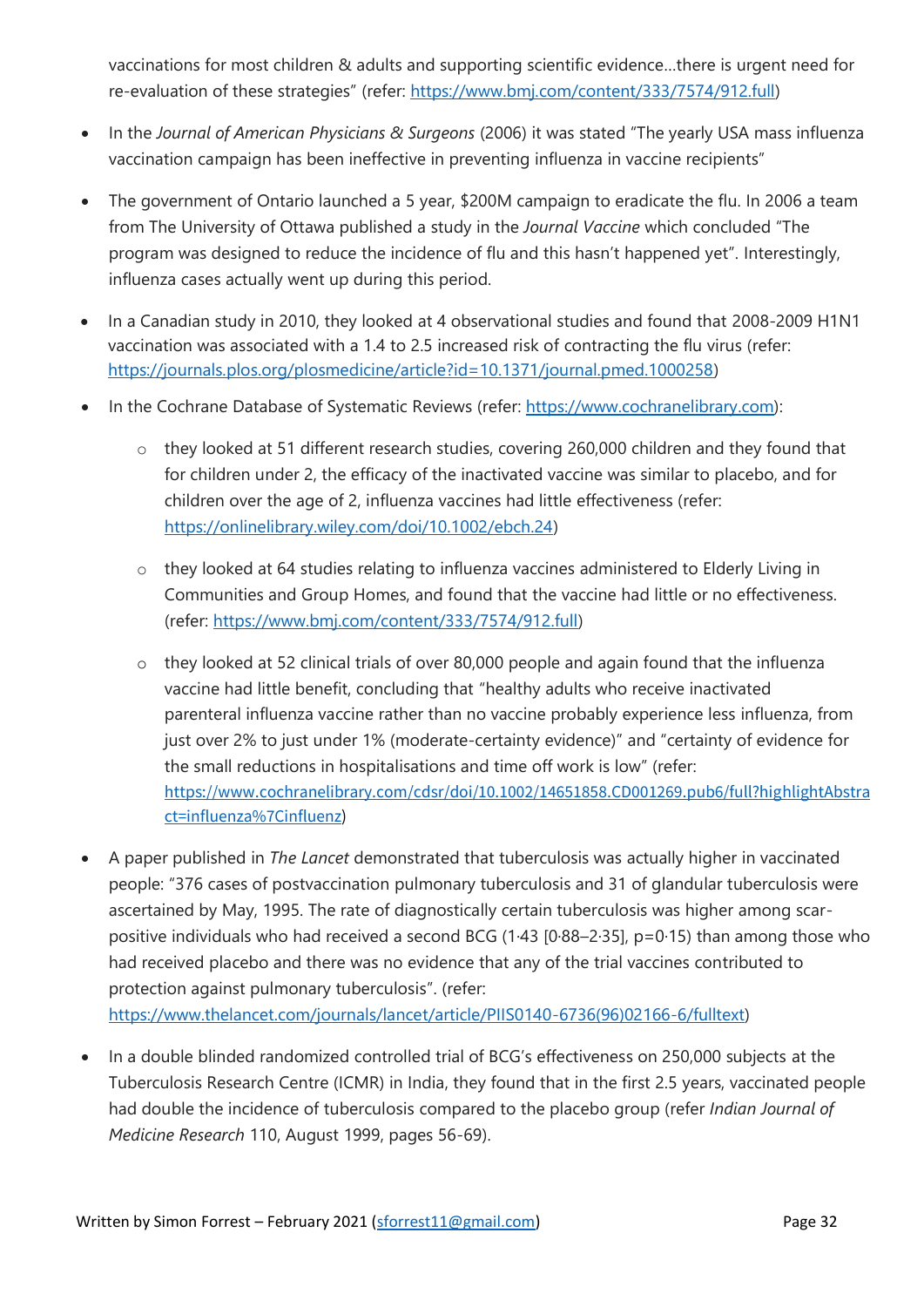vaccinations for most children & adults and supporting scientific evidence…there is urgent need for re-evaluation of these strategies" (refer: https://www.bmj.com/content/333/7574/912.full)

- In the *Journal of American Physicians & Surgeons* (2006) it was stated "The yearly USA mass influenza vaccination campaign has been ineffective in preventing influenza in vaccine recipients"
- The government of Ontario launched a 5 year, $200M campaign to eradicate the flu. In 2006 a team from The University of Ottawa published a study in the *Journal Vaccine* which concluded "The program was designed to reduce the incidence of flu and this hasn't happened yet". Interestingly, influenza cases actually went up during this period.
- In a Canadian study in 2010, they looked at 4 observational studies and found that 2008-2009 H1N1 vaccination was associated with a 1.4 to 2.5 increased risk of contracting the flu virus (refer: https://journals.plos.org/plosmedicine/article?id=10.1371/journal.pmed.1000258)
- In the Cochrane Database of Systematic Reviews (refer: https://www.cochranelibrary.com):
    - they looked at 51 different research studies, covering 260,000 children and they found that for children under 2, the efficacy of the inactivated vaccine was similar to placebo, and for children over the age of 2, influenza vaccines had little effectiveness (refer: https://onlinelibrary.wiley.com/doi/10.1002/ebch.24)
    - they looked at 64 studies relating to influenza vaccines administered to Elderly Living in Communities and Group Homes, and found that the vaccine had little or no effectiveness. (refer: https://www.bmj.com/content/333/7574/912.full)
    - they looked at 52 clinical trials of over 80,000 people and again found that the influenza vaccine had little benefit, concluding that "healthy adults who receive inactivated parenteral influenza vaccine rather than no vaccine probably experience less influenza, from just over 2% to just under 1% (moderate-certainty evidence)" and "certainty of evidence for the small reductions in hospitalisations and time off work is low" (refer: https://www.cochranelibrary.com/cdsr/doi/10.1002/14651858.CD001269.pub6/full?highlightAbstract=influenza%7Cinfluenz)
- A paper published in *The Lancet* demonstrated that tuberculosis was actually higher in vaccinated people: "376 cases of postvaccination pulmonary tuberculosis and 31 of glandular tuberculosis were ascertained by May, 1995. The rate of diagnostically certain tuberculosis was higher among scar-positive individuals who had received a second BCG (1·43 [0·88–2·35], p=0·15) than among those who had received placebo and there was no evidence that any of the trial vaccines contributed to protection against pulmonary tuberculosis". (refer: https://www.thelancet.com/journals/lancet/article/PIIS0140-6736(96)02166-6/fulltext)
- In a double blinded randomized controlled trial of BCG's effectiveness on 250,000 subjects at the Tuberculosis Research Centre (ICMR) in India, they found that in the first 2.5 years, vaccinated people had double the incidence of tuberculosis compared to the placebo group (refer *Indian Journal of Medicine Research* 110, August 1999, pages 56-69).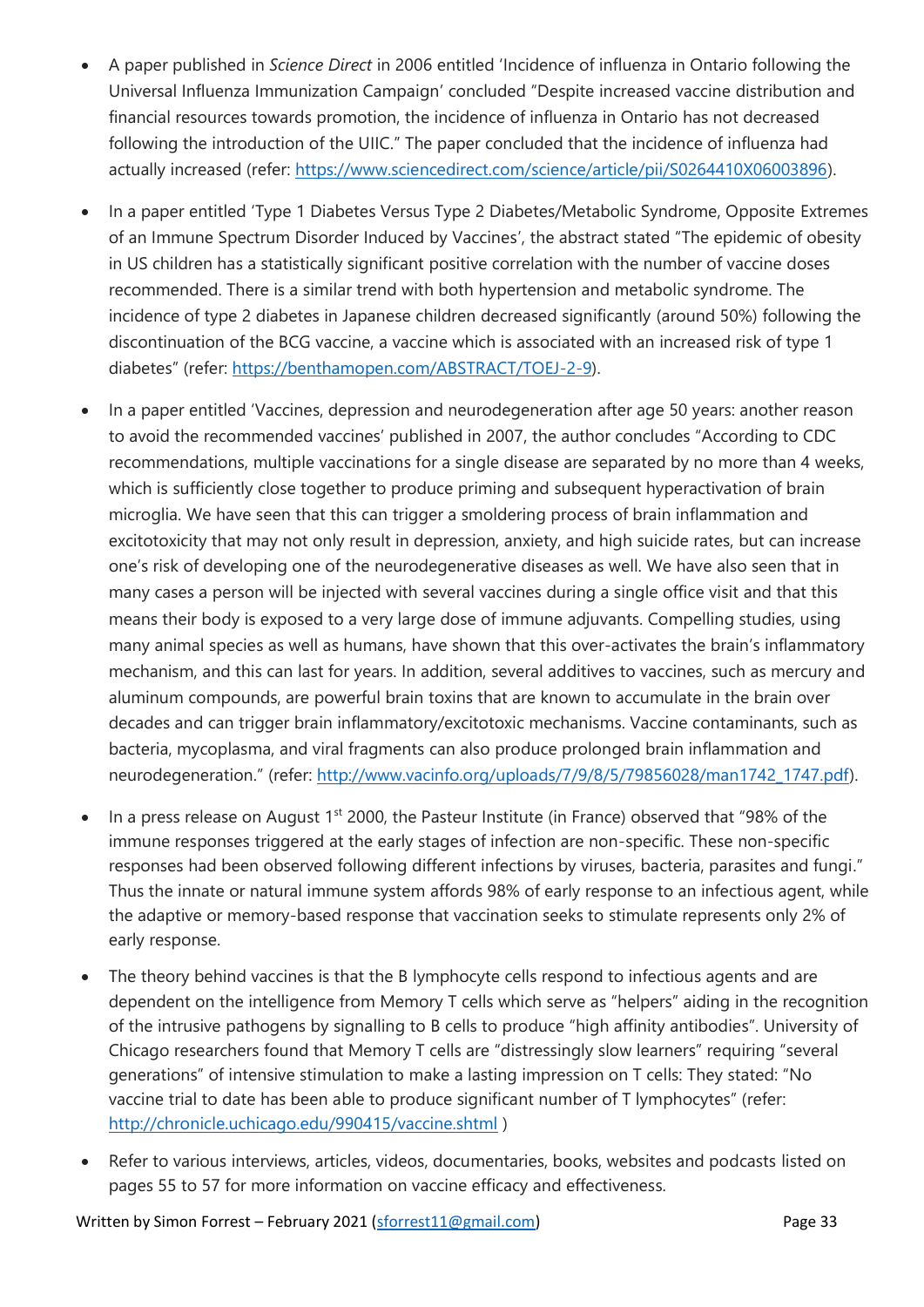- A paper published in *Science Direct* in 2006 entitled 'Incidence of influenza in Ontario following the Universal Influenza Immunization Campaign' concluded "Despite increased vaccine distribution and financial resources towards promotion, the incidence of influenza in Ontario has not decreased following the introduction of the UIIC." The paper concluded that the incidence of influenza had actually increased (refer: https://www.sciencedirect.com/science/article/pii/S0264410X06003896).

- In a paper entitled 'Type 1 Diabetes Versus Type 2 Diabetes/Metabolic Syndrome, Opposite Extremes of an Immune Spectrum Disorder Induced by Vaccines', the abstract stated "The epidemic of obesity in US children has a statistically significant positive correlation with the number of vaccine doses recommended. There is a similar trend with both hypertension and metabolic syndrome. The incidence of type 2 diabetes in Japanese children decreased significantly (around 50%) following the discontinuation of the BCG vaccine, a vaccine which is associated with an increased risk of type 1 diabetes" (refer: https://benthamopen.com/ABSTRACT/TOEJ-2-9).

- In a paper entitled 'Vaccines, depression and neurodegeneration after age 50 years: another reason to avoid the recommended vaccines' published in 2007, the author concludes "According to CDC recommendations, multiple vaccinations for a single disease are separated by no more than 4 weeks, which is sufficiently close together to produce priming and subsequent hyperactivation of brain microglia. We have seen that this can trigger a smoldering process of brain inflammation and excitotoxicity that may not only result in depression, anxiety, and high suicide rates, but can increase one's risk of developing one of the neurodegenerative diseases as well. We have also seen that in many cases a person will be injected with several vaccines during a single office visit and that this means their body is exposed to a very large dose of immune adjuvants. Compelling studies, using many animal species as well as humans, have shown that this over-activates the brain's inflammatory mechanism, and this can last for years. In addition, several additives to vaccines, such as mercury and aluminum compounds, are powerful brain toxins that are known to accumulate in the brain over decades and can trigger brain inflammatory/excitotoxic mechanisms. Vaccine contaminants, such as bacteria, mycoplasma, and viral fragments can also produce prolonged brain inflammation and neurodegeneration." (refer: http://www.vacinfo.org/uploads/7/9/8/5/79856028/man1742_1747.pdf).

- In a press release on August 1st 2000, the Pasteur Institute (in France) observed that "98% of the immune responses triggered at the early stages of infection are non-specific. These non-specific responses had been observed following different infections by viruses, bacteria, parasites and fungi." Thus the innate or natural immune system affords 98% of early response to an infectious agent, while the adaptive or memory-based response that vaccination seeks to stimulate represents only 2% of early response.

- The theory behind vaccines is that the B lymphocyte cells respond to infectious agents and are dependent on the intelligence from Memory T cells which serve as "helpers" aiding in the recognition of the intrusive pathogens by signalling to B cells to produce "high affinity antibodies". University of Chicago researchers found that Memory T cells are "distressingly slow learners" requiring "several generations" of intensive stimulation to make a lasting impression on T cells: They stated: "No vaccine trial to date has been able to produce significant number of T lymphocytes" (refer: http://chronicle.uchicago.edu/990415/vaccine.shtml )

- Refer to various interviews, articles, videos, documentaries, books, websites and podcasts listed on pages 55 to 57 for more information on vaccine efficacy and effectiveness.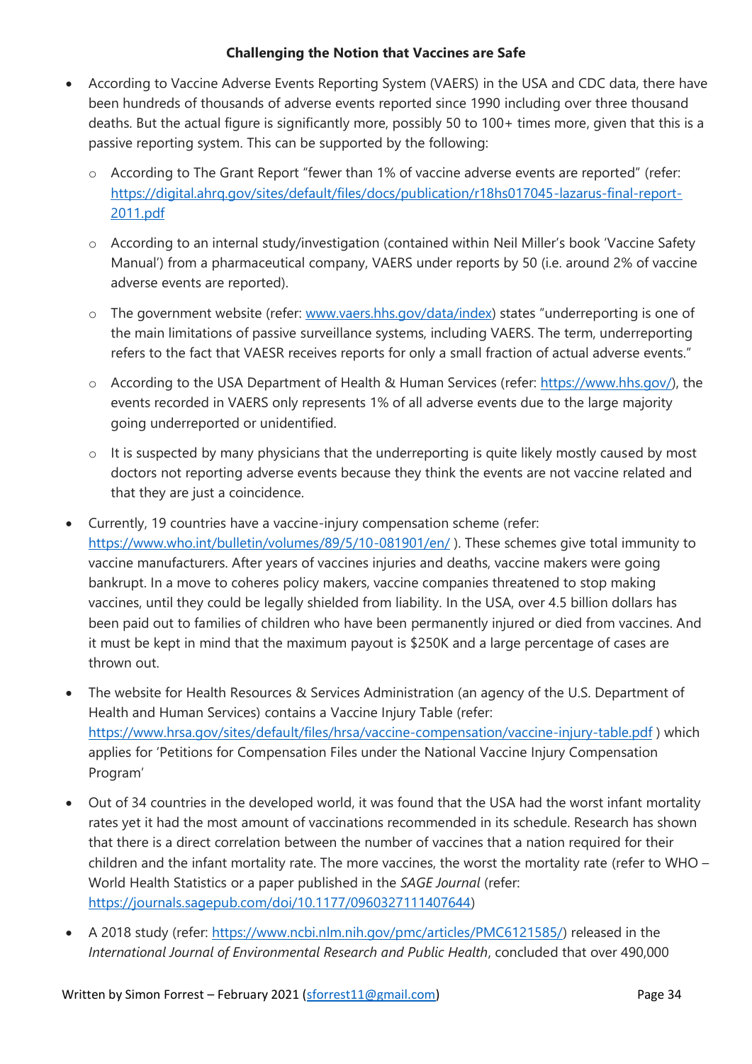**Challenging the Notion that Vaccines are Safe**

- According to Vaccine Adverse Events Reporting System (VAERS) in the USA and CDC data, there have been hundreds of thousands of adverse events reported since 1990 including over three thousand deaths. But the actual figure is significantly more, possibly 50 to 100+ times more, given that this is a passive reporting system. This can be supported by the following:
  - According to The Grant Report "fewer than 1% of vaccine adverse events are reported" (refer: https://digital.ahrq.gov/sites/default/files/docs/publication/r18hs017045-lazarus-final-report-2011.pdf
  - According to an internal study/investigation (contained within Neil Miller's book 'Vaccine Safety Manual') from a pharmaceutical company, VAERS under reports by 50 (i.e. around 2% of vaccine adverse events are reported).
  - The government website (refer: www.vaers.hhs.gov/data/index) states "underreporting is one of the main limitations of passive surveillance systems, including VAERS. The term, underreporting refers to the fact that VAESR receives reports for only a small fraction of actual adverse events."
  - According to the USA Department of Health & Human Services (refer: https://www.hhs.gov/), the events recorded in VAERS only represents 1% of all adverse events due to the large majority going underreported or unidentified.
  - It is suspected by many physicians that the underreporting is quite likely mostly caused by most doctors not reporting adverse events because they think the events are not vaccine related and that they are just a coincidence.
- Currently, 19 countries have a vaccine-injury compensation scheme (refer: https://www.who.int/bulletin/volumes/89/5/10-081901/en/ ). These schemes give total immunity to vaccine manufacturers. After years of vaccines injuries and deaths, vaccine makers were going bankrupt. In a move to coheres policy makers, vaccine companies threatened to stop making vaccines, until they could be legally shielded from liability. In the USA, over 4.5 billion dollars has been paid out to families of children who have been permanently injured or died from vaccines. And it must be kept in mind that the maximum payout is $250K and a large percentage of cases are thrown out.
- The website for Health Resources & Services Administration (an agency of the U.S. Department of Health and Human Services) contains a Vaccine Injury Table (refer: https://www.hrsa.gov/sites/default/files/hrsa/vaccine-compensation/vaccine-injury-table.pdf ) which applies for 'Petitions for Compensation Files under the National Vaccine Injury Compensation Program'
- Out of 34 countries in the developed world, it was found that the USA had the worst infant mortality rates yet it had the most amount of vaccinations recommended in its schedule. Research has shown that there is a direct correlation between the number of vaccines that a nation required for their children and the infant mortality rate. The more vaccines, the worst the mortality rate (refer to WHO – World Health Statistics or a paper published in the *SAGE Journal* (refer: https://journals.sagepub.com/doi/10.1177/0960327111407644)
- A 2018 study (refer: https://www.ncbi.nlm.nih.gov/pmc/articles/PMC6121585/) released in the *International Journal of Environmental Research and Public Health*, concluded that over 490,000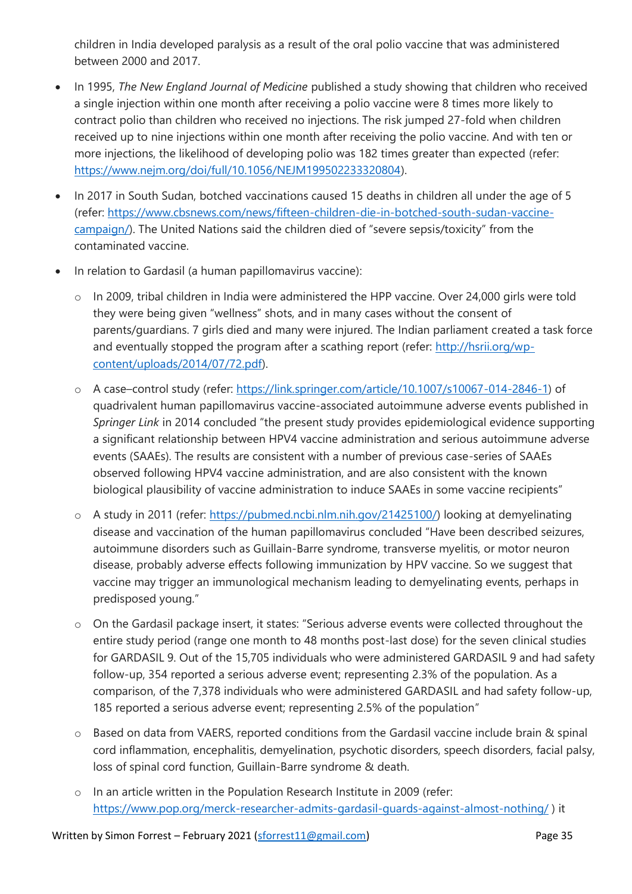children in India developed paralysis as a result of the oral polio vaccine that was administered between 2000 and 2017.

- In 1995, *The New England Journal of Medicine* published a study showing that children who received a single injection within one month after receiving a polio vaccine were 8 times more likely to contract polio than children who received no injections. The risk jumped 27-fold when children received up to nine injections within one month after receiving the polio vaccine. And with ten or more injections, the likelihood of developing polio was 182 times greater than expected (refer: https://www.nejm.org/doi/full/10.1056/NEJM199502233320804).
- In 2017 in South Sudan, botched vaccinations caused 15 deaths in children all under the age of 5 (refer: https://www.cbsnews.com/news/fifteen-children-die-in-botched-south-sudan-vaccine-campaign/). The United Nations said the children died of "severe sepsis/toxicity" from the contaminated vaccine.
- In relation to Gardasil (a human papillomavirus vaccine):
  - In 2009, tribal children in India were administered the HPP vaccine. Over 24,000 girls were told they were being given "wellness" shots, and in many cases without the consent of parents/guardians. 7 girls died and many were injured. The Indian parliament created a task force and eventually stopped the program after a scathing report (refer: http://hsrii.org/wp-content/uploads/2014/07/72.pdf).
  - A case–control study (refer: https://link.springer.com/article/10.1007/s10067-014-2846-1) of quadrivalent human papillomavirus vaccine-associated autoimmune adverse events published in *Springer Link* in 2014 concluded "the present study provides epidemiological evidence supporting a significant relationship between HPV4 vaccine administration and serious autoimmune adverse events (SAAEs). The results are consistent with a number of previous case-series of SAAEs observed following HPV4 vaccine administration, and are also consistent with the known biological plausibility of vaccine administration to induce SAAEs in some vaccine recipients"
  - A study in 2011 (refer: https://pubmed.ncbi.nlm.nih.gov/21425100/) looking at demyelinating disease and vaccination of the human papillomavirus concluded "Have been described seizures, autoimmune disorders such as Guillain-Barre syndrome, transverse myelitis, or motor neuron disease, probably adverse effects following immunization by HPV vaccine. So we suggest that vaccine may trigger an immunological mechanism leading to demyelinating events, perhaps in predisposed young."
  - On the Gardasil package insert, it states: "Serious adverse events were collected throughout the entire study period (range one month to 48 months post-last dose) for the seven clinical studies for GARDASIL 9. Out of the 15,705 individuals who were administered GARDASIL 9 and had safety follow-up, 354 reported a serious adverse event; representing 2.3% of the population. As a comparison, of the 7,378 individuals who were administered GARDASIL and had safety follow-up, 185 reported a serious adverse event; representing 2.5% of the population"
  - Based on data from VAERS, reported conditions from the Gardasil vaccine include brain & spinal cord inflammation, encephalitis, demyelination, psychotic disorders, speech disorders, facial palsy, loss of spinal cord function, Guillain-Barre syndrome & death.
  - In an article written in the Population Research Institute in 2009 (refer: https://www.pop.org/merck-researcher-admits-gardasil-guards-against-almost-nothing/ ) it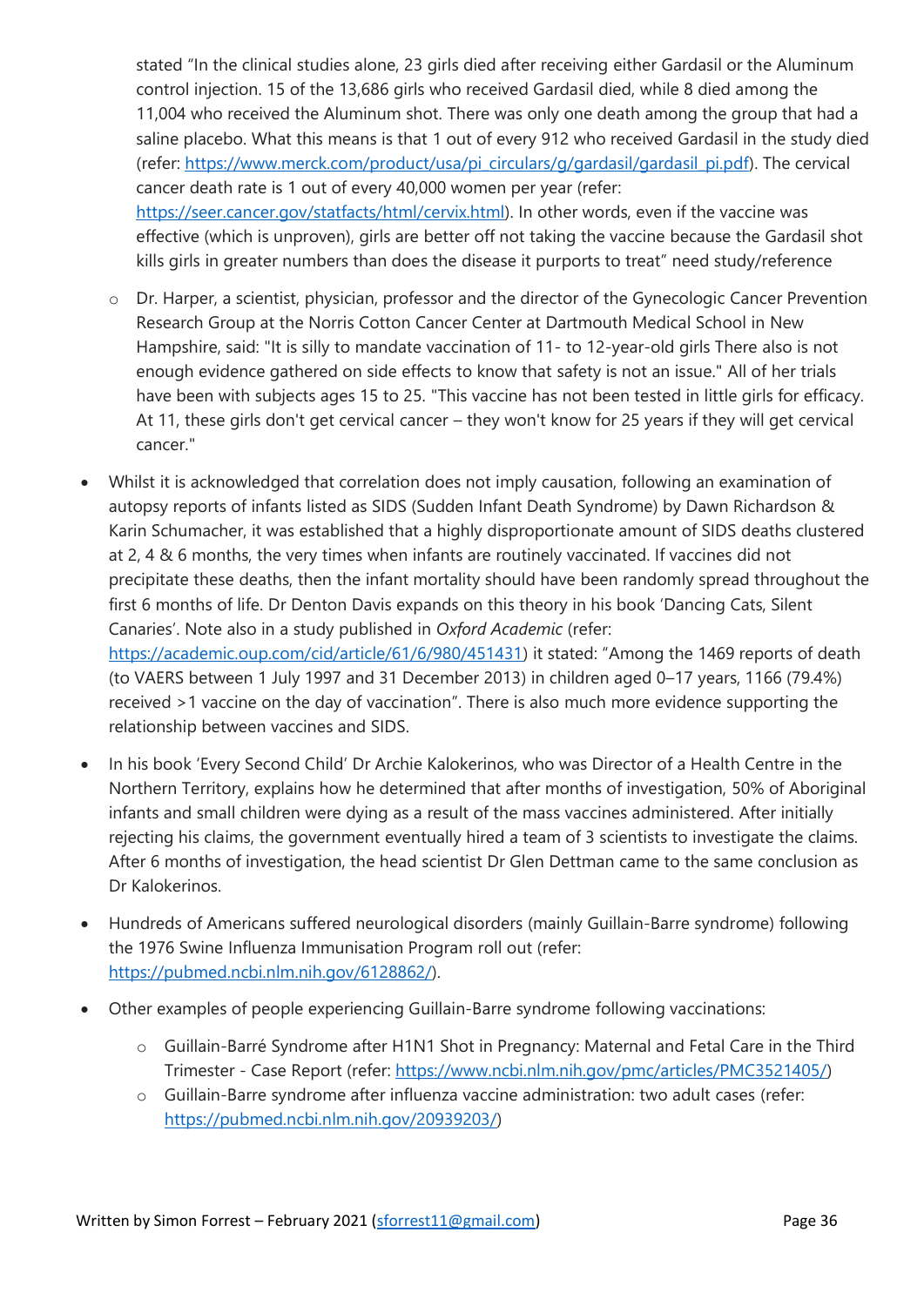stated "In the clinical studies alone, 23 girls died after receiving either Gardasil or the Aluminum control injection. 15 of the 13,686 girls who received Gardasil died, while 8 died among the 11,004 who received the Aluminum shot. There was only one death among the group that had a saline placebo. What this means is that 1 out of every 912 who received Gardasil in the study died (refer: https://www.merck.com/product/usa/pi_circulars/g/gardasil/gardasil_pi.pdf). The cervical cancer death rate is 1 out of every 40,000 women per year (refer: https://seer.cancer.gov/statfacts/html/cervix.html). In other words, even if the vaccine was effective (which is unproven), girls are better off not taking the vaccine because the Gardasil shot kills girls in greater numbers than does the disease it purports to treat" need study/reference

  - Dr. Harper, a scientist, physician, professor and the director of the Gynecologic Cancer Prevention Research Group at the Norris Cotton Cancer Center at Dartmouth Medical School in New Hampshire, said: "It is silly to mandate vaccination of 11- to 12-year-old girls There also is not enough evidence gathered on side effects to know that safety is not an issue." All of her trials have been with subjects ages 15 to 25. "This vaccine has not been tested in little girls for efficacy. At 11, these girls don't get cervical cancer – they won't know for 25 years if they will get cervical cancer."

- Whilst it is acknowledged that correlation does not imply causation, following an examination of autopsy reports of infants listed as SIDS (Sudden Infant Death Syndrome) by Dawn Richardson & Karin Schumacher, it was established that a highly disproportionate amount of SIDS deaths clustered at 2, 4 & 6 months, the very times when infants are routinely vaccinated. If vaccines did not precipitate these deaths, then the infant mortality should have been randomly spread throughout the first 6 months of life. Dr Denton Davis expands on this theory in his book 'Dancing Cats, Silent Canaries'. Note also in a study published in *Oxford Academic* (refer: https://academic.oup.com/cid/article/61/6/980/451431) it stated: "Among the 1469 reports of death (to VAERS between 1 July 1997 and 31 December 2013) in children aged 0–17 years, 1166 (79.4%) received >1 vaccine on the day of vaccination". There is also much more evidence supporting the relationship between vaccines and SIDS.

- In his book 'Every Second Child' Dr Archie Kalokerinos, who was Director of a Health Centre in the Northern Territory, explains how he determined that after months of investigation, 50% of Aboriginal infants and small children were dying as a result of the mass vaccines administered. After initially rejecting his claims, the government eventually hired a team of 3 scientists to investigate the claims. After 6 months of investigation, the head scientist Dr Glen Dettman came to the same conclusion as Dr Kalokerinos.

- Hundreds of Americans suffered neurological disorders (mainly Guillain-Barre syndrome) following the 1976 Swine Influenza Immunisation Program roll out (refer: https://pubmed.ncbi.nlm.nih.gov/6128862/).

- Other examples of people experiencing Guillain-Barre syndrome following vaccinations:
  - Guillain-Barré Syndrome after H1N1 Shot in Pregnancy: Maternal and Fetal Care in the Third Trimester - Case Report (refer: https://www.ncbi.nlm.nih.gov/pmc/articles/PMC3521405/)
  - Guillain-Barre syndrome after influenza vaccine administration: two adult cases (refer: https://pubmed.ncbi.nlm.nih.gov/20939203/)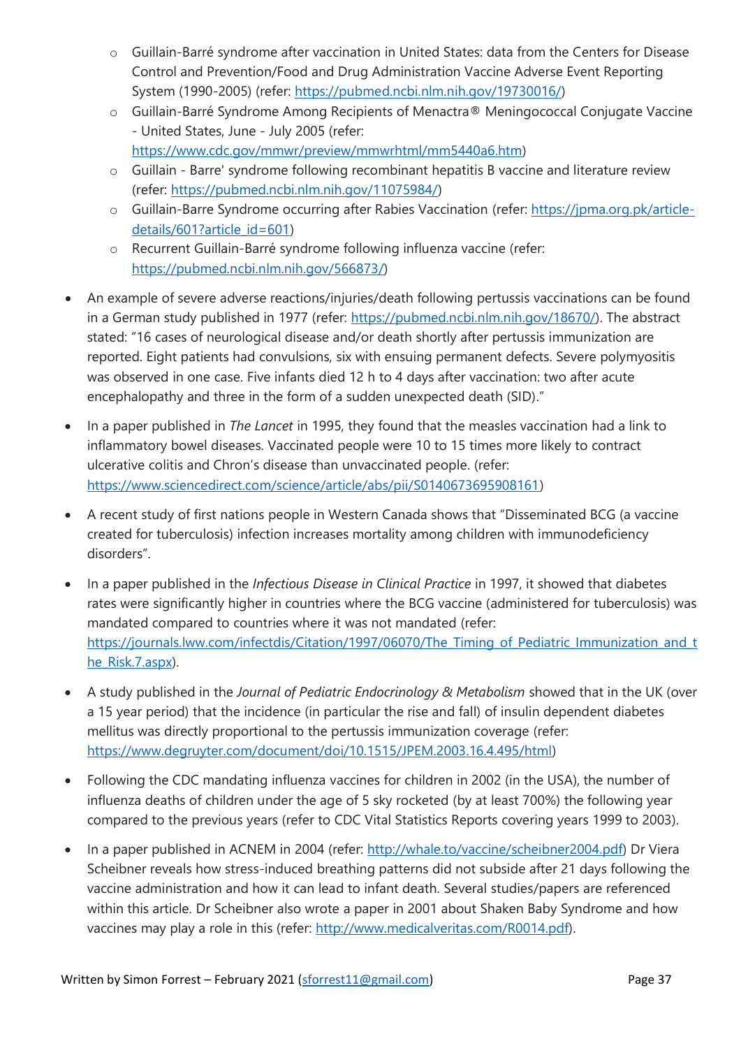- Guillain-Barré syndrome after vaccination in United States: data from the Centers for Disease Control and Prevention/Food and Drug Administration Vaccine Adverse Event Reporting System (1990-2005) (refer: https://pubmed.ncbi.nlm.nih.gov/19730016/)
  - Guillain-Barré Syndrome Among Recipients of Menactra® Meningococcal Conjugate Vaccine - United States, June - July 2005 (refer: https://www.cdc.gov/mmwr/preview/mmwrhtml/mm5440a6.htm)
  - Guillain - Barre' syndrome following recombinant hepatitis B vaccine and literature review (refer: https://pubmed.ncbi.nlm.nih.gov/11075984/)
  - Guillain-Barre Syndrome occurring after Rabies Vaccination (refer: https://jpma.org.pk/article-details/601?article_id=601)
  - Recurrent Guillain-Barré syndrome following influenza vaccine (refer: https://pubmed.ncbi.nlm.nih.gov/566873/)

- An example of severe adverse reactions/injuries/death following pertussis vaccinations can be found in a German study published in 1977 (refer: https://pubmed.ncbi.nlm.nih.gov/18670/). The abstract stated: "16 cases of neurological disease and/or death shortly after pertussis immunization are reported. Eight patients had convulsions, six with ensuing permanent defects. Severe polymyositis was observed in one case. Five infants died 12 h to 4 days after vaccination: two after acute encephalopathy and three in the form of a sudden unexpected death (SID)."

- In a paper published in *The Lancet* in 1995, they found that the measles vaccination had a link to inflammatory bowel diseases. Vaccinated people were 10 to 15 times more likely to contract ulcerative colitis and Chron's disease than unvaccinated people. (refer: https://www.sciencedirect.com/science/article/abs/pii/S0140673695908161)

- A recent study of first nations people in Western Canada shows that "Disseminated BCG (a vaccine created for tuberculosis) infection increases mortality among children with immunodeficiency disorders".

- In a paper published in the *Infectious Disease in Clinical Practice* in 1997, it showed that diabetes rates were significantly higher in countries where the BCG vaccine (administered for tuberculosis) was mandated compared to countries where it was not mandated (refer: https://journals.lww.com/infectdis/Citation/1997/06070/The_Timing_of_Pediatric_Immunization_and_the_Risk.7.aspx).

- A study published in the *Journal of Pediatric Endocrinology & Metabolism* showed that in the UK (over a 15 year period) that the incidence (in particular the rise and fall) of insulin dependent diabetes mellitus was directly proportional to the pertussis immunization coverage (refer: https://www.degruyter.com/document/doi/10.1515/JPEM.2003.16.4.495/html)

- Following the CDC mandating influenza vaccines for children in 2002 (in the USA), the number of influenza deaths of children under the age of 5 sky rocketed (by at least 700%) the following year compared to the previous years (refer to CDC Vital Statistics Reports covering years 1999 to 2003).

- In a paper published in ACNEM in 2004 (refer: http://whale.to/vaccine/scheibner2004.pdf) Dr Viera Scheibner reveals how stress-induced breathing patterns did not subside after 21 days following the vaccine administration and how it can lead to infant death. Several studies/papers are referenced within this article. Dr Scheibner also wrote a paper in 2001 about Shaken Baby Syndrome and how vaccines may play a role in this (refer: http://www.medicalveritas.com/R0014.pdf).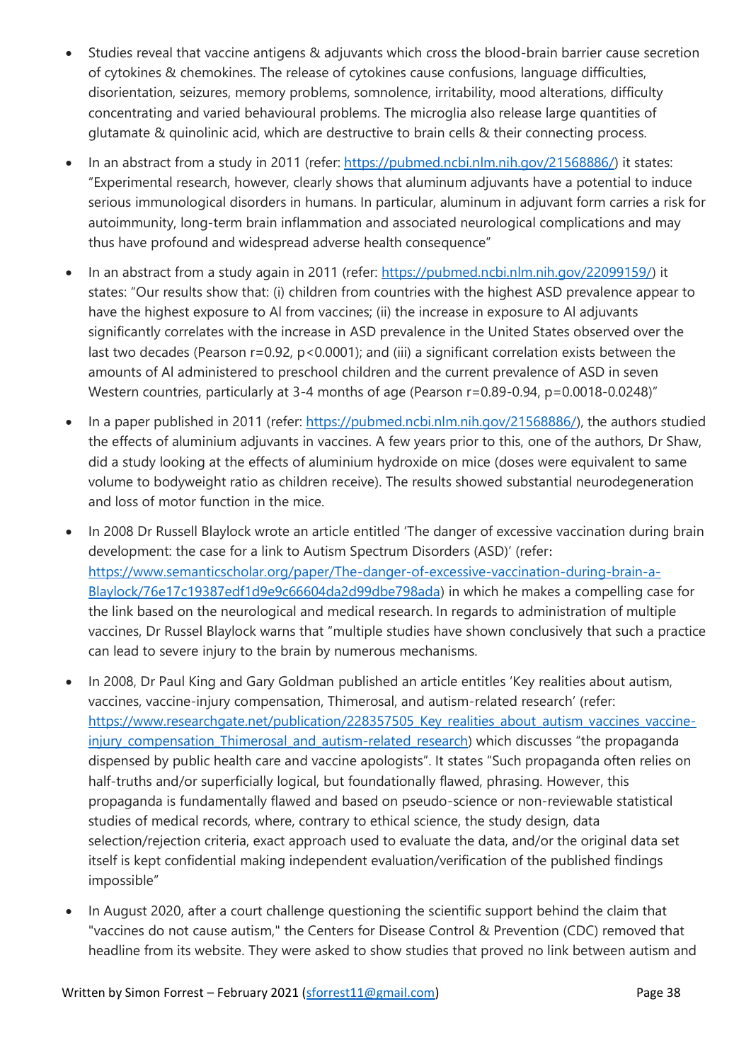- Studies reveal that vaccine antigens & adjuvants which cross the blood-brain barrier cause secretion of cytokines & chemokines. The release of cytokines cause confusions, language difficulties, disorientation, seizures, memory problems, somnolence, irritability, mood alterations, difficulty concentrating and varied behavioural problems. The microglia also release large quantities of glutamate & quinolinic acid, which are destructive to brain cells & their connecting process.

- In an abstract from a study in 2011 (refer: https://pubmed.ncbi.nlm.nih.gov/21568886/) it states: "Experimental research, however, clearly shows that aluminum adjuvants have a potential to induce serious immunological disorders in humans. In particular, aluminum in adjuvant form carries a risk for autoimmunity, long-term brain inflammation and associated neurological complications and may thus have profound and widespread adverse health consequence"

- In an abstract from a study again in 2011 (refer: https://pubmed.ncbi.nlm.nih.gov/22099159/) it states: "Our results show that: (i) children from countries with the highest ASD prevalence appear to have the highest exposure to Al from vaccines; (ii) the increase in exposure to Al adjuvants significantly correlates with the increase in ASD prevalence in the United States observed over the last two decades (Pearson $r=0.92$, $p<0.0001$); and (iii) a significant correlation exists between the amounts of Al administered to preschool children and the current prevalence of ASD in seven Western countries, particularly at 3-4 months of age (Pearson $r=0.89$-$0.94$, $p=0.0018$-$0.0248$)"

- In a paper published in 2011 (refer: https://pubmed.ncbi.nlm.nih.gov/21568886/), the authors studied the effects of aluminium adjuvants in vaccines. A few years prior to this, one of the authors, Dr Shaw, did a study looking at the effects of aluminium hydroxide on mice (doses were equivalent to same volume to bodyweight ratio as children receive). The results showed substantial neurodegeneration and loss of motor function in the mice.

- In 2008 Dr Russell Blaylock wrote an article entitled 'The danger of excessive vaccination during brain development: the case for a link to Autism Spectrum Disorders (ASD)' (refer: https://www.semanticscholar.org/paper/The-danger-of-excessive-vaccination-during-brain-a-Blaylock/76e17c19387edf1d9e9c66604da2d99dbe798ada) in which he makes a compelling case for the link based on the neurological and medical research. In regards to administration of multiple vaccines, Dr Russel Blaylock warns that "multiple studies have shown conclusively that such a practice can lead to severe injury to the brain by numerous mechanisms.

- In 2008, Dr Paul King and Gary Goldman published an article entitles 'Key realities about autism, vaccines, vaccine-injury compensation, Thimerosal, and autism-related research' (refer: https://www.researchgate.net/publication/228357505_Key_realities_about_autism_vaccines_vaccine-injury_compensation_Thimerosal_and_autism-related_research) which discusses "the propaganda dispensed by public health care and vaccine apologists". It states "Such propaganda often relies on half-truths and/or superficially logical, but foundationally flawed, phrasing. However, this propaganda is fundamentally flawed and based on pseudo-science or non-reviewable statistical studies of medical records, where, contrary to ethical science, the study design, data selection/rejection criteria, exact approach used to evaluate the data, and/or the original data set itself is kept confidential making independent evaluation/verification of the published findings impossible"

- In August 2020, after a court challenge questioning the scientific support behind the claim that "vaccines do not cause autism," the Centers for Disease Control & Prevention (CDC) removed that headline from its website. They were asked to show studies that proved no link between autism and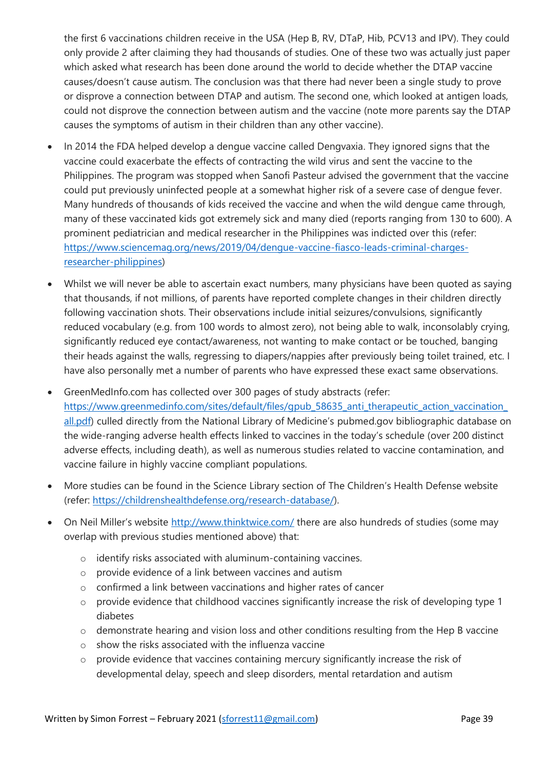the first 6 vaccinations children receive in the USA (Hep B, RV, DTaP, Hib, PCV13 and IPV). They could only provide 2 after claiming they had thousands of studies. One of these two was actually just paper which asked what research has been done around the world to decide whether the DTAP vaccine causes/doesn't cause autism. The conclusion was that there had never been a single study to prove or disprove a connection between DTAP and autism. The second one, which looked at antigen loads, could not disprove the connection between autism and the vaccine (note more parents say the DTAP causes the symptoms of autism in their children than any other vaccine).

- In 2014 the FDA helped develop a dengue vaccine called Dengvaxia. They ignored signs that the vaccine could exacerbate the effects of contracting the wild virus and sent the vaccine to the Philippines. The program was stopped when Sanofi Pasteur advised the government that the vaccine could put previously uninfected people at a somewhat higher risk of a severe case of dengue fever. Many hundreds of thousands of kids received the vaccine and when the wild dengue came through, many of these vaccinated kids got extremely sick and many died (reports ranging from 130 to 600). A prominent pediatrician and medical researcher in the Philippines was indicted over this (refer: [https://www.sciencemag.org/news/2019/04/dengue-vaccine-fiasco-leads-criminal-charges-researcher-philippines](https://www.sciencemag.org/news/2019/04/dengue-vaccine-fiasco-leads-criminal-charges-researcher-philippines))

- Whilst we will never be able to ascertain exact numbers, many physicians have been quoted as saying that thousands, if not millions, of parents have reported complete changes in their children directly following vaccination shots. Their observations include initial seizures/convulsions, significantly reduced vocabulary (e.g. from 100 words to almost zero), not being able to walk, inconsolably crying, significantly reduced eye contact/awareness, not wanting to make contact or be touched, banging their heads against the walls, regressing to diapers/nappies after previously being toilet trained, etc. I have also personally met a number of parents who have expressed these exact same observations.

- GreenMedInfo.com has collected over 300 pages of study abstracts (refer: [https://www.greenmedinfo.com/sites/default/files/gpub_58635_anti_therapeutic_action_vaccination_all.pdf](https://www.greenmedinfo.com/sites/default/files/gpub_58635_anti_therapeutic_action_vaccination_all.pdf)) culled directly from the National Library of Medicine's pubmed.gov bibliographic database on the wide-ranging adverse health effects linked to vaccines in the today's schedule (over 200 distinct adverse effects, including death), as well as numerous studies related to vaccine contamination, and vaccine failure in highly vaccine compliant populations.

- More studies can be found in the Science Library section of The Children's Health Defense website (refer: [https://childrenshealthdefense.org/research-database/](https://childrenshealthdefense.org/research-database/)).

- On Neil Miller's website [http://www.thinktwice.com/](http://www.thinktwice.com/) there are also hundreds of studies (some may overlap with previous studies mentioned above) that:
  - identify risks associated with aluminum-containing vaccines.
  - provide evidence of a link between vaccines and autism
  - confirmed a link between vaccinations and higher rates of cancer
  - provide evidence that childhood vaccines significantly increase the risk of developing type 1 diabetes
  - demonstrate hearing and vision loss and other conditions resulting from the Hep B vaccine
  - show the risks associated with the influenza vaccine
  - provide evidence that vaccines containing mercury significantly increase the risk of developmental delay, speech and sleep disorders, mental retardation and autism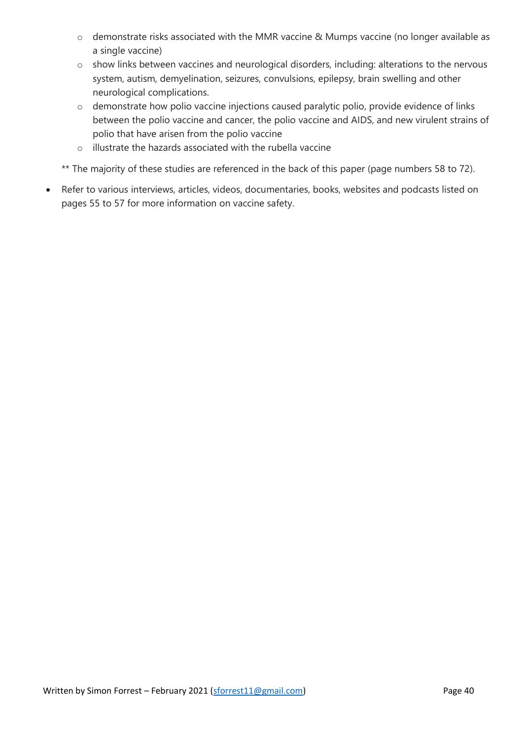- demonstrate risks associated with the MMR vaccine & Mumps vaccine (no longer available as a single vaccine)
  - show links between vaccines and neurological disorders, including: alterations to the nervous system, autism, demyelination, seizures, convulsions, epilepsy, brain swelling and other neurological complications.
  - demonstrate how polio vaccine injections caused paralytic polio, provide evidence of links between the polio vaccine and cancer, the polio vaccine and AIDS, and new virulent strains of polio that have arisen from the polio vaccine
  - illustrate the hazards associated with the rubella vaccine

  ** The majority of these studies are referenced in the back of this paper (page numbers 58 to 72).

- Refer to various interviews, articles, videos, documentaries, books, websites and podcasts listed on pages 55 to 57 for more information on vaccine safety.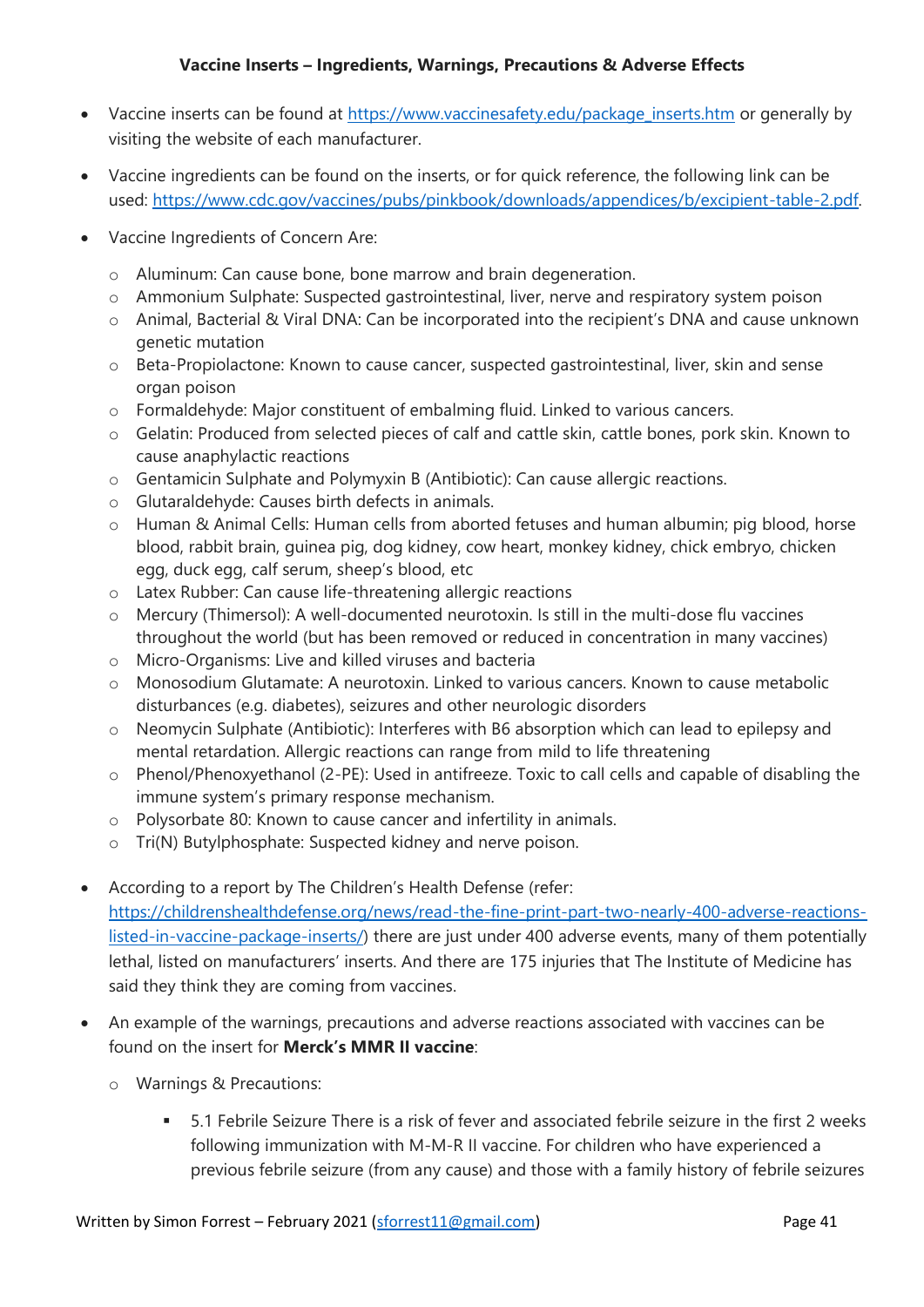**Vaccine Inserts – Ingredients, Warnings, Precautions & Adverse Effects**

- Vaccine inserts can be found at https://www.vaccinesafety.edu/package_inserts.htm or generally by visiting the website of each manufacturer.
- Vaccine ingredients can be found on the inserts, or for quick reference, the following link can be used: https://www.cdc.gov/vaccines/pubs/pinkbook/downloads/appendices/b/excipient-table-2.pdf.
- Vaccine Ingredients of Concern Are:
  - Aluminum: Can cause bone, bone marrow and brain degeneration.
  - Ammonium Sulphate: Suspected gastrointestinal, liver, nerve and respiratory system poison
  - Animal, Bacterial & Viral DNA: Can be incorporated into the recipient's DNA and cause unknown genetic mutation
  - Beta-Propiolactone: Known to cause cancer, suspected gastrointestinal, liver, skin and sense organ poison
  - Formaldehyde: Major constituent of embalming fluid. Linked to various cancers.
  - Gelatin: Produced from selected pieces of calf and cattle skin, cattle bones, pork skin. Known to cause anaphylactic reactions
  - Gentamicin Sulphate and Polymyxin B (Antibiotic): Can cause allergic reactions.
  - Glutaraldehyde: Causes birth defects in animals.
  - Human & Animal Cells: Human cells from aborted fetuses and human albumin; pig blood, horse blood, rabbit brain, guinea pig, dog kidney, cow heart, monkey kidney, chick embryo, chicken egg, duck egg, calf serum, sheep's blood, etc
  - Latex Rubber: Can cause life-threatening allergic reactions
  - Mercury (Thimersol): A well-documented neurotoxin. Is still in the multi-dose flu vaccines throughout the world (but has been removed or reduced in concentration in many vaccines)
  - Micro-Organisms: Live and killed viruses and bacteria
  - Monosodium Glutamate: A neurotoxin. Linked to various cancers. Known to cause metabolic disturbances (e.g. diabetes), seizures and other neurologic disorders
  - Neomycin Sulphate (Antibiotic): Interferes with B6 absorption which can lead to epilepsy and mental retardation. Allergic reactions can range from mild to life threatening
  - Phenol/Phenoxyethanol (2-PE): Used in antifreeze. Toxic to call cells and capable of disabling the immune system's primary response mechanism.
  - Polysorbate 80: Known to cause cancer and infertility in animals.
  - Tri(N) Butylphosphate: Suspected kidney and nerve poison.
- According to a report by The Children's Health Defense (refer: https://childrenshealthdefense.org/news/read-the-fine-print-part-two-nearly-400-adverse-reactions-listed-in-vaccine-package-inserts/) there are just under 400 adverse events, many of them potentially lethal, listed on manufacturers' inserts. And there are 175 injuries that The Institute of Medicine has said they think they are coming from vaccines.
- An example of the warnings, precautions and adverse reactions associated with vaccines can be found on the insert for **Merck's MMR II vaccine**:
  - Warnings & Precautions:
    - 5.1 Febrile Seizure There is a risk of fever and associated febrile seizure in the first 2 weeks following immunization with M-M-R II vaccine. For children who have experienced a previous febrile seizure (from any cause) and those with a family history of febrile seizures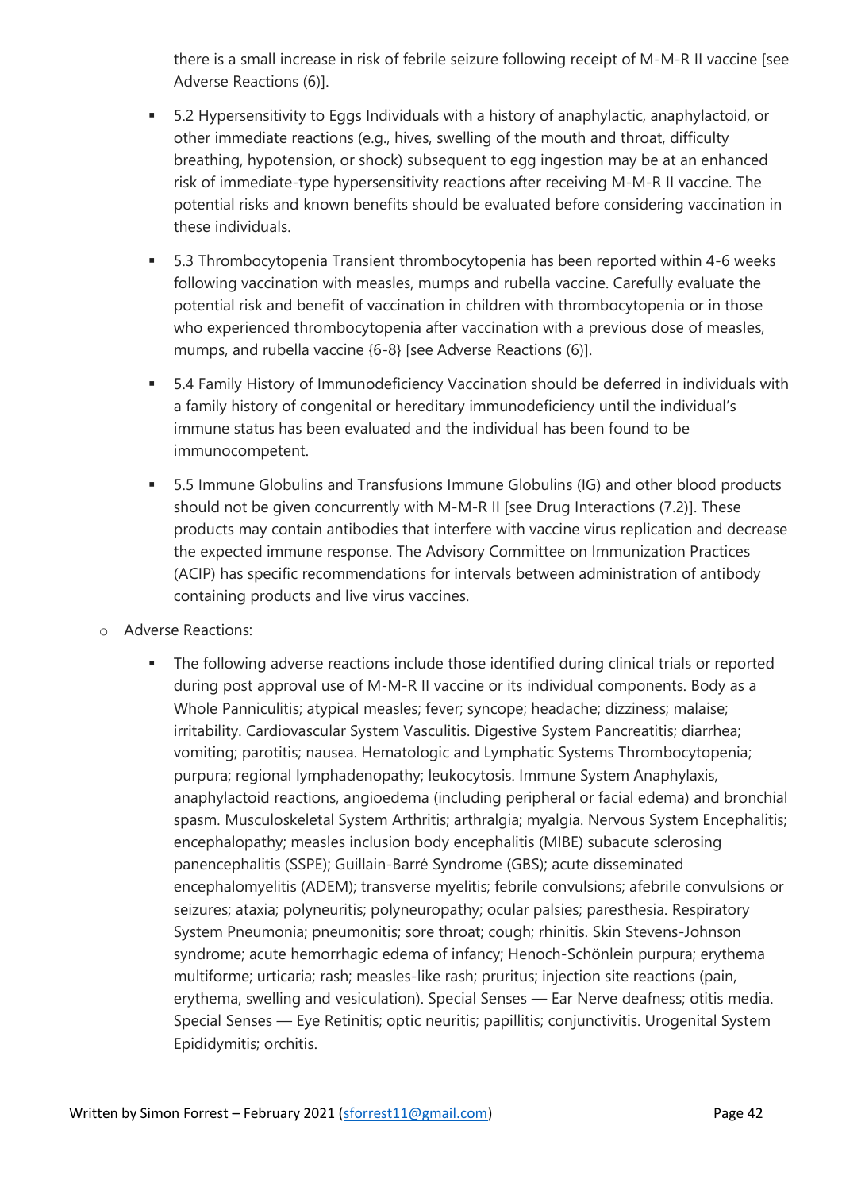there is a small increase in risk of febrile seizure following receipt of M-M-R II vaccine [see Adverse Reactions (6)].

    - 5.2 Hypersensitivity to Eggs Individuals with a history of anaphylactic, anaphylactoid, or other immediate reactions (e.g., hives, swelling of the mouth and throat, difficulty breathing, hypotension, or shock) subsequent to egg ingestion may be at an enhanced risk of immediate-type hypersensitivity reactions after receiving M-M-R II vaccine. The potential risks and known benefits should be evaluated before considering vaccination in these individuals.
    - 5.3 Thrombocytopenia Transient thrombocytopenia has been reported within 4-6 weeks following vaccination with measles, mumps and rubella vaccine. Carefully evaluate the potential risk and benefit of vaccination in children with thrombocytopenia or in those who experienced thrombocytopenia after vaccination with a previous dose of measles, mumps, and rubella vaccine {6-8} [see Adverse Reactions (6)].
    - 5.4 Family History of Immunodeficiency Vaccination should be deferred in individuals with a family history of congenital or hereditary immunodeficiency until the individual's immune status has been evaluated and the individual has been found to be immunocompetent.
    - 5.5 Immune Globulins and Transfusions Immune Globulins (IG) and other blood products should not be given concurrently with M-M-R II [see Drug Interactions (7.2)]. These products may contain antibodies that interfere with vaccine virus replication and decrease the expected immune response. The Advisory Committee on Immunization Practices (ACIP) has specific recommendations for intervals between administration of antibody containing products and live virus vaccines.

  - Adverse Reactions:
    - The following adverse reactions include those identified during clinical trials or reported during post approval use of M-M-R II vaccine or its individual components. Body as a Whole Panniculitis; atypical measles; fever; syncope; headache; dizziness; malaise; irritability. Cardiovascular System Vasculitis. Digestive System Pancreatitis; diarrhea; vomiting; parotitis; nausea. Hematologic and Lymphatic Systems Thrombocytopenia; purpura; regional lymphadenopathy; leukocytosis. Immune System Anaphylaxis, anaphylactoid reactions, angioedema (including peripheral or facial edema) and bronchial spasm. Musculoskeletal System Arthritis; arthralgia; myalgia. Nervous System Encephalitis; encephalopathy; measles inclusion body encephalitis (MIBE) subacute sclerosing panencephalitis (SSPE); Guillain-Barré Syndrome (GBS); acute disseminated encephalomyelitis (ADEM); transverse myelitis; febrile convulsions; afebrile convulsions or seizures; ataxia; polyneuritis; polyneuropathy; ocular palsies; paresthesia. Respiratory System Pneumonia; pneumonitis; sore throat; cough; rhinitis. Skin Stevens-Johnson syndrome; acute hemorrhagic edema of infancy; Henoch-Schönlein purpura; erythema multiforme; urticaria; rash; measles-like rash; pruritus; injection site reactions (pain, erythema, swelling and vesiculation). Special Senses — Ear Nerve deafness; otitis media. Special Senses — Eye Retinitis; optic neuritis; papillitis; conjunctivitis. Urogenital System Epididymitis; orchitis.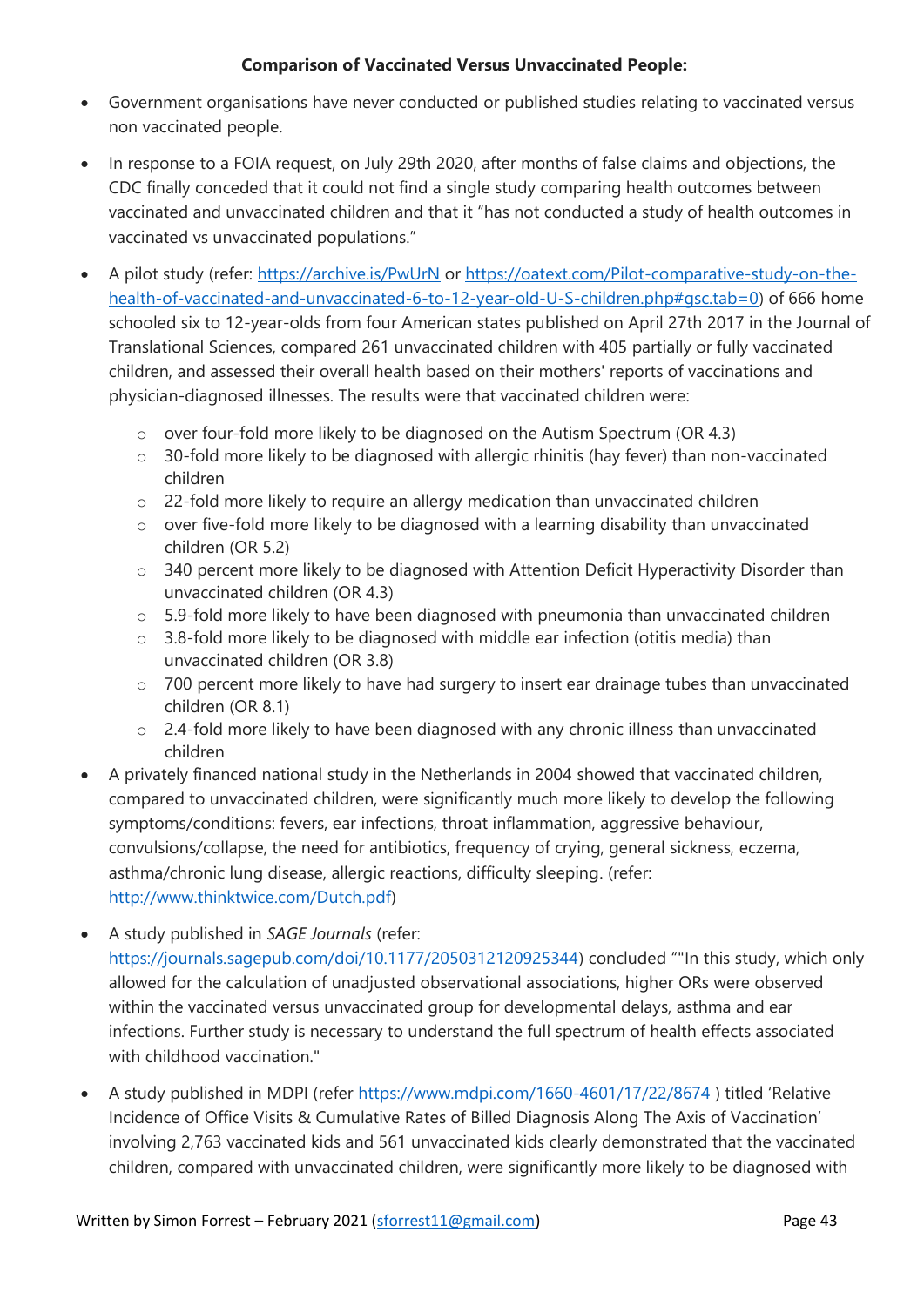**Comparison of Vaccinated Versus Unvaccinated People:**

- Government organisations have never conducted or published studies relating to vaccinated versus non vaccinated people.
- In response to a FOIA request, on July 29th 2020, after months of false claims and objections, the CDC finally conceded that it could not find a single study comparing health outcomes between vaccinated and unvaccinated children and that it "has not conducted a study of health outcomes in vaccinated vs unvaccinated populations."
- A pilot study (refer: https://archive.is/PwUrN or https://oatext.com/Pilot-comparative-study-on-the-health-of-vaccinated-and-unvaccinated-6-to-12-year-old-U-S-children.php#gsc.tab=0) of 666 home schooled six to 12-year-olds from four American states published on April 27th 2017 in the Journal of Translational Sciences, compared 261 unvaccinated children with 405 partially or fully vaccinated children, and assessed their overall health based on their mothers' reports of vaccinations and physician-diagnosed illnesses. The results were that vaccinated children were:
  - over four-fold more likely to be diagnosed on the Autism Spectrum (OR 4.3)
  - 30-fold more likely to be diagnosed with allergic rhinitis (hay fever) than non-vaccinated children
  - 22-fold more likely to require an allergy medication than unvaccinated children
  - over five-fold more likely to be diagnosed with a learning disability than unvaccinated children (OR 5.2)
  - 340 percent more likely to be diagnosed with Attention Deficit Hyperactivity Disorder than unvaccinated children (OR 4.3)
  - 5.9-fold more likely to have been diagnosed with pneumonia than unvaccinated children
  - 3.8-fold more likely to be diagnosed with middle ear infection (otitis media) than unvaccinated children (OR 3.8)
  - 700 percent more likely to have had surgery to insert ear drainage tubes than unvaccinated children (OR 8.1)
  - 2.4-fold more likely to have been diagnosed with any chronic illness than unvaccinated children
- A privately financed national study in the Netherlands in 2004 showed that vaccinated children, compared to unvaccinated children, were significantly much more likely to develop the following symptoms/conditions: fevers, ear infections, throat inflammation, aggressive behaviour, convulsions/collapse, the need for antibiotics, frequency of crying, general sickness, eczema, asthma/chronic lung disease, allergic reactions, difficulty sleeping. (refer: http://www.thinktwice.com/Dutch.pdf)
- A study published in *SAGE Journals* (refer: https://journals.sagepub.com/doi/10.1177/2050312120925344) concluded ""In this study, which only allowed for the calculation of unadjusted observational associations, higher ORs were observed within the vaccinated versus unvaccinated group for developmental delays, asthma and ear infections. Further study is necessary to understand the full spectrum of health effects associated with childhood vaccination."
- A study published in MDPI (refer https://www.mdpi.com/1660-4601/17/22/8674 ) titled 'Relative Incidence of Office Visits & Cumulative Rates of Billed Diagnosis Along The Axis of Vaccination' involving 2,763 vaccinated kids and 561 unvaccinated kids clearly demonstrated that the vaccinated children, compared with unvaccinated children, were significantly more likely to be diagnosed with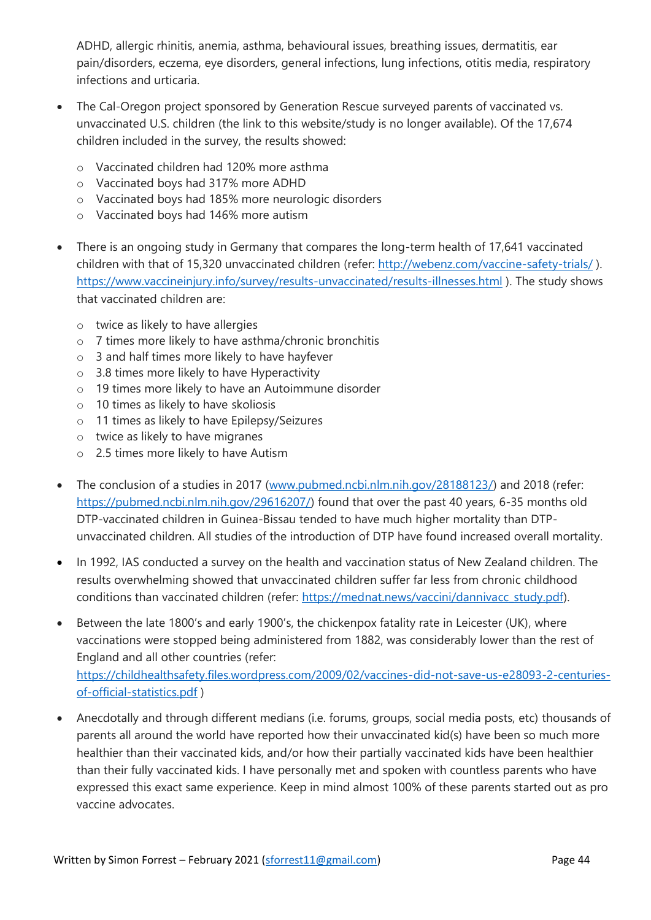ADHD, allergic rhinitis, anemia, asthma, behavioural issues, breathing issues, dermatitis, ear pain/disorders, eczema, eye disorders, general infections, lung infections, otitis media, respiratory infections and urticaria.

- The Cal-Oregon project sponsored by Generation Rescue surveyed parents of vaccinated vs. unvaccinated U.S. children (the link to this website/study is no longer available). Of the 17,674 children included in the survey, the results showed:
    - Vaccinated children had 120% more asthma
    - Vaccinated boys had 317% more ADHD
    - Vaccinated boys had 185% more neurologic disorders
    - Vaccinated boys had 146% more autism

- There is an ongoing study in Germany that compares the long-term health of 17,641 vaccinated children with that of 15,320 unvaccinated children (refer: [http://webenz.com/vaccine-safety-trials/](http://webenz.com/vaccine-safety-trials/) ). [https://www.vaccineinjury.info/survey/results-unvaccinated/results-illnesses.html](https://www.vaccineinjury.info/survey/results-unvaccinated/results-illnesses.html) ). The study shows that vaccinated children are:
    - twice as likely to have allergies
    - 7 times more likely to have asthma/chronic bronchitis
    - 3 and half times more likely to have hayfever
    - 3.8 times more likely to have Hyperactivity
    - 19 times more likely to have an Autoimmune disorder
    - 10 times as likely to have skoliosis
    - 11 times as likely to have Epilepsy/Seizures
    - twice as likely to have migranes
    - 2.5 times more likely to have Autism

- The conclusion of a studies in 2017 ([www.pubmed.ncbi.nlm.nih.gov/28188123/](www.pubmed.ncbi.nlm.nih.gov/28188123/)) and 2018 (refer: [https://pubmed.ncbi.nlm.nih.gov/29616207/](https://pubmed.ncbi.nlm.nih.gov/29616207/)) found that over the past 40 years, 6-35 months old DTP-vaccinated children in Guinea-Bissau tended to have much higher mortality than DTP-unvaccinated children. All studies of the introduction of DTP have found increased overall mortality.

- In 1992, IAS conducted a survey on the health and vaccination status of New Zealand children. The results overwhelming showed that unvaccinated children suffer far less from chronic childhood conditions than vaccinated children (refer: [https://mednat.news/vaccini/dannivacc_study.pdf](https://mednat.news/vaccini/dannivacc_study.pdf)).

- Between the late 1800's and early 1900's, the chickenpox fatality rate in Leicester (UK), where vaccinations were stopped being administered from 1882, was considerably lower than the rest of England and all other countries (refer: [https://childhealthsafety.files.wordpress.com/2009/02/vaccines-did-not-save-us-e28093-2-centuries-of-official-statistics.pdf](https://childhealthsafety.files.wordpress.com/2009/02/vaccines-did-not-save-us-e28093-2-centuries-of-official-statistics.pdf) )

- Anecdotally and through different medians (i.e. forums, groups, social media posts, etc) thousands of parents all around the world have reported how their unvaccinated kid(s) have been so much more healthier than their vaccinated kids, and/or how their partially vaccinated kids have been healthier than their fully vaccinated kids. I have personally met and spoken with countless parents who have expressed this exact same experience. Keep in mind almost 100% of these parents started out as pro vaccine advocates.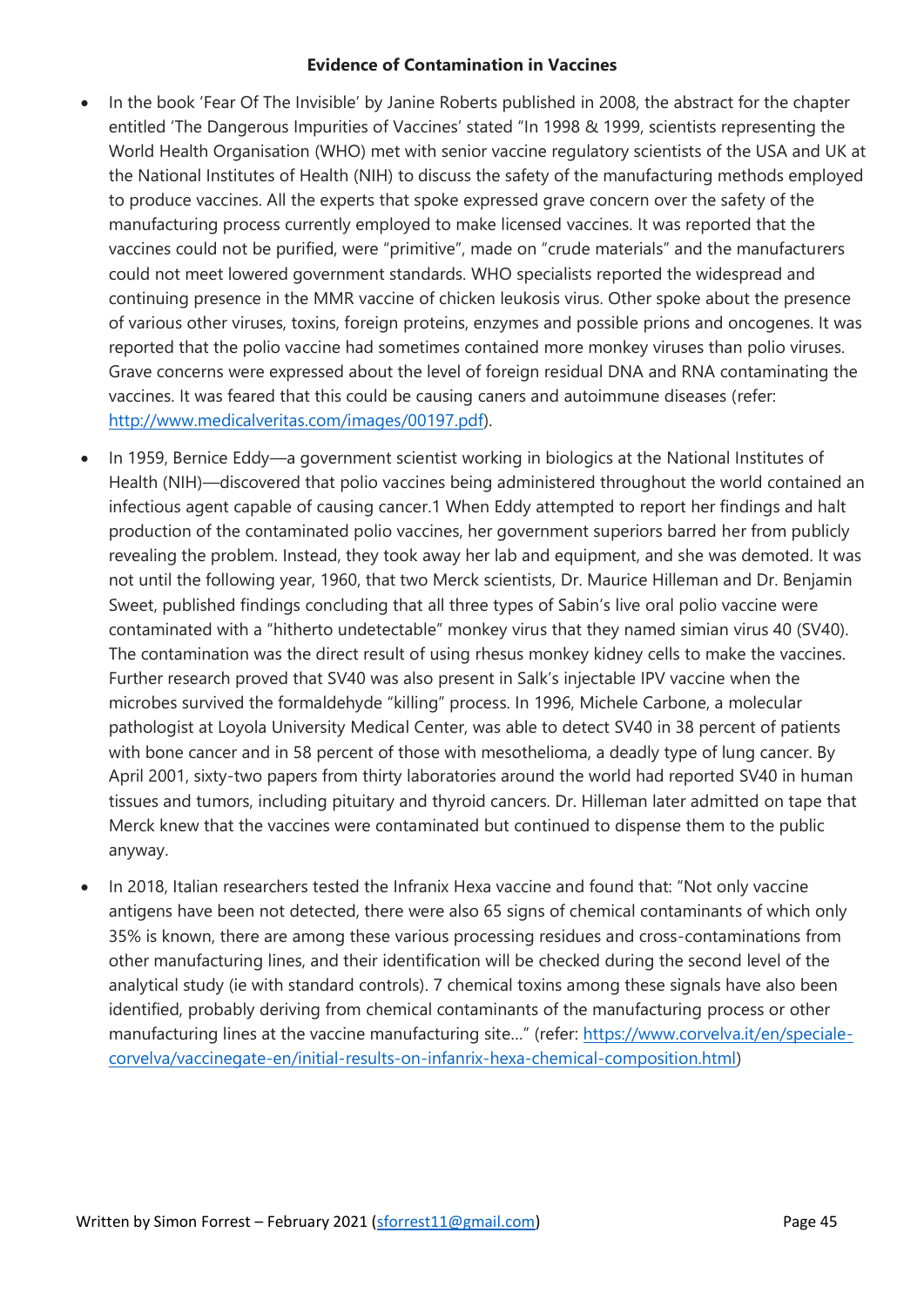**Evidence of Contamination in Vaccines**

- In the book 'Fear Of The Invisible' by Janine Roberts published in 2008, the abstract for the chapter entitled 'The Dangerous Impurities of Vaccines' stated "In 1998 & 1999, scientists representing the World Health Organisation (WHO) met with senior vaccine regulatory scientists of the USA and UK at the National Institutes of Health (NIH) to discuss the safety of the manufacturing methods employed to produce vaccines. All the experts that spoke expressed grave concern over the safety of the manufacturing process currently employed to make licensed vaccines. It was reported that the vaccines could not be purified, were "primitive", made on "crude materials" and the manufacturers could not meet lowered government standards. WHO specialists reported the widespread and continuing presence in the MMR vaccine of chicken leukosis virus. Other spoke about the presence of various other viruses, toxins, foreign proteins, enzymes and possible prions and oncogenes. It was reported that the polio vaccine had sometimes contained more monkey viruses than polio viruses. Grave concerns were expressed about the level of foreign residual DNA and RNA contaminating the vaccines. It was feared that this could be causing caners and autoimmune diseases (refer: http://www.medicalveritas.com/images/00197.pdf).
- In 1959, Bernice Eddy—a government scientist working in biologics at the National Institutes of Health (NIH)—discovered that polio vaccines being administered throughout the world contained an infectious agent capable of causing cancer.1 When Eddy attempted to report her findings and halt production of the contaminated polio vaccines, her government superiors barred her from publicly revealing the problem. Instead, they took away her lab and equipment, and she was demoted. It was not until the following year, 1960, that two Merck scientists, Dr. Maurice Hilleman and Dr. Benjamin Sweet, published findings concluding that all three types of Sabin's live oral polio vaccine were contaminated with a "hitherto undetectable" monkey virus that they named simian virus 40 (SV40). The contamination was the direct result of using rhesus monkey kidney cells to make the vaccines. Further research proved that SV40 was also present in Salk's injectable IPV vaccine when the microbes survived the formaldehyde "killing" process. In 1996, Michele Carbone, a molecular pathologist at Loyola University Medical Center, was able to detect SV40 in 38 percent of patients with bone cancer and in 58 percent of those with mesothelioma, a deadly type of lung cancer. By April 2001, sixty-two papers from thirty laboratories around the world had reported SV40 in human tissues and tumors, including pituitary and thyroid cancers. Dr. Hilleman later admitted on tape that Merck knew that the vaccines were contaminated but continued to dispense them to the public anyway.
- In 2018, Italian researchers tested the Infranix Hexa vaccine and found that: "Not only vaccine antigens have been not detected, there were also 65 signs of chemical contaminants of which only 35% is known, there are among these various processing residues and cross-contaminations from other manufacturing lines, and their identification will be checked during the second level of the analytical study (ie with standard controls). 7 chemical toxins among these signals have also been identified, probably deriving from chemical contaminants of the manufacturing process or other manufacturing lines at the vaccine manufacturing site…" (refer: https://www.corvelva.it/en/speciale-corvelva/vaccinegate-en/initial-results-on-infanrix-hexa-chemical-composition.html)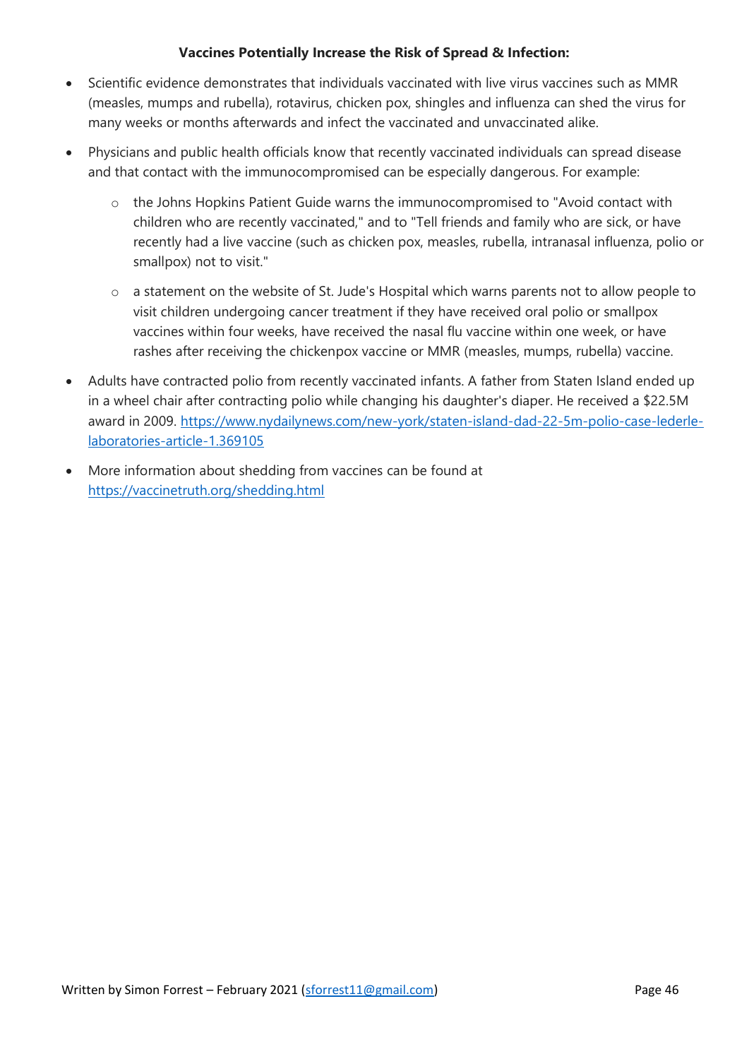**Vaccines Potentially Increase the Risk of Spread & Infection:**

- Scientific evidence demonstrates that individuals vaccinated with live virus vaccines such as MMR (measles, mumps and rubella), rotavirus, chicken pox, shingles and influenza can shed the virus for many weeks or months afterwards and infect the vaccinated and unvaccinated alike.
- Physicians and public health officials know that recently vaccinated individuals can spread disease and that contact with the immunocompromised can be especially dangerous. For example:
  - the Johns Hopkins Patient Guide warns the immunocompromised to "Avoid contact with children who are recently vaccinated," and to "Tell friends and family who are sick, or have recently had a live vaccine (such as chicken pox, measles, rubella, intranasal influenza, polio or smallpox) not to visit."
  - a statement on the website of St. Jude's Hospital which warns parents not to allow people to visit children undergoing cancer treatment if they have received oral polio or smallpox vaccines within four weeks, have received the nasal flu vaccine within one week, or have rashes after receiving the chickenpox vaccine or MMR (measles, mumps, rubella) vaccine.
- Adults have contracted polio from recently vaccinated infants. A father from Staten Island ended up in a wheel chair after contracting polio while changing his daughter's diaper. He received a $22.5M award in 2009. https://www.nydailynews.com/new-york/staten-island-dad-22-5m-polio-case-lederle-laboratories-article-1.369105
- More information about shedding from vaccines can be found at https://vaccinetruth.org/shedding.html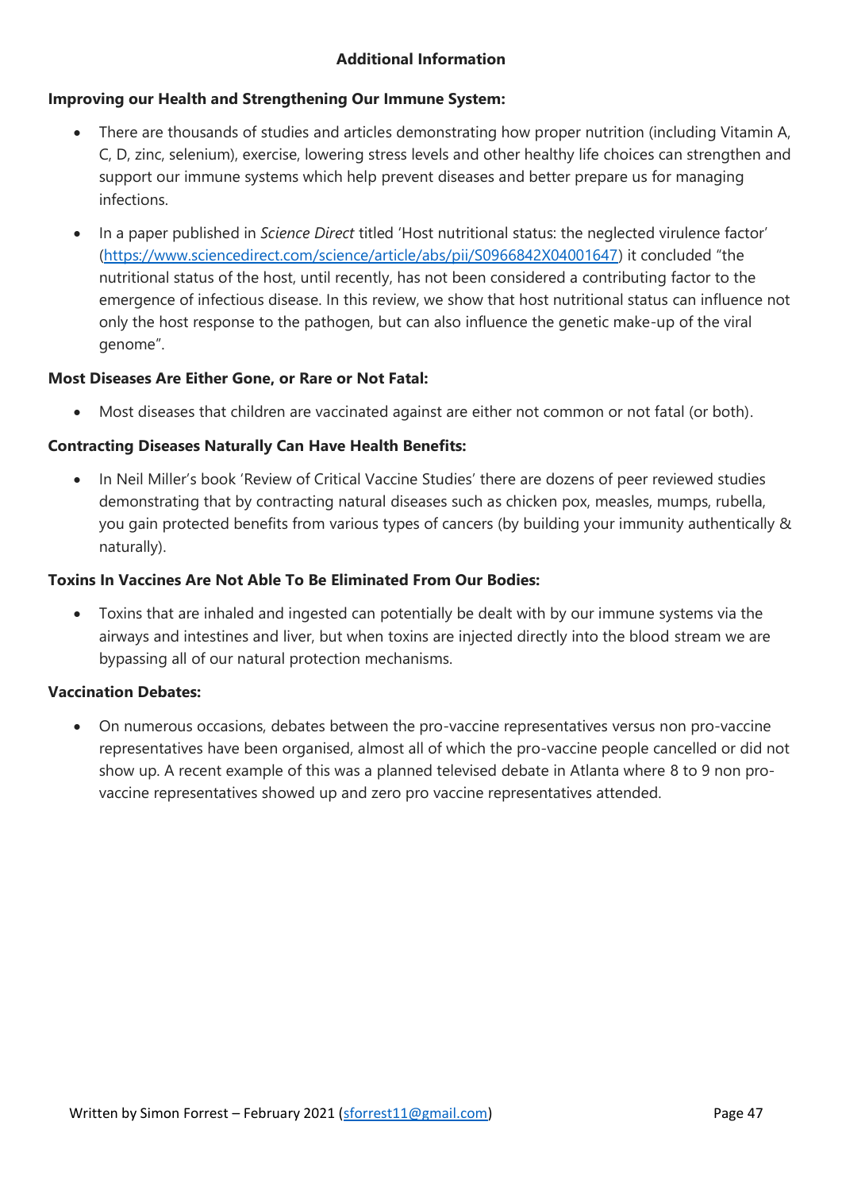## Additional Information

**Improving our Health and Strengthening Our Immune System:**

- There are thousands of studies and articles demonstrating how proper nutrition (including Vitamin A, C, D, zinc, selenium), exercise, lowering stress levels and other healthy life choices can strengthen and support our immune systems which help prevent diseases and better prepare us for managing infections.
- In a paper published in *Science Direct* titled 'Host nutritional status: the neglected virulence factor' (https://www.sciencedirect.com/science/article/abs/pii/S0966842X04001647) it concluded "the nutritional status of the host, until recently, has not been considered a contributing factor to the emergence of infectious disease. In this review, we show that host nutritional status can influence not only the host response to the pathogen, but can also influence the genetic make-up of the viral genome".

**Most Diseases Are Either Gone, or Rare or Not Fatal:**

- Most diseases that children are vaccinated against are either not common or not fatal (or both).

**Contracting Diseases Naturally Can Have Health Benefits:**

- In Neil Miller's book 'Review of Critical Vaccine Studies' there are dozens of peer reviewed studies demonstrating that by contracting natural diseases such as chicken pox, measles, mumps, rubella, you gain protected benefits from various types of cancers (by building your immunity authentically & naturally).

**Toxins In Vaccines Are Not Able To Be Eliminated From Our Bodies:**

- Toxins that are inhaled and ingested can potentially be dealt with by our immune systems via the airways and intestines and liver, but when toxins are injected directly into the blood stream we are bypassing all of our natural protection mechanisms.

**Vaccination Debates:**

- On numerous occasions, debates between the pro-vaccine representatives versus non pro-vaccine representatives have been organised, almost all of which the pro-vaccine people cancelled or did not show up. A recent example of this was a planned televised debate in Atlanta where 8 to 9 non pro-vaccine representatives showed up and zero pro vaccine representatives attended.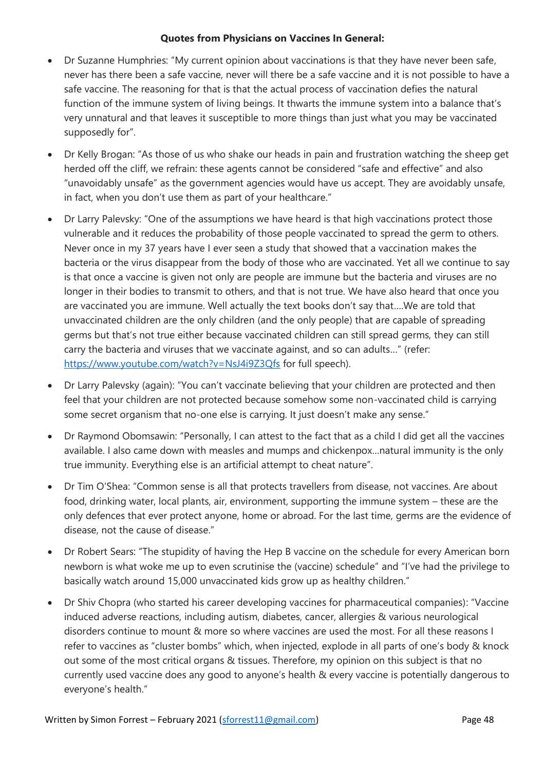**Quotes from Physicians on Vaccines In General:**

- Dr Suzanne Humphries: "My current opinion about vaccinations is that they have never been safe, never has there been a safe vaccine, never will there be a safe vaccine and it is not possible to have a safe vaccine. The reasoning for that is that the actual process of vaccination defies the natural function of the immune system of living beings. It thwarts the immune system into a balance that's very unnatural and that leaves it susceptible to more things than just what you may be vaccinated supposedly for".
- Dr Kelly Brogan: "As those of us who shake our heads in pain and frustration watching the sheep get herded off the cliff, we refrain: these agents cannot be considered "safe and effective" and also "unavoidably unsafe" as the government agencies would have us accept. They are avoidably unsafe, in fact, when you don't use them as part of your healthcare."
- Dr Larry Palevsky: "One of the assumptions we have heard is that high vaccinations protect those vulnerable and it reduces the probability of those people vaccinated to spread the germ to others. Never once in my 37 years have I ever seen a study that showed that a vaccination makes the bacteria or the virus disappear from the body of those who are vaccinated. Yet all we continue to say is that once a vaccine is given not only are people are immune but the bacteria and viruses are no longer in their bodies to transmit to others, and that is not true. We have also heard that once you are vaccinated you are immune. Well actually the text books don't say that….We are told that unvaccinated children are the only children (and the only people) that are capable of spreading germs but that's not true either because vaccinated children can still spread germs, they can still carry the bacteria and viruses that we vaccinate against, and so can adults…" (refer: [https://www.youtube.com/watch?v=NsJ4i9Z3Qfs](https://www.youtube.com/watch?v=NsJ4i9Z3Qfs) for full speech).
- Dr Larry Palevsky (again): "You can't vaccinate believing that your children are protected and then feel that your children are not protected because somehow some non-vaccinated child is carrying some secret organism that no-one else is carrying. It just doesn't make any sense."
- Dr Raymond Obomsawin: "Personally, I can attest to the fact that as a child I did get all the vaccines available. I also came down with measles and mumps and chickenpox…natural immunity is the only true immunity. Everything else is an artificial attempt to cheat nature".
- Dr Tim O'Shea: "Common sense is all that protects travellers from disease, not vaccines. Are about food, drinking water, local plants, air, environment, supporting the immune system – these are the only defences that ever protect anyone, home or abroad. For the last time, germs are the evidence of disease, not the cause of disease."
- Dr Robert Sears: "The stupidity of having the Hep B vaccine on the schedule for every American born newborn is what woke me up to even scrutinise the (vaccine) schedule" and "I've had the privilege to basically watch around 15,000 unvaccinated kids grow up as healthy children."
- Dr Shiv Chopra (who started his career developing vaccines for pharmaceutical companies): "Vaccine induced adverse reactions, including autism, diabetes, cancer, allergies & various neurological disorders continue to mount & more so where vaccines are used the most. For all these reasons I refer to vaccines as "cluster bombs" which, when injected, explode in all parts of one's body & knock out some of the most critical organs & tissues. Therefore, my opinion on this subject is that no currently used vaccine does any good to anyone's health & every vaccine is potentially dangerous to everyone's health."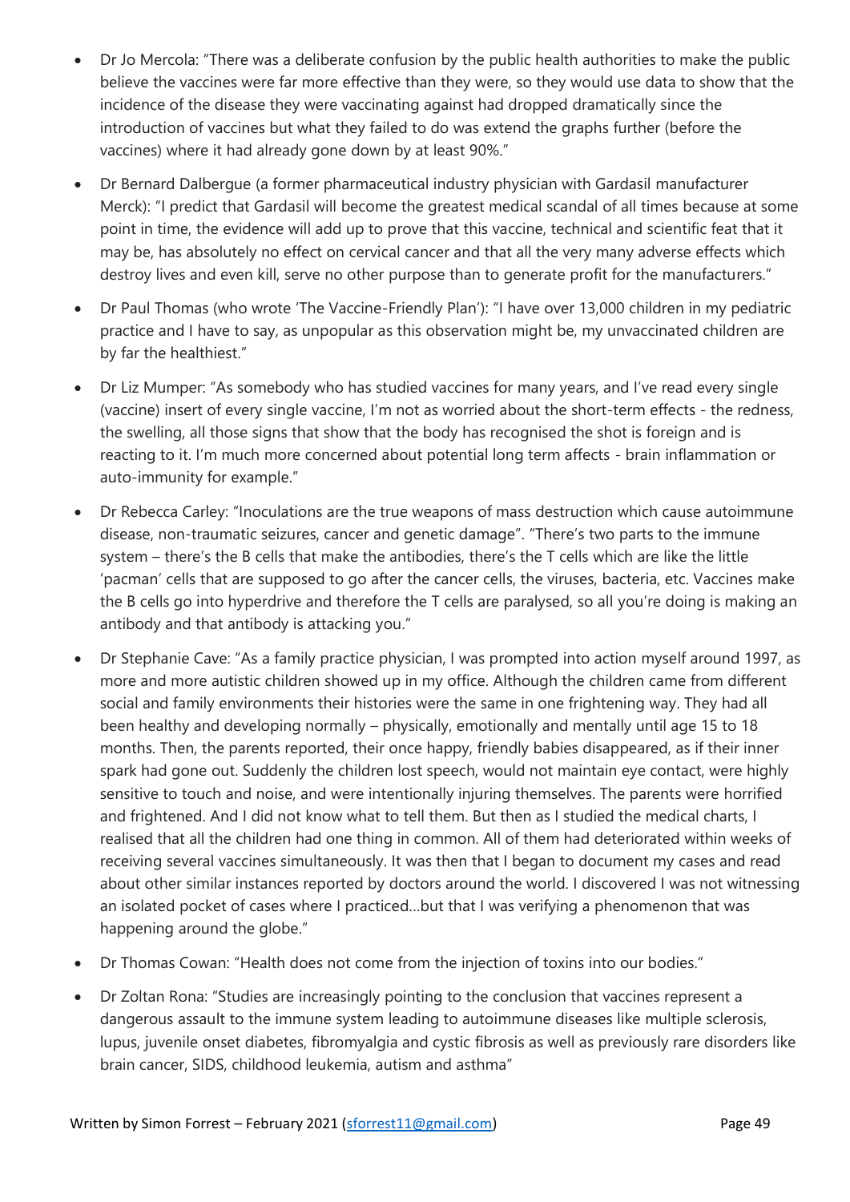- Dr Jo Mercola: "There was a deliberate confusion by the public health authorities to make the public believe the vaccines were far more effective than they were, so they would use data to show that the incidence of the disease they were vaccinating against had dropped dramatically since the introduction of vaccines but what they failed to do was extend the graphs further (before the vaccines) where it had already gone down by at least 90%."
- Dr Bernard Dalbergue (a former pharmaceutical industry physician with Gardasil manufacturer Merck): "I predict that Gardasil will become the greatest medical scandal of all times because at some point in time, the evidence will add up to prove that this vaccine, technical and scientific feat that it may be, has absolutely no effect on cervical cancer and that all the very many adverse effects which destroy lives and even kill, serve no other purpose than to generate profit for the manufacturers."
- Dr Paul Thomas (who wrote 'The Vaccine-Friendly Plan'): "I have over 13,000 children in my pediatric practice and I have to say, as unpopular as this observation might be, my unvaccinated children are by far the healthiest."
- Dr Liz Mumper: "As somebody who has studied vaccines for many years, and I've read every single (vaccine) insert of every single vaccine, I'm not as worried about the short-term effects - the redness, the swelling, all those signs that show that the body has recognised the shot is foreign and is reacting to it. I'm much more concerned about potential long term affects - brain inflammation or auto-immunity for example."
- Dr Rebecca Carley: "Inoculations are the true weapons of mass destruction which cause autoimmune disease, non-traumatic seizures, cancer and genetic damage". "There's two parts to the immune system – there's the B cells that make the antibodies, there's the T cells which are like the little 'pacman' cells that are supposed to go after the cancer cells, the viruses, bacteria, etc. Vaccines make the B cells go into hyperdrive and therefore the T cells are paralysed, so all you're doing is making an antibody and that antibody is attacking you."
- Dr Stephanie Cave: "As a family practice physician, I was prompted into action myself around 1997, as more and more autistic children showed up in my office. Although the children came from different social and family environments their histories were the same in one frightening way. They had all been healthy and developing normally – physically, emotionally and mentally until age 15 to 18 months. Then, the parents reported, their once happy, friendly babies disappeared, as if their inner spark had gone out. Suddenly the children lost speech, would not maintain eye contact, were highly sensitive to touch and noise, and were intentionally injuring themselves. The parents were horrified and frightened. And I did not know what to tell them. But then as I studied the medical charts, I realised that all the children had one thing in common. All of them had deteriorated within weeks of receiving several vaccines simultaneously. It was then that I began to document my cases and read about other similar instances reported by doctors around the world. I discovered I was not witnessing an isolated pocket of cases where I practiced…but that I was verifying a phenomenon that was happening around the globe."
- Dr Thomas Cowan: "Health does not come from the injection of toxins into our bodies."
- Dr Zoltan Rona: "Studies are increasingly pointing to the conclusion that vaccines represent a dangerous assault to the immune system leading to autoimmune diseases like multiple sclerosis, lupus, juvenile onset diabetes, fibromyalgia and cystic fibrosis as well as previously rare disorders like brain cancer, SIDS, childhood leukemia, autism and asthma"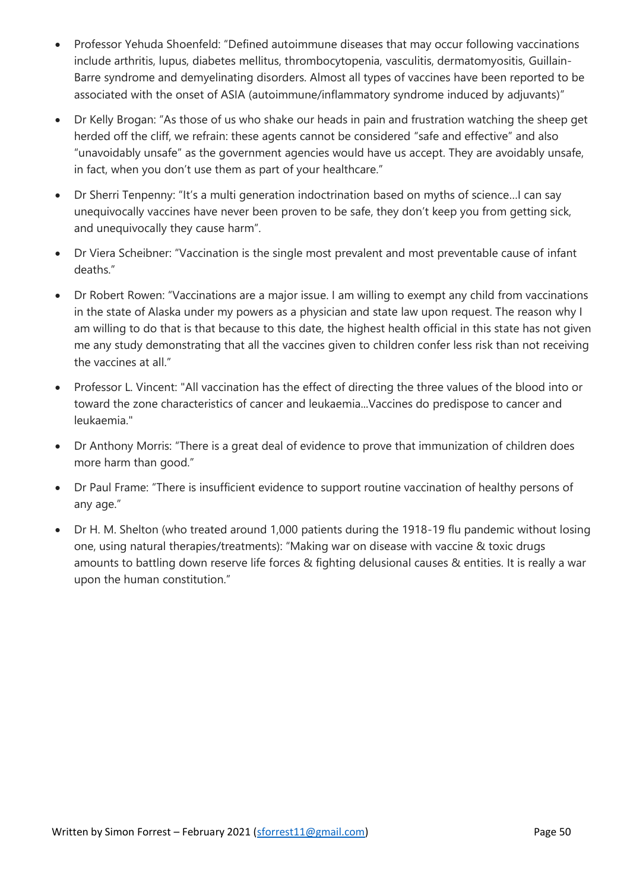- Professor Yehuda Shoenfeld: "Defined autoimmune diseases that may occur following vaccinations include arthritis, lupus, diabetes mellitus, thrombocytopenia, vasculitis, dermatomyositis, Guillain-Barre syndrome and demyelinating disorders. Almost all types of vaccines have been reported to be associated with the onset of ASIA (autoimmune/inflammatory syndrome induced by adjuvants)"
- Dr Kelly Brogan: "As those of us who shake our heads in pain and frustration watching the sheep get herded off the cliff, we refrain: these agents cannot be considered "safe and effective" and also "unavoidably unsafe" as the government agencies would have us accept. They are avoidably unsafe, in fact, when you don't use them as part of your healthcare."
- Dr Sherri Tenpenny: "It's a multi generation indoctrination based on myths of science…I can say unequivocally vaccines have never been proven to be safe, they don't keep you from getting sick, and unequivocally they cause harm".
- Dr Viera Scheibner: "Vaccination is the single most prevalent and most preventable cause of infant deaths."
- Dr Robert Rowen: "Vaccinations are a major issue. I am willing to exempt any child from vaccinations in the state of Alaska under my powers as a physician and state law upon request. The reason why I am willing to do that is that because to this date, the highest health official in this state has not given me any study demonstrating that all the vaccines given to children confer less risk than not receiving the vaccines at all."
- Professor L. Vincent: "All vaccination has the effect of directing the three values of the blood into or toward the zone characteristics of cancer and leukaemia...Vaccines do predispose to cancer and leukaemia."
- Dr Anthony Morris: "There is a great deal of evidence to prove that immunization of children does more harm than good."
- Dr Paul Frame: "There is insufficient evidence to support routine vaccination of healthy persons of any age."
- Dr H. M. Shelton (who treated around 1,000 patients during the 1918-19 flu pandemic without losing one, using natural therapies/treatments): "Making war on disease with vaccine & toxic drugs amounts to battling down reserve life forces & fighting delusional causes & entities. It is really a war upon the human constitution."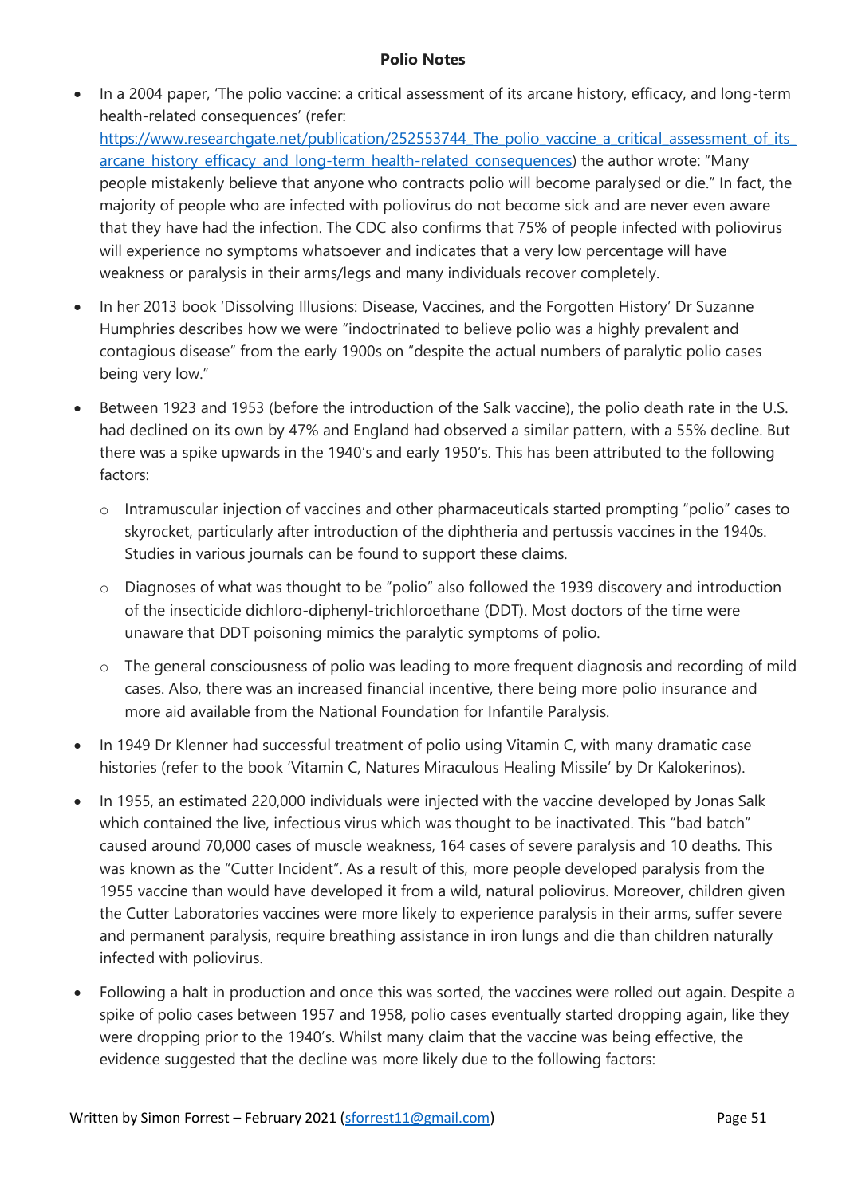**Polio Notes**

- In a 2004 paper, 'The polio vaccine: a critical assessment of its arcane history, efficacy, and long-term health-related consequences' (refer: [https://www.researchgate.net/publication/252553744_The_polio_vaccine_a_critical_assessment_of_its_arcane_history_efficacy_and_long-term_health-related_consequences](https://www.researchgate.net/publication/252553744_The_polio_vaccine_a_critical_assessment_of_its_arcane_history_efficacy_and_long-term_health-related_consequences)) the author wrote: "Many people mistakenly believe that anyone who contracts polio will become paralysed or die." In fact, the majority of people who are infected with poliovirus do not become sick and are never even aware that they have had the infection. The CDC also confirms that 75% of people infected with poliovirus will experience no symptoms whatsoever and indicates that a very low percentage will have weakness or paralysis in their arms/legs and many individuals recover completely.
- In her 2013 book 'Dissolving Illusions: Disease, Vaccines, and the Forgotten History' Dr Suzanne Humphries describes how we were "indoctrinated to believe polio was a highly prevalent and contagious disease" from the early 1900s on "despite the actual numbers of paralytic polio cases being very low."
- Between 1923 and 1953 (before the introduction of the Salk vaccine), the polio death rate in the U.S. had declined on its own by 47% and England had observed a similar pattern, with a 55% decline. But there was a spike upwards in the 1940's and early 1950's. This has been attributed to the following factors:
  - Intramuscular injection of vaccines and other pharmaceuticals started prompting "polio" cases to skyrocket, particularly after introduction of the diphtheria and pertussis vaccines in the 1940s. Studies in various journals can be found to support these claims.
  - Diagnoses of what was thought to be "polio" also followed the 1939 discovery and introduction of the insecticide dichloro-diphenyl-trichloroethane (DDT). Most doctors of the time were unaware that DDT poisoning mimics the paralytic symptoms of polio.
  - The general consciousness of polio was leading to more frequent diagnosis and recording of mild cases. Also, there was an increased financial incentive, there being more polio insurance and more aid available from the National Foundation for Infantile Paralysis.
- In 1949 Dr Klenner had successful treatment of polio using Vitamin C, with many dramatic case histories (refer to the book 'Vitamin C, Natures Miraculous Healing Missile' by Dr Kalokerinos).
- In 1955, an estimated 220,000 individuals were injected with the vaccine developed by Jonas Salk which contained the live, infectious virus which was thought to be inactivated. This "bad batch" caused around 70,000 cases of muscle weakness, 164 cases of severe paralysis and 10 deaths. This was known as the "Cutter Incident". As a result of this, more people developed paralysis from the 1955 vaccine than would have developed it from a wild, natural poliovirus. Moreover, children given the Cutter Laboratories vaccines were more likely to experience paralysis in their arms, suffer severe and permanent paralysis, require breathing assistance in iron lungs and die than children naturally infected with poliovirus.
- Following a halt in production and once this was sorted, the vaccines were rolled out again. Despite a spike of polio cases between 1957 and 1958, polio cases eventually started dropping again, like they were dropping prior to the 1940's. Whilst many claim that the vaccine was being effective, the evidence suggested that the decline was more likely due to the following factors: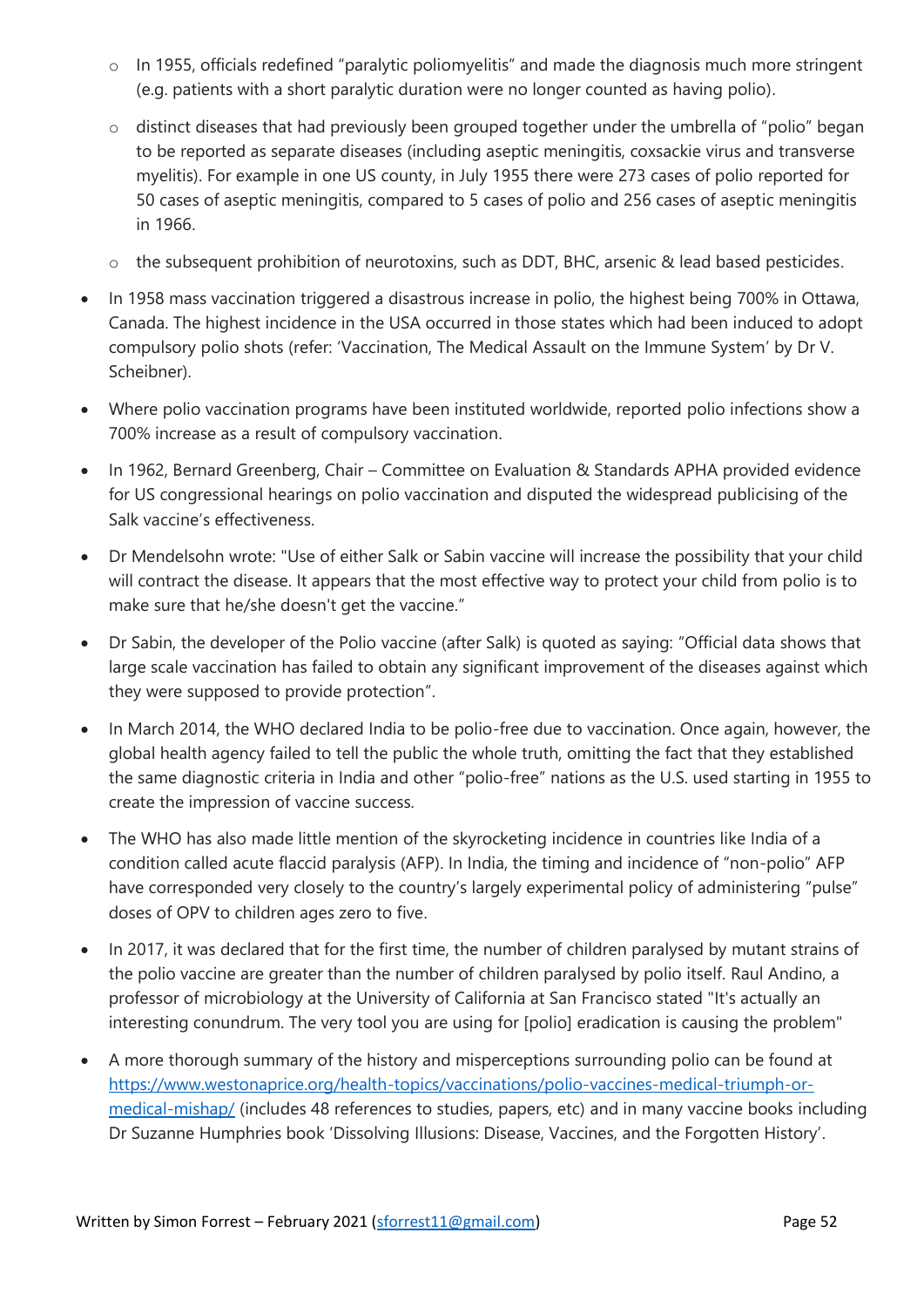- In 1955, officials redefined "paralytic poliomyelitis" and made the diagnosis much more stringent (e.g. patients with a short paralytic duration were no longer counted as having polio).
  - distinct diseases that had previously been grouped together under the umbrella of "polio" began to be reported as separate diseases (including aseptic meningitis, coxsackie virus and transverse myelitis). For example in one US county, in July 1955 there were 273 cases of polio reported for 50 cases of aseptic meningitis, compared to 5 cases of polio and 256 cases of aseptic meningitis in 1966.
  - the subsequent prohibition of neurotoxins, such as DDT, BHC, arsenic & lead based pesticides.

- In 1958 mass vaccination triggered a disastrous increase in polio, the highest being 700% in Ottawa, Canada. The highest incidence in the USA occurred in those states which had been induced to adopt compulsory polio shots (refer: 'Vaccination, The Medical Assault on the Immune System' by Dr V. Scheibner).
- Where polio vaccination programs have been instituted worldwide, reported polio infections show a 700% increase as a result of compulsory vaccination.
- In 1962, Bernard Greenberg, Chair – Committee on Evaluation & Standards APHA provided evidence for US congressional hearings on polio vaccination and disputed the widespread publicising of the Salk vaccine's effectiveness.
- Dr Mendelsohn wrote: "Use of either Salk or Sabin vaccine will increase the possibility that your child will contract the disease. It appears that the most effective way to protect your child from polio is to make sure that he/she doesn't get the vaccine."
- Dr Sabin, the developer of the Polio vaccine (after Salk) is quoted as saying: "Official data shows that large scale vaccination has failed to obtain any significant improvement of the diseases against which they were supposed to provide protection".
- In March 2014, the WHO declared India to be polio-free due to vaccination. Once again, however, the global health agency failed to tell the public the whole truth, omitting the fact that they established the same diagnostic criteria in India and other "polio-free" nations as the U.S. used starting in 1955 to create the impression of vaccine success.
- The WHO has also made little mention of the skyrocketing incidence in countries like India of a condition called acute flaccid paralysis (AFP). In India, the timing and incidence of "non-polio" AFP have corresponded very closely to the country's largely experimental policy of administering "pulse" doses of OPV to children ages zero to five.
- In 2017, it was declared that for the first time, the number of children paralysed by mutant strains of the polio vaccine are greater than the number of children paralysed by polio itself. Raul Andino, a professor of microbiology at the University of California at San Francisco stated "It's actually an interesting conundrum. The very tool you are using for [polio] eradication is causing the problem"
- A more thorough summary of the history and misperceptions surrounding polio can be found at [https://www.westonaprice.org/health-topics/vaccinations/polio-vaccines-medical-triumph-or-medical-mishap/](https://www.westonaprice.org/health-topics/vaccinations/polio-vaccines-medical-triumph-or-medical-mishap/) (includes 48 references to studies, papers, etc) and in many vaccine books including Dr Suzanne Humphries book 'Dissolving Illusions: Disease, Vaccines, and the Forgotten History'.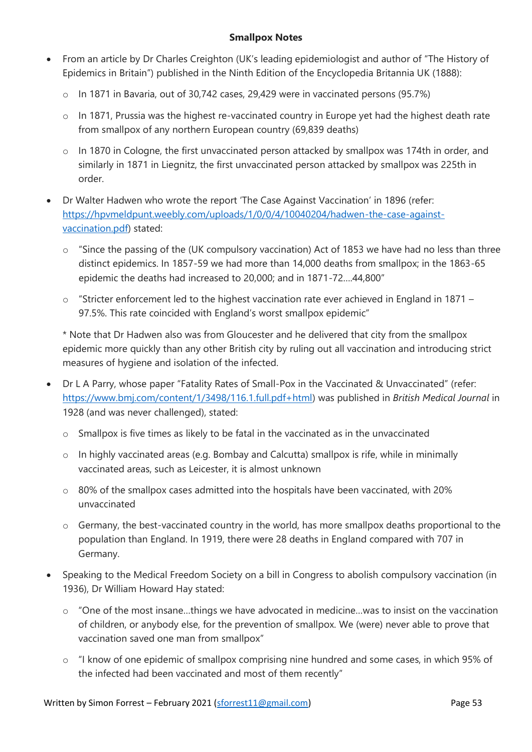**Smallpox Notes**

- From an article by Dr Charles Creighton (UK's leading epidemiologist and author of "The History of Epidemics in Britain") published in the Ninth Edition of the Encyclopedia Britannia UK (1888):
  - In 1871 in Bavaria, out of 30,742 cases, 29,429 were in vaccinated persons (95.7%)
  - In 1871, Prussia was the highest re-vaccinated country in Europe yet had the highest death rate from smallpox of any northern European country (69,839 deaths)
  - In 1870 in Cologne, the first unvaccinated person attacked by smallpox was 174th in order, and similarly in 1871 in Liegnitz, the first unvaccinated person attacked by smallpox was 225th in order.
- Dr Walter Hadwen who wrote the report 'The Case Against Vaccination' in 1896 (refer: https://hpvmeldpunt.weebly.com/uploads/1/0/0/4/10040204/hadwen-the-case-against-vaccination.pdf) stated:
  - "Since the passing of the (UK compulsory vaccination) Act of 1853 we have had no less than three distinct epidemics. In 1857-59 we had more than 14,000 deaths from smallpox; in the 1863-65 epidemic the deaths had increased to 20,000; and in 1871-72….44,800"
  - "Stricter enforcement led to the highest vaccination rate ever achieved in England in 1871 – 97.5%. This rate coincided with England's worst smallpox epidemic"

  * Note that Dr Hadwen also was from Gloucester and he delivered that city from the smallpox epidemic more quickly than any other British city by ruling out all vaccination and introducing strict measures of hygiene and isolation of the infected.
- Dr L A Parry, whose paper "Fatality Rates of Small-Pox in the Vaccinated & Unvaccinated" (refer: https://www.bmj.com/content/1/3498/116.1.full.pdf+html) was published in *British Medical Journal* in 1928 (and was never challenged), stated:
  - Smallpox is five times as likely to be fatal in the vaccinated as in the unvaccinated
  - In highly vaccinated areas (e.g. Bombay and Calcutta) smallpox is rife, while in minimally vaccinated areas, such as Leicester, it is almost unknown
  - 80% of the smallpox cases admitted into the hospitals have been vaccinated, with 20% unvaccinated
  - Germany, the best-vaccinated country in the world, has more smallpox deaths proportional to the population than England. In 1919, there were 28 deaths in England compared with 707 in Germany.
- Speaking to the Medical Freedom Society on a bill in Congress to abolish compulsory vaccination (in 1936), Dr William Howard Hay stated:
  - "One of the most insane…things we have advocated in medicine…was to insist on the vaccination of children, or anybody else, for the prevention of smallpox. We (were) never able to prove that vaccination saved one man from smallpox"
  - "I know of one epidemic of smallpox comprising nine hundred and some cases, in which 95% of the infected had been vaccinated and most of them recently"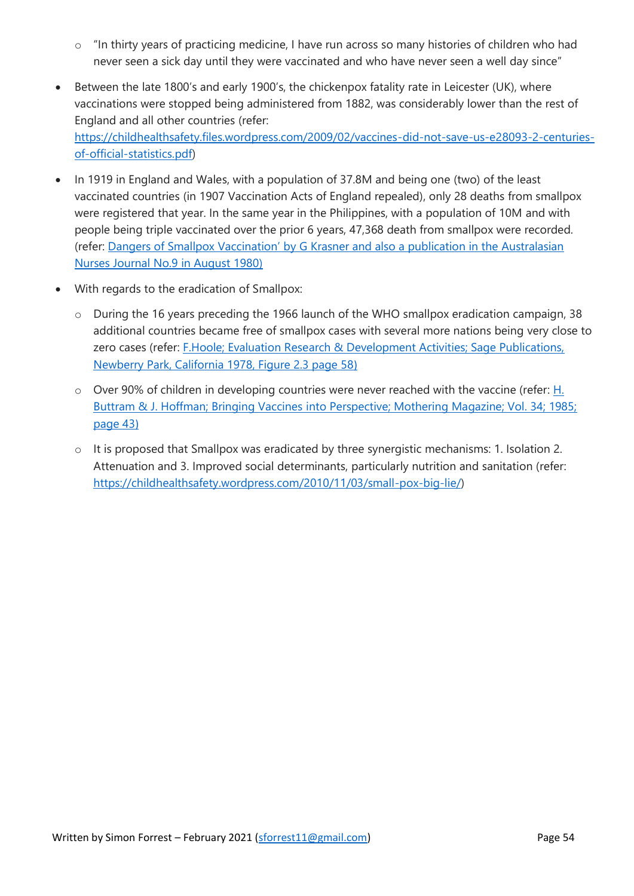- "In thirty years of practicing medicine, I have run across so many histories of children who had never seen a sick day until they were vaccinated and who have never seen a well day since"

- Between the late 1800's and early 1900's, the chickenpox fatality rate in Leicester (UK), where vaccinations were stopped being administered from 1882, was considerably lower than the rest of England and all other countries (refer: [https://childhealthsafety.files.wordpress.com/2009/02/vaccines-did-not-save-us-e28093-2-centuries-of-official-statistics.pdf](https://childhealthsafety.files.wordpress.com/2009/02/vaccines-did-not-save-us-e28093-2-centuries-of-official-statistics.pdf))

- In 1919 in England and Wales, with a population of 37.8M and being one (two) of the least vaccinated countries (in 1907 Vaccination Acts of England repealed), only 28 deaths from smallpox were registered that year. In the same year in the Philippines, with a population of 10M and with people being triple vaccinated over the prior 6 years, 47,368 death from smallpox were recorded. (refer: Dangers of Smallpox Vaccination' by G Krasner and also a publication in the Australasian Nurses Journal No.9 in August 1980)

- With regards to the eradication of Smallpox:
  - During the 16 years preceding the 1966 launch of the WHO smallpox eradication campaign, 38 additional countries became free of smallpox cases with several more nations being very close to zero cases (refer: F.Hoole; Evaluation Research & Development Activities; Sage Publications, Newberry Park, California 1978, Figure 2.3 page 58)
  - Over 90% of children in developing countries were never reached with the vaccine (refer: H. Buttram & J. Hoffman; Bringing Vaccines into Perspective; Mothering Magazine; Vol. 34; 1985; page 43)
  - It is proposed that Smallpox was eradicated by three synergistic mechanisms: 1. Isolation 2. Attenuation and 3. Improved social determinants, particularly nutrition and sanitation (refer: [https://childhealthsafety.wordpress.com/2010/11/03/small-pox-big-lie/](https://childhealthsafety.wordpress.com/2010/11/03/small-pox-big-lie/))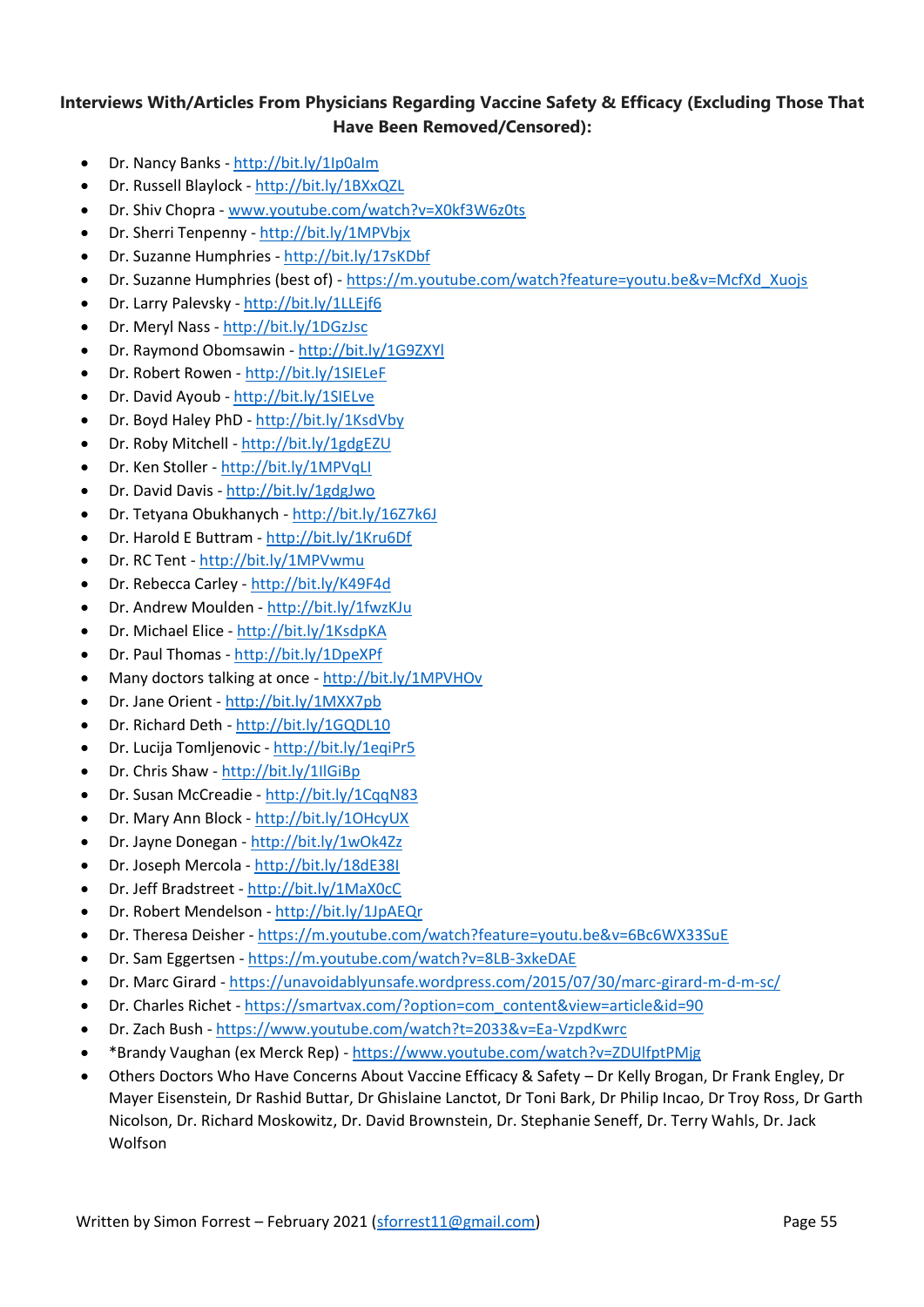**Interviews With/Articles From Physicians Regarding Vaccine Safety & Efficacy (Excluding Those That Have Been Removed/Censored):**

- Dr. Nancy Banks - http://bit.ly/1Ip0aIm
- Dr. Russell Blaylock - http://bit.ly/1BXxQZL
- Dr. Shiv Chopra - www.youtube.com/watch?v=X0kf3W6z0ts
- Dr. Sherri Tenpenny - http://bit.ly/1MPVbjx
- Dr. Suzanne Humphries - http://bit.ly/17sKDbf
- Dr. Suzanne Humphries (best of) - https://m.youtube.com/watch?feature=youtu.be&v=McfXd_Xuojs
- Dr. Larry Palevsky - http://bit.ly/1LLEjf6
- Dr. Meryl Nass - http://bit.ly/1DGzJsc
- Dr. Raymond Obomsawin - http://bit.ly/1G9ZXYl
- Dr. Robert Rowen - http://bit.ly/1SIELeF
- Dr. David Ayoub - http://bit.ly/1SIELve
- Dr. Boyd Haley PhD - http://bit.ly/1KsdVby
- Dr. Roby Mitchell - http://bit.ly/1gdgEZU
- Dr. Ken Stoller - http://bit.ly/1MPVqLI
- Dr. David Davis - http://bit.ly/1gdgJwo
- Dr. Tetyana Obukhanych - http://bit.ly/16Z7k6J
- Dr. Harold E Buttram - http://bit.ly/1Kru6Df
- Dr. RC Tent - http://bit.ly/1MPVwmu
- Dr. Rebecca Carley - http://bit.ly/K49F4d
- Dr. Andrew Moulden - http://bit.ly/1fwzKJu
- Dr. Michael Elice - http://bit.ly/1KsdpKA
- Dr. Paul Thomas - http://bit.ly/1DpeXPf
- Many doctors talking at once - http://bit.ly/1MPVHOv
- Dr. Jane Orient - http://bit.ly/1MXX7pb
- Dr. Richard Deth - http://bit.ly/1GQDL10
- Dr. Lucija Tomljenovic - http://bit.ly/1eqiPr5
- Dr. Chris Shaw - http://bit.ly/1IlGiBp
- Dr. Susan McCreadie - http://bit.ly/1CqqN83
- Dr. Mary Ann Block - http://bit.ly/1OHcyUX
- Dr. Jayne Donegan - http://bit.ly/1wOk4Zz
- Dr. Joseph Mercola - http://bit.ly/18dE38I
- Dr. Jeff Bradstreet - http://bit.ly/1MaX0cC
- Dr. Robert Mendelson - http://bit.ly/1JpAEQr
- Dr. Theresa Deisher - https://m.youtube.com/watch?feature=youtu.be&v=6Bc6WX33SuE
- Dr. Sam Eggertsen - https://m.youtube.com/watch?v=8LB-3xkeDAE
- Dr. Marc Girard - https://unavoidablyunsafe.wordpress.com/2015/07/30/marc-girard-m-d-m-sc/
- Dr. Charles Richet - https://smartvax.com/?option=com_content&view=article&id=90
- Dr. Zach Bush - https://www.youtube.com/watch?t=2033&v=Ea-VzpdKwrc
- *Brandy Vaughan (ex Merck Rep) - https://www.youtube.com/watch?v=ZDUlfptPMjg
- Others Doctors Who Have Concerns About Vaccine Efficacy & Safety – Dr Kelly Brogan, Dr Frank Engley, Dr Mayer Eisenstein, Dr Rashid Buttar, Dr Ghislaine Lanctot, Dr Toni Bark, Dr Philip Incao, Dr Troy Ross, Dr Garth Nicolson, Dr. Richard Moskowitz, Dr. David Brownstein, Dr. Stephanie Seneff, Dr. Terry Wahls, Dr. Jack Wolfson

Written by Simon Forrest – February 2021 (sforrest11@gmail.com)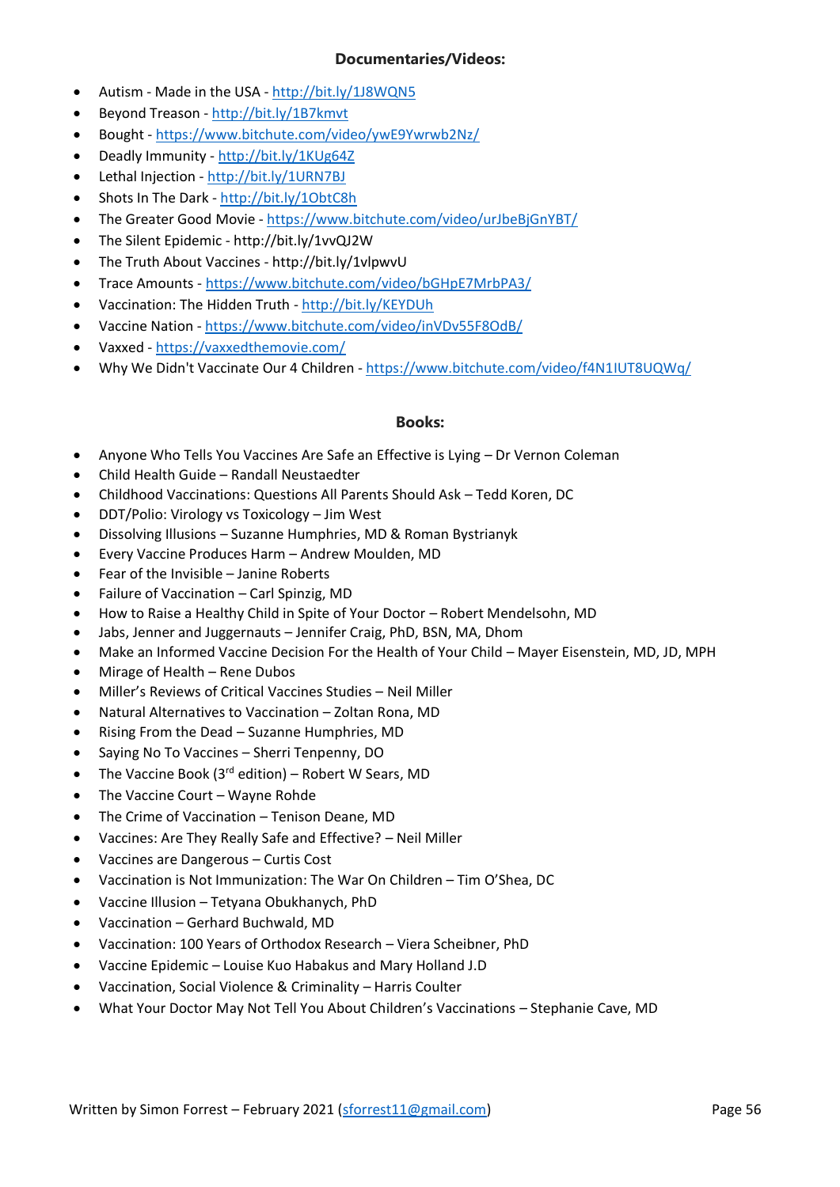### Documentaries/Videos:

- Autism - Made in the USA - http://bit.ly/1J8WQN5
- Beyond Treason - http://bit.ly/1B7kmvt
- Bought - https://www.bitchute.com/video/ywE9Ywrwb2Nz/
- Deadly Immunity - http://bit.ly/1KUg64Z
- Lethal Injection - http://bit.ly/1URN7BJ
- Shots In The Dark - http://bit.ly/1ObtC8h
- The Greater Good Movie - https://www.bitchute.com/video/urJbeBjGnYBT/
- The Silent Epidemic - http://bit.ly/1vvQJ2W
- The Truth About Vaccines - http://bit.ly/1vlpwvU
- Trace Amounts - https://www.bitchute.com/video/bGHpE7MrbPA3/
- Vaccination: The Hidden Truth - http://bit.ly/KEYDUh
- Vaccine Nation - https://www.bitchute.com/video/inVDv55F8OdB/
- Vaxxed - https://vaxxedthemovie.com/
- Why We Didn't Vaccinate Our 4 Children - https://www.bitchute.com/video/f4N1IUT8UQWq/

### Books:

- Anyone Who Tells You Vaccines Are Safe an Effective is Lying – Dr Vernon Coleman
- Child Health Guide – Randall Neustaedter
- Childhood Vaccinations: Questions All Parents Should Ask – Tedd Koren, DC
- DDT/Polio: Virology vs Toxicology – Jim West
- Dissolving Illusions – Suzanne Humphries, MD & Roman Bystrianyk
- Every Vaccine Produces Harm – Andrew Moulden, MD
- Fear of the Invisible – Janine Roberts
- Failure of Vaccination – Carl Spinzig, MD
- How to Raise a Healthy Child in Spite of Your Doctor – Robert Mendelsohn, MD
- Jabs, Jenner and Juggernauts – Jennifer Craig, PhD, BSN, MA, Dhom
- Make an Informed Vaccine Decision For the Health of Your Child – Mayer Eisenstein, MD, JD, MPH
- Mirage of Health – Rene Dubos
- Miller's Reviews of Critical Vaccines Studies – Neil Miller
- Natural Alternatives to Vaccination – Zoltan Rona, MD
- Rising From the Dead – Suzanne Humphries, MD
- Saying No To Vaccines – Sherri Tenpenny, DO
- The Vaccine Book (3rd edition) – Robert W Sears, MD
- The Vaccine Court – Wayne Rohde
- The Crime of Vaccination – Tenison Deane, MD
- Vaccines: Are They Really Safe and Effective? – Neil Miller
- Vaccines are Dangerous – Curtis Cost
- Vaccination is Not Immunization: The War On Children – Tim O'Shea, DC
- Vaccine Illusion – Tetyana Obukhanych, PhD
- Vaccination – Gerhard Buchwald, MD
- Vaccination: 100 Years of Orthodox Research – Viera Scheibner, PhD
- Vaccine Epidemic – Louise Kuo Habakus and Mary Holland J.D
- Vaccination, Social Violence & Criminality – Harris Coulter
- What Your Doctor May Not Tell You About Children's Vaccinations – Stephanie Cave, MD

Written by Simon Forrest – February 2021 (sforrest11@gmail.com)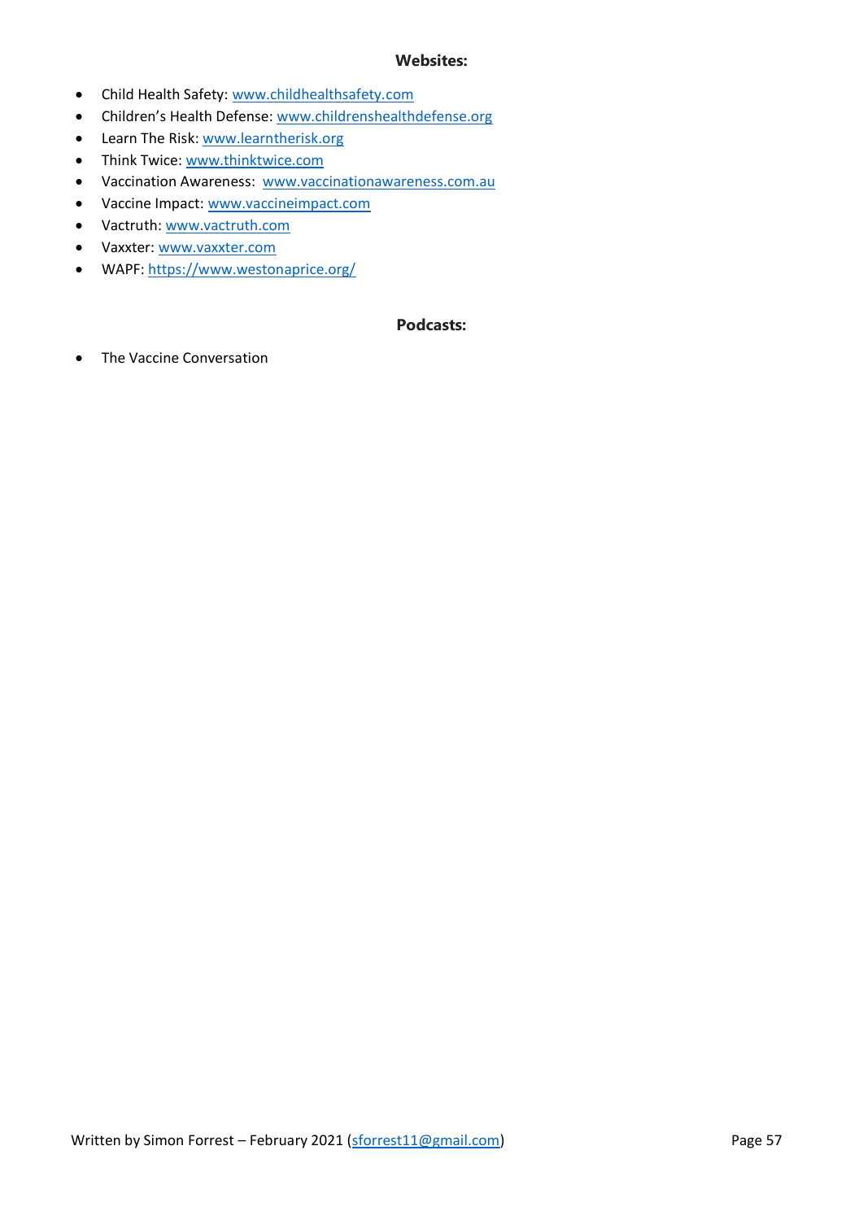### Websites:

- Child Health Safety: www.childhealthsafety.com
- Children's Health Defense: www.childrenshealthdefense.org
- Learn The Risk: www.learntherisk.org
- Think Twice: www.thinktwice.com
- Vaccination Awareness: www.vaccinationawareness.com.au
- Vaccine Impact: www.vaccineimpact.com
- Vactruth: www.vactruth.com
- Vaxxter: www.vaxxter.com
- WAPF: https://www.westonaprice.org/

### Podcasts:

- The Vaccine Conversation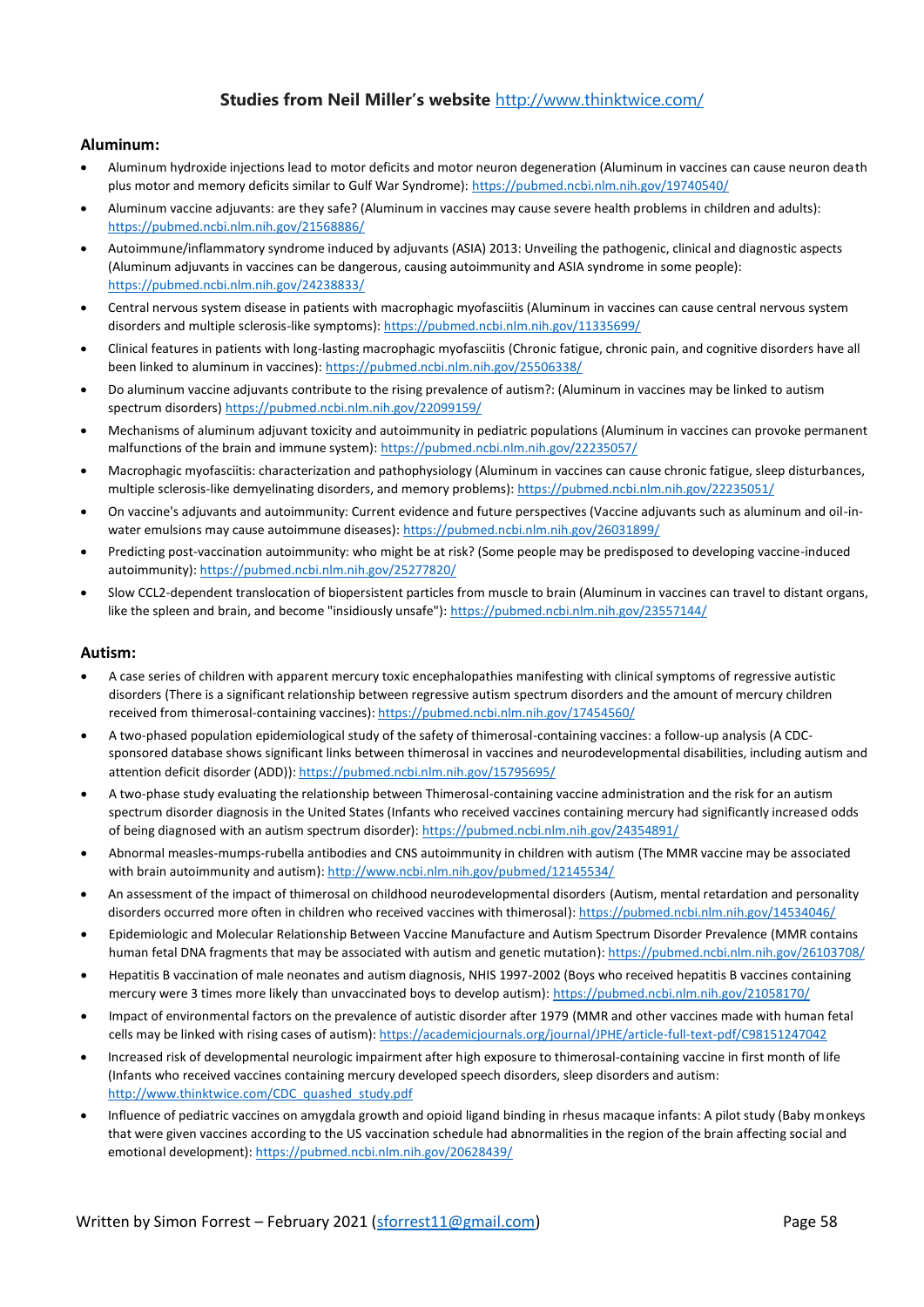## Studies from Neil Miller's website http://www.thinktwice.com/

### Aluminum:

- Aluminum hydroxide injections lead to motor deficits and motor neuron degeneration (Aluminum in vaccines can cause neuron death plus motor and memory deficits similar to Gulf War Syndrome): https://pubmed.ncbi.nlm.nih.gov/19740540/
- Aluminum vaccine adjuvants: are they safe? (Aluminum in vaccines may cause severe health problems in children and adults): https://pubmed.ncbi.nlm.nih.gov/21568886/
- Autoimmune/inflammatory syndrome induced by adjuvants (ASIA) 2013: Unveiling the pathogenic, clinical and diagnostic aspects (Aluminum adjuvants in vaccines can be dangerous, causing autoimmunity and ASIA syndrome in some people): https://pubmed.ncbi.nlm.nih.gov/24238833/
- Central nervous system disease in patients with macrophagic myofasciitis (Aluminum in vaccines can cause central nervous system disorders and multiple sclerosis-like symptoms): https://pubmed.ncbi.nlm.nih.gov/11335699/
- Clinical features in patients with long-lasting macrophagic myofasciitis (Chronic fatigue, chronic pain, and cognitive disorders have all been linked to aluminum in vaccines): https://pubmed.ncbi.nlm.nih.gov/25506338/
- Do aluminum vaccine adjuvants contribute to the rising prevalence of autism?: (Aluminum in vaccines may be linked to autism spectrum disorders) https://pubmed.ncbi.nlm.nih.gov/22099159/
- Mechanisms of aluminum adjuvant toxicity and autoimmunity in pediatric populations (Aluminum in vaccines can provoke permanent malfunctions of the brain and immune system): https://pubmed.ncbi.nlm.nih.gov/22235057/
- Macrophagic myofasciitis: characterization and pathophysiology (Aluminum in vaccines can cause chronic fatigue, sleep disturbances, multiple sclerosis-like demyelinating disorders, and memory problems): https://pubmed.ncbi.nlm.nih.gov/22235051/
- On vaccine's adjuvants and autoimmunity: Current evidence and future perspectives (Vaccine adjuvants such as aluminum and oil-in-water emulsions may cause autoimmune diseases): https://pubmed.ncbi.nlm.nih.gov/26031899/
- Predicting post-vaccination autoimmunity: who might be at risk? (Some people may be predisposed to developing vaccine-induced autoimmunity): https://pubmed.ncbi.nlm.nih.gov/25277820/
- Slow CCL2-dependent translocation of biopersistent particles from muscle to brain (Aluminum in vaccines can travel to distant organs, like the spleen and brain, and become "insidiously unsafe"): https://pubmed.ncbi.nlm.nih.gov/23557144/

### Autism:

- A case series of children with apparent mercury toxic encephalopathies manifesting with clinical symptoms of regressive autistic disorders (There is a significant relationship between regressive autism spectrum disorders and the amount of mercury children received from thimerosal-containing vaccines): https://pubmed.ncbi.nlm.nih.gov/17454560/
- A two-phased population epidemiological study of the safety of thimerosal-containing vaccines: a follow-up analysis (A CDC-sponsored database shows significant links between thimerosal in vaccines and neurodevelopmental disabilities, including autism and attention deficit disorder (ADD)): https://pubmed.ncbi.nlm.nih.gov/15795695/
- A two-phase study evaluating the relationship between Thimerosal-containing vaccine administration and the risk for an autism spectrum disorder diagnosis in the United States (Infants who received vaccines containing mercury had significantly increased odds of being diagnosed with an autism spectrum disorder): https://pubmed.ncbi.nlm.nih.gov/24354891/
- Abnormal measles-mumps-rubella antibodies and CNS autoimmunity in children with autism (The MMR vaccine may be associated with brain autoimmunity and autism): http://www.ncbi.nlm.nih.gov/pubmed/12145534/
- An assessment of the impact of thimerosal on childhood neurodevelopmental disorders (Autism, mental retardation and personality disorders occurred more often in children who received vaccines with thimerosal): https://pubmed.ncbi.nlm.nih.gov/14534046/
- Epidemiologic and Molecular Relationship Between Vaccine Manufacture and Autism Spectrum Disorder Prevalence (MMR contains human fetal DNA fragments that may be associated with autism and genetic mutation): https://pubmed.ncbi.nlm.nih.gov/26103708/
- Hepatitis B vaccination of male neonates and autism diagnosis, NHIS 1997-2002 (Boys who received hepatitis B vaccines containing mercury were 3 times more likely than unvaccinated boys to develop autism): https://pubmed.ncbi.nlm.nih.gov/21058170/
- Impact of environmental factors on the prevalence of autistic disorder after 1979 (MMR and other vaccines made with human fetal cells may be linked with rising cases of autism): https://academicjournals.org/journal/JPHE/article-full-text-pdf/C98151247042
- Increased risk of developmental neurologic impairment after high exposure to thimerosal-containing vaccine in first month of life (Infants who received vaccines containing mercury developed speech disorders, sleep disorders and autism: http://www.thinktwice.com/CDC_quashed_study.pdf
- Influence of pediatric vaccines on amygdala growth and opioid ligand binding in rhesus macaque infants: A pilot study (Baby monkeys that were given vaccines according to the US vaccination schedule had abnormalities in the region of the brain affecting social and emotional development): https://pubmed.ncbi.nlm.nih.gov/20628439/

Written by Simon Forrest – February 2021 (sforrest11@gmail.com)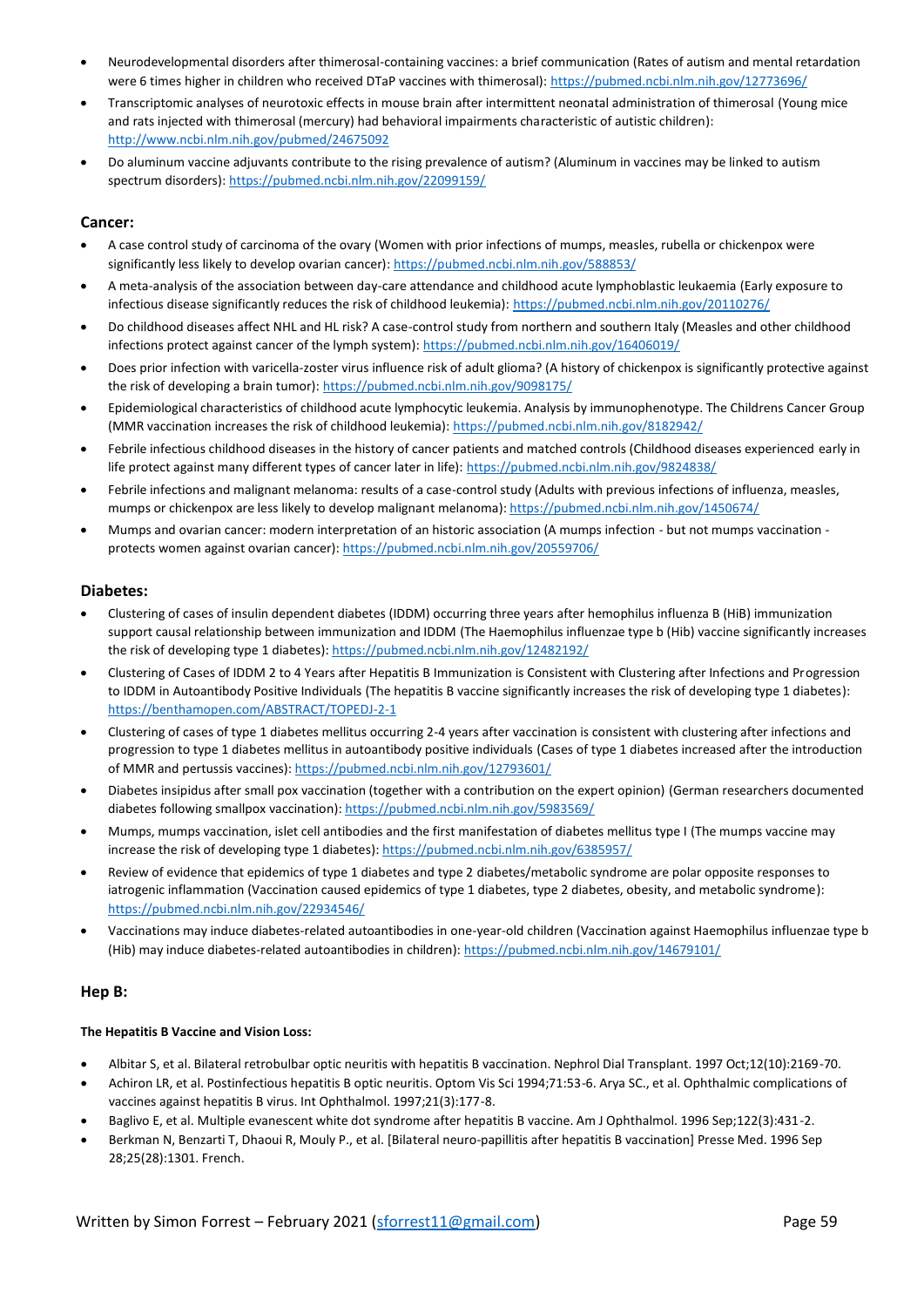- Neurodevelopmental disorders after thimerosal-containing vaccines: a brief communication (Rates of autism and mental retardation were 6 times higher in children who received DTaP vaccines with thimerosal): https://pubmed.ncbi.nlm.nih.gov/12773696/
- Transcriptomic analyses of neurotoxic effects in mouse brain after intermittent neonatal administration of thimerosal (Young mice and rats injected with thimerosal (mercury) had behavioral impairments characteristic of autistic children): http://www.ncbi.nlm.nih.gov/pubmed/24675092
- Do aluminum vaccine adjuvants contribute to the rising prevalence of autism? (Aluminum in vaccines may be linked to autism spectrum disorders): https://pubmed.ncbi.nlm.nih.gov/22099159/

## Cancer:

- A case control study of carcinoma of the ovary (Women with prior infections of mumps, measles, rubella or chickenpox were significantly less likely to develop ovarian cancer): https://pubmed.ncbi.nlm.nih.gov/588853/
- A meta-analysis of the association between day-care attendance and childhood acute lymphoblastic leukaemia (Early exposure to infectious disease significantly reduces the risk of childhood leukemia): https://pubmed.ncbi.nlm.nih.gov/20110276/
- Do childhood diseases affect NHL and HL risk? A case-control study from northern and southern Italy (Measles and other childhood infections protect against cancer of the lymph system): https://pubmed.ncbi.nlm.nih.gov/16406019/
- Does prior infection with varicella-zoster virus influence risk of adult glioma? (A history of chickenpox is significantly protective against the risk of developing a brain tumor): https://pubmed.ncbi.nlm.nih.gov/9098175/
- Epidemiological characteristics of childhood acute lymphocytic leukemia. Analysis by immunophenotype. The Childrens Cancer Group (MMR vaccination increases the risk of childhood leukemia): https://pubmed.ncbi.nlm.nih.gov/8182942/
- Febrile infectious childhood diseases in the history of cancer patients and matched controls (Childhood diseases experienced early in life protect against many different types of cancer later in life): https://pubmed.ncbi.nlm.nih.gov/9824838/
- Febrile infections and malignant melanoma: results of a case-control study (Adults with previous infections of influenza, measles, mumps or chickenpox are less likely to develop malignant melanoma): https://pubmed.ncbi.nlm.nih.gov/1450674/
- Mumps and ovarian cancer: modern interpretation of an historic association (A mumps infection - but not mumps vaccination - protects women against ovarian cancer): https://pubmed.ncbi.nlm.nih.gov/20559706/

## Diabetes:

- Clustering of cases of insulin dependent diabetes (IDDM) occurring three years after hemophilus influenza B (HiB) immunization support causal relationship between immunization and IDDM (The Haemophilus influenzae type b (Hib) vaccine significantly increases the risk of developing type 1 diabetes): https://pubmed.ncbi.nlm.nih.gov/12482192/
- Clustering of Cases of IDDM 2 to 4 Years after Hepatitis B Immunization is Consistent with Clustering after Infections and Progression to IDDM in Autoantibody Positive Individuals (The hepatitis B vaccine significantly increases the risk of developing type 1 diabetes): https://benthamopen.com/ABSTRACT/TOPEDJ-2-1
- Clustering of cases of type 1 diabetes mellitus occurring 2-4 years after vaccination is consistent with clustering after infections and progression to type 1 diabetes mellitus in autoantibody positive individuals (Cases of type 1 diabetes increased after the introduction of MMR and pertussis vaccines): https://pubmed.ncbi.nlm.nih.gov/12793601/
- Diabetes insipidus after small pox vaccination (together with a contribution on the expert opinion) (German researchers documented diabetes following smallpox vaccination): https://pubmed.ncbi.nlm.nih.gov/5983569/
- Mumps, mumps vaccination, islet cell antibodies and the first manifestation of diabetes mellitus type I (The mumps vaccine may increase the risk of developing type 1 diabetes): https://pubmed.ncbi.nlm.nih.gov/6385957/
- Review of evidence that epidemics of type 1 diabetes and type 2 diabetes/metabolic syndrome are polar opposite responses to iatrogenic inflammation (Vaccination caused epidemics of type 1 diabetes, type 2 diabetes, obesity, and metabolic syndrome): https://pubmed.ncbi.nlm.nih.gov/22934546/
- Vaccinations may induce diabetes-related autoantibodies in one-year-old children (Vaccination against Haemophilus influenzae type b (Hib) may induce diabetes-related autoantibodies in children): https://pubmed.ncbi.nlm.nih.gov/14679101/

## Hep B:

#### The Hepatitis B Vaccine and Vision Loss:

- Albitar S, et al. Bilateral retrobulbar optic neuritis with hepatitis B vaccination. Nephrol Dial Transplant. 1997 Oct;12(10):2169-70.
- Achiron LR, et al. Postinfectious hepatitis B optic neuritis. Optom Vis Sci 1994;71:53-6. Arya SC., et al. Ophthalmic complications of vaccines against hepatitis B virus. Int Ophthalmol. 1997;21(3):177-8.
- Baglivo E, et al. Multiple evanescent white dot syndrome after hepatitis B vaccine. Am J Ophthalmol. 1996 Sep;122(3):431-2.
- Berkman N, Benzarti T, Dhaoui R, Mouly P., et al. [Bilateral neuro-papillitis after hepatitis B vaccination] Presse Med. 1996 Sep 28;25(28):1301. French.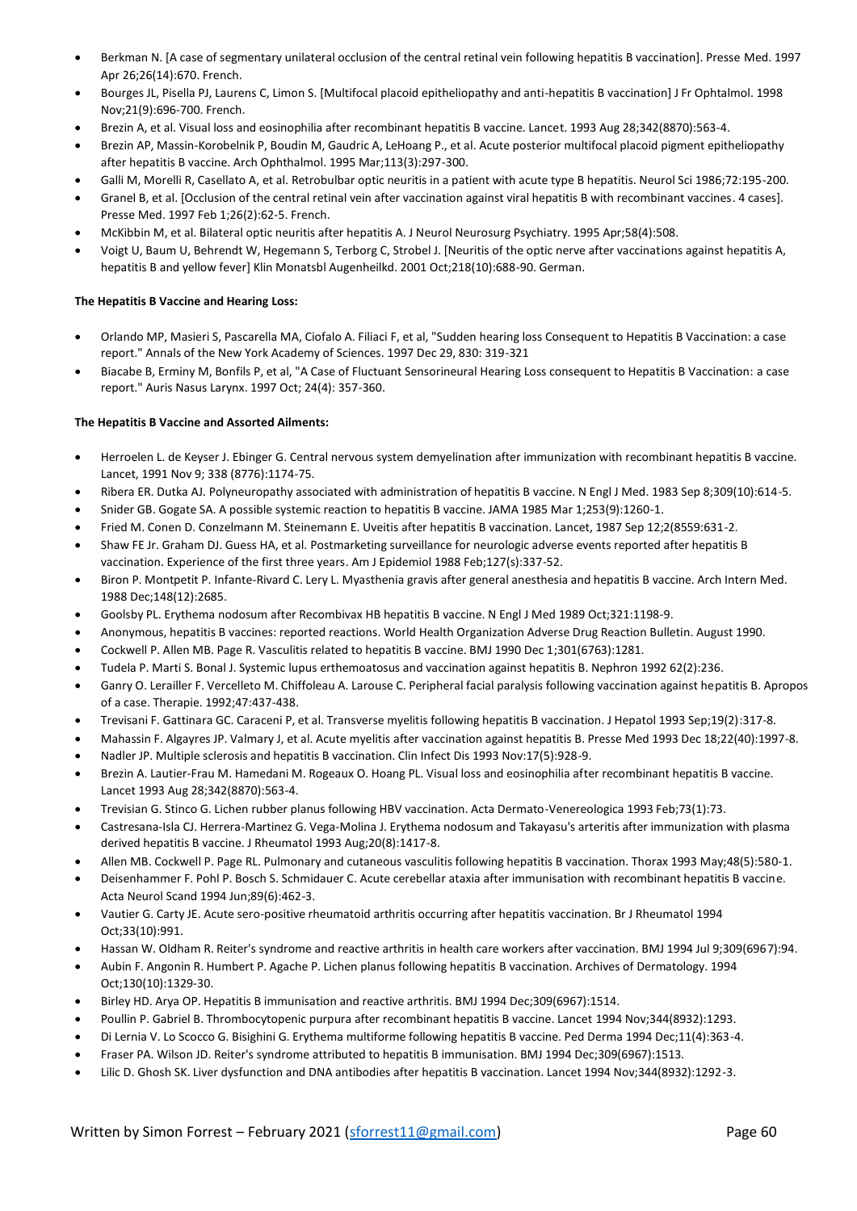- Berkman N. [A case of segmentary unilateral occlusion of the central retinal vein following hepatitis B vaccination]. Presse Med. 1997 Apr 26;26(14):670. French.
- Bourges JL, Pisella PJ, Laurens C, Limon S. [Multifocal placoid epitheliopathy and anti-hepatitis B vaccination] J Fr Ophtalmol. 1998 Nov;21(9):696-700. French.
- Brezin A, et al. Visual loss and eosinophilia after recombinant hepatitis B vaccine. Lancet. 1993 Aug 28;342(8870):563-4.
- Brezin AP, Massin-Korobelnik P, Boudin M, Gaudric A, LeHoang P., et al. Acute posterior multifocal placoid pigment epitheliopathy after hepatitis B vaccine. Arch Ophthalmol. 1995 Mar;113(3):297-300.
- Galli M, Morelli R, Casellato A, et al. Retrobulbar optic neuritis in a patient with acute type B hepatitis. Neurol Sci 1986;72:195-200.
- Granel B, et al. [Occlusion of the central retinal vein after vaccination against viral hepatitis B with recombinant vaccines. 4 cases]. Presse Med. 1997 Feb 1;26(2):62-5. French.
- McKibbin M, et al. Bilateral optic neuritis after hepatitis A. J Neurol Neurosurg Psychiatry. 1995 Apr;58(4):508.
- Voigt U, Baum U, Behrendt W, Hegemann S, Terborg C, Strobel J. [Neuritis of the optic nerve after vaccinations against hepatitis A, hepatitis B and yellow fever] Klin Monatsbl Augenheilkd. 2001 Oct;218(10):688-90. German.

**The Hepatitis B Vaccine and Hearing Loss:**

- Orlando MP, Masieri S, Pascarella MA, Ciofalo A. Filiaci F, et al, "Sudden hearing loss Consequent to Hepatitis B Vaccination: a case report." Annals of the New York Academy of Sciences. 1997 Dec 29, 830: 319-321
- Biacabe B, Erminy M, Bonfils P, et al, "A Case of Fluctuant Sensorineural Hearing Loss consequent to Hepatitis B Vaccination: a case report." Auris Nasus Larynx. 1997 Oct; 24(4): 357-360.

**The Hepatitis B Vaccine and Assorted Ailments:**

- Herroelen L. de Keyser J. Ebinger G. Central nervous system demyelination after immunization with recombinant hepatitis B vaccine. Lancet, 1991 Nov 9; 338 (8776):1174-75.
- Ribera ER. Dutka AJ. Polyneuropathy associated with administration of hepatitis B vaccine. N Engl J Med. 1983 Sep 8;309(10):614-5.
- Snider GB. Gogate SA. A possible systemic reaction to hepatitis B vaccine. JAMA 1985 Mar 1;253(9):1260-1.
- Fried M. Conen D. Conzelmann M. Steinemann E. Uveitis after hepatitis B vaccination. Lancet, 1987 Sep 12;2(8559:631-2.
- Shaw FE Jr. Graham DJ. Guess HA, et al. Postmarketing surveillance for neurologic adverse events reported after hepatitis B vaccination. Experience of the first three years. Am J Epidemiol 1988 Feb;127(s):337-52.
- Biron P. Montpetit P. Infante-Rivard C. Lery L. Myasthenia gravis after general anesthesia and hepatitis B vaccine. Arch Intern Med. 1988 Dec;148(12):2685.
- Goolsby PL. Erythema nodosum after Recombivax HB hepatitis B vaccine. N Engl J Med 1989 Oct;321:1198-9.
- Anonymous, hepatitis B vaccines: reported reactions. World Health Organization Adverse Drug Reaction Bulletin. August 1990.
- Cockwell P. Allen MB. Page R. Vasculitis related to hepatitis B vaccine. BMJ 1990 Dec 1;301(6763):1281.
- Tudela P. Marti S. Bonal J. Systemic lupus erthemoatosus and vaccination against hepatitis B. Nephron 1992 62(2):236.
- Ganry O. Lerailler F. Vercelleto M. Chiffoleau A. Larouse C. Peripheral facial paralysis following vaccination against hepatitis B. Apropos of a case. Therapie. 1992;47:437-438.
- Trevisani F. Gattinara GC. Caraceni P, et al. Transverse myelitis following hepatitis B vaccination. J Hepatol 1993 Sep;19(2):317-8.
- Mahassin F. Algayres JP. Valmary J, et al. Acute myelitis after vaccination against hepatitis B. Presse Med 1993 Dec 18;22(40):1997-8.
- Nadler JP. Multiple sclerosis and hepatitis B vaccination. Clin Infect Dis 1993 Nov:17(5):928-9.
- Brezin A. Lautier-Frau M. Hamedani M. Rogeaux O. Hoang PL. Visual loss and eosinophilia after recombinant hepatitis B vaccine. Lancet 1993 Aug 28;342(8870):563-4.
- Trevisian G. Stinco G. Lichen rubber planus following HBV vaccination. Acta Dermato-Venereologica 1993 Feb;73(1):73.
- Castresana-Isla CJ. Herrera-Martinez G. Vega-Molina J. Erythema nodosum and Takayasu's arteritis after immunization with plasma derived hepatitis B vaccine. J Rheumatol 1993 Aug;20(8):1417-8.
- Allen MB. Cockwell P. Page RL. Pulmonary and cutaneous vasculitis following hepatitis B vaccination. Thorax 1993 May;48(5):580-1.
- Deisenhammer F. Pohl P. Bosch S. Schmidauer C. Acute cerebellar ataxia after immunisation with recombinant hepatitis B vaccine. Acta Neurol Scand 1994 Jun;89(6):462-3.
- Vautier G. Carty JE. Acute sero-positive rheumatoid arthritis occurring after hepatitis vaccination. Br J Rheumatol 1994 Oct;33(10):991.
- Hassan W. Oldham R. Reiter's syndrome and reactive arthritis in health care workers after vaccination. BMJ 1994 Jul 9;309(6967):94.
- Aubin F. Angonin R. Humbert P. Agache P. Lichen planus following hepatitis B vaccination. Archives of Dermatology. 1994 Oct;130(10):1329-30.
- Birley HD. Arya OP. Hepatitis B immunisation and reactive arthritis. BMJ 1994 Dec;309(6967):1514.
- Poullin P. Gabriel B. Thrombocytopenic purpura after recombinant hepatitis B vaccine. Lancet 1994 Nov;344(8932):1293.
- Di Lernia V. Lo Scocco G. Bisighini G. Erythema multiforme following hepatitis B vaccine. Ped Derma 1994 Dec;11(4):363-4.
- Fraser PA. Wilson JD. Reiter's syndrome attributed to hepatitis B immunisation. BMJ 1994 Dec;309(6967):1513.
- Lilic D. Ghosh SK. Liver dysfunction and DNA antibodies after hepatitis B vaccination. Lancet 1994 Nov;344(8932):1292-3.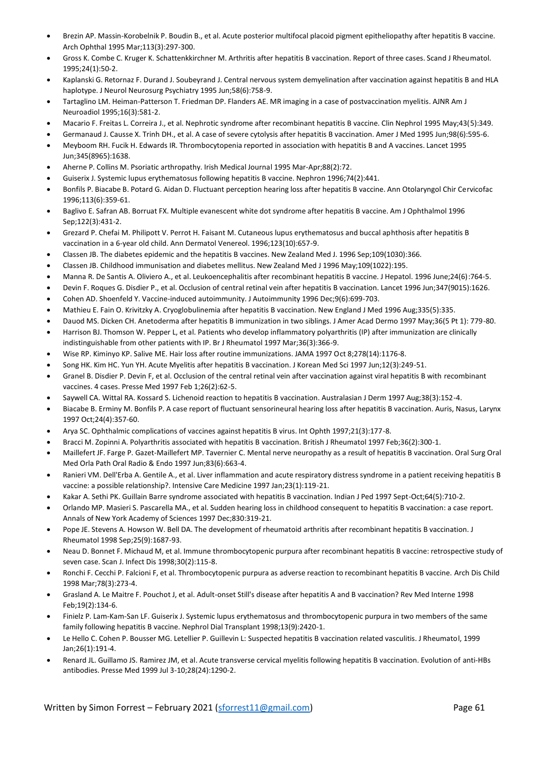- Brezin AP. Massin-Korobelnik P. Boudin B., et al. Acute posterior multifocal placoid pigment epitheliopathy after hepatitis B vaccine. Arch Ophthal 1995 Mar;113(3):297-300.
- Gross K. Combe C. Kruger K. Schattenkirchner M. Arthritis after hepatitis B vaccination. Report of three cases. Scand J Rheumatol. 1995;24(1):50-2.
- Kaplanski G. Retornaz F. Durand J. Soubeyrand J. Central nervous system demyelination after vaccination against hepatitis B and HLA haplotype. J Neurol Neurosurg Psychiatry 1995 Jun;58(6):758-9.
- Tartaglino LM. Heiman-Patterson T. Friedman DP. Flanders AE. MR imaging in a case of postvaccination myelitis. AJNR Am J Neuroadiol 1995;16(3):581-2.
- Macario F. Freitas L. Correira J., et al. Nephrotic syndrome after recombinant hepatitis B vaccine. Clin Nephrol 1995 May;43(5):349.
- Germanaud J. Causse X. Trinh DH., et al. A case of severe cytolysis after hepatitis B vaccination. Amer J Med 1995 Jun;98(6):595-6.
- Meyboom RH. Fucik H. Edwards IR. Thrombocytopenia reported in association with hepatitis B and A vaccines. Lancet 1995 Jun;345(8965):1638.
- Aherne P. Collins M. Psoriatic arthropathy. Irish Medical Journal 1995 Mar-Apr;88(2):72.
- Guiserix J. Systemic lupus erythematosus following hepatitis B vaccine. Nephron 1996;74(2):441.
- Bonfils P. Biacabe B. Potard G. Aidan D. Fluctuant perception hearing loss after hepatitis B vaccine. Ann Otolaryngol Chir Cervicofac 1996;113(6):359-61.
- Baglivo E. Safran AB. Borruat FX. Multiple evanescent white dot syndrome after hepatitis B vaccine. Am J Ophthalmol 1996 Sep;122(3):431-2.
- Grezard P. Chefai M. Philipott V. Perrot H. Faisant M. Cutaneous lupus erythematosus and buccal aphthosis after hepatitis B vaccination in a 6-year old child. Ann Dermatol Venereol. 1996;123(10):657-9.
- Classen JB. The diabetes epidemic and the hepatitis B vaccines. New Zealand Med J. 1996 Sep;109(1030):366.
- Classen JB. Childhood immunisation and diabetes mellitus. New Zealand Med J 1996 May;109(1022):195.
- Manna R. De Santis A. Oliviero A., et al. Leukoencephalitis after recombinant hepatitis B vaccine. J Hepatol. 1996 June;24(6):764-5.
- Devin F. Roques G. Disdier P., et al. Occlusion of central retinal vein after hepatitis B vaccination. Lancet 1996 Jun;347(9015):1626.
- Cohen AD. Shoenfeld Y. Vaccine-induced autoimmunity. J Autoimmunity 1996 Dec;9(6):699-703.
- Mathieu E. Fain O. Krivitzky A. Cryoglobulinemia after hepatitis B vaccination. New England J Med 1996 Aug;335(5):335.
- Dauod MS. Dicken CH. Anetoderma after hepatitis B immunization in two siblings. J Amer Acad Dermo 1997 May;36(5 Pt 1): 779-80.
- Harrison BJ. Thomson W. Pepper L, et al. Patients who develop inflammatory polyarthritis (IP) after immunization are clinically indistinguishable from other patients with IP. Br J Rheumatol 1997 Mar;36(3):366-9.
- Wise RP. Kiminyo KP. Salive ME. Hair loss after routine immunizations. JAMA 1997 Oct 8;278(14):1176-8.
- Song HK. Kim HC. Yun YH. Acute Myelitis after hepatitis B vaccination. J Korean Med Sci 1997 Jun;12(3):249-51.
- Granel B. Disdier P. Devin F, et al. Occlusion of the central retinal vein after vaccination against viral hepatitis B with recombinant vaccines. 4 cases. Presse Med 1997 Feb 1;26(2):62-5.
- Saywell CA. Wittal RA. Kossard S. Lichenoid reaction to hepatitis B vaccination. Australasian J Derm 1997 Aug;38(3):152-4.
- Biacabe B. Erminy M. Bonfils P. A case report of fluctuant sensorineural hearing loss after hepatitis B vaccination. Auris, Nasus, Larynx 1997 Oct;24(4):357-60.
- Arya SC. Ophthalmic complications of vaccines against hepatitis B virus. Int Ophth 1997;21(3):177-8.
- Bracci M. Zopinni A. Polyarthritis associated with hepatitis B vaccination. British J Rheumatol 1997 Feb;36(2):300-1.
- Maillefert JF. Farge P. Gazet-Maillefert MP. Tavernier C. Mental nerve neuropathy as a result of hepatitis B vaccination. Oral Surg Oral Med Orla Path Oral Radio & Endo 1997 Jun;83(6):663-4.
- Ranieri VM. Dell'Erba A. Gentile A., et al. Liver inflammation and acute respiratory distress syndrome in a patient receiving hepatitis B vaccine: a possible relationship?. Intensive Care Medicine 1997 Jan;23(1):119-21.
- Kakar A. Sethi PK. Guillain Barre syndrome associated with hepatitis B vaccination. Indian J Ped 1997 Sept-Oct;64(5):710-2.
- Orlando MP. Masieri S. Pascarella MA., et al. Sudden hearing loss in childhood consequent to hepatitis B vaccination: a case report. Annals of New York Academy of Sciences 1997 Dec;830:319-21.
- Pope JE. Stevens A. Howson W. Bell DA. The development of rheumatoid arthritis after recombinant hepatitis B vaccination. J Rheumatol 1998 Sep;25(9):1687-93.
- Neau D. Bonnet F. Michaud M, et al. Immune thrombocytopenic purpura after recombinant hepatitis B vaccine: retrospective study of seven case. Scan J. Infect Dis 1998;30(2):115-8.
- Ronchi F. Cecchi P. Falcioni F, et al. Thrombocytopenic purpura as adverse reaction to recombinant hepatitis B vaccine. Arch Dis Child 1998 Mar;78(3):273-4.
- Grasland A. Le Maitre F. Pouchot J, et al. Adult-onset Still's disease after hepatitis A and B vaccination? Rev Med Interne 1998 Feb;19(2):134-6.
- Finielz P. Lam-Kam-San LF. Guiserix J. Systemic lupus erythematosus and thrombocytopenic purpura in two members of the same family following hepatitis B vaccine. Nephrol Dial Transplant 1998;13(9):2420-1.
- Le Hello C. Cohen P. Bousser MG. Letellier P. Guillevin L: Suspected hepatitis B vaccination related vasculitis. J Rheumatol, 1999 Jan;26(1):191-4.
- Renard JL. Guillamo JS. Ramirez JM, et al. Acute transverse cervical myelitis following hepatitis B vaccination. Evolution of anti-HBs antibodies. Presse Med 1999 Jul 3-10;28(24):1290-2.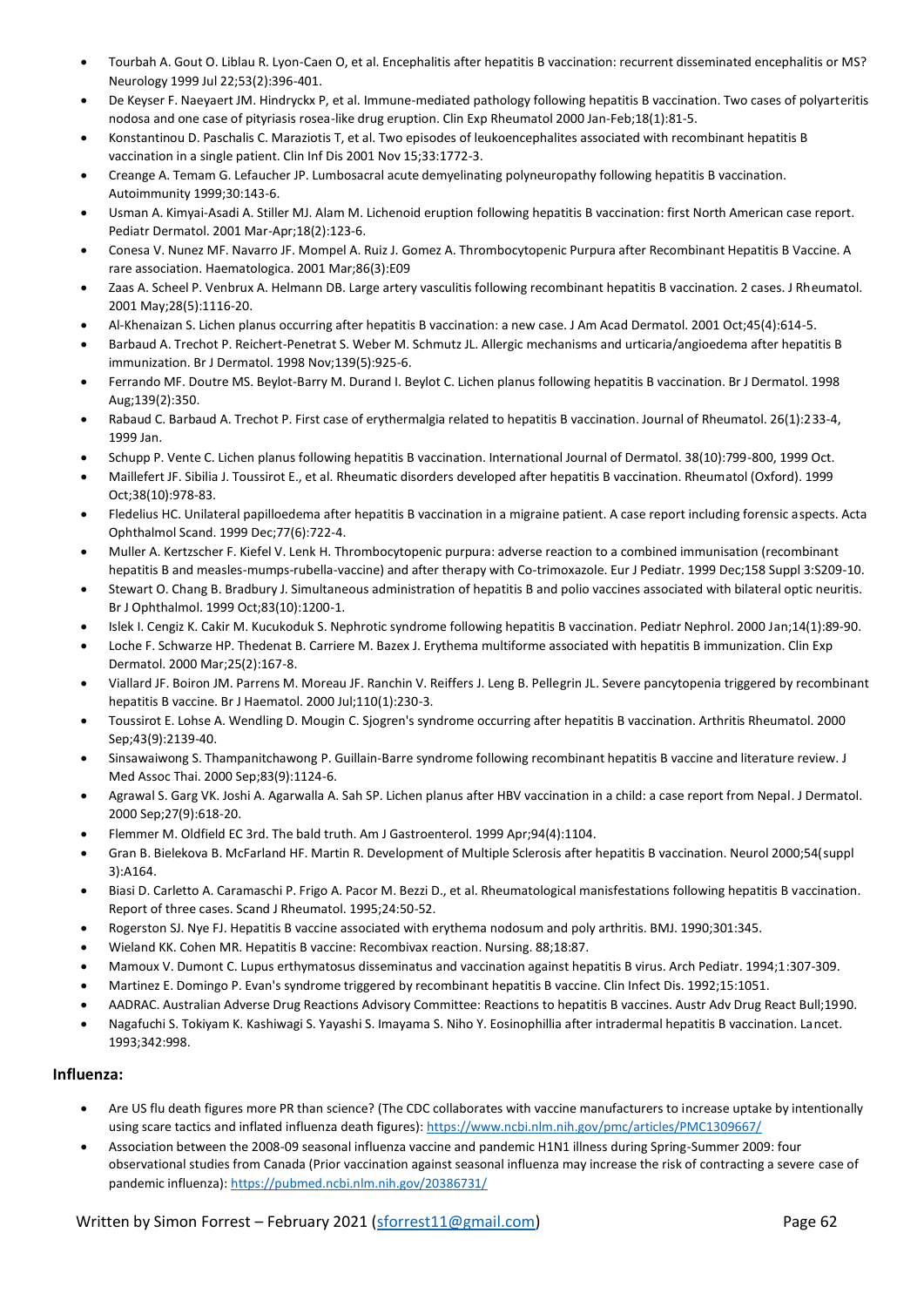- Tourbah A. Gout O. Liblau R. Lyon-Caen O, et al. Encephalitis after hepatitis B vaccination: recurrent disseminated encephalitis or MS? Neurology 1999 Jul 22;53(2):396-401.
- De Keyser F. Naeyaert JM. Hindryckx P, et al. Immune-mediated pathology following hepatitis B vaccination. Two cases of polyarteritis nodosa and one case of pityriasis rosea-like drug eruption. Clin Exp Rheumatol 2000 Jan-Feb;18(1):81-5.
- Konstantinou D. Paschalis C. Maraziotis T, et al. Two episodes of leukoencephalites associated with recombinant hepatitis B vaccination in a single patient. Clin Inf Dis 2001 Nov 15;33:1772-3.
- Creange A. Temam G. Lefaucher JP. Lumbosacral acute demyelinating polyneuropathy following hepatitis B vaccination. Autoimmunity 1999;30:143-6.
- Usman A. Kimyai-Asadi A. Stiller MJ. Alam M. Lichenoid eruption following hepatitis B vaccination: first North American case report. Pediatr Dermatol. 2001 Mar-Apr;18(2):123-6.
- Conesa V. Nunez MF. Navarro JF. Mompel A. Ruiz J. Gomez A. Thrombocytopenic Purpura after Recombinant Hepatitis B Vaccine. A rare association. Haematologica. 2001 Mar;86(3):E09
- Zaas A. Scheel P. Venbrux A. Helmann DB. Large artery vasculitis following recombinant hepatitis B vaccination. 2 cases. J Rheumatol. 2001 May;28(5):1116-20.
- Al-Khenaizan S. Lichen planus occurring after hepatitis B vaccination: a new case. J Am Acad Dermatol. 2001 Oct;45(4):614-5.
- Barbaud A. Trechot P. Reichert-Penetrat S. Weber M. Schmutz JL. Allergic mechanisms and urticaria/angioedema after hepatitis B immunization. Br J Dermatol. 1998 Nov;139(5):925-6.
- Ferrando MF. Doutre MS. Beylot-Barry M. Durand I. Beylot C. Lichen planus following hepatitis B vaccination. Br J Dermatol. 1998 Aug;139(2):350.
- Rabaud C. Barbaud A. Trechot P. First case of erythermalgia related to hepatitis B vaccination. Journal of Rheumatol. 26(1):233-4, 1999 Jan.
- Schupp P. Vente C. Lichen planus following hepatitis B vaccination. International Journal of Dermatol. 38(10):799-800, 1999 Oct.
- Maillefert JF. Sibilia J. Toussirot E., et al. Rheumatic disorders developed after hepatitis B vaccination. Rheumatol (Oxford). 1999 Oct;38(10):978-83.
- Fledelius HC. Unilateral papilloedema after hepatitis B vaccination in a migraine patient. A case report including forensic aspects. Acta Ophthalmol Scand. 1999 Dec;77(6):722-4.
- Muller A. Kertzscher F. Kiefel V. Lenk H. Thrombocytopenic purpura: adverse reaction to a combined immunisation (recombinant hepatitis B and measles-mumps-rubella-vaccine) and after therapy with Co-trimoxazole. Eur J Pediatr. 1999 Dec;158 Suppl 3:S209-10.
- Stewart O. Chang B. Bradbury J. Simultaneous administration of hepatitis B and polio vaccines associated with bilateral optic neuritis. Br J Ophthalmol. 1999 Oct;83(10):1200-1.
- Islek I. Cengiz K. Cakir M. Kucukoduk S. Nephrotic syndrome following hepatitis B vaccination. Pediatr Nephrol. 2000 Jan;14(1):89-90.
- Loche F. Schwarze HP. Thedenat B. Carriere M. Bazex J. Erythema multiforme associated with hepatitis B immunization. Clin Exp Dermatol. 2000 Mar;25(2):167-8.
- Viallard JF. Boiron JM. Parrens M. Moreau JF. Ranchin V. Reiffers J. Leng B. Pellegrin JL. Severe pancytopenia triggered by recombinant hepatitis B vaccine. Br J Haematol. 2000 Jul;110(1):230-3.
- Toussirot E. Lohse A. Wendling D. Mougin C. Sjogren's syndrome occurring after hepatitis B vaccination. Arthritis Rheumatol. 2000 Sep;43(9):2139-40.
- Sinsawaiwong S. Thampanitchawong P. Guillain-Barre syndrome following recombinant hepatitis B vaccine and literature review. J Med Assoc Thai. 2000 Sep;83(9):1124-6.
- Agrawal S. Garg VK. Joshi A. Agarwalla A. Sah SP. Lichen planus after HBV vaccination in a child: a case report from Nepal. J Dermatol. 2000 Sep;27(9):618-20.
- Flemmer M. Oldfield EC 3rd. The bald truth. Am J Gastroenterol. 1999 Apr;94(4):1104.
- Gran B. Bielekova B. McFarland HF. Martin R. Development of Multiple Sclerosis after hepatitis B vaccination. Neurol 2000;54(suppl 3):A164.
- Biasi D. Carletto A. Caramaschi P. Frigo A. Pacor M. Bezzi D., et al. Rheumatological manisfestations following hepatitis B vaccination. Report of three cases. Scand J Rheumatol. 1995;24:50-52.
- Rogerston SJ. Nye FJ. Hepatitis B vaccine associated with erythema nodosum and poly arthritis. BMJ. 1990;301:345.
- Wieland KK. Cohen MR. Hepatitis B vaccine: Recombivax reaction. Nursing. 88;18:87.
- Mamoux V. Dumont C. Lupus erthymatosus disseminatus and vaccination against hepatitis B virus. Arch Pediatr. 1994;1:307-309.
- Martinez E. Domingo P. Evan's syndrome triggered by recombinant hepatitis B vaccine. Clin Infect Dis. 1992;15:1051.
- AADRAC. Australian Adverse Drug Reactions Advisory Committee: Reactions to hepatitis B vaccines. Austr Adv Drug React Bull;1990.
- Nagafuchi S. Tokiyam K. Kashiwagi S. Yayashi S. Imayama S. Niho Y. Eosinophillia after intradermal hepatitis B vaccination. Lancet. 1993;342:998.

### Influenza:

- Are US flu death figures more PR than science? (The CDC collaborates with vaccine manufacturers to increase uptake by intentionally using scare tactics and inflated influenza death figures): https://www.ncbi.nlm.nih.gov/pmc/articles/PMC1309667/
- Association between the 2008-09 seasonal influenza vaccine and pandemic H1N1 illness during Spring-Summer 2009: four observational studies from Canada (Prior vaccination against seasonal influenza may increase the risk of contracting a severe case of pandemic influenza): https://pubmed.ncbi.nlm.nih.gov/20386731/

Written by Simon Forrest – February 2021 (sforrest11@gmail.com)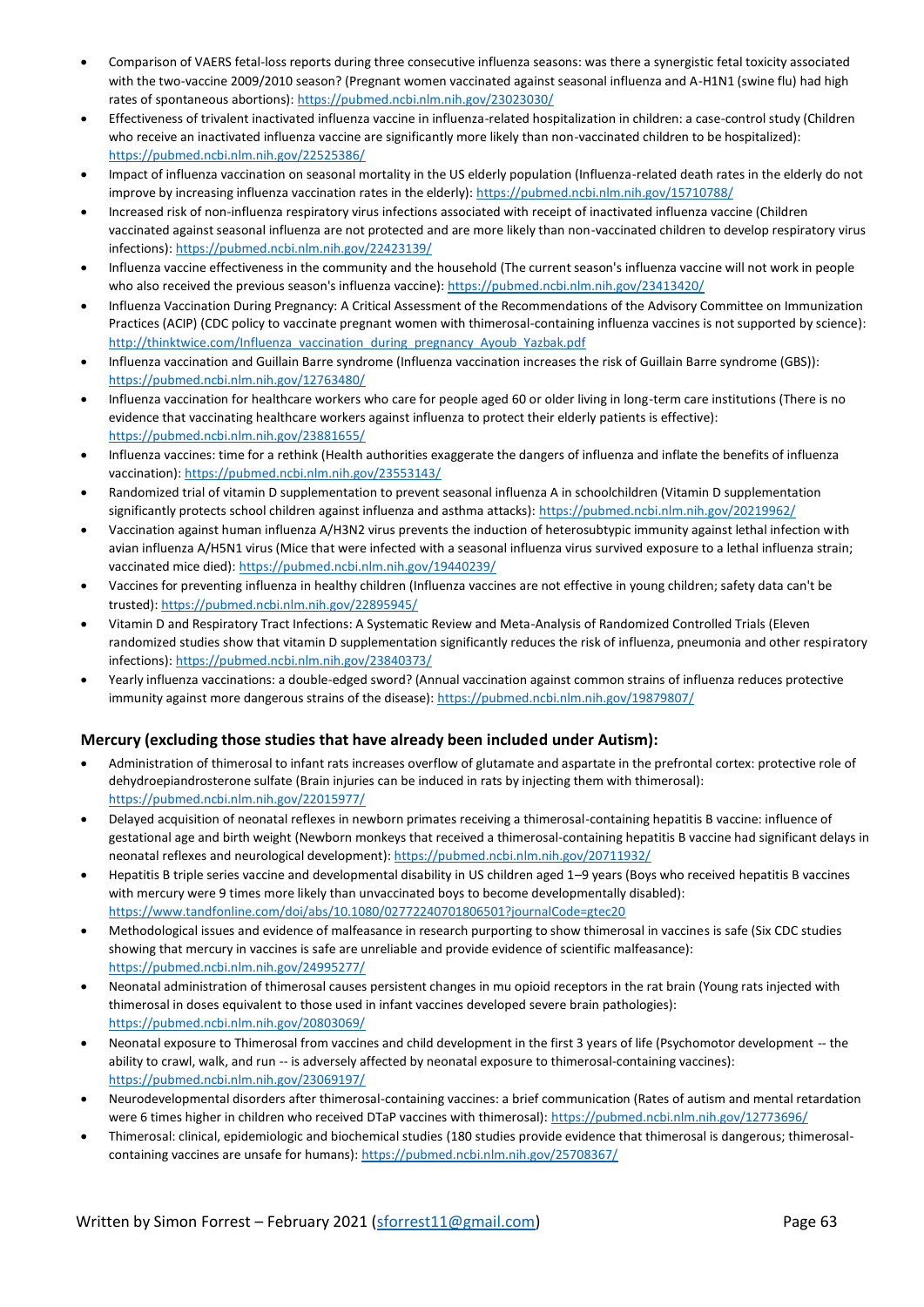- Comparison of VAERS fetal-loss reports during three consecutive influenza seasons: was there a synergistic fetal toxicity associated with the two-vaccine 2009/2010 season? (Pregnant women vaccinated against seasonal influenza and A-H1N1 (swine flu) had high rates of spontaneous abortions): https://pubmed.ncbi.nlm.nih.gov/23023030/
- Effectiveness of trivalent inactivated influenza vaccine in influenza-related hospitalization in children: a case-control study (Children who receive an inactivated influenza vaccine are significantly more likely than non-vaccinated children to be hospitalized): https://pubmed.ncbi.nlm.nih.gov/22525386/
- Impact of influenza vaccination on seasonal mortality in the US elderly population (Influenza-related death rates in the elderly do not improve by increasing influenza vaccination rates in the elderly): https://pubmed.ncbi.nlm.nih.gov/15710788/
- Increased risk of non-influenza respiratory virus infections associated with receipt of inactivated influenza vaccine (Children vaccinated against seasonal influenza are not protected and are more likely than non-vaccinated children to develop respiratory virus infections): https://pubmed.ncbi.nlm.nih.gov/22423139/
- Influenza vaccine effectiveness in the community and the household (The current season's influenza vaccine will not work in people who also received the previous season's influenza vaccine): https://pubmed.ncbi.nlm.nih.gov/23413420/
- Influenza Vaccination During Pregnancy: A Critical Assessment of the Recommendations of the Advisory Committee on Immunization Practices (ACIP) (CDC policy to vaccinate pregnant women with thimerosal-containing influenza vaccines is not supported by science): http://thinktwice.com/Influenza_vaccination_during_pregnancy_Ayoub_Yazbak.pdf
- Influenza vaccination and Guillain Barre syndrome (Influenza vaccination increases the risk of Guillain Barre syndrome (GBS)): https://pubmed.ncbi.nlm.nih.gov/12763480/
- Influenza vaccination for healthcare workers who care for people aged 60 or older living in long-term care institutions (There is no evidence that vaccinating healthcare workers against influenza to protect their elderly patients is effective): https://pubmed.ncbi.nlm.nih.gov/23881655/
- Influenza vaccines: time for a rethink (Health authorities exaggerate the dangers of influenza and inflate the benefits of influenza vaccination): https://pubmed.ncbi.nlm.nih.gov/23553143/
- Randomized trial of vitamin D supplementation to prevent seasonal influenza A in schoolchildren (Vitamin D supplementation significantly protects school children against influenza and asthma attacks): https://pubmed.ncbi.nlm.nih.gov/20219962/
- Vaccination against human influenza A/H3N2 virus prevents the induction of heterosubtypic immunity against lethal infection with avian influenza A/H5N1 virus (Mice that were infected with a seasonal influenza virus survived exposure to a lethal influenza strain; vaccinated mice died): https://pubmed.ncbi.nlm.nih.gov/19440239/
- Vaccines for preventing influenza in healthy children (Influenza vaccines are not effective in young children; safety data can't be trusted): https://pubmed.ncbi.nlm.nih.gov/22895945/
- Vitamin D and Respiratory Tract Infections: A Systematic Review and Meta-Analysis of Randomized Controlled Trials (Eleven randomized studies show that vitamin D supplementation significantly reduces the risk of influenza, pneumonia and other respiratory infections): https://pubmed.ncbi.nlm.nih.gov/23840373/
- Yearly influenza vaccinations: a double-edged sword? (Annual vaccination against common strains of influenza reduces protective immunity against more dangerous strains of the disease): https://pubmed.ncbi.nlm.nih.gov/19879807/

### Mercury (excluding those studies that have already been included under Autism):

- Administration of thimerosal to infant rats increases overflow of glutamate and aspartate in the prefrontal cortex: protective role of dehydroepiandrosterone sulfate (Brain injuries can be induced in rats by injecting them with thimerosal): https://pubmed.ncbi.nlm.nih.gov/22015977/
- Delayed acquisition of neonatal reflexes in newborn primates receiving a thimerosal-containing hepatitis B vaccine: influence of gestational age and birth weight (Newborn monkeys that received a thimerosal-containing hepatitis B vaccine had significant delays in neonatal reflexes and neurological development): https://pubmed.ncbi.nlm.nih.gov/20711932/
- Hepatitis B triple series vaccine and developmental disability in US children aged 1–9 years (Boys who received hepatitis B vaccines with mercury were 9 times more likely than unvaccinated boys to become developmentally disabled): https://www.tandfonline.com/doi/abs/10.1080/02772240701806501?journalCode=gtec20
- Methodological issues and evidence of malfeasance in research purporting to show thimerosal in vaccines is safe (Six CDC studies showing that mercury in vaccines is safe are unreliable and provide evidence of scientific malfeasance): https://pubmed.ncbi.nlm.nih.gov/24995277/
- Neonatal administration of thimerosal causes persistent changes in mu opioid receptors in the rat brain (Young rats injected with thimerosal in doses equivalent to those used in infant vaccines developed severe brain pathologies): https://pubmed.ncbi.nlm.nih.gov/20803069/
- Neonatal exposure to Thimerosal from vaccines and child development in the first 3 years of life (Psychomotor development -- the ability to crawl, walk, and run -- is adversely affected by neonatal exposure to thimerosal-containing vaccines): https://pubmed.ncbi.nlm.nih.gov/23069197/
- Neurodevelopmental disorders after thimerosal-containing vaccines: a brief communication (Rates of autism and mental retardation were 6 times higher in children who received DTaP vaccines with thimerosal): https://pubmed.ncbi.nlm.nih.gov/12773696/
- Thimerosal: clinical, epidemiologic and biochemical studies (180 studies provide evidence that thimerosal is dangerous; thimerosal-containing vaccines are unsafe for humans): https://pubmed.ncbi.nlm.nih.gov/25708367/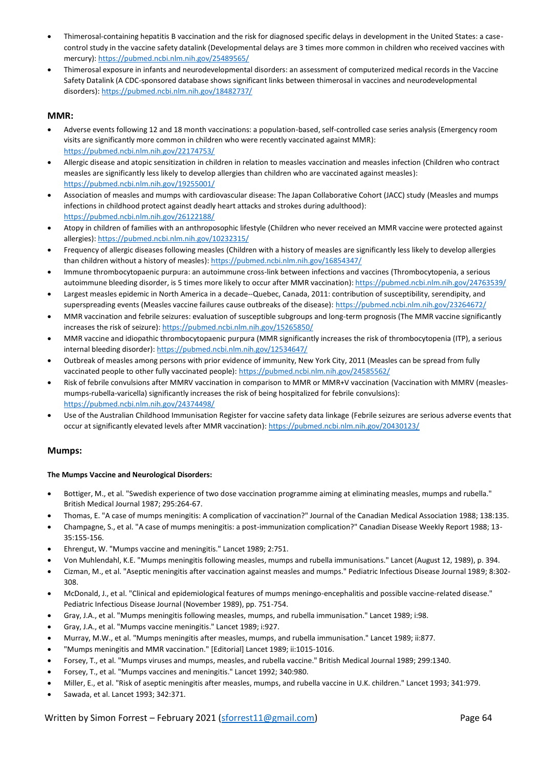- Thimerosal-containing hepatitis B vaccination and the risk for diagnosed specific delays in development in the United States: a case-control study in the vaccine safety datalink (Developmental delays are 3 times more common in children who received vaccines with mercury): https://pubmed.ncbi.nlm.nih.gov/25489565/
- Thimerosal exposure in infants and neurodevelopmental disorders: an assessment of computerized medical records in the Vaccine Safety Datalink (A CDC-sponsored database shows significant links between thimerosal in vaccines and neurodevelopmental disorders): https://pubmed.ncbi.nlm.nih.gov/18482737/

### MMR:

- Adverse events following 12 and 18 month vaccinations: a population-based, self-controlled case series analysis (Emergency room visits are significantly more common in children who were recently vaccinated against MMR): https://pubmed.ncbi.nlm.nih.gov/22174753/
- Allergic disease and atopic sensitization in children in relation to measles vaccination and measles infection (Children who contract measles are significantly less likely to develop allergies than children who are vaccinated against measles): https://pubmed.ncbi.nlm.nih.gov/19255001/
- Association of measles and mumps with cardiovascular disease: The Japan Collaborative Cohort (JACC) study (Measles and mumps infections in childhood protect against deadly heart attacks and strokes during adulthood): https://pubmed.ncbi.nlm.nih.gov/26122188/
- Atopy in children of families with an anthroposophic lifestyle (Children who never received an MMR vaccine were protected against allergies): https://pubmed.ncbi.nlm.nih.gov/10232315/
- Frequency of allergic diseases following measles (Children with a history of measles are significantly less likely to develop allergies than children without a history of measles): https://pubmed.ncbi.nlm.nih.gov/16854347/
- Immune thrombocytopaenic purpura: an autoimmune cross-link between infections and vaccines (Thrombocytopenia, a serious autoimmune bleeding disorder, is 5 times more likely to occur after MMR vaccination): https://pubmed.ncbi.nlm.nih.gov/24763539/
- Largest measles epidemic in North America in a decade--Quebec, Canada, 2011: contribution of susceptibility, serendipity, and superspreading events (Measles vaccine failures cause outbreaks of the disease): https://pubmed.ncbi.nlm.nih.gov/23264672/
- MMR vaccination and febrile seizures: evaluation of susceptible subgroups and long-term prognosis (The MMR vaccine significantly increases the risk of seizure): https://pubmed.ncbi.nlm.nih.gov/15265850/
- MMR vaccine and idiopathic thrombocytopaenic purpura (MMR significantly increases the risk of thrombocytopenia (ITP), a serious internal bleeding disorder): https://pubmed.ncbi.nlm.nih.gov/12534647/
- Outbreak of measles among persons with prior evidence of immunity, New York City, 2011 (Measles can be spread from fully vaccinated people to other fully vaccinated people): https://pubmed.ncbi.nlm.nih.gov/24585562/
- Risk of febrile convulsions after MMRV vaccination in comparison to MMR or MMR+V vaccination (Vaccination with MMRV (measles-mumps-rubella-varicella) significantly increases the risk of being hospitalized for febrile convulsions): https://pubmed.ncbi.nlm.nih.gov/24374498/
- Use of the Australian Childhood Immunisation Register for vaccine safety data linkage (Febrile seizures are serious adverse events that occur at significantly elevated levels after MMR vaccination): https://pubmed.ncbi.nlm.nih.gov/20430123/

### Mumps:

#### The Mumps Vaccine and Neurological Disorders:

- Bottiger, M., et al. "Swedish experience of two dose vaccination programme aiming at eliminating measles, mumps and rubella." British Medical Journal 1987; 295:264-67.
- Thomas, E. "A case of mumps meningitis: A complication of vaccination?" Journal of the Canadian Medical Association 1988; 138:135.
- Champagne, S., et al. "A case of mumps meningitis: a post-immunization complication?" Canadian Disease Weekly Report 1988; 13-35:155-156.
- Ehrengut, W. "Mumps vaccine and meningitis." Lancet 1989; 2:751.
- Von Muhlendahl, K.E. "Mumps meningitis following measles, mumps and rubella immunisations." Lancet (August 12, 1989), p. 394.
- Cizman, M., et al. "Aseptic meningitis after vaccination against measles and mumps." Pediatric Infectious Disease Journal 1989; 8:302-308.
- McDonald, J., et al. "Clinical and epidemiological features of mumps meningo-encephalitis and possible vaccine-related disease." Pediatric Infectious Disease Journal (November 1989), pp. 751-754.
- Gray, J.A., et al. "Mumps meningitis following measles, mumps, and rubella immunisation." Lancet 1989; i:98.
- Gray, J.A., et al. "Mumps vaccine meningitis." Lancet 1989; i:927.
- Murray, M.W., et al. "Mumps meningitis after measles, mumps, and rubella immunisation." Lancet 1989; ii:877.
- "Mumps meningitis and MMR vaccination." [Editorial] Lancet 1989; ii:1015-1016.
- Forsey, T., et al. "Mumps viruses and mumps, measles, and rubella vaccine." British Medical Journal 1989; 299:1340.
- Forsey, T., et al. "Mumps vaccines and meningitis." Lancet 1992; 340:980.
- Miller, E., et al. "Risk of aseptic meningitis after measles, mumps, and rubella vaccine in U.K. children." Lancet 1993; 341:979.
- Sawada, et al. Lancet 1993; 342:371.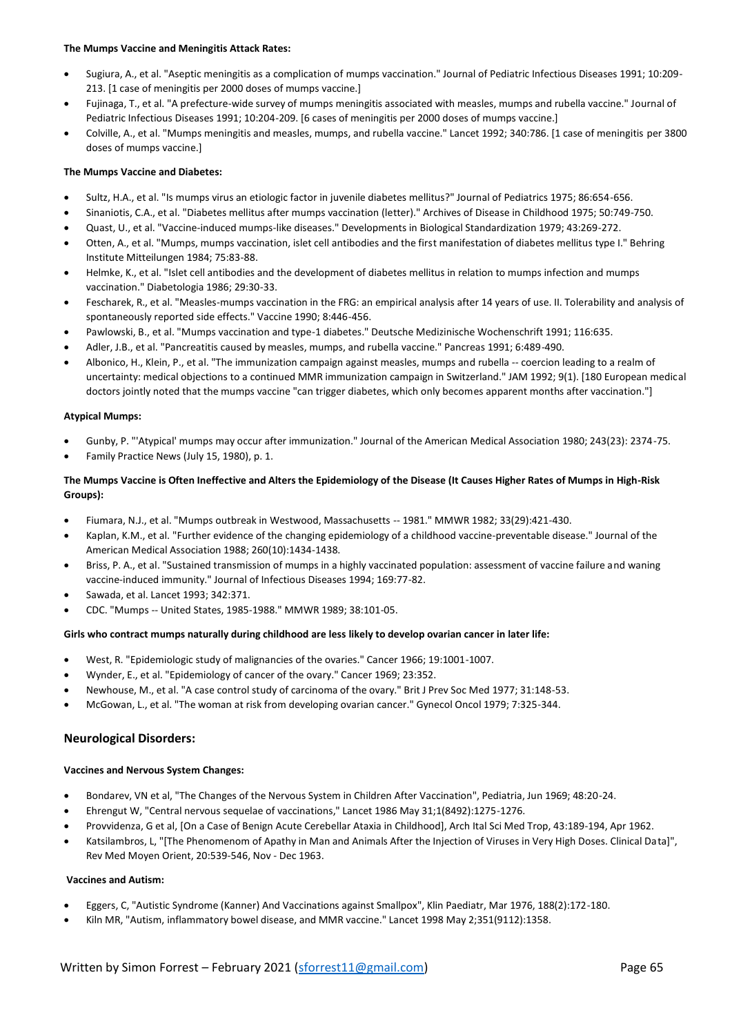**The Mumps Vaccine and Meningitis Attack Rates:**

- Sugiura, A., et al. "Aseptic meningitis as a complication of mumps vaccination." Journal of Pediatric Infectious Diseases 1991; 10:209-213. [1 case of meningitis per 2000 doses of mumps vaccine.]
- Fujinaga, T., et al. "A prefecture-wide survey of mumps meningitis associated with measles, mumps and rubella vaccine." Journal of Pediatric Infectious Diseases 1991; 10:204-209. [6 cases of meningitis per 2000 doses of mumps vaccine.]
- Colville, A., et al. "Mumps meningitis and measles, mumps, and rubella vaccine." Lancet 1992; 340:786. [1 case of meningitis per 3800 doses of mumps vaccine.]

**The Mumps Vaccine and Diabetes:**

- Sultz, H.A., et al. "Is mumps virus an etiologic factor in juvenile diabetes mellitus?" Journal of Pediatrics 1975; 86:654-656.
- Sinaniotis, C.A., et al. "Diabetes mellitus after mumps vaccination (letter)." Archives of Disease in Childhood 1975; 50:749-750.
- Quast, U., et al. "Vaccine-induced mumps-like diseases." Developments in Biological Standardization 1979; 43:269-272.
- Otten, A., et al. "Mumps, mumps vaccination, islet cell antibodies and the first manifestation of diabetes mellitus type I." Behring Institute Mitteilungen 1984; 75:83-88.
- Helmke, K., et al. "Islet cell antibodies and the development of diabetes mellitus in relation to mumps infection and mumps vaccination." Diabetologia 1986; 29:30-33.
- Fescharek, R., et al. "Measles-mumps vaccination in the FRG: an empirical analysis after 14 years of use. II. Tolerability and analysis of spontaneously reported side effects." Vaccine 1990; 8:446-456.
- Pawlowski, B., et al. "Mumps vaccination and type-1 diabetes." Deutsche Medizinische Wochenschrift 1991; 116:635.
- Adler, J.B., et al. "Pancreatitis caused by measles, mumps, and rubella vaccine." Pancreas 1991; 6:489-490.
- Albonico, H., Klein, P., et al. "The immunization campaign against measles, mumps and rubella -- coercion leading to a realm of uncertainty: medical objections to a continued MMR immunization campaign in Switzerland." JAM 1992; 9(1). [180 European medical doctors jointly noted that the mumps vaccine "can trigger diabetes, which only becomes apparent months after vaccination."]

**Atypical Mumps:**

- Gunby, P. "'Atypical' mumps may occur after immunization." Journal of the American Medical Association 1980; 243(23): 2374-75.
- Family Practice News (July 15, 1980), p. 1.

**The Mumps Vaccine is Often Ineffective and Alters the Epidemiology of the Disease (It Causes Higher Rates of Mumps in High-Risk Groups):**

- Fiumara, N.J., et al. "Mumps outbreak in Westwood, Massachusetts -- 1981." MMWR 1982; 33(29):421-430.
- Kaplan, K.M., et al. "Further evidence of the changing epidemiology of a childhood vaccine-preventable disease." Journal of the American Medical Association 1988; 260(10):1434-1438.
- Briss, P. A., et al. "Sustained transmission of mumps in a highly vaccinated population: assessment of vaccine failure and waning vaccine-induced immunity." Journal of Infectious Diseases 1994; 169:77-82.
- Sawada, et al. Lancet 1993; 342:371.
- CDC. "Mumps -- United States, 1985-1988." MMWR 1989; 38:101-05.

**Girls who contract mumps naturally during childhood are less likely to develop ovarian cancer in later life:**

- West, R. "Epidemiologic study of malignancies of the ovaries." Cancer 1966; 19:1001-1007.
- Wynder, E., et al. "Epidemiology of cancer of the ovary." Cancer 1969; 23:352.
- Newhouse, M., et al. "A case control study of carcinoma of the ovary." Brit J Prev Soc Med 1977; 31:148-53.
- McGowan, L., et al. "The woman at risk from developing ovarian cancer." Gynecol Oncol 1979; 7:325-344.

## Neurological Disorders:

**Vaccines and Nervous System Changes:**

- Bondarev, VN et al, "The Changes of the Nervous System in Children After Vaccination", Pediatria, Jun 1969; 48:20-24.
- Ehrengut W, "Central nervous sequelae of vaccinations," Lancet 1986 May 31;1(8492):1275-1276.
- Provvidenza, G et al, [On a Case of Benign Acute Cerebellar Ataxia in Childhood], Arch Ital Sci Med Trop, 43:189-194, Apr 1962.
- Katsilambros, L, "[The Phenomenom of Apathy in Man and Animals After the Injection of Viruses in Very High Doses. Clinical Data]", Rev Med Moyen Orient, 20:539-546, Nov - Dec 1963.

**Vaccines and Autism:**

- Eggers, C, "Autistic Syndrome (Kanner) And Vaccinations against Smallpox", Klin Paediatr, Mar 1976, 188(2):172-180.
- Kiln MR, "Autism, inflammatory bowel disease, and MMR vaccine." Lancet 1998 May 2;351(9112):1358.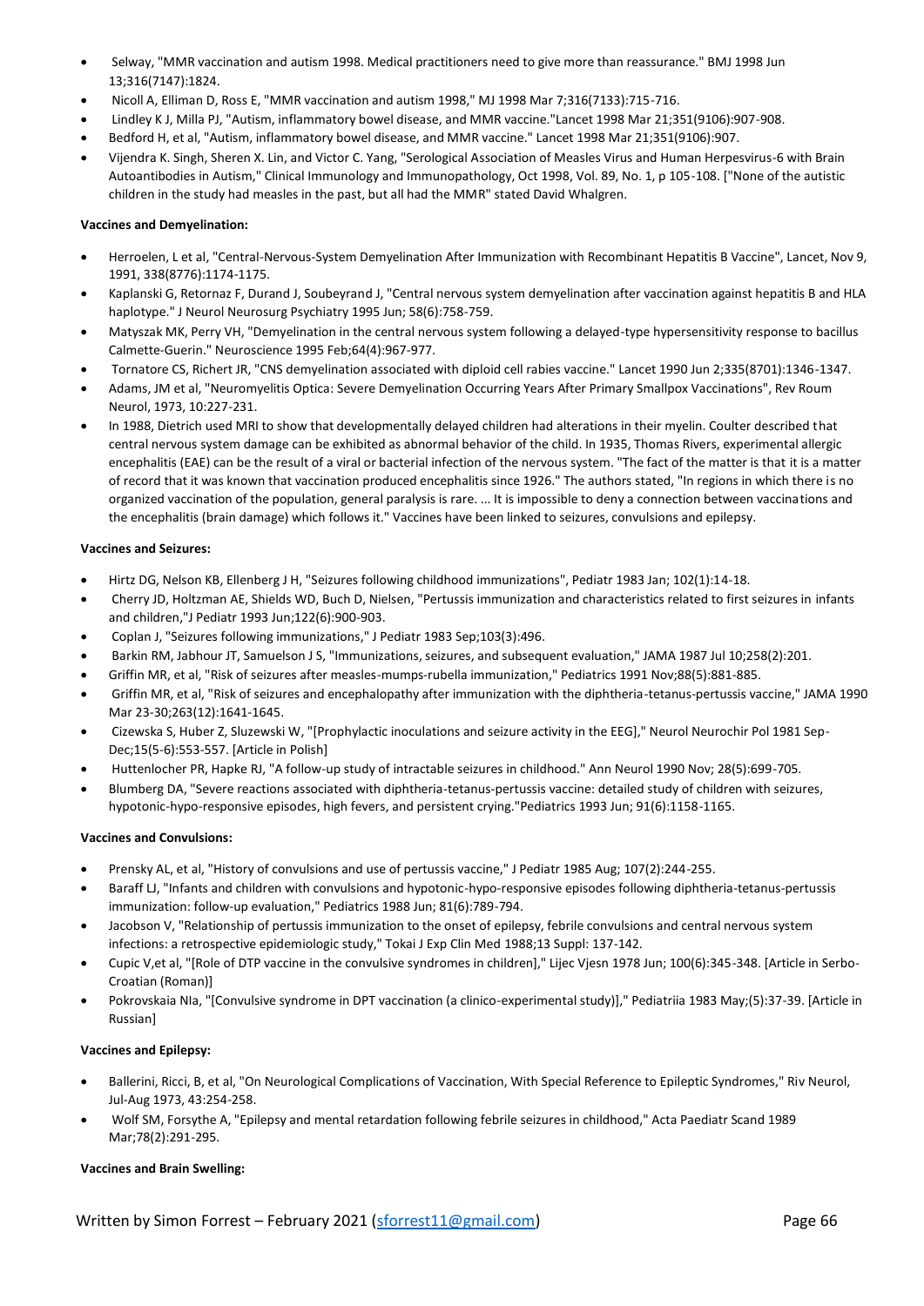- Selway, "MMR vaccination and autism 1998. Medical practitioners need to give more than reassurance." BMJ 1998 Jun 13;316(7147):1824.
- Nicoll A, Elliman D, Ross E, "MMR vaccination and autism 1998," MJ 1998 Mar 7;316(7133):715-716.
- Lindley K J, Milla PJ, "Autism, inflammatory bowel disease, and MMR vaccine."Lancet 1998 Mar 21;351(9106):907-908.
- Bedford H, et al, "Autism, inflammatory bowel disease, and MMR vaccine." Lancet 1998 Mar 21;351(9106):907.
- Vijendra K. Singh, Sheren X. Lin, and Victor C. Yang, "Serological Association of Measles Virus and Human Herpesvirus-6 with Brain Autoantibodies in Autism," Clinical Immunology and Immunopathology, Oct 1998, Vol. 89, No. 1, p 105-108. ["None of the autistic children in the study had measles in the past, but all had the MMR" stated David Whalgren.

**Vaccines and Demyelination:**

- Herroelen, L et al, "Central-Nervous-System Demyelination After Immunization with Recombinant Hepatitis B Vaccine", Lancet, Nov 9, 1991, 338(8776):1174-1175.
- Kaplanski G, Retornaz F, Durand J, Soubeyrand J, "Central nervous system demyelination after vaccination against hepatitis B and HLA haplotype." J Neurol Neurosurg Psychiatry 1995 Jun; 58(6):758-759.
- Matyszak MK, Perry VH, "Demyelination in the central nervous system following a delayed-type hypersensitivity response to bacillus Calmette-Guerin." Neuroscience 1995 Feb;64(4):967-977.
- Tornatore CS, Richert JR, "CNS demyelination associated with diploid cell rabies vaccine." Lancet 1990 Jun 2;335(8701):1346-1347.
- Adams, JM et al, "Neuromyelitis Optica: Severe Demyelination Occurring Years After Primary Smallpox Vaccinations", Rev Roum Neurol, 1973, 10:227-231.
- In 1988, Dietrich used MRI to show that developmentally delayed children had alterations in their myelin. Coulter described that central nervous system damage can be exhibited as abnormal behavior of the child. In 1935, Thomas Rivers, experimental allergic encephalitis (EAE) can be the result of a viral or bacterial infection of the nervous system. "The fact of the matter is that it is a matter of record that it was known that vaccination produced encephalitis since 1926." The authors stated, "In regions in which there is no organized vaccination of the population, general paralysis is rare. ... It is impossible to deny a connection between vaccinations and the encephalitis (brain damage) which follows it." Vaccines have been linked to seizures, convulsions and epilepsy.

**Vaccines and Seizures:**

- Hirtz DG, Nelson KB, Ellenberg J H, "Seizures following childhood immunizations", Pediatr 1983 Jan; 102(1):14-18.
- Cherry JD, Holtzman AE, Shields WD, Buch D, Nielsen, "Pertussis immunization and characteristics related to first seizures in infants and children,"J Pediatr 1993 Jun;122(6):900-903.
- Coplan J, "Seizures following immunizations," J Pediatr 1983 Sep;103(3):496.
- Barkin RM, Jabhour JT, Samuelson J S, "Immunizations, seizures, and subsequent evaluation," JAMA 1987 Jul 10;258(2):201.
- Griffin MR, et al, "Risk of seizures after measles-mumps-rubella immunization," Pediatrics 1991 Nov;88(5):881-885.
- Griffin MR, et al, "Risk of seizures and encephalopathy after immunization with the diphtheria-tetanus-pertussis vaccine," JAMA 1990 Mar 23-30;263(12):1641-1645.
- Cizewska S, Huber Z, Sluzewski W, "[Prophylactic inoculations and seizure activity in the EEG]," Neurol Neurochir Pol 1981 Sep-Dec;15(5-6):553-557. [Article in Polish]
- Huttenlocher PR, Hapke RJ, "A follow-up study of intractable seizures in childhood." Ann Neurol 1990 Nov; 28(5):699-705.
- Blumberg DA, "Severe reactions associated with diphtheria-tetanus-pertussis vaccine: detailed study of children with seizures, hypotonic-hypo-responsive episodes, high fevers, and persistent crying."Pediatrics 1993 Jun; 91(6):1158-1165.

**Vaccines and Convulsions:**

- Prensky AL, et al, "History of convulsions and use of pertussis vaccine," J Pediatr 1985 Aug; 107(2):244-255.
- Baraff LJ, "Infants and children with convulsions and hypotonic-hypo-responsive episodes following diphtheria-tetanus-pertussis immunization: follow-up evaluation," Pediatrics 1988 Jun; 81(6):789-794.
- Jacobson V, "Relationship of pertussis immunization to the onset of epilepsy, febrile convulsions and central nervous system infections: a retrospective epidemiologic study," Tokai J Exp Clin Med 1988;13 Suppl: 137-142.
- Cupic V,et al, "[Role of DTP vaccine in the convulsive syndromes in children]," Lijec Vjesn 1978 Jun; 100(6):345-348. [Article in Serbo-Croatian (Roman)]
- Pokrovskaia NIa, "[Convulsive syndrome in DPT vaccination (a clinico-experimental study)]," Pediatriia 1983 May;(5):37-39. [Article in Russian]

**Vaccines and Epilepsy:**

- Ballerini, Ricci, B, et al, "On Neurological Complications of Vaccination, With Special Reference to Epileptic Syndromes," Riv Neurol, Jul-Aug 1973, 43:254-258.
- Wolf SM, Forsythe A, "Epilepsy and mental retardation following febrile seizures in childhood," Acta Paediatr Scand 1989 Mar;78(2):291-295.

**Vaccines and Brain Swelling:**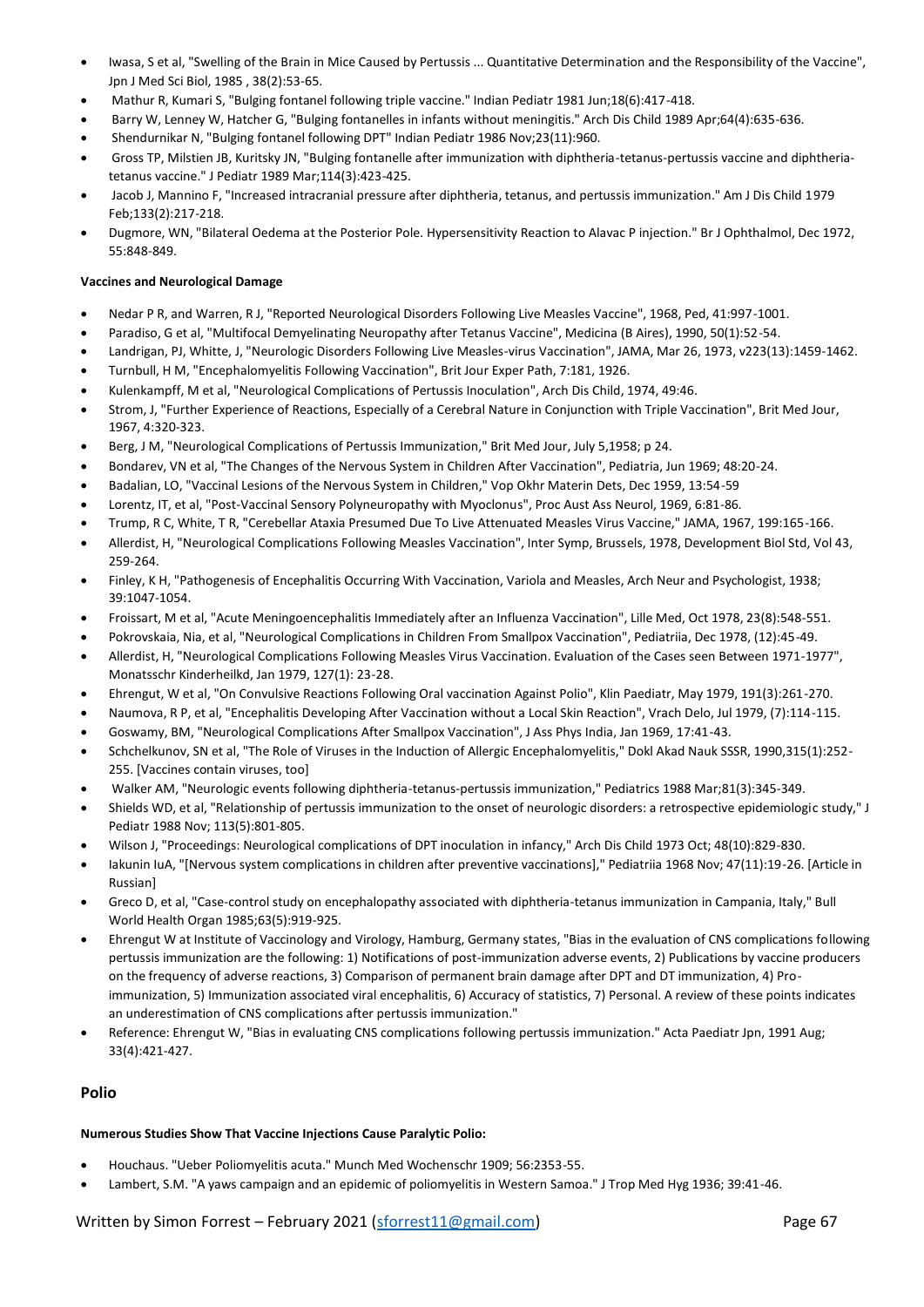- Iwasa, S et al, "Swelling of the Brain in Mice Caused by Pertussis ... Quantitative Determination and the Responsibility of the Vaccine", Jpn J Med Sci Biol, 1985 , 38(2):53-65.
- Mathur R, Kumari S, "Bulging fontanel following triple vaccine." Indian Pediatr 1981 Jun;18(6):417-418.
- Barry W, Lenney W, Hatcher G, "Bulging fontanelles in infants without meningitis." Arch Dis Child 1989 Apr;64(4):635-636.
- Shendurnikar N, "Bulging fontanel following DPT" Indian Pediatr 1986 Nov;23(11):960.
- Gross TP, Milstien JB, Kuritsky JN, "Bulging fontanelle after immunization with diphtheria-tetanus-pertussis vaccine and diphtheria-tetanus vaccine." J Pediatr 1989 Mar;114(3):423-425.
- Jacob J, Mannino F, "Increased intracranial pressure after diphtheria, tetanus, and pertussis immunization." Am J Dis Child 1979 Feb;133(2):217-218.
- Dugmore, WN, "Bilateral Oedema at the Posterior Pole. Hypersensitivity Reaction to Alavac P injection." Br J Ophthalmol, Dec 1972, 55:848-849.

**Vaccines and Neurological Damage**

- Nedar P R, and Warren, R J, "Reported Neurological Disorders Following Live Measles Vaccine", 1968, Ped, 41:997-1001.
- Paradiso, G et al, "Multifocal Demyelinating Neuropathy after Tetanus Vaccine", Medicina (B Aires), 1990, 50(1):52-54.
- Landrigan, PJ, Whitte, J, "Neurologic Disorders Following Live Measles-virus Vaccination", JAMA, Mar 26, 1973, v223(13):1459-1462.
- Turnbull, H M, "Encephalomyelitis Following Vaccination", Brit Jour Exper Path, 7:181, 1926.
- Kulenkampff, M et al, "Neurological Complications of Pertussis Inoculation", Arch Dis Child, 1974, 49:46.
- Strom, J, "Further Experience of Reactions, Especially of a Cerebral Nature in Conjunction with Triple Vaccination", Brit Med Jour, 1967, 4:320-323.
- Berg, J M, "Neurological Complications of Pertussis Immunization," Brit Med Jour, July 5,1958; p 24.
- Bondarev, VN et al, "The Changes of the Nervous System in Children After Vaccination", Pediatria, Jun 1969; 48:20-24.
- Badalian, LO, "Vaccinal Lesions of the Nervous System in Children," Vop Okhr Materin Dets, Dec 1959, 13:54-59
- Lorentz, IT, et al, "Post-Vaccinal Sensory Polyneuropathy with Myoclonus", Proc Aust Ass Neurol, 1969, 6:81-86.
- Trump, R C, White, T R, "Cerebellar Ataxia Presumed Due To Live Attenuated Measles Virus Vaccine," JAMA, 1967, 199:165-166.
- Allerdist, H, "Neurological Complications Following Measles Vaccination", Inter Symp, Brussels, 1978, Development Biol Std, Vol 43, 259-264.
- Finley, K H, "Pathogenesis of Encephalitis Occurring With Vaccination, Variola and Measles, Arch Neur and Psychologist, 1938; 39:1047-1054.
- Froissart, M et al, "Acute Meningoencephalitis Immediately after an Influenza Vaccination", Lille Med, Oct 1978, 23(8):548-551.
- Pokrovskaia, Nia, et al, "Neurological Complications in Children From Smallpox Vaccination", Pediatriia, Dec 1978, (12):45-49.
- Allerdist, H, "Neurological Complications Following Measles Virus Vaccination. Evaluation of the Cases seen Between 1971-1977", Monatsschr Kinderheilkd, Jan 1979, 127(1): 23-28.
- Ehrengut, W et al, "On Convulsive Reactions Following Oral vaccination Against Polio", Klin Paediatr, May 1979, 191(3):261-270.
- Naumova, R P, et al, "Encephalitis Developing After Vaccination without a Local Skin Reaction", Vrach Delo, Jul 1979, (7):114-115.
- Goswamy, BM, "Neurological Complications After Smallpox Vaccination", J Ass Phys India, Jan 1969, 17:41-43.
- Schchelkunov, SN et al, "The Role of Viruses in the Induction of Allergic Encephalomyelitis," Dokl Akad Nauk SSSR, 1990,315(1):252-255. [Vaccines contain viruses, too]
- Walker AM, "Neurologic events following diphtheria-tetanus-pertussis immunization," Pediatrics 1988 Mar;81(3):345-349.
- Shields WD, et al, "Relationship of pertussis immunization to the onset of neurologic disorders: a retrospective epidemiologic study," J Pediatr 1988 Nov; 113(5):801-805.
- Wilson J, "Proceedings: Neurological complications of DPT inoculation in infancy," Arch Dis Child 1973 Oct; 48(10):829-830.
- Iakunin IuA, "[Nervous system complications in children after preventive vaccinations]," Pediatriia 1968 Nov; 47(11):19-26. [Article in Russian]
- Greco D, et al, "Case-control study on encephalopathy associated with diphtheria-tetanus immunization in Campania, Italy," Bull World Health Organ 1985;63(5):919-925.
- Ehrengut W at Institute of Vaccinology and Virology, Hamburg, Germany states, "Bias in the evaluation of CNS complications following pertussis immunization are the following: 1) Notifications of post-immunization adverse events, 2) Publications by vaccine producers on the frequency of adverse reactions, 3) Comparison of permanent brain damage after DPT and DT immunization, 4) Pro-immunization, 5) Immunization associated viral encephalitis, 6) Accuracy of statistics, 7) Personal. A review of these points indicates an underestimation of CNS complications after pertussis immunization."
- Reference: Ehrengut W, "Bias in evaluating CNS complications following pertussis immunization." Acta Paediatr Jpn, 1991 Aug; 33(4):421-427.

## Polio

**Numerous Studies Show That Vaccine Injections Cause Paralytic Polio:**

- Houchaus. "Ueber Poliomyelitis acuta." Munch Med Wochenschr 1909; 56:2353-55.
- Lambert, S.M. "A yaws campaign and an epidemic of poliomyelitis in Western Samoa." J Trop Med Hyg 1936; 39:41-46.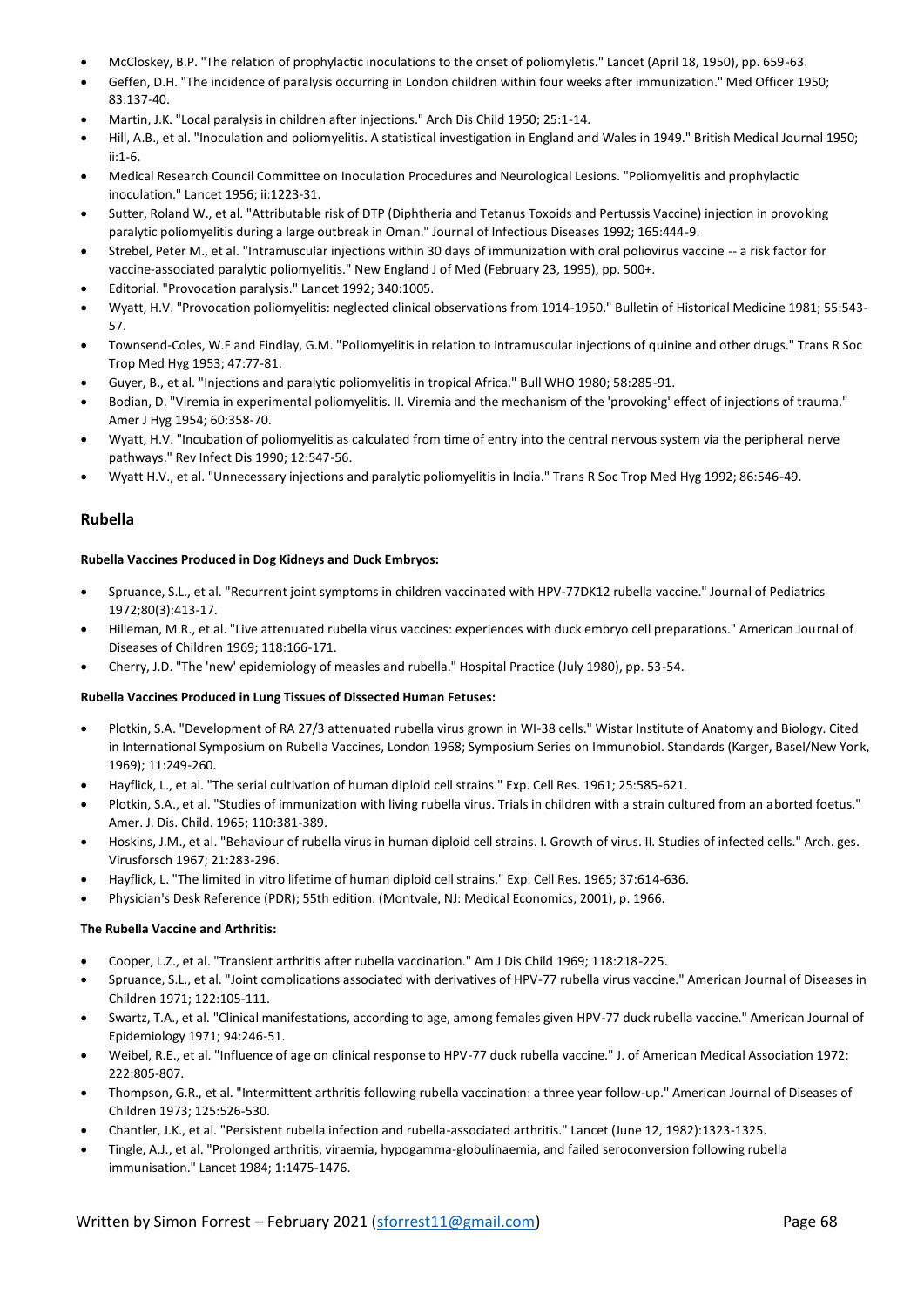- McCloskey, B.P. "The relation of prophylactic inoculations to the onset of poliomyletis." Lancet (April 18, 1950), pp. 659-63.
- Geffen, D.H. "The incidence of paralysis occurring in London children within four weeks after immunization." Med Officer 1950; 83:137-40.
- Martin, J.K. "Local paralysis in children after injections." Arch Dis Child 1950; 25:1-14.
- Hill, A.B., et al. "Inoculation and poliomyelitis. A statistical investigation in England and Wales in 1949." British Medical Journal 1950; ii:1-6.
- Medical Research Council Committee on Inoculation Procedures and Neurological Lesions. "Poliomyelitis and prophylactic inoculation." Lancet 1956; ii:1223-31.
- Sutter, Roland W., et al. "Attributable risk of DTP (Diphtheria and Tetanus Toxoids and Pertussis Vaccine) injection in provoking paralytic poliomyelitis during a large outbreak in Oman." Journal of Infectious Diseases 1992; 165:444-9.
- Strebel, Peter M., et al. "Intramuscular injections within 30 days of immunization with oral poliovirus vaccine -- a risk factor for vaccine-associated paralytic poliomyelitis." New England J of Med (February 23, 1995), pp. 500+.
- Editorial. "Provocation paralysis." Lancet 1992; 340:1005.
- Wyatt, H.V. "Provocation poliomyelitis: neglected clinical observations from 1914-1950." Bulletin of Historical Medicine 1981; 55:543-57.
- Townsend-Coles, W.F and Findlay, G.M. "Poliomyelitis in relation to intramuscular injections of quinine and other drugs." Trans R Soc Trop Med Hyg 1953; 47:77-81.
- Guyer, B., et al. "Injections and paralytic poliomyelitis in tropical Africa." Bull WHO 1980; 58:285-91.
- Bodian, D. "Viremia in experimental poliomyelitis. II. Viremia and the mechanism of the 'provoking' effect of injections of trauma." Amer J Hyg 1954; 60:358-70.
- Wyatt, H.V. "Incubation of poliomyelitis as calculated from time of entry into the central nervous system via the peripheral nerve pathways." Rev Infect Dis 1990; 12:547-56.
- Wyatt H.V., et al. "Unnecessary injections and paralytic poliomyelitis in India." Trans R Soc Trop Med Hyg 1992; 86:546-49.

## Rubella

**Rubella Vaccines Produced in Dog Kidneys and Duck Embryos:**

- Spruance, S.L., et al. "Recurrent joint symptoms in children vaccinated with HPV-77DK12 rubella vaccine." Journal of Pediatrics 1972;80(3):413-17.
- Hilleman, M.R., et al. "Live attenuated rubella virus vaccines: experiences with duck embryo cell preparations." American Journal of Diseases of Children 1969; 118:166-171.
- Cherry, J.D. "The 'new' epidemiology of measles and rubella." Hospital Practice (July 1980), pp. 53-54.

**Rubella Vaccines Produced in Lung Tissues of Dissected Human Fetuses:**

- Plotkin, S.A. "Development of RA 27/3 attenuated rubella virus grown in WI-38 cells." Wistar Institute of Anatomy and Biology. Cited in International Symposium on Rubella Vaccines, London 1968; Symposium Series on Immunobiol. Standards (Karger, Basel/New York, 1969); 11:249-260.
- Hayflick, L., et al. "The serial cultivation of human diploid cell strains." Exp. Cell Res. 1961; 25:585-621.
- Plotkin, S.A., et al. "Studies of immunization with living rubella virus. Trials in children with a strain cultured from an aborted foetus." Amer. J. Dis. Child. 1965; 110:381-389.
- Hoskins, J.M., et al. "Behaviour of rubella virus in human diploid cell strains. I. Growth of virus. II. Studies of infected cells." Arch. ges. Virusforsch 1967; 21:283-296.
- Hayflick, L. "The limited in vitro lifetime of human diploid cell strains." Exp. Cell Res. 1965; 37:614-636.
- Physician's Desk Reference (PDR); 55th edition. (Montvale, NJ: Medical Economics, 2001), p. 1966.

**The Rubella Vaccine and Arthritis:**

- Cooper, L.Z., et al. "Transient arthritis after rubella vaccination." Am J Dis Child 1969; 118:218-225.
- Spruance, S.L., et al. "Joint complications associated with derivatives of HPV-77 rubella virus vaccine." American Journal of Diseases in Children 1971; 122:105-111.
- Swartz, T.A., et al. "Clinical manifestations, according to age, among females given HPV-77 duck rubella vaccine." American Journal of Epidemiology 1971; 94:246-51.
- Weibel, R.E., et al. "Influence of age on clinical response to HPV-77 duck rubella vaccine." J. of American Medical Association 1972; 222:805-807.
- Thompson, G.R., et al. "Intermittent arthritis following rubella vaccination: a three year follow-up." American Journal of Diseases of Children 1973; 125:526-530.
- Chantler, J.K., et al. "Persistent rubella infection and rubella-associated arthritis." Lancet (June 12, 1982):1323-1325.
- Tingle, A.J., et al. "Prolonged arthritis, viraemia, hypogamma-globulinaemia, and failed seroconversion following rubella immunisation." Lancet 1984; 1:1475-1476.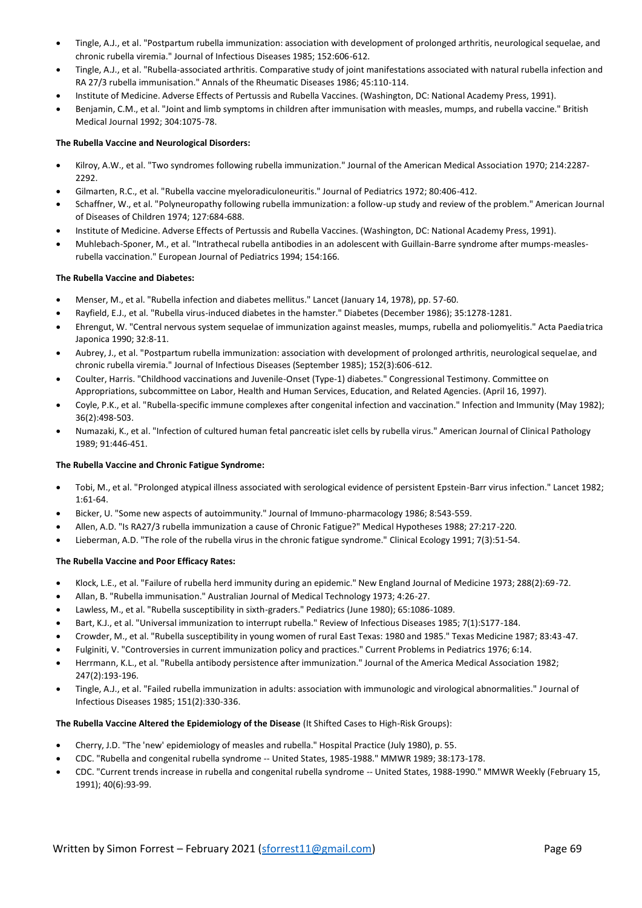- Tingle, A.J., et al. "Postpartum rubella immunization: association with development of prolonged arthritis, neurological sequelae, and chronic rubella viremia." Journal of Infectious Diseases 1985; 152:606-612.
- Tingle, A.J., et al. "Rubella-associated arthritis. Comparative study of joint manifestations associated with natural rubella infection and RA 27/3 rubella immunisation." Annals of the Rheumatic Diseases 1986; 45:110-114.
- Institute of Medicine. Adverse Effects of Pertussis and Rubella Vaccines. (Washington, DC: National Academy Press, 1991).
- Benjamin, C.M., et al. "Joint and limb symptoms in children after immunisation with measles, mumps, and rubella vaccine." British Medical Journal 1992; 304:1075-78.

**The Rubella Vaccine and Neurological Disorders:**

- Kilroy, A.W., et al. "Two syndromes following rubella immunization." Journal of the American Medical Association 1970; 214:2287-2292.
- Gilmarten, R.C., et al. "Rubella vaccine myeloradiculoneuritis." Journal of Pediatrics 1972; 80:406-412.
- Schaffner, W., et al. "Polyneuropathy following rubella immunization: a follow-up study and review of the problem." American Journal of Diseases of Children 1974; 127:684-688.
- Institute of Medicine. Adverse Effects of Pertussis and Rubella Vaccines. (Washington, DC: National Academy Press, 1991).
- Muhlebach-Sponer, M., et al. "Intrathecal rubella antibodies in an adolescent with Guillain-Barre syndrome after mumps-measles-rubella vaccination." European Journal of Pediatrics 1994; 154:166.

**The Rubella Vaccine and Diabetes:**

- Menser, M., et al. "Rubella infection and diabetes mellitus." Lancet (January 14, 1978), pp. 57-60.
- Rayfield, E.J., et al. "Rubella virus-induced diabetes in the hamster." Diabetes (December 1986); 35:1278-1281.
- Ehrengut, W. "Central nervous system sequelae of immunization against measles, mumps, rubella and poliomyelitis." Acta Paediatrica Japonica 1990; 32:8-11.
- Aubrey, J., et al. "Postpartum rubella immunization: association with development of prolonged arthritis, neurological sequelae, and chronic rubella viremia." Journal of Infectious Diseases (September 1985); 152(3):606-612.
- Coulter, Harris. "Childhood vaccinations and Juvenile-Onset (Type-1) diabetes." Congressional Testimony. Committee on Appropriations, subcommittee on Labor, Health and Human Services, Education, and Related Agencies. (April 16, 1997).
- Coyle, P.K., et al. "Rubella-specific immune complexes after congenital infection and vaccination." Infection and Immunity (May 1982); 36(2):498-503.
- Numazaki, K., et al. "Infection of cultured human fetal pancreatic islet cells by rubella virus." American Journal of Clinical Pathology 1989; 91:446-451.

**The Rubella Vaccine and Chronic Fatigue Syndrome:**

- Tobi, M., et al. "Prolonged atypical illness associated with serological evidence of persistent Epstein-Barr virus infection." Lancet 1982; 1:61-64.
- Bicker, U. "Some new aspects of autoimmunity." Journal of Immuno-pharmacology 1986; 8:543-559.
- Allen, A.D. "Is RA27/3 rubella immunization a cause of Chronic Fatigue?" Medical Hypotheses 1988; 27:217-220.
- Lieberman, A.D. "The role of the rubella virus in the chronic fatigue syndrome." Clinical Ecology 1991; 7(3):51-54.

**The Rubella Vaccine and Poor Efficacy Rates:**

- Klock, L.E., et al. "Failure of rubella herd immunity during an epidemic." New England Journal of Medicine 1973; 288(2):69-72.
- Allan, B. "Rubella immunisation." Australian Journal of Medical Technology 1973; 4:26-27.
- Lawless, M., et al. "Rubella susceptibility in sixth-graders." Pediatrics (June 1980); 65:1086-1089.
- Bart, K.J., et al. "Universal immunization to interrupt rubella." Review of Infectious Diseases 1985; 7(1):S177-184.
- Crowder, M., et al. "Rubella susceptibility in young women of rural East Texas: 1980 and 1985." Texas Medicine 1987; 83:43-47.
- Fulginiti, V. "Controversies in current immunization policy and practices." Current Problems in Pediatrics 1976; 6:14.
- Herrmann, K.L., et al. "Rubella antibody persistence after immunization." Journal of the America Medical Association 1982; 247(2):193-196.
- Tingle, A.J., et al. "Failed rubella immunization in adults: association with immunologic and virological abnormalities." Journal of Infectious Diseases 1985; 151(2):330-336.

**The Rubella Vaccine Altered the Epidemiology of the Disease** (It Shifted Cases to High-Risk Groups):

- Cherry, J.D. "The 'new' epidemiology of measles and rubella." Hospital Practice (July 1980), p. 55.
- CDC. "Rubella and congenital rubella syndrome -- United States, 1985-1988." MMWR 1989; 38:173-178.
- CDC. "Current trends increase in rubella and congenital rubella syndrome -- United States, 1988-1990." MMWR Weekly (February 15, 1991); 40(6):93-99.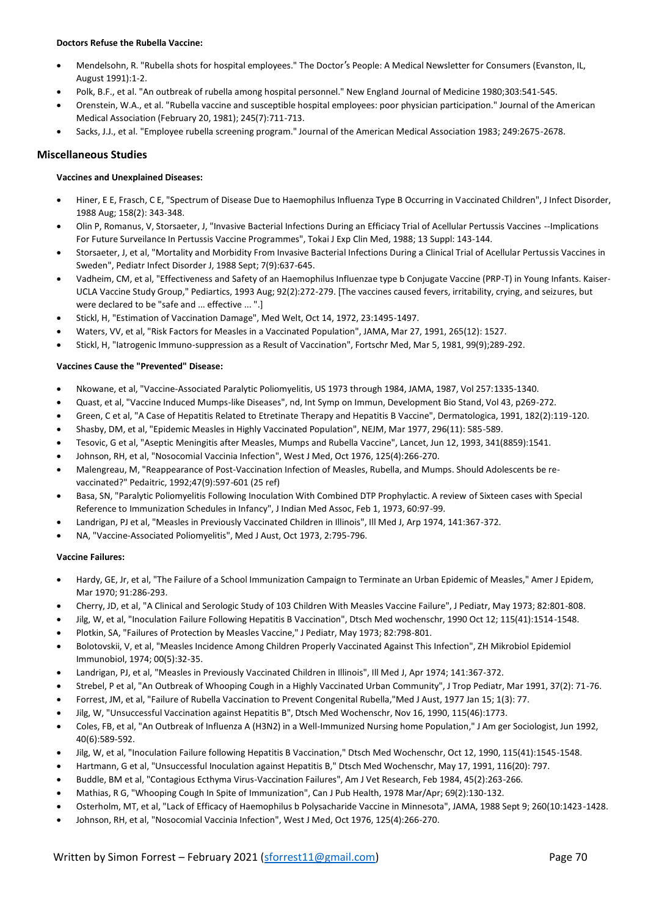**Doctors Refuse the Rubella Vaccine:**

- Mendelsohn, R. "Rubella shots for hospital employees." The Doctor's People: A Medical Newsletter for Consumers (Evanston, IL, August 1991):1-2.
- Polk, B.F., et al. "An outbreak of rubella among hospital personnel." New England Journal of Medicine 1980;303:541-545.
- Orenstein, W.A., et al. "Rubella vaccine and susceptible hospital employees: poor physician participation." Journal of the American Medical Association (February 20, 1981); 245(7):711-713.
- Sacks, J.J., et al. "Employee rubella screening program." Journal of the American Medical Association 1983; 249:2675-2678.

## Miscellaneous Studies

**Vaccines and Unexplained Diseases:**

- Hiner, E E, Frasch, C E, "Spectrum of Disease Due to Haemophilus Influenza Type B Occurring in Vaccinated Children", J Infect Disorder, 1988 Aug; 158(2): 343-348.
- Olin P, Romanus, V, Storsaeter, J, "Invasive Bacterial Infections During an Efficiacy Trial of Acellular Pertussis Vaccines --Implications For Future Surveilance In Pertussis Vaccine Programmes", Tokai J Exp Clin Med, 1988; 13 Suppl: 143-144.
- Storsaeter, J, et al, "Mortality and Morbidity From Invasive Bacterial Infections During a Clinical Trial of Acellular Pertussis Vaccines in Sweden", Pediatr Infect Disorder J, 1988 Sept; 7(9):637-645.
- Vadheim, CM, et al, "Effectiveness and Safety of an Haemophilus Influenzae type b Conjugate Vaccine (PRP-T) in Young Infants. Kaiser-UCLA Vaccine Study Group," Pediartics, 1993 Aug; 92(2):272-279. [The vaccines caused fevers, irritability, crying, and seizures, but were declared to be "safe and ... effective ... ".]
- Stickl, H, "Estimation of Vaccination Damage", Med Welt, Oct 14, 1972, 23:1495-1497.
- Waters, VV, et al, "Risk Factors for Measles in a Vaccinated Population", JAMA, Mar 27, 1991, 265(12): 1527.
- Stickl, H, "Iatrogenic Immuno-suppression as a Result of Vaccination", Fortschr Med, Mar 5, 1981, 99(9);289-292.

**Vaccines Cause the "Prevented" Disease:**

- Nkowane, et al, "Vaccine-Associated Paralytic Poliomyelitis, US 1973 through 1984, JAMA, 1987, Vol 257:1335-1340.
- Quast, et al, "Vaccine Induced Mumps-like Diseases", nd, Int Symp on Immun, Development Bio Stand, Vol 43, p269-272.
- Green, C et al, "A Case of Hepatitis Related to Etretinate Therapy and Hepatitis B Vaccine", Dermatologica, 1991, 182(2):119-120.
- Shasby, DM, et al, "Epidemic Measles in Highly Vaccinated Population", NEJM, Mar 1977, 296(11): 585-589.
- Tesovic, G et al, "Aseptic Meningitis after Measles, Mumps and Rubella Vaccine", Lancet, Jun 12, 1993, 341(8859):1541.
- Johnson, RH, et al, "Nosocomial Vaccinia Infection", West J Med, Oct 1976, 125(4):266-270.
- Malengreau, M, "Reappearance of Post-Vaccination Infection of Measles, Rubella, and Mumps. Should Adolescents be re-vaccinated?" Pedaitric, 1992;47(9):597-601 (25 ref)
- Basa, SN, "Paralytic Poliomyelitis Following Inoculation With Combined DTP Prophylactic. A review of Sixteen cases with Special Reference to Immunization Schedules in Infancy", J Indian Med Assoc, Feb 1, 1973, 60:97-99.
- Landrigan, PJ et al, "Measles in Previously Vaccinated Children in Illinois", Ill Med J, Arp 1974, 141:367-372.
- NA, "Vaccine-Associated Poliomyelitis", Med J Aust, Oct 1973, 2:795-796.

**Vaccine Failures:**

- Hardy, GE, Jr, et al, "The Failure of a School Immunization Campaign to Terminate an Urban Epidemic of Measles," Amer J Epidem, Mar 1970; 91:286-293.
- Cherry, JD, et al, "A Clinical and Serologic Study of 103 Children With Measles Vaccine Failure", J Pediatr, May 1973; 82:801-808.
- Jilg, W, et al, "Inoculation Failure Following Hepatitis B Vaccination", Dtsch Med wochenschr, 1990 Oct 12; 115(41):1514-1548.
- Plotkin, SA, "Failures of Protection by Measles Vaccine," J Pediatr, May 1973; 82:798-801.
- Bolotovskii, V, et al, "Measles Incidence Among Children Properly Vaccinated Against This Infection", ZH Mikrobiol Epidemiol Immunobiol, 1974; 00(5):32-35.
- Landrigan, PJ, et al, "Measles in Previously Vaccinated Children in Illinois", Ill Med J, Apr 1974; 141:367-372.
- Strebel, P et al, "An Outbreak of Whooping Cough in a Highly Vaccinated Urban Community", J Trop Pediatr, Mar 1991, 37(2): 71-76.
- Forrest, JM, et al, "Failure of Rubella Vaccination to Prevent Congenital Rubella,"Med J Aust, 1977 Jan 15; 1(3): 77.
- Jilg, W, "Unsuccessful Vaccination against Hepatitis B", Dtsch Med Wochenschr, Nov 16, 1990, 115(46):1773.
- Coles, FB, et al, "An Outbreak of Influenza A (H3N2) in a Well-Immunized Nursing home Population," J Am ger Sociologist, Jun 1992, 40(6):589-592.
- Jilg, W, et al, "Inoculation Failure following Hepatitis B Vaccination," Dtsch Med Wochenschr, Oct 12, 1990, 115(41):1545-1548.
- Hartmann, G et al, "Unsuccessful Inoculation against Hepatitis B," Dtsch Med Wochenschr, May 17, 1991, 116(20): 797.
- Buddle, BM et al, "Contagious Ecthyma Virus-Vaccination Failures", Am J Vet Research, Feb 1984, 45(2):263-266.
- Mathias, R G, "Whooping Cough In Spite of Immunization", Can J Pub Health, 1978 Mar/Apr; 69(2):130-132.
- Osterholm, MT, et al, "Lack of Efficacy of Haemophilus b Polysacharide Vaccine in Minnesota", JAMA, 1988 Sept 9; 260(10:1423-1428.
- Johnson, RH, et al, "Nosocomial Vaccinia Infection", West J Med, Oct 1976, 125(4):266-270.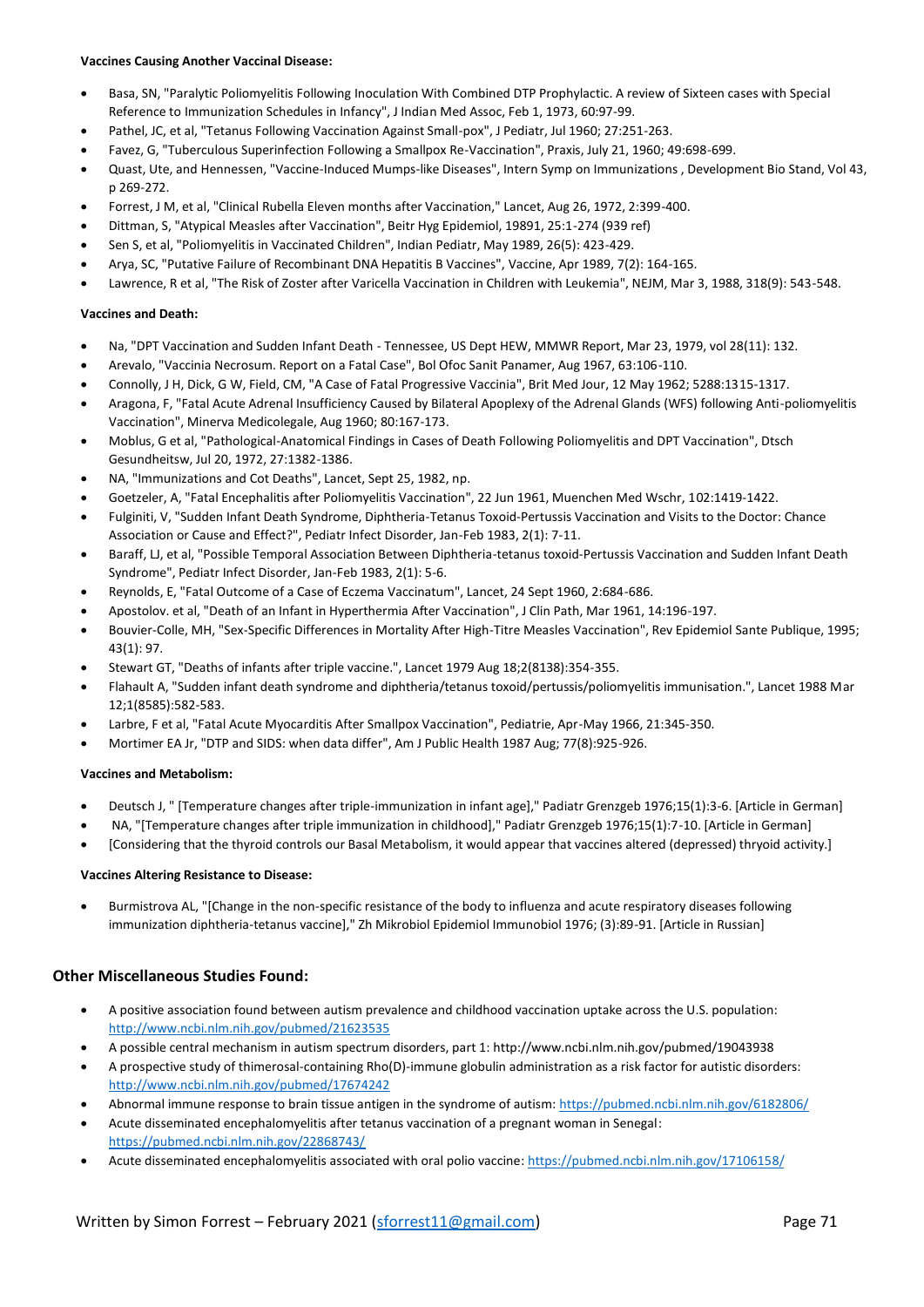**Vaccines Causing Another Vaccinal Disease:**

- Basa, SN, "Paralytic Poliomyelitis Following Inoculation With Combined DTP Prophylactic. A review of Sixteen cases with Special Reference to Immunization Schedules in Infancy", J Indian Med Assoc, Feb 1, 1973, 60:97-99.
- Pathel, JC, et al, "Tetanus Following Vaccination Against Small-pox", J Pediatr, Jul 1960; 27:251-263.
- Favez, G, "Tuberculous Superinfection Following a Smallpox Re-Vaccination", Praxis, July 21, 1960; 49:698-699.
- Quast, Ute, and Hennessen, "Vaccine-Induced Mumps-like Diseases", Intern Symp on Immunizations , Development Bio Stand, Vol 43, p 269-272.
- Forrest, J M, et al, "Clinical Rubella Eleven months after Vaccination," Lancet, Aug 26, 1972, 2:399-400.
- Dittman, S, "Atypical Measles after Vaccination", Beitr Hyg Epidemiol, 19891, 25:1-274 (939 ref)
- Sen S, et al, "Poliomyelitis in Vaccinated Children", Indian Pediatr, May 1989, 26(5): 423-429.
- Arya, SC, "Putative Failure of Recombinant DNA Hepatitis B Vaccines", Vaccine, Apr 1989, 7(2): 164-165.
- Lawrence, R et al, "The Risk of Zoster after Varicella Vaccination in Children with Leukemia", NEJM, Mar 3, 1988, 318(9): 543-548.

**Vaccines and Death:**

- Na, "DPT Vaccination and Sudden Infant Death - Tennessee, US Dept HEW, MMWR Report, Mar 23, 1979, vol 28(11): 132.
- Arevalo, "Vaccinia Necrosum. Report on a Fatal Case", Bol Ofoc Sanit Panamer, Aug 1967, 63:106-110.
- Connolly, J H, Dick, G W, Field, CM, "A Case of Fatal Progressive Vaccinia", Brit Med Jour, 12 May 1962; 5288:1315-1317.
- Aragona, F, "Fatal Acute Adrenal Insufficiency Caused by Bilateral Apoplexy of the Adrenal Glands (WFS) following Anti-poliomyelitis Vaccination", Minerva Medicolegale, Aug 1960; 80:167-173.
- Moblus, G et al, "Pathological-Anatomical Findings in Cases of Death Following Poliomyelitis and DPT Vaccination", Dtsch Gesundheitsw, Jul 20, 1972, 27:1382-1386.
- NA, "Immunizations and Cot Deaths", Lancet, Sept 25, 1982, np.
- Goetzeler, A, "Fatal Encephalitis after Poliomyelitis Vaccination", 22 Jun 1961, Muenchen Med Wschr, 102:1419-1422.
- Fulginiti, V, "Sudden Infant Death Syndrome, Diphtheria-Tetanus Toxoid-Pertussis Vaccination and Visits to the Doctor: Chance Association or Cause and Effect?", Pediatr Infect Disorder, Jan-Feb 1983, 2(1): 7-11.
- Baraff, LJ, et al, "Possible Temporal Association Between Diphtheria-tetanus toxoid-Pertussis Vaccination and Sudden Infant Death Syndrome", Pediatr Infect Disorder, Jan-Feb 1983, 2(1): 5-6.
- Reynolds, E, "Fatal Outcome of a Case of Eczema Vaccinatum", Lancet, 24 Sept 1960, 2:684-686.
- Apostolov. et al, "Death of an Infant in Hyperthermia After Vaccination", J Clin Path, Mar 1961, 14:196-197.
- Bouvier-Colle, MH, "Sex-Specific Differences in Mortality After High-Titre Measles Vaccination", Rev Epidemiol Sante Publique, 1995; 43(1): 97.
- Stewart GT, "Deaths of infants after triple vaccine.", Lancet 1979 Aug 18;2(8138):354-355.
- Flahault A, "Sudden infant death syndrome and diphtheria/tetanus toxoid/pertussis/poliomyelitis immunisation.", Lancet 1988 Mar 12;1(8585):582-583.
- Larbre, F et al, "Fatal Acute Myocarditis After Smallpox Vaccination", Pediatrie, Apr-May 1966, 21:345-350.
- Mortimer EA Jr, "DTP and SIDS: when data differ", Am J Public Health 1987 Aug; 77(8):925-926.

**Vaccines and Metabolism:**

- Deutsch J, " [Temperature changes after triple-immunization in infant age]," Padiatr Grenzgeb 1976;15(1):3-6. [Article in German]
- NA, "[Temperature changes after triple immunization in childhood]," Padiatr Grenzgeb 1976;15(1):7-10. [Article in German]
- [Considering that the thyroid controls our Basal Metabolism, it would appear that vaccines altered (depressed) thryoid activity.]

**Vaccines Altering Resistance to Disease:**

- Burmistrova AL, "[Change in the non-specific resistance of the body to influenza and acute respiratory diseases following immunization diphtheria-tetanus vaccine]," Zh Mikrobiol Epidemiol Immunobiol 1976; (3):89-91. [Article in Russian]

## Other Miscellaneous Studies Found:

- A positive association found between autism prevalence and childhood vaccination uptake across the U.S. population: http://www.ncbi.nlm.nih.gov/pubmed/21623535
- A possible central mechanism in autism spectrum disorders, part 1: http://www.ncbi.nlm.nih.gov/pubmed/19043938
- A prospective study of thimerosal-containing Rho(D)-immune globulin administration as a risk factor for autistic disorders: http://www.ncbi.nlm.nih.gov/pubmed/17674242
- Abnormal immune response to brain tissue antigen in the syndrome of autism: https://pubmed.ncbi.nlm.nih.gov/6182806/
- Acute disseminated encephalomyelitis after tetanus vaccination of a pregnant woman in Senegal: https://pubmed.ncbi.nlm.nih.gov/22868743/
- Acute disseminated encephalomyelitis associated with oral polio vaccine: https://pubmed.ncbi.nlm.nih.gov/17106158/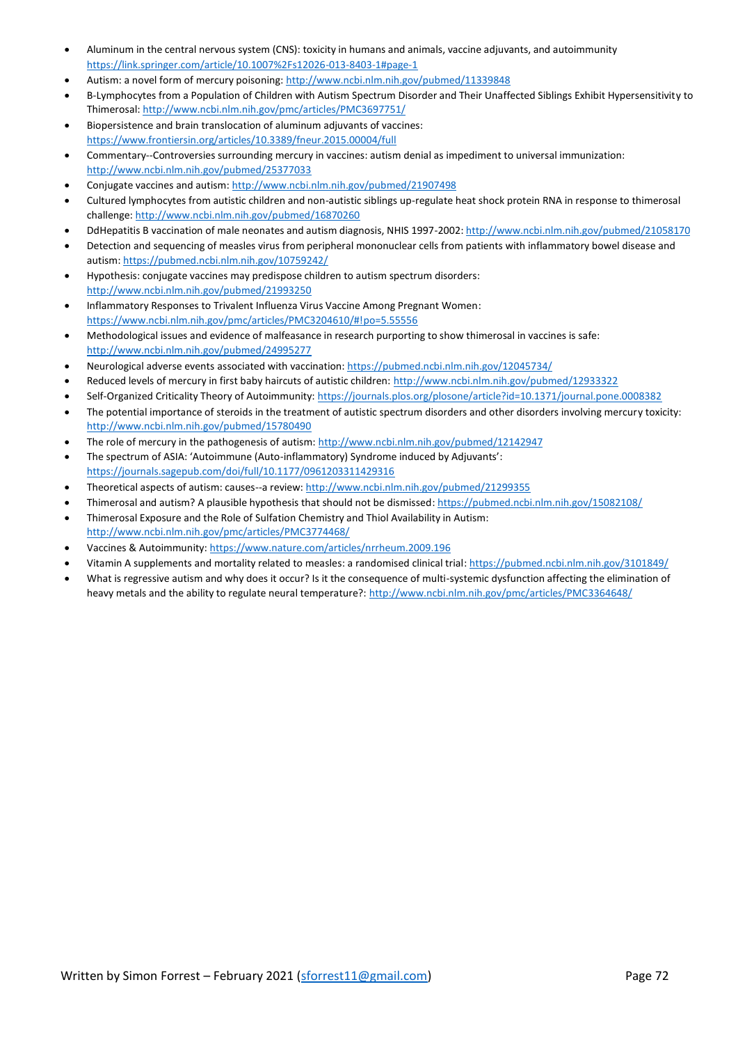- Aluminum in the central nervous system (CNS): toxicity in humans and animals, vaccine adjuvants, and autoimmunity https://link.springer.com/article/10.1007%2Fs12026-013-8403-1#page-1
- Autism: a novel form of mercury poisoning: http://www.ncbi.nlm.nih.gov/pubmed/11339848
- B-Lymphocytes from a Population of Children with Autism Spectrum Disorder and Their Unaffected Siblings Exhibit Hypersensitivity to Thimerosal: http://www.ncbi.nlm.nih.gov/pmc/articles/PMC3697751/
- Biopersistence and brain translocation of aluminum adjuvants of vaccines: https://www.frontiersin.org/articles/10.3389/fneur.2015.00004/full
- Commentary--Controversies surrounding mercury in vaccines: autism denial as impediment to universal immunization: http://www.ncbi.nlm.nih.gov/pubmed/25377033
- Conjugate vaccines and autism: http://www.ncbi.nlm.nih.gov/pubmed/21907498
- Cultured lymphocytes from autistic children and non-autistic siblings up-regulate heat shock protein RNA in response to thimerosal challenge: http://www.ncbi.nlm.nih.gov/pubmed/16870260
- DdHepatitis B vaccination of male neonates and autism diagnosis, NHIS 1997-2002: http://www.ncbi.nlm.nih.gov/pubmed/21058170
- Detection and sequencing of measles virus from peripheral mononuclear cells from patients with inflammatory bowel disease and autism: https://pubmed.ncbi.nlm.nih.gov/10759242/
- Hypothesis: conjugate vaccines may predispose children to autism spectrum disorders: http://www.ncbi.nlm.nih.gov/pubmed/21993250
- Inflammatory Responses to Trivalent Influenza Virus Vaccine Among Pregnant Women: https://www.ncbi.nlm.nih.gov/pmc/articles/PMC3204610/#!po=5.55556
- Methodological issues and evidence of malfeasance in research purporting to show thimerosal in vaccines is safe: http://www.ncbi.nlm.nih.gov/pubmed/24995277
- Neurological adverse events associated with vaccination: https://pubmed.ncbi.nlm.nih.gov/12045734/
- Reduced levels of mercury in first baby haircuts of autistic children: http://www.ncbi.nlm.nih.gov/pubmed/12933322
- Self-Organized Criticality Theory of Autoimmunity: https://journals.plos.org/plosone/article?id=10.1371/journal.pone.0008382
- The potential importance of steroids in the treatment of autistic spectrum disorders and other disorders involving mercury toxicity: http://www.ncbi.nlm.nih.gov/pubmed/15780490
- The role of mercury in the pathogenesis of autism: http://www.ncbi.nlm.nih.gov/pubmed/12142947
- The spectrum of ASIA: 'Autoimmune (Auto-inflammatory) Syndrome induced by Adjuvants': https://journals.sagepub.com/doi/full/10.1177/0961203311429316
- Theoretical aspects of autism: causes--a review: http://www.ncbi.nlm.nih.gov/pubmed/21299355
- Thimerosal and autism? A plausible hypothesis that should not be dismissed: https://pubmed.ncbi.nlm.nih.gov/15082108/
- Thimerosal Exposure and the Role of Sulfation Chemistry and Thiol Availability in Autism: http://www.ncbi.nlm.nih.gov/pmc/articles/PMC3774468/
- Vaccines & Autoimmunity: https://www.nature.com/articles/nrrheum.2009.196
- Vitamin A supplements and mortality related to measles: a randomised clinical trial: https://pubmed.ncbi.nlm.nih.gov/3101849/
- What is regressive autism and why does it occur? Is it the consequence of multi-systemic dysfunction affecting the elimination of heavy metals and the ability to regulate neural temperature?: http://www.ncbi.nlm.nih.gov/pmc/articles/PMC3364648/